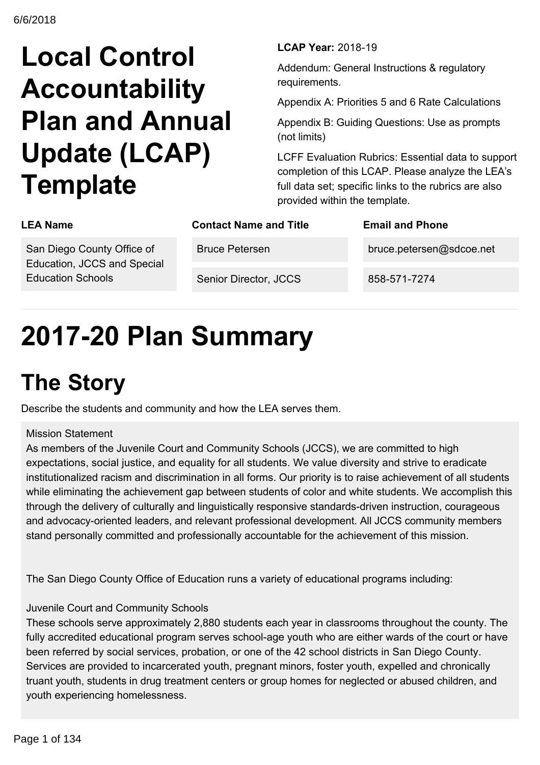# Local Control Accountability Plan and Annual Update (LCAP) Template

**LCAP Year:** 2018-19

Addendum: General Instructions & regulatory requirements.

Appendix A: Priorities 5 and 6 Rate Calculations

Appendix B: Guiding Questions: Use as prompts (not limits)

LCFF Evaluation Rubrics: Essential data to support completion of this LCAP. Please analyze the LEA's full data set; specific links to the rubrics are also provided within the template.

| LEA Name | Contact Name and Title | Email and Phone |
|---|---|---|
| San Diego County Office of Education, JCCS and Special Education Schools | Bruce Petersen<br>Senior Director, JCCS | bruce.petersen@sdcoe.net<br>858-571-7274 |

# 2017-20 Plan Summary

## The Story

Describe the students and community and how the LEA serves them.

Mission Statement
As members of the Juvenile Court and Community Schools (JCCS), we are committed to high expectations, social justice, and equality for all students. We value diversity and strive to eradicate institutionalized racism and discrimination in all forms. Our priority is to raise achievement of all students while eliminating the achievement gap between students of color and white students. We accomplish this through the delivery of culturally and linguistically responsive standards-driven instruction, courageous and advocacy-oriented leaders, and relevant professional development. All JCCS community members stand personally committed and professionally accountable for the achievement of this mission.

The San Diego County Office of Education runs a variety of educational programs including:

Juvenile Court and Community Schools
These schools serve approximately 2,880 students each year in classrooms throughout the county. The fully accredited educational program serves school-age youth who are either wards of the court or have been referred by social services, probation, or one of the 42 school districts in San Diego County. Services are provided to incarcerated youth, pregnant minors, foster youth, expelled and chronically truant youth, students in drug treatment centers or group homes for neglected or abused children, and youth experiencing homelessness.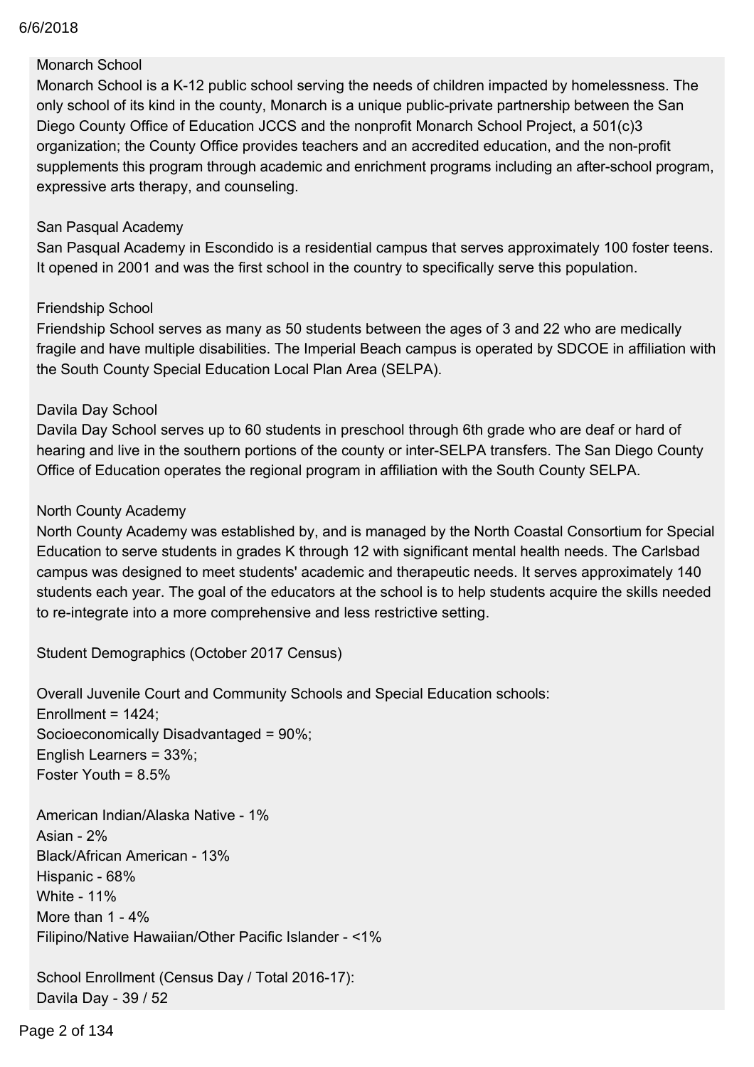Monarch School

Monarch School is a K-12 public school serving the needs of children impacted by homelessness. The only school of its kind in the county, Monarch is a unique public-private partnership between the San Diego County Office of Education JCCS and the nonprofit Monarch School Project, a 501(c)3 organization; the County Office provides teachers and an accredited education, and the non-profit supplements this program through academic and enrichment programs including an after-school program, expressive arts therapy, and counseling.

San Pasqual Academy

San Pasqual Academy in Escondido is a residential campus that serves approximately 100 foster teens. It opened in 2001 and was the first school in the country to specifically serve this population.

Friendship School

Friendship School serves as many as 50 students between the ages of 3 and 22 who are medically fragile and have multiple disabilities. The Imperial Beach campus is operated by SDCOE in affiliation with the South County Special Education Local Plan Area (SELPA).

Davila Day School

Davila Day School serves up to 60 students in preschool through 6th grade who are deaf or hard of hearing and live in the southern portions of the county or inter-SELPA transfers. The San Diego County Office of Education operates the regional program in affiliation with the South County SELPA.

North County Academy

North County Academy was established by, and is managed by the North Coastal Consortium for Special Education to serve students in grades K through 12 with significant mental health needs. The Carlsbad campus was designed to meet students' academic and therapeutic needs. It serves approximately 140 students each year. The goal of the educators at the school is to help students acquire the skills needed to re-integrate into a more comprehensive and less restrictive setting.

Student Demographics (October 2017 Census)

Overall Juvenile Court and Community Schools and Special Education schools:
Enrollment = 1424;
Socioeconomically Disadvantaged = 90%;
English Learners = 33%;
Foster Youth = 8.5%

American Indian/Alaska Native - 1%
Asian - 2%
Black/African American - 13%
Hispanic - 68%
White - 11%
More than 1 - 4%
Filipino/Native Hawaiian/Other Pacific Islander - <1%

School Enrollment (Census Day / Total 2016-17):
Davila Day - 39 / 52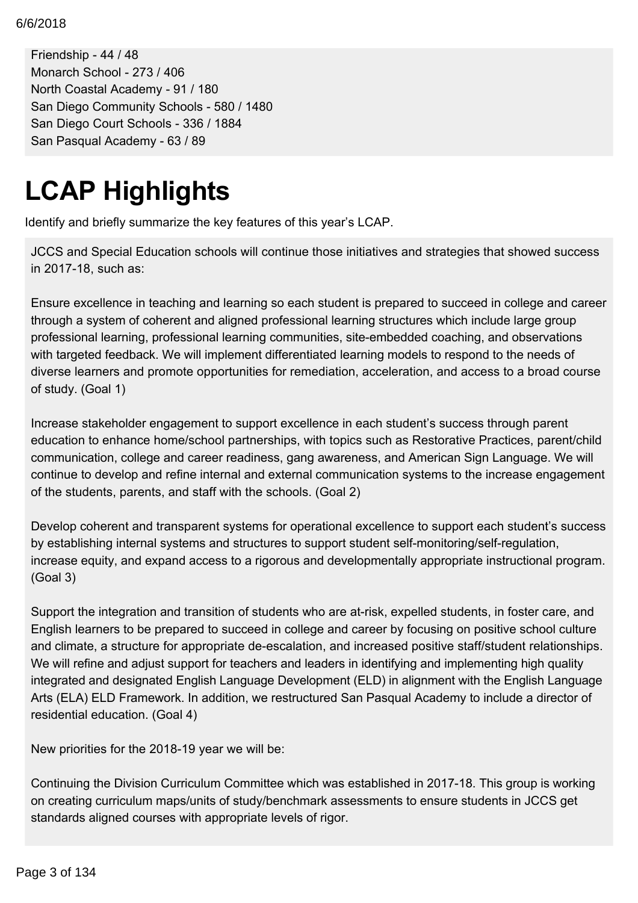Friendship - 44 / 48
Monarch School - 273 / 406
North Coastal Academy - 91 / 180
San Diego Community Schools - 580 / 1480
San Diego Court Schools - 336 / 1884
San Pasqual Academy - 63 / 89

# LCAP Highlights

Identify and briefly summarize the key features of this year's LCAP.

JCCS and Special Education schools will continue those initiatives and strategies that showed success in 2017-18, such as:

Ensure excellence in teaching and learning so each student is prepared to succeed in college and career through a system of coherent and aligned professional learning structures which include large group professional learning, professional learning communities, site-embedded coaching, and observations with targeted feedback. We will implement differentiated learning models to respond to the needs of diverse learners and promote opportunities for remediation, acceleration, and access to a broad course of study. (Goal 1)

Increase stakeholder engagement to support excellence in each student's success through parent education to enhance home/school partnerships, with topics such as Restorative Practices, parent/child communication, college and career readiness, gang awareness, and American Sign Language. We will continue to develop and refine internal and external communication systems to the increase engagement of the students, parents, and staff with the schools. (Goal 2)

Develop coherent and transparent systems for operational excellence to support each student's success by establishing internal systems and structures to support student self-monitoring/self-regulation, increase equity, and expand access to a rigorous and developmentally appropriate instructional program. (Goal 3)

Support the integration and transition of students who are at-risk, expelled students, in foster care, and English learners to be prepared to succeed in college and career by focusing on positive school culture and climate, a structure for appropriate de-escalation, and increased positive staff/student relationships. We will refine and adjust support for teachers and leaders in identifying and implementing high quality integrated and designated English Language Development (ELD) in alignment with the English Language Arts (ELA) ELD Framework. In addition, we restructured San Pasqual Academy to include a director of residential education. (Goal 4)

New priorities for the 2018-19 year we will be:

Continuing the Division Curriculum Committee which was established in 2017-18. This group is working on creating curriculum maps/units of study/benchmark assessments to ensure students in JCCS get standards aligned courses with appropriate levels of rigor.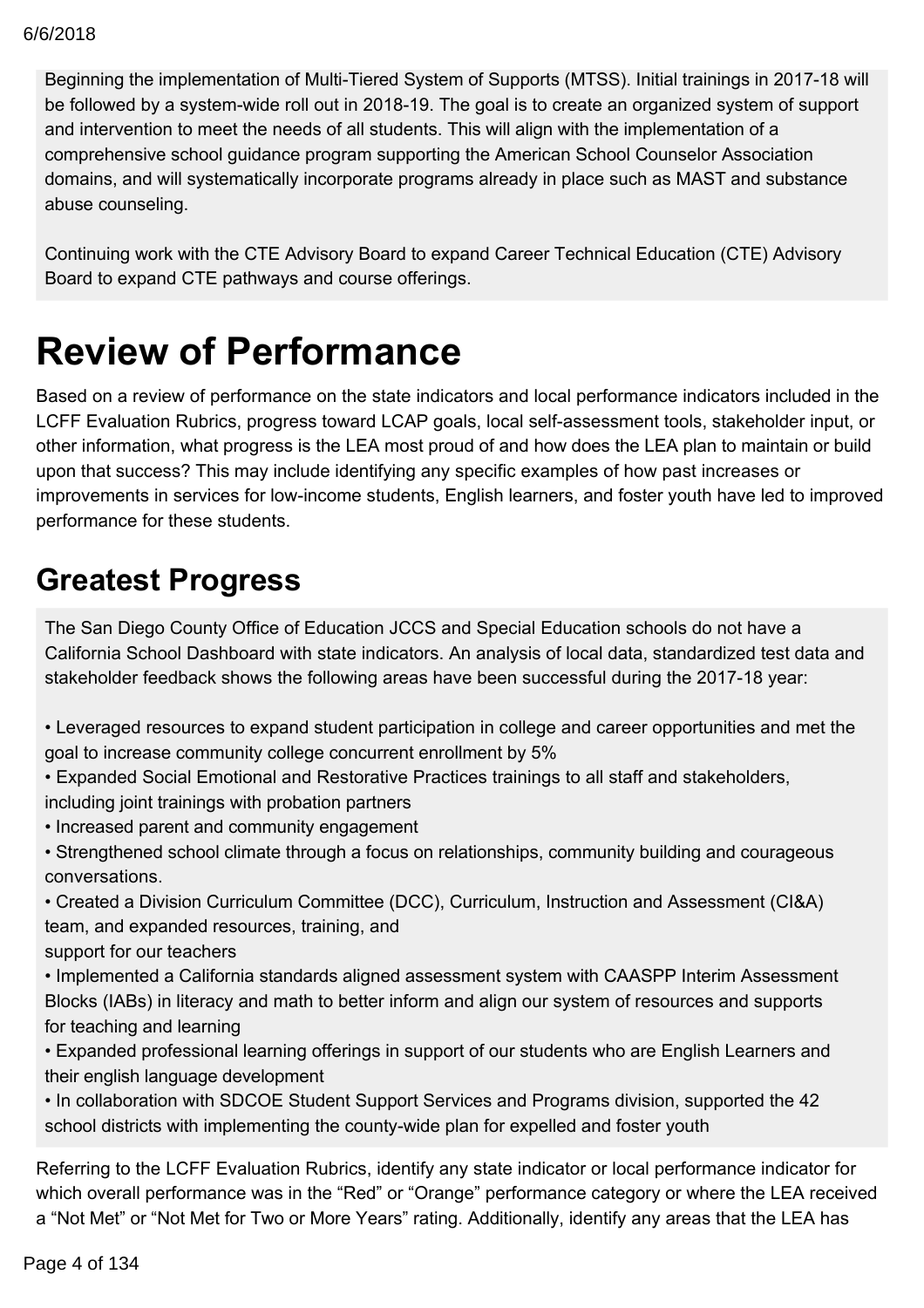Beginning the implementation of Multi-Tiered System of Supports (MTSS). Initial trainings in 2017-18 will be followed by a system-wide roll out in 2018-19. The goal is to create an organized system of support and intervention to meet the needs of all students. This will align with the implementation of a comprehensive school guidance program supporting the American School Counselor Association domains, and will systematically incorporate programs already in place such as MAST and substance abuse counseling.

Continuing work with the CTE Advisory Board to expand Career Technical Education (CTE) Advisory Board to expand CTE pathways and course offerings.

# Review of Performance

Based on a review of performance on the state indicators and local performance indicators included in the LCFF Evaluation Rubrics, progress toward LCAP goals, local self-assessment tools, stakeholder input, or other information, what progress is the LEA most proud of and how does the LEA plan to maintain or build upon that success? This may include identifying any specific examples of how past increases or improvements in services for low-income students, English learners, and foster youth have led to improved performance for these students.

## Greatest Progress

The San Diego County Office of Education JCCS and Special Education schools do not have a California School Dashboard with state indicators. An analysis of local data, standardized test data and stakeholder feedback shows the following areas have been successful during the 2017-18 year:

• Leveraged resources to expand student participation in college and career opportunities and met the goal to increase community college concurrent enrollment by 5%
• Expanded Social Emotional and Restorative Practices trainings to all staff and stakeholders, including joint trainings with probation partners
• Increased parent and community engagement
• Strengthened school climate through a focus on relationships, community building and courageous conversations.
• Created a Division Curriculum Committee (DCC), Curriculum, Instruction and Assessment (CI&A) team, and expanded resources, training, and support for our teachers
• Implemented a California standards aligned assessment system with CAASPP Interim Assessment Blocks (IABs) in literacy and math to better inform and align our system of resources and supports for teaching and learning
• Expanded professional learning offerings in support of our students who are English Learners and their english language development
• In collaboration with SDCOE Student Support Services and Programs division, supported the 42 school districts with implementing the county-wide plan for expelled and foster youth

Referring to the LCFF Evaluation Rubrics, identify any state indicator or local performance indicator for which overall performance was in the “Red” or “Orange” performance category or where the LEA received a “Not Met” or “Not Met for Two or More Years” rating. Additionally, identify any areas that the LEA has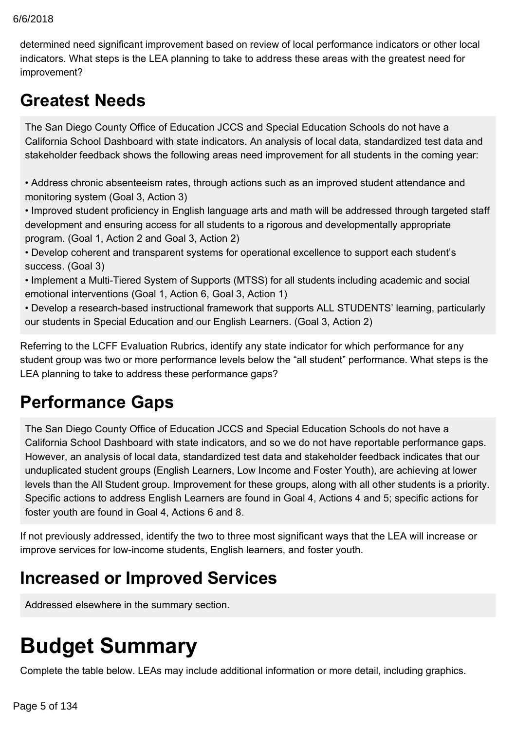determined need significant improvement based on review of local performance indicators or other local indicators. What steps is the LEA planning to take to address these areas with the greatest need for improvement?

## Greatest Needs

The San Diego County Office of Education JCCS and Special Education Schools do not have a California School Dashboard with state indicators. An analysis of local data, standardized test data and stakeholder feedback shows the following areas need improvement for all students in the coming year:

• Address chronic absenteeism rates, through actions such as an improved student attendance and monitoring system (Goal 3, Action 3)
• Improved student proficiency in English language arts and math will be addressed through targeted staff development and ensuring access for all students to a rigorous and developmentally appropriate program. (Goal 1, Action 2 and Goal 3, Action 2)
• Develop coherent and transparent systems for operational excellence to support each student's success. (Goal 3)
• Implement a Multi-Tiered System of Supports (MTSS) for all students including academic and social emotional interventions (Goal 1, Action 6, Goal 3, Action 1)
• Develop a research-based instructional framework that supports ALL STUDENTS' learning, particularly our students in Special Education and our English Learners. (Goal 3, Action 2)

Referring to the LCFF Evaluation Rubrics, identify any state indicator for which performance for any student group was two or more performance levels below the "all student" performance. What steps is the LEA planning to take to address these performance gaps?

## Performance Gaps

The San Diego County Office of Education JCCS and Special Education Schools do not have a California School Dashboard with state indicators, and so we do not have reportable performance gaps. However, an analysis of local data, standardized test data and stakeholder feedback indicates that our unduplicated student groups (English Learners, Low Income and Foster Youth), are achieving at lower levels than the All Student group. Improvement for these groups, along with all other students is a priority. Specific actions to address English Learners are found in Goal 4, Actions 4 and 5; specific actions for foster youth are found in Goal 4, Actions 6 and 8.

If not previously addressed, identify the two to three most significant ways that the LEA will increase or improve services for low-income students, English learners, and foster youth.

## Increased or Improved Services

Addressed elsewhere in the summary section.

# Budget Summary

Complete the table below. LEAs may include additional information or more detail, including graphics.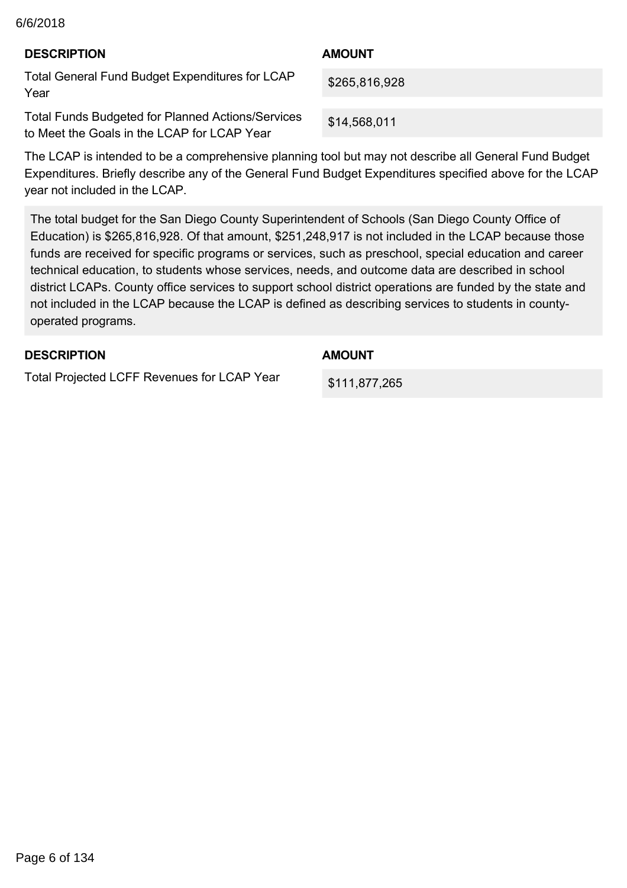| DESCRIPTION | AMOUNT |
| --- | --- |
| Total General Fund Budget Expenditures for LCAP Year | $265,816,928 |
| Total Funds Budgeted for Planned Actions/Services to Meet the Goals in the LCAP for LCAP Year | $14,568,011 |

The LCAP is intended to be a comprehensive planning tool but may not describe all General Fund Budget Expenditures. Briefly describe any of the General Fund Budget Expenditures specified above for the LCAP year not included in the LCAP.

The total budget for the San Diego County Superintendent of Schools (San Diego County Office of Education) is $265,816,928. Of that amount, $251,248,917 is not included in the LCAP because those funds are received for specific programs or services, such as preschool, special education and career technical education, to students whose services, needs, and outcome data are described in school district LCAPs. County office services to support school district operations are funded by the state and not included in the LCAP because the LCAP is defined as describing services to students in county-operated programs.

| DESCRIPTION | AMOUNT |
| --- | --- |
| Total Projected LCFF Revenues for LCAP Year | $111,877,265 |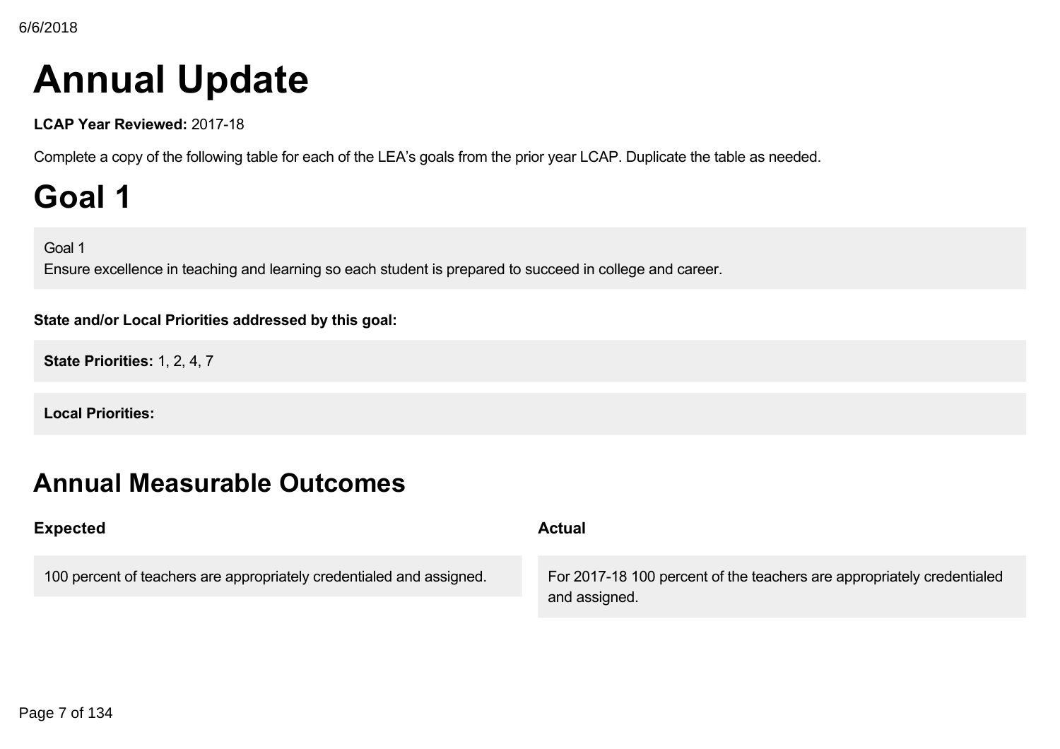# Annual Update

**LCAP Year Reviewed:** 2017-18

Complete a copy of the following table for each of the LEA's goals from the prior year LCAP. Duplicate the table as needed.

# Goal 1

Goal 1
Ensure excellence in teaching and learning so each student is prepared to succeed in college and career.

**State and/or Local Priorities addressed by this goal:**

**State Priorities:** 1, 2, 4, 7

**Local Priorities:**

## Annual Measurable Outcomes

| Expected | Actual |
| --- | --- |
| 100 percent of teachers are appropriately credentialed and assigned. | For 2017-18 100 percent of the teachers are appropriately credentialed and assigned. |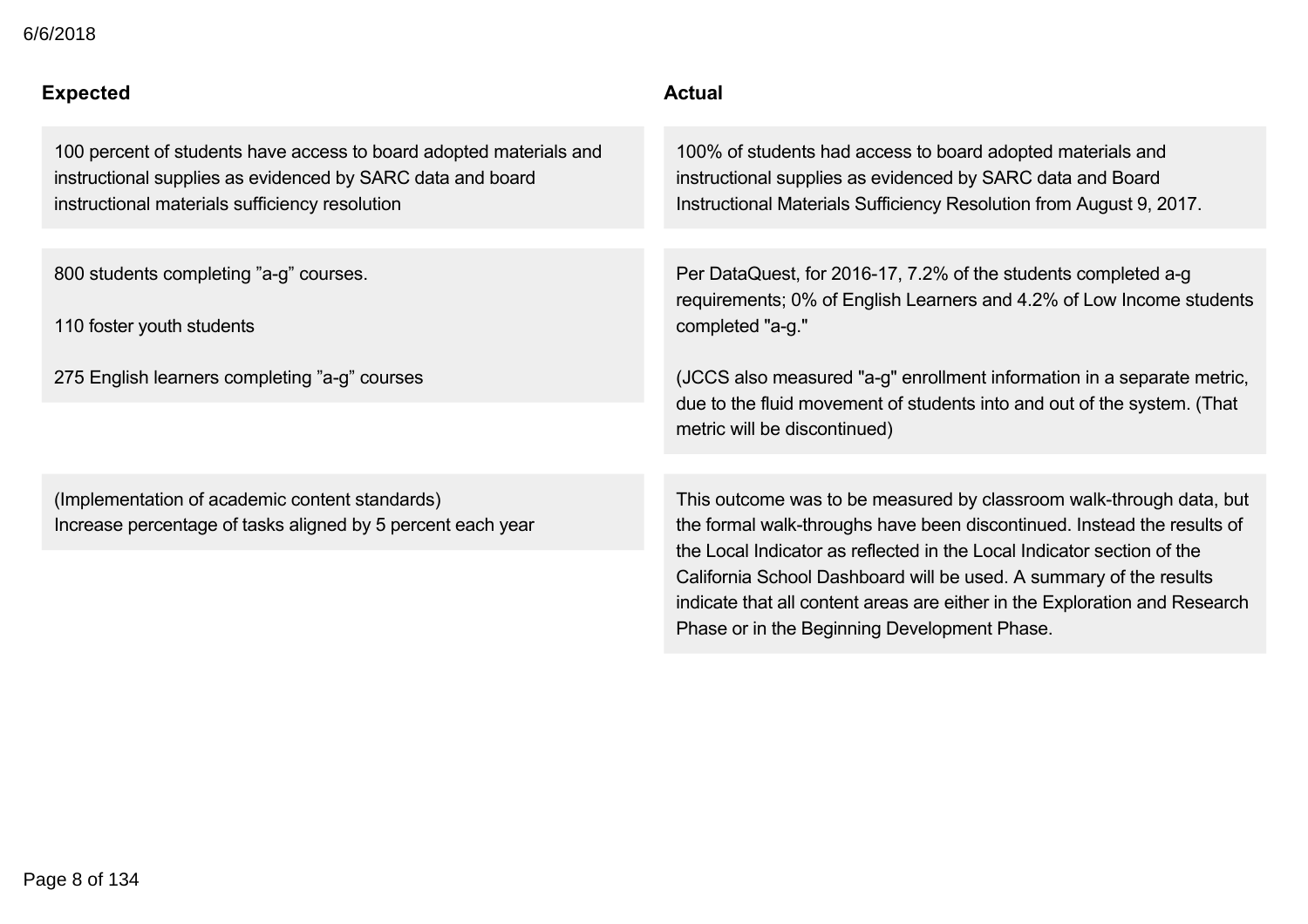| Expected | Actual |
| --- | --- |
| 100 percent of students have access to board adopted materials and instructional supplies as evidenced by SARC data and board instructional materials sufficiency resolution | 100% of students had access to board adopted materials and instructional supplies as evidenced by SARC data and Board Instructional Materials Sufficiency Resolution from August 9, 2017. |
| 800 students completing ”a-g” courses.<br><br>110 foster youth students<br><br>275 English learners completing ”a-g” courses | Per DataQuest, for 2016-17, 7.2% of the students completed a-g requirements; 0% of English Learners and 4.2% of Low Income students completed "a-g."<br><br>(JCCS also measured "a-g" enrollment information in a separate metric, due to the fluid movement of students into and out of the system. (That metric will be discontinued) |
| (Implementation of academic content standards)<br>Increase percentage of tasks aligned by 5 percent each year | This outcome was to be measured by classroom walk-through data, but the formal walk-throughs have been discontinued. Instead the results of the Local Indicator as reflected in the Local Indicator section of the California School Dashboard will be used. A summary of the results indicate that all content areas are either in the Exploration and Research Phase or in the Beginning Development Phase. |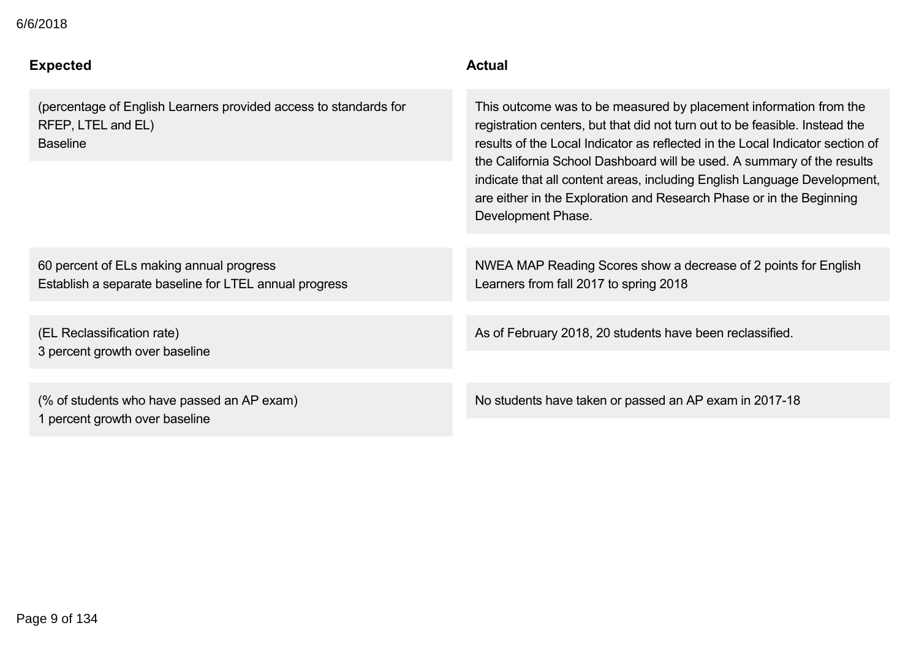| Expected | Actual |
| --- | --- |
| (percentage of English Learners provided access to standards for RFEP, LTEL and EL)<br>Baseline | This outcome was to be measured by placement information from the registration centers, but that did not turn out to be feasible. Instead the results of the Local Indicator as reflected in the Local Indicator section of the California School Dashboard will be used. A summary of the results indicate that all content areas, including English Language Development, are either in the Exploration and Research Phase or in the Beginning Development Phase. |
| 60 percent of ELs making annual progress<br>Establish a separate baseline for LTEL annual progress | NWEA MAP Reading Scores show a decrease of 2 points for English Learners from fall 2017 to spring 2018 |
| (EL Reclassification rate)<br>3 percent growth over baseline | As of February 2018, 20 students have been reclassified. |
| (% of students who have passed an AP exam)<br>1 percent growth over baseline | No students have taken or passed an AP exam in 2017-18 |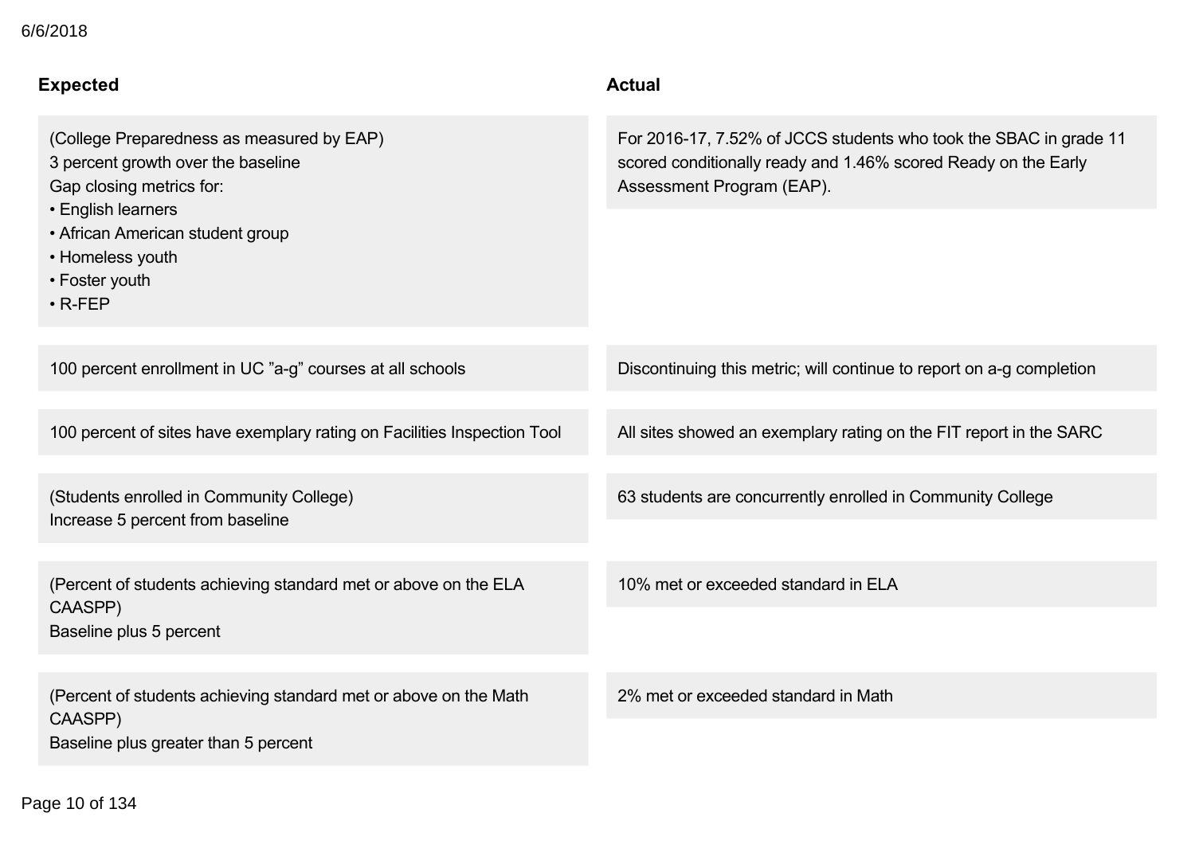| Expected | Actual |
| --- | --- |
| (College Preparedness as measured by EAP)<br>3 percent growth over the baseline<br>Gap closing metrics for:<br>• English learners<br>• African American student group<br>• Homeless youth<br>• Foster youth<br>• R-FEP | For 2016-17, 7.52% of JCCS students who took the SBAC in grade 11 scored conditionally ready and 1.46% scored Ready on the Early Assessment Program (EAP). |
| 100 percent enrollment in UC "a-g" courses at all schools | Discontinuing this metric; will continue to report on a-g completion |
| 100 percent of sites have exemplary rating on Facilities Inspection Tool | All sites showed an exemplary rating on the FIT report in the SARC |
| (Students enrolled in Community College)<br>Increase 5 percent from baseline | 63 students are concurrently enrolled in Community College |
| (Percent of students achieving standard met or above on the ELA CAASPP)<br>Baseline plus 5 percent | 10% met or exceeded standard in ELA |
| (Percent of students achieving standard met or above on the Math CAASPP)<br>Baseline plus greater than 5 percent | 2% met or exceeded standard in Math |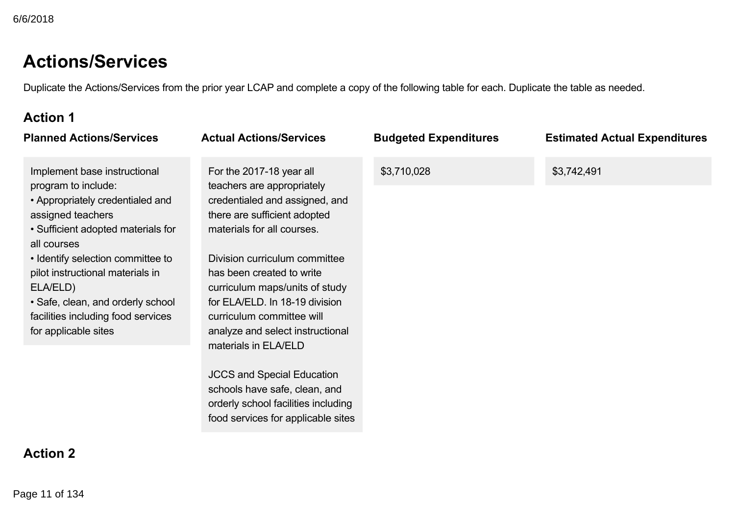## Actions/Services

Duplicate the Actions/Services from the prior year LCAP and complete a copy of the following table for each. Duplicate the table as needed.

### Action 1

| Planned Actions/Services | Actual Actions/Services | Budgeted Expenditures | Estimated Actual Expenditures |
|---|---|---|---|
| Implement base instructional program to include:<br>• Appropriately credentialed and assigned teachers<br>• Sufficient adopted materials for all courses<br>• Identify selection committee to pilot instructional materials in ELA/ELD)<br>• Safe, clean, and orderly school facilities including food services for applicable sites | For the 2017-18 year all teachers are appropriately credentialed and assigned, and there are sufficient adopted materials for all courses.<br><br>Division curriculum committee has been created to write curriculum maps/units of study for ELA/ELD. In 18-19 division curriculum committee will analyze and select instructional materials in ELA/ELD<br><br>JCCS and Special Education schools have safe, clean, and orderly school facilities including food services for applicable sites | $3,710,028 | $3,742,491 |

### Action 2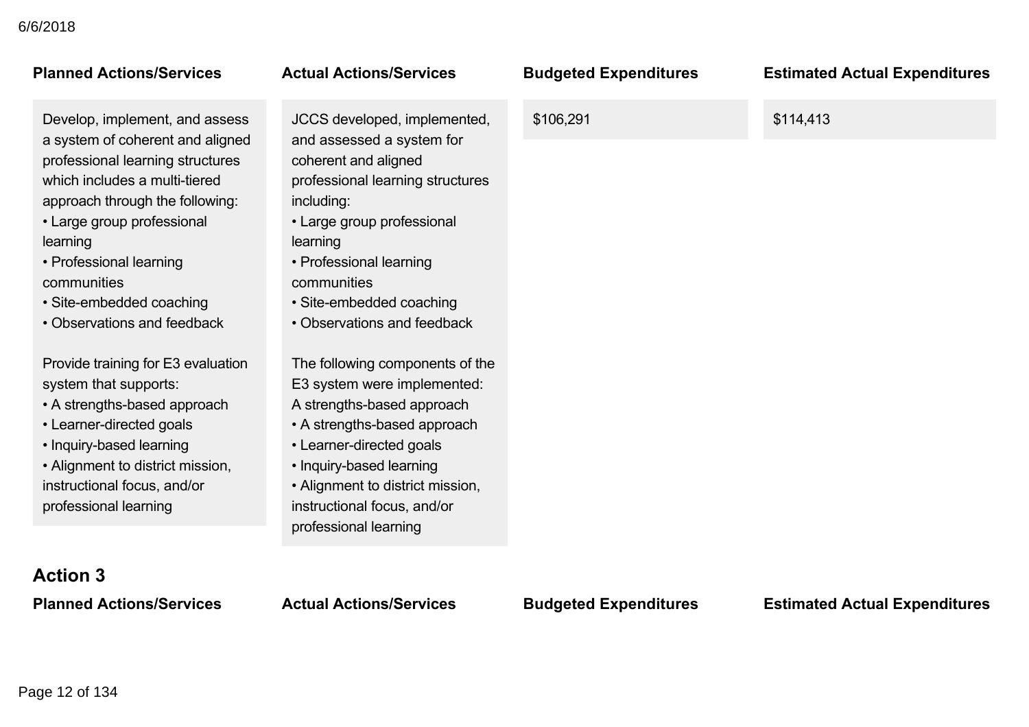| Planned Actions/Services | Actual Actions/Services | Budgeted Expenditures | Estimated Actual Expenditures |
|---|---|---|---|
| Develop, implement, and assess a system of coherent and aligned professional learning structures which includes a multi-tiered approach through the following:<br>• Large group professional learning<br>• Professional learning communities<br>• Site-embedded coaching<br>• Observations and feedback<br><br>Provide training for E3 evaluation system that supports:<br>• A strengths-based approach<br>• Learner-directed goals<br>• Inquiry-based learning<br>• Alignment to district mission, instructional focus, and/or professional learning | JCCS developed, implemented, and assessed a system for coherent and aligned professional learning structures including:<br>• Large group professional learning<br>• Professional learning communities<br>• Site-embedded coaching<br>• Observations and feedback<br><br>The following components of the E3 system were implemented: A strengths-based approach<br>• A strengths-based approach<br>• Learner-directed goals<br>• Inquiry-based learning<br>• Alignment to district mission, instructional focus, and/or professional learning | $106,291 | $114,413 |

## Action 3

| Planned Actions/Services | Actual Actions/Services | Budgeted Expenditures | Estimated Actual Expenditures |
|---|---|---|---|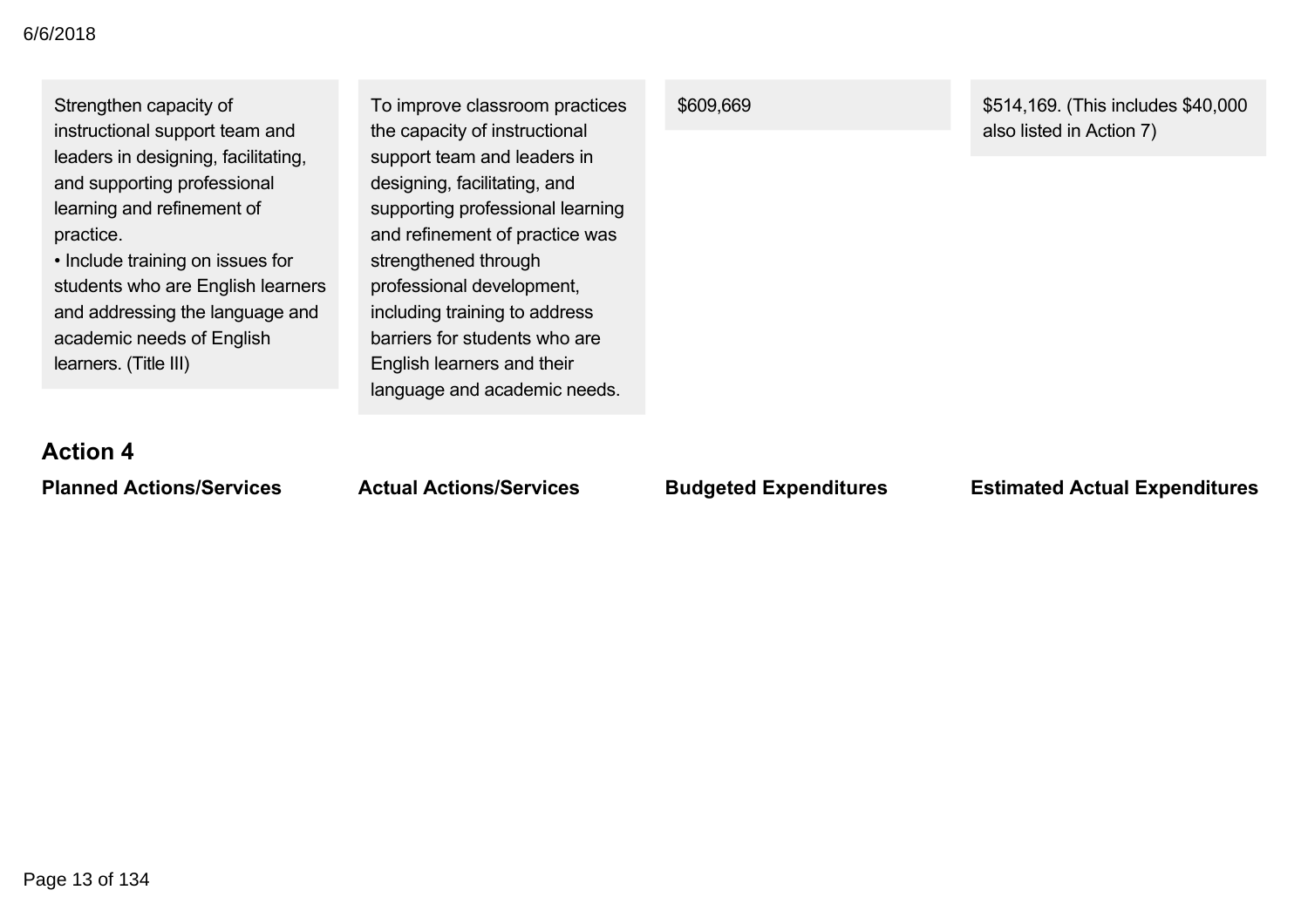| Planned Actions/Services | Actual Actions/Services | Budgeted Expenditures | Estimated Actual Expenditures |
|---|---|---|---|
| Strengthen capacity of instructional support team and leaders in designing, facilitating, and supporting professional learning and refinement of practice.<br>• Include training on issues for students who are English learners and addressing the language and academic needs of English learners. (Title III) | To improve classroom practices the capacity of instructional support team and leaders in designing, facilitating, and supporting professional learning and refinement of practice was strengthened through professional development, including training to address barriers for students who are English learners and their language and academic needs. | $609,669 | $514,169. (This includes $40,000 also listed in Action 7) |

## Action 4

| Planned Actions/Services | Actual Actions/Services | Budgeted Expenditures | Estimated Actual Expenditures |
|---|---|---|---|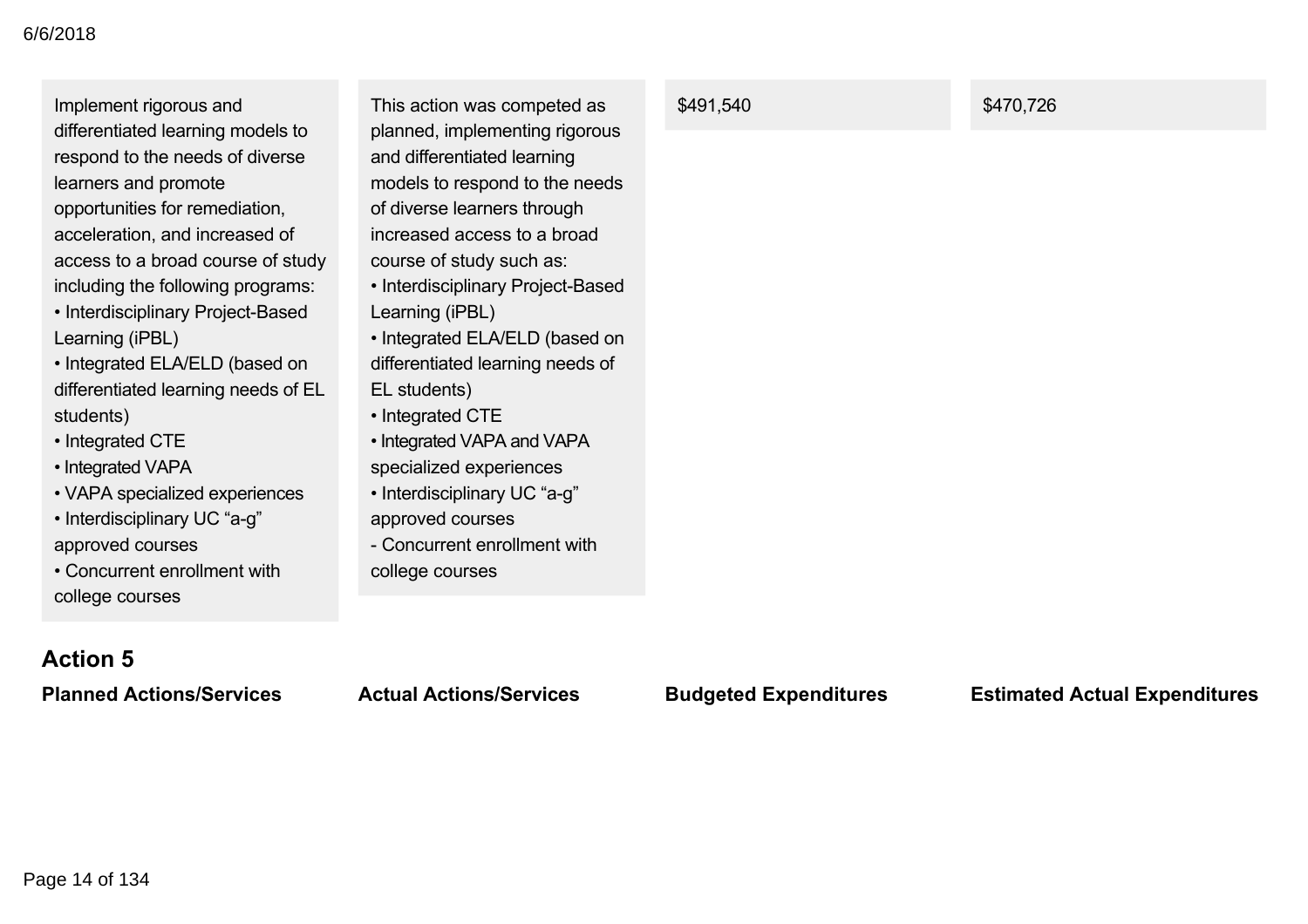| Planned Actions/Services | Actual Actions/Services | Budgeted Expenditures | Estimated Actual Expenditures |
|---|---|---|---|
| Implement rigorous and differentiated learning models to respond to the needs of diverse learners and promote opportunities for remediation, acceleration, and increased of access to a broad course of study including the following programs:<br>• Interdisciplinary Project-Based Learning (iPBL)<br>• Integrated ELA/ELD (based on differentiated learning needs of EL students)<br>• Integrated CTE<br>• Integrated VAPA<br>• VAPA specialized experiences<br>• Interdisciplinary UC "a-g" approved courses<br>• Concurrent enrollment with college courses | This action was competed as planned, implementing rigorous and differentiated learning models to respond to the needs of diverse learners through increased access to a broad course of study such as:<br>• Interdisciplinary Project-Based Learning (iPBL)<br>• Integrated ELA/ELD (based on differentiated learning needs of EL students)<br>• Integrated CTE<br>• Integrated VAPA and VAPA specialized experiences<br>• Interdisciplinary UC "a-g" approved courses<br>- Concurrent enrollment with college courses | $491,540 | $470,726 |

## Action 5

| Planned Actions/Services | Actual Actions/Services | Budgeted Expenditures | Estimated Actual Expenditures |
|---|---|---|---|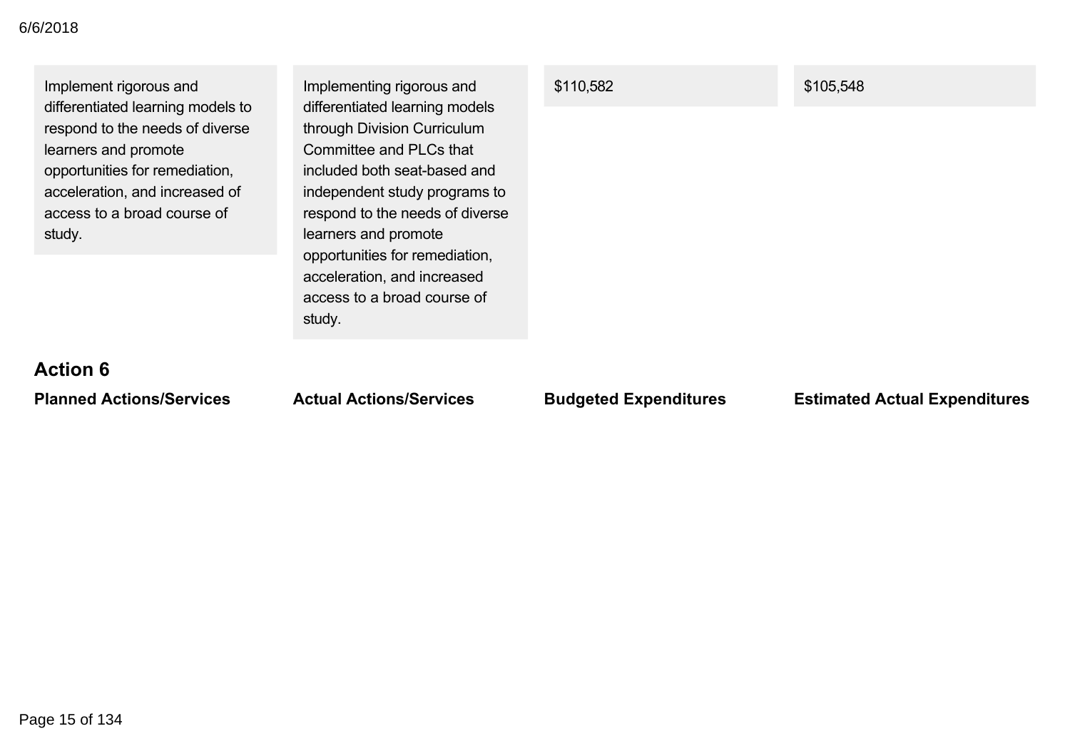| Planned Actions/Services | Actual Actions/Services | Budgeted Expenditures | Estimated Actual Expenditures |
| --- | --- | --- | --- |
| Implement rigorous and differentiated learning models to respond to the needs of diverse learners and promote opportunities for remediation, acceleration, and increased of access to a broad course of study. | Implementing rigorous and differentiated learning models through Division Curriculum Committee and PLCs that included both seat-based and independent study programs to respond to the needs of diverse learners and promote opportunities for remediation, acceleration, and increased access to a broad course of study. | $110,582 | $105,548 |

### Action 6

| Planned Actions/Services | Actual Actions/Services | Budgeted Expenditures | Estimated Actual Expenditures |
| --- | --- | --- | --- |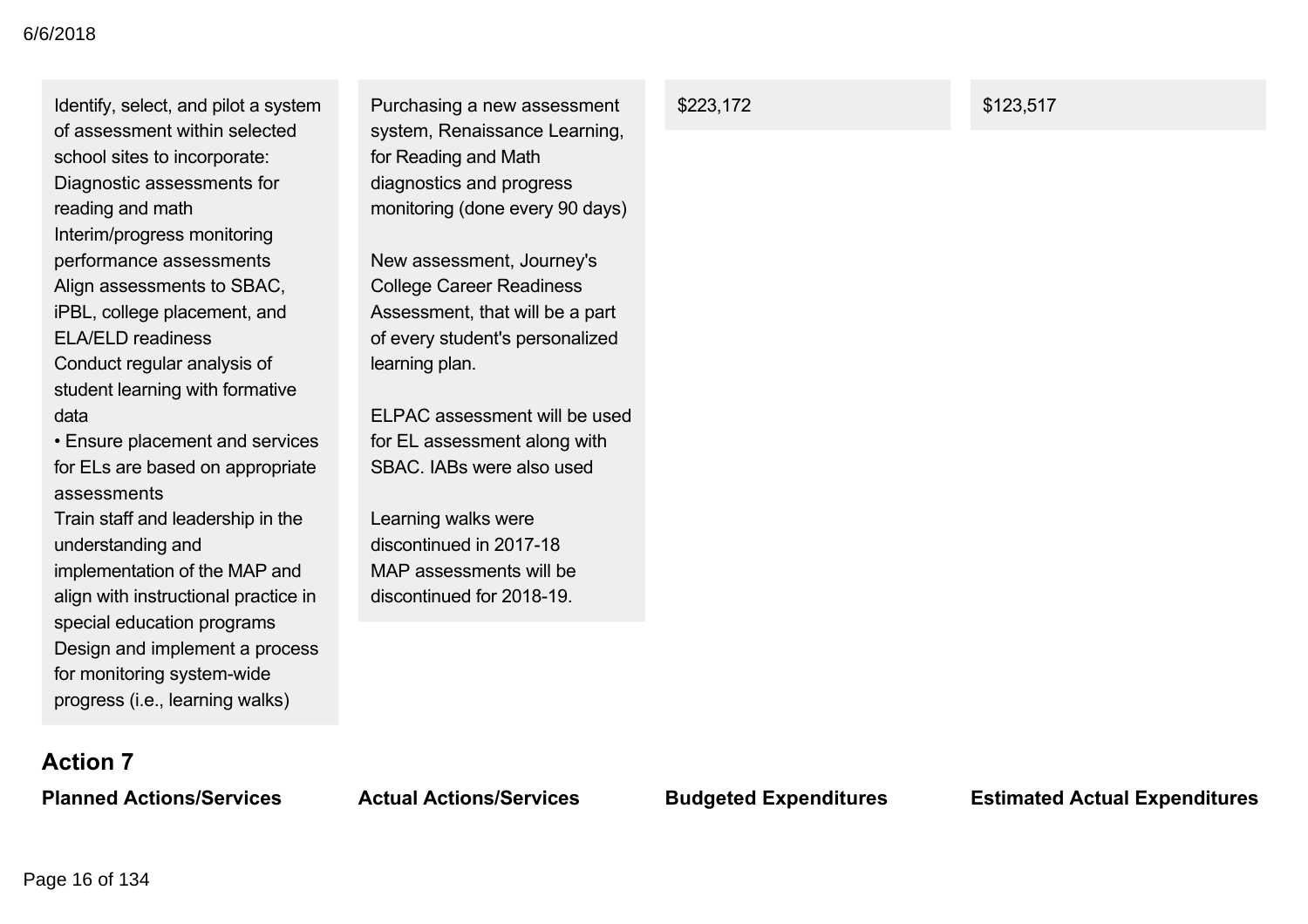| Planned Actions/Services | Actual Actions/Services | Budgeted Expenditures | Estimated Actual Expenditures |
|---|---|---|---|
| Identify, select, and pilot a system of assessment within selected school sites to incorporate:<br>Diagnostic assessments for reading and math<br>Interim/progress monitoring performance assessments<br>Align assessments to SBAC, iPBL, college placement, and ELA/ELD readiness<br>Conduct regular analysis of student learning with formative data<br>• Ensure placement and services for ELs are based on appropriate assessments<br>Train staff and leadership in the understanding and implementation of the MAP and align with instructional practice in special education programs<br>Design and implement a process for monitoring system-wide progress (i.e., learning walks) | Purchasing a new assessment system, Renaissance Learning, for Reading and Math diagnostics and progress monitoring (done every 90 days)<br><br>New assessment, Journey's College Career Readiness Assessment, that will be a part of every student's personalized learning plan.<br><br>ELPAC assessment will be used for EL assessment along with SBAC. IABs were also used<br><br>Learning walks were discontinued in 2017-18<br>MAP assessments will be discontinued for 2018-19. | $223,172 | $123,517 |

## Action 7

| Planned Actions/Services | Actual Actions/Services | Budgeted Expenditures | Estimated Actual Expenditures |
|---|---|---|---|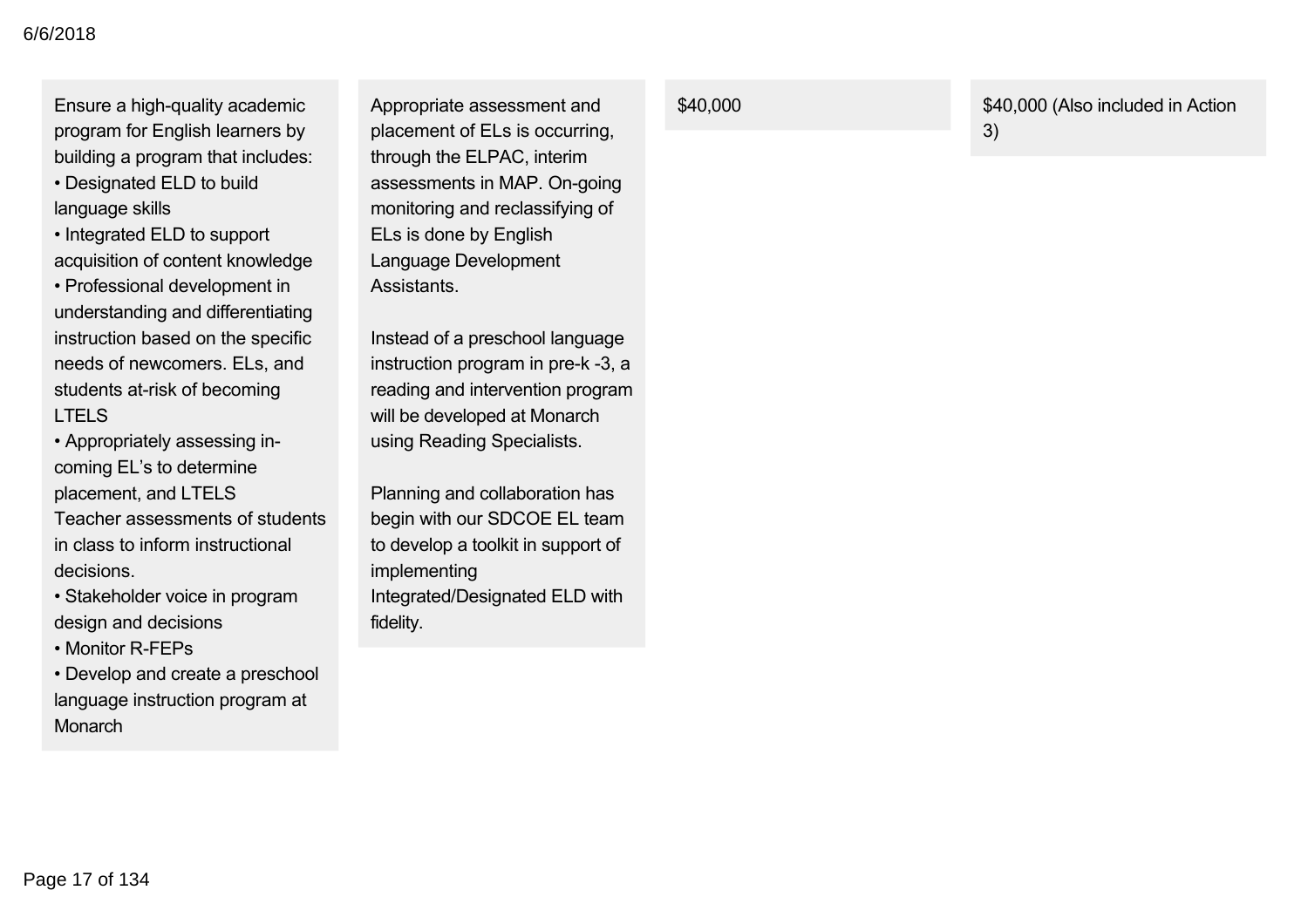| | | | |
|---|---|---|---|
| Ensure a high-quality academic program for English learners by building a program that includes:<br>• Designated ELD to build language skills<br>• Integrated ELD to support acquisition of content knowledge<br>• Professional development in understanding and differentiating instruction based on the specific needs of newcomers. ELs, and students at-risk of becoming LTELS<br>• Appropriately assessing in-coming EL's to determine placement, and LTELS Teacher assessments of students in class to inform instructional decisions.<br>• Stakeholder voice in program design and decisions<br>• Monitor R-FEPs<br>• Develop and create a preschool language instruction program at Monarch | Appropriate assessment and placement of ELs is occurring, through the ELPAC, interim assessments in MAP. On-going monitoring and reclassifying of ELs is done by English Language Development Assistants.<br><br>Instead of a preschool language instruction program in pre-k -3, a reading and intervention program will be developed at Monarch using Reading Specialists.<br><br>Planning and collaboration has begin with our SDCOE EL team to develop a toolkit in support of implementing Integrated/Designated ELD with fidelity. | $40,000 | $40,000 (Also included in Action 3) |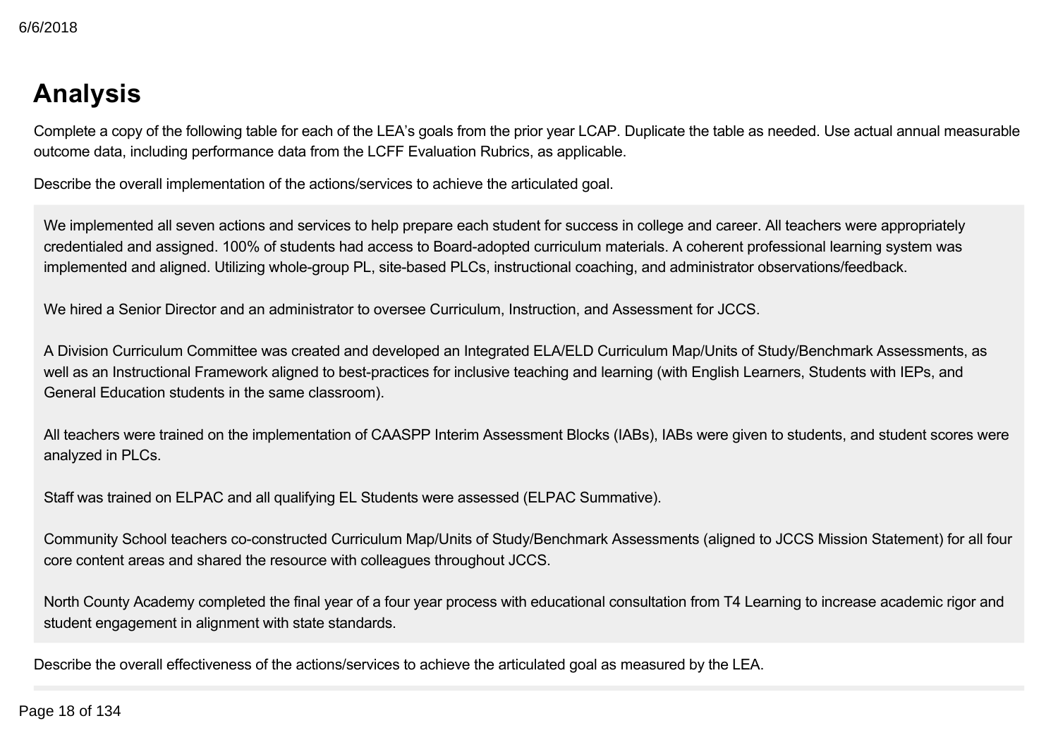# Analysis

Complete a copy of the following table for each of the LEA's goals from the prior year LCAP. Duplicate the table as needed. Use actual annual measurable outcome data, including performance data from the LCFF Evaluation Rubrics, as applicable.

Describe the overall implementation of the actions/services to achieve the articulated goal.

We implemented all seven actions and services to help prepare each student for success in college and career. All teachers were appropriately credentialed and assigned. 100% of students had access to Board-adopted curriculum materials. A coherent professional learning system was implemented and aligned. Utilizing whole-group PL, site-based PLCs, instructional coaching, and administrator observations/feedback.

We hired a Senior Director and an administrator to oversee Curriculum, Instruction, and Assessment for JCCS.

A Division Curriculum Committee was created and developed an Integrated ELA/ELD Curriculum Map/Units of Study/Benchmark Assessments, as well as an Instructional Framework aligned to best-practices for inclusive teaching and learning (with English Learners, Students with IEPs, and General Education students in the same classroom).

All teachers were trained on the implementation of CAASPP Interim Assessment Blocks (IABs), IABs were given to students, and student scores were analyzed in PLCs.

Staff was trained on ELPAC and all qualifying EL Students were assessed (ELPAC Summative).

Community School teachers co-constructed Curriculum Map/Units of Study/Benchmark Assessments (aligned to JCCS Mission Statement) for all four core content areas and shared the resource with colleagues throughout JCCS.

North County Academy completed the final year of a four year process with educational consultation from T4 Learning to increase academic rigor and student engagement in alignment with state standards.

Describe the overall effectiveness of the actions/services to achieve the articulated goal as measured by the LEA.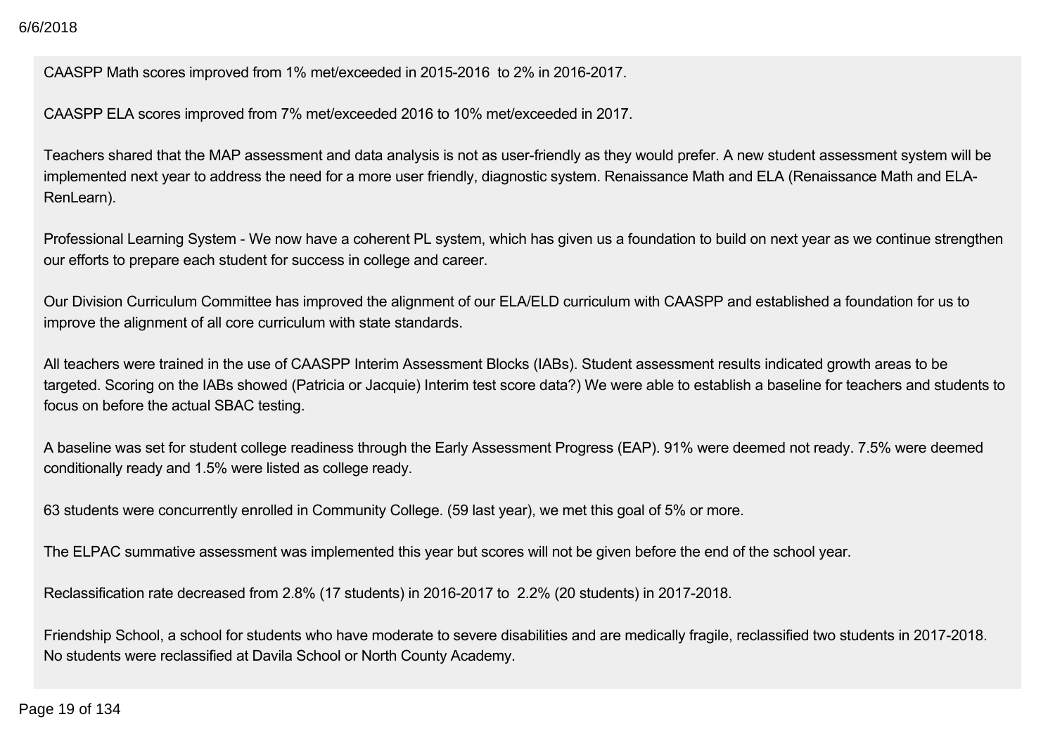CAASPP Math scores improved from 1% met/exceeded in 2015-2016 to 2% in 2016-2017.

CAASPP ELA scores improved from 7% met/exceeded 2016 to 10% met/exceeded in 2017.

Teachers shared that the MAP assessment and data analysis is not as user-friendly as they would prefer. A new student assessment system will be implemented next year to address the need for a more user friendly, diagnostic system. Renaissance Math and ELA (Renaissance Math and ELA-RenLearn).

Professional Learning System - We now have a coherent PL system, which has given us a foundation to build on next year as we continue strengthen our efforts to prepare each student for success in college and career.

Our Division Curriculum Committee has improved the alignment of our ELA/ELD curriculum with CAASPP and established a foundation for us to improve the alignment of all core curriculum with state standards.

All teachers were trained in the use of CAASPP Interim Assessment Blocks (IABs). Student assessment results indicated growth areas to be targeted. Scoring on the IABs showed (Patricia or Jacquie) Interim test score data?) We were able to establish a baseline for teachers and students to focus on before the actual SBAC testing.

A baseline was set for student college readiness through the Early Assessment Progress (EAP). 91% were deemed not ready. 7.5% were deemed conditionally ready and 1.5% were listed as college ready.

63 students were concurrently enrolled in Community College. (59 last year), we met this goal of 5% or more.

The ELPAC summative assessment was implemented this year but scores will not be given before the end of the school year.

Reclassification rate decreased from 2.8% (17 students) in 2016-2017 to 2.2% (20 students) in 2017-2018.

Friendship School, a school for students who have moderate to severe disabilities and are medically fragile, reclassified two students in 2017-2018. No students were reclassified at Davila School or North County Academy.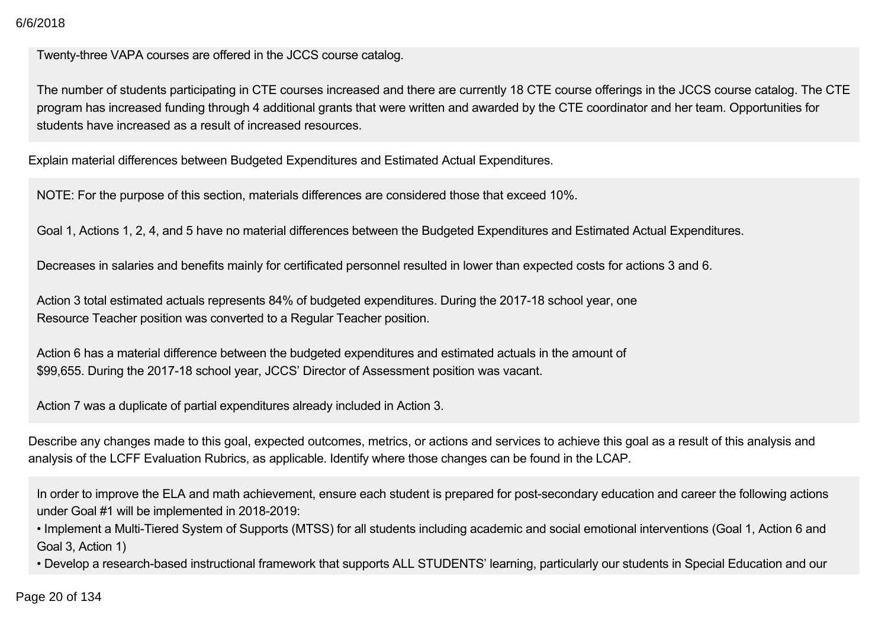Twenty-three VAPA courses are offered in the JCCS course catalog.

The number of students participating in CTE courses increased and there are currently 18 CTE course offerings in the JCCS course catalog. The CTE program has increased funding through 4 additional grants that were written and awarded by the CTE coordinator and her team. Opportunities for students have increased as a result of increased resources.

Explain material differences between Budgeted Expenditures and Estimated Actual Expenditures.

NOTE: For the purpose of this section, materials differences are considered those that exceed 10%.

Goal 1, Actions 1, 2, 4, and 5 have no material differences between the Budgeted Expenditures and Estimated Actual Expenditures.

Decreases in salaries and benefits mainly for certificated personnel resulted in lower than expected costs for actions 3 and 6.

Action 3 total estimated actuals represents 84% of budgeted expenditures. During the 2017-18 school year, one Resource Teacher position was converted to a Regular Teacher position.

Action 6 has a material difference between the budgeted expenditures and estimated actuals in the amount of $99,655. During the 2017-18 school year, JCCS' Director of Assessment position was vacant.

Action 7 was a duplicate of partial expenditures already included in Action 3.

Describe any changes made to this goal, expected outcomes, metrics, or actions and services to achieve this goal as a result of this analysis and analysis of the LCFF Evaluation Rubrics, as applicable. Identify where those changes can be found in the LCAP.

In order to improve the ELA and math achievement, ensure each student is prepared for post-secondary education and career the following actions under Goal #1 will be implemented in 2018-2019:

- Implement a Multi-Tiered System of Supports (MTSS) for all students including academic and social emotional interventions (Goal 1, Action 6 and Goal 3, Action 1)
- Develop a research-based instructional framework that supports ALL STUDENTS' learning, particularly our students in Special Education and our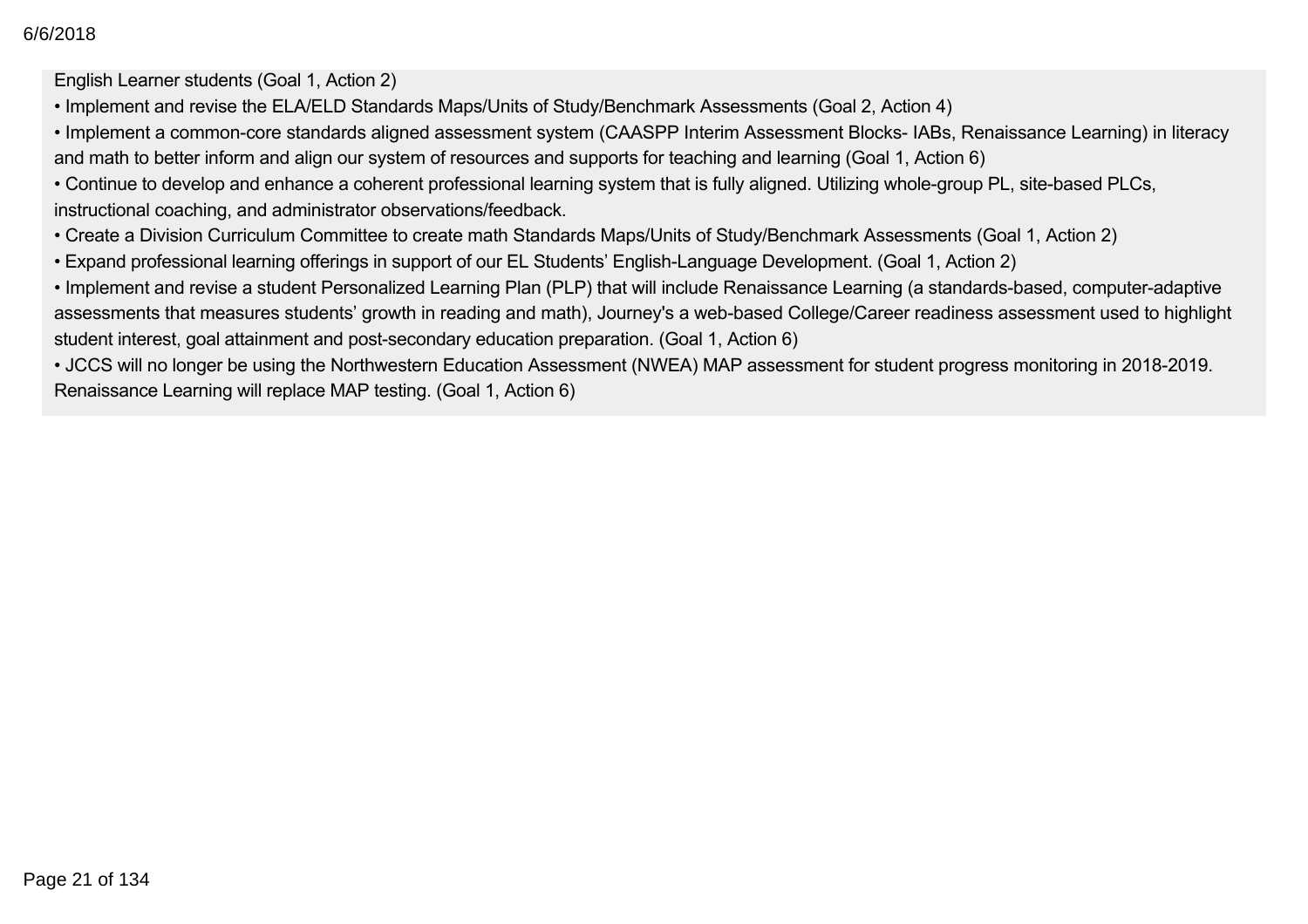English Learner students (Goal 1, Action 2)

- Implement and revise the ELA/ELD Standards Maps/Units of Study/Benchmark Assessments (Goal 2, Action 4)
- Implement a common-core standards aligned assessment system (CAASPP Interim Assessment Blocks- IABs, Renaissance Learning) in literacy and math to better inform and align our system of resources and supports for teaching and learning (Goal 1, Action 6)
- Continue to develop and enhance a coherent professional learning system that is fully aligned. Utilizing whole-group PL, site-based PLCs, instructional coaching, and administrator observations/feedback.
- Create a Division Curriculum Committee to create math Standards Maps/Units of Study/Benchmark Assessments (Goal 1, Action 2)
- Expand professional learning offerings in support of our EL Students' English-Language Development. (Goal 1, Action 2)
- Implement and revise a student Personalized Learning Plan (PLP) that will include Renaissance Learning (a standards-based, computer-adaptive assessments that measures students' growth in reading and math), Journey's a web-based College/Career readiness assessment used to highlight student interest, goal attainment and post-secondary education preparation. (Goal 1, Action 6)
- JCCS will no longer be using the Northwestern Education Assessment (NWEA) MAP assessment for student progress monitoring in 2018-2019. Renaissance Learning will replace MAP testing. (Goal 1, Action 6)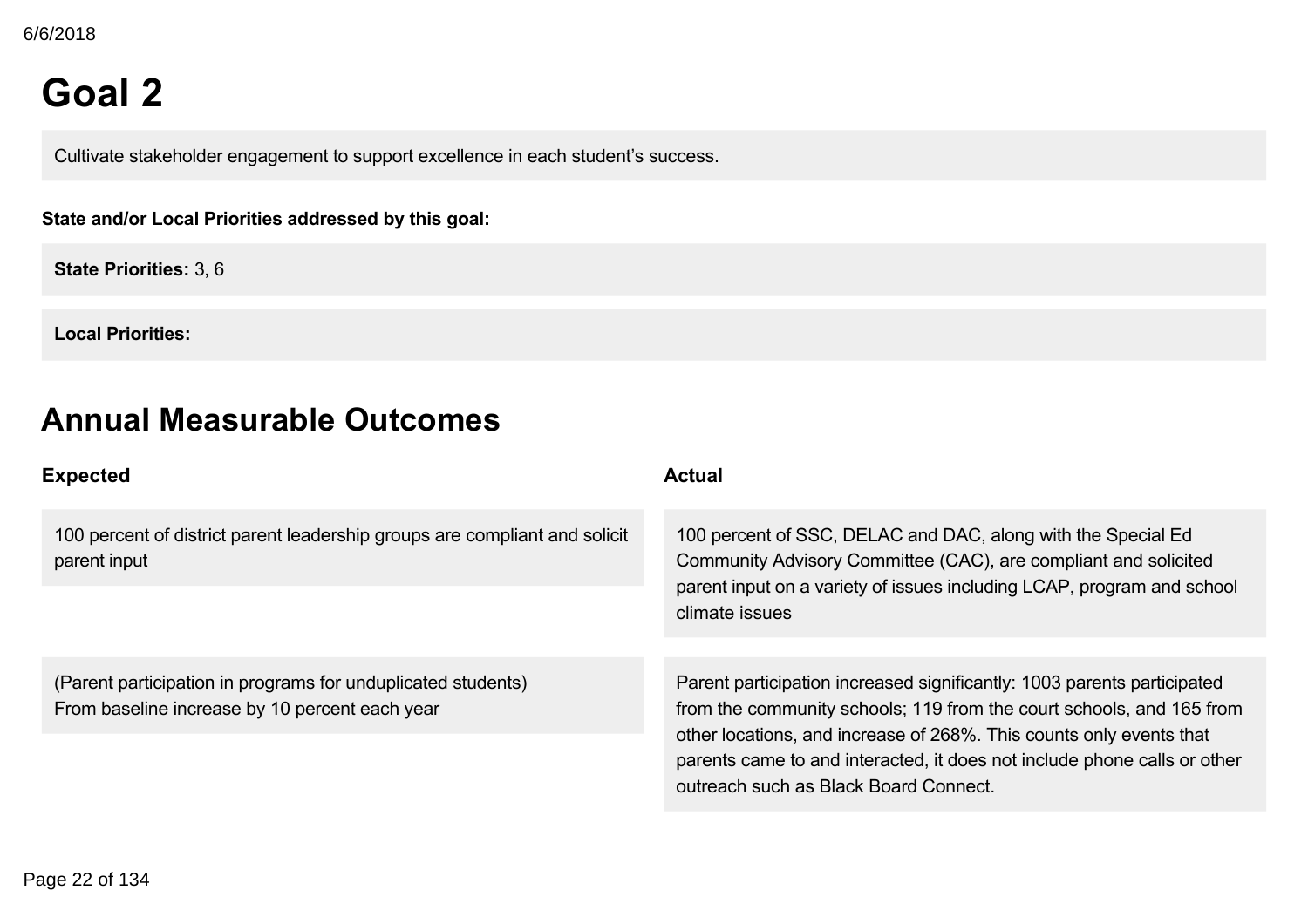# Goal 2

Cultivate stakeholder engagement to support excellence in each student's success.

**State and/or Local Priorities addressed by this goal:**

**State Priorities:** 3, 6

**Local Priorities:**

# Annual Measurable Outcomes

| Expected | Actual |
| --- | --- |
| 100 percent of district parent leadership groups are compliant and solicit parent input | 100 percent of SSC, DELAC and DAC, along with the Special Ed Community Advisory Committee (CAC), are compliant and solicited parent input on a variety of issues including LCAP, program and school climate issues |
| (Parent participation in programs for unduplicated students)<br>From baseline increase by 10 percent each year | Parent participation increased significantly: 1003 parents participated from the community schools; 119 from the court schools, and 165 from other locations, and increase of 268%. This counts only events that parents came to and interacted, it does not include phone calls or other outreach such as Black Board Connect. |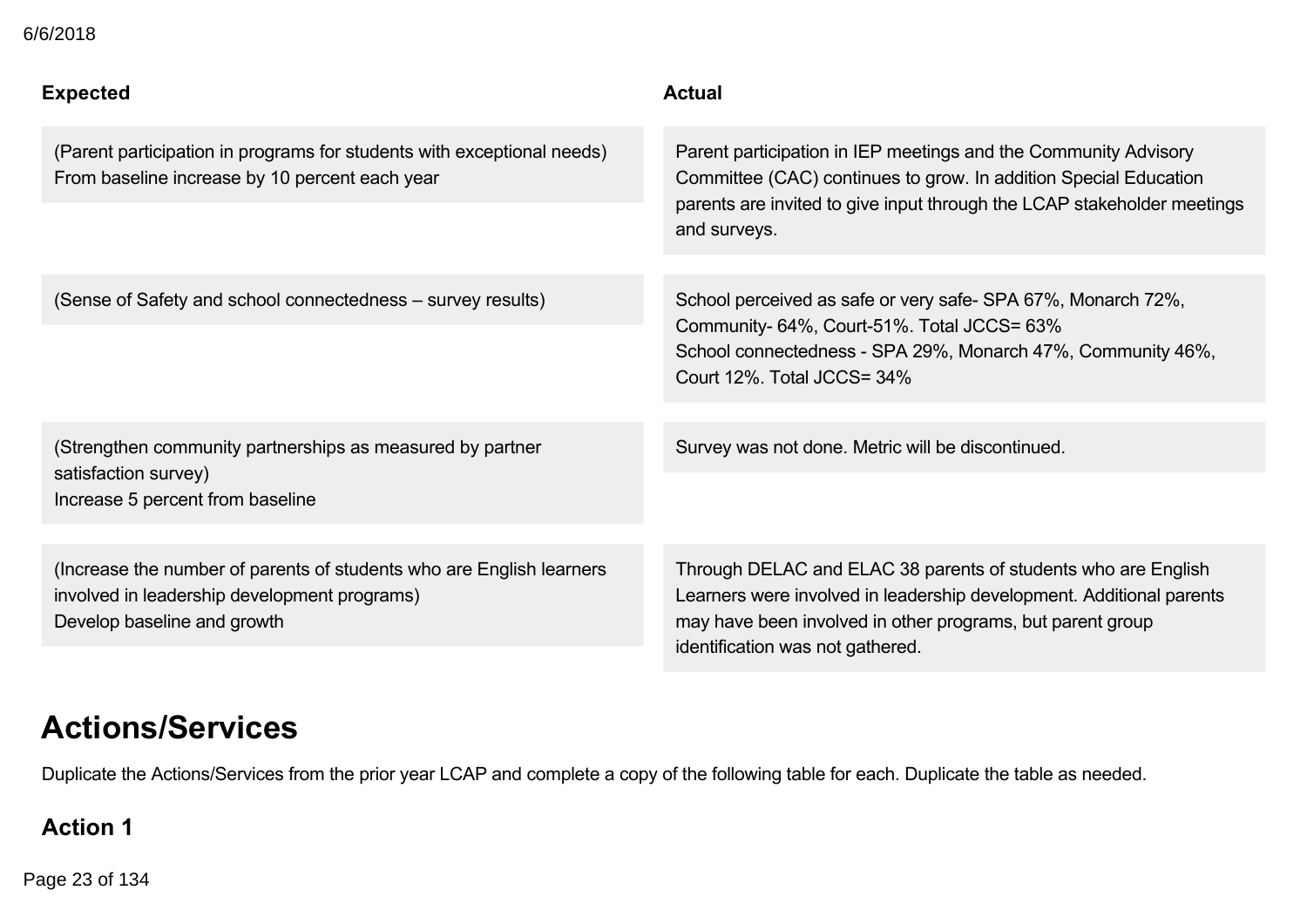| Expected | Actual |
|---|---|
| (Parent participation in programs for students with exceptional needs)<br>From baseline increase by 10 percent each year | Parent participation in IEP meetings and the Community Advisory Committee (CAC) continues to grow. In addition Special Education parents are invited to give input through the LCAP stakeholder meetings and surveys. |
| (Sense of Safety and school connectedness – survey results) | School perceived as safe or very safe- SPA 67%, Monarch 72%, Community- 64%, Court-51%. Total JCCS= 63%<br>School connectedness - SPA 29%, Monarch 47%, Community 46%, Court 12%. Total JCCS= 34% |
| (Strengthen community partnerships as measured by partner satisfaction survey)<br>Increase 5 percent from baseline | Survey was not done. Metric will be discontinued. |
| (Increase the number of parents of students who are English learners involved in leadership development programs)<br>Develop baseline and growth | Through DELAC and ELAC 38 parents of students who are English Learners were involved in leadership development. Additional parents may have been involved in other programs, but parent group identification was not gathered. |

# Actions/Services

Duplicate the Actions/Services from the prior year LCAP and complete a copy of the following table for each. Duplicate the table as needed.

### Action 1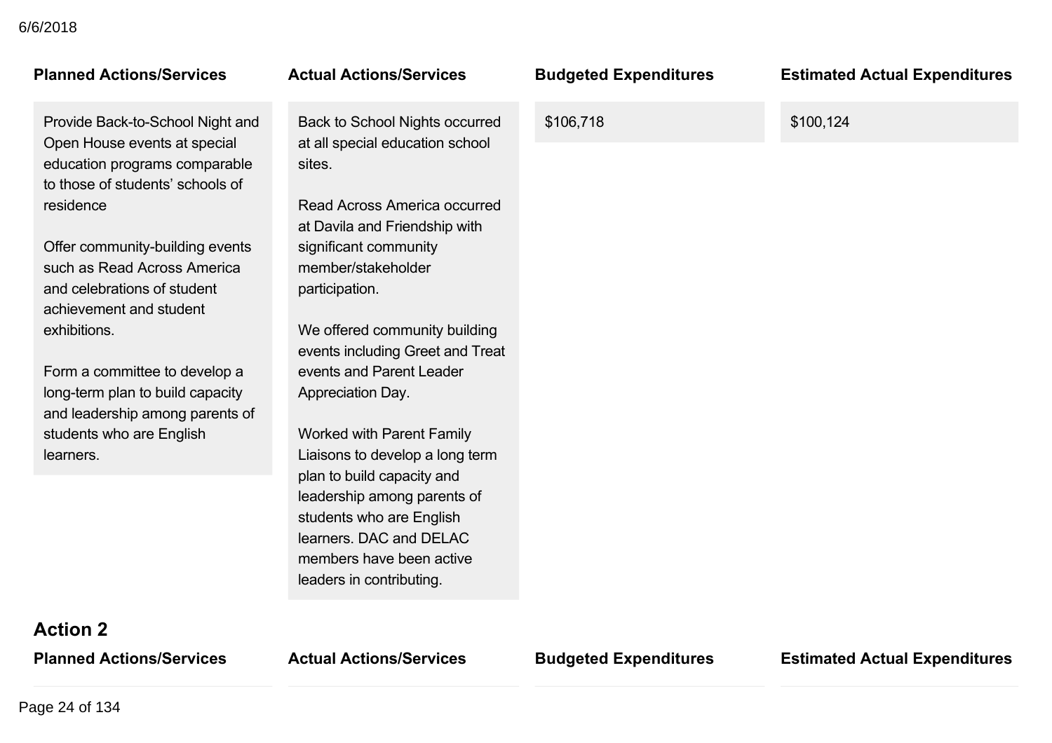| Planned Actions/Services | Actual Actions/Services | Budgeted Expenditures | Estimated Actual Expenditures |
| --- | --- | --- | --- |
| Provide Back-to-School Night and Open House events at special education programs comparable to those of students' schools of residence<br><br>Offer community-building events such as Read Across America and celebrations of student achievement and student exhibitions.<br><br>Form a committee to develop a long-term plan to build capacity and leadership among parents of students who are English learners. | Back to School Nights occurred at all special education school sites.<br><br>Read Across America occurred at Davila and Friendship with significant community member/stakeholder participation.<br><br>We offered community building events including Greet and Treat events and Parent Leader Appreciation Day.<br><br>Worked with Parent Family Liaisons to develop a long term plan to build capacity and leadership among parents of students who are English learners. DAC and DELAC members have been active leaders in contributing. | $106,718 | $100,124 |

### Action 2

| Planned Actions/Services | Actual Actions/Services | Budgeted Expenditures | Estimated Actual Expenditures |
| --- | --- | --- | --- |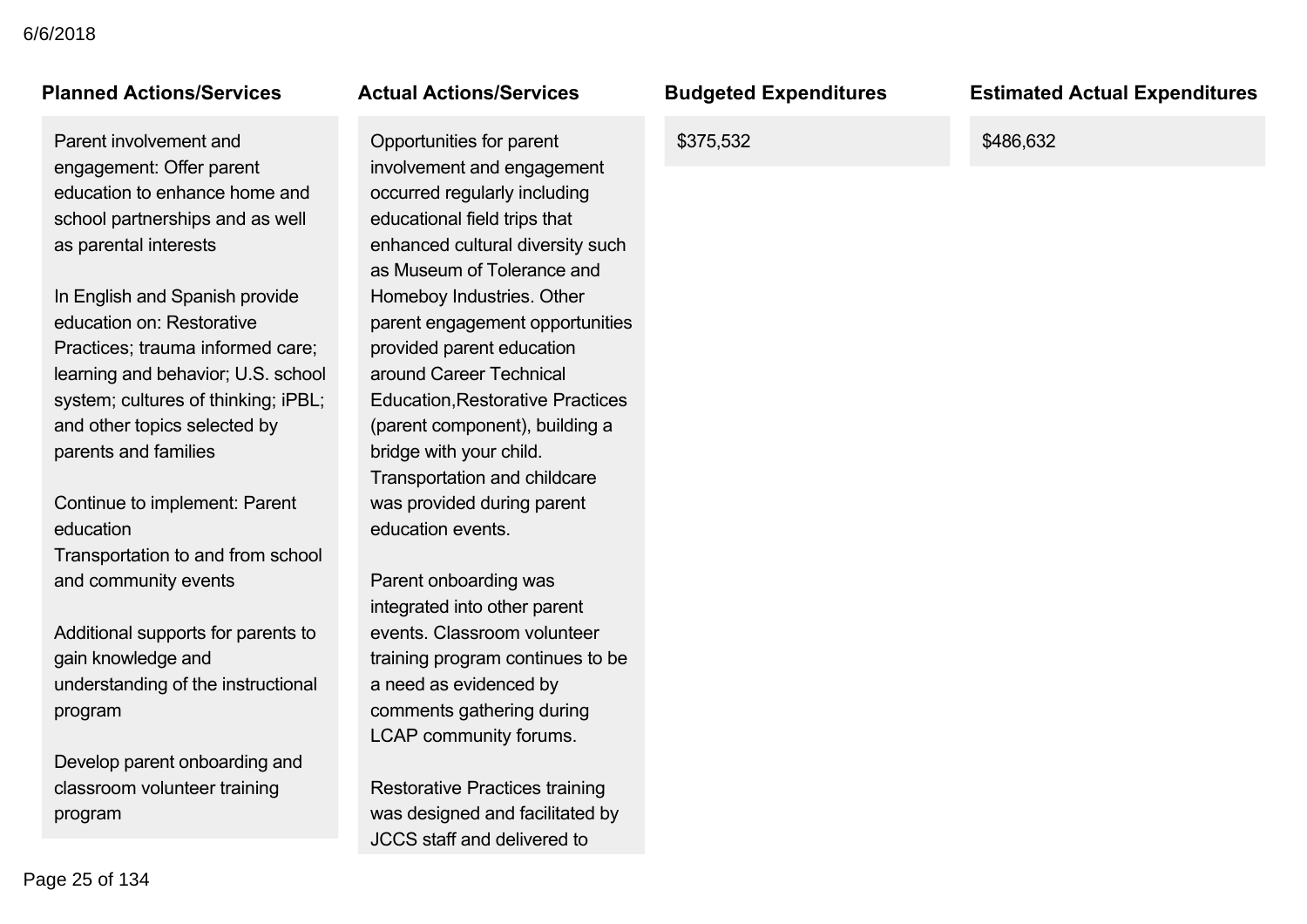| Planned Actions/Services | Actual Actions/Services | Budgeted Expenditures | Estimated Actual Expenditures |
|---|---|---|---|
| Parent involvement and engagement: Offer parent education to enhance home and school partnerships and as well as parental interests<br><br>In English and Spanish provide education on: Restorative Practices; trauma informed care; learning and behavior; U.S. school system; cultures of thinking; iPBL; and other topics selected by parents and families<br><br>Continue to implement: Parent education<br>Transportation to and from school and community events<br><br>Additional supports for parents to gain knowledge and understanding of the instructional program<br><br>Develop parent onboarding and classroom volunteer training program | Opportunities for parent involvement and engagement occurred regularly including educational field trips that enhanced cultural diversity such as Museum of Tolerance and Homeboy Industries. Other parent engagement opportunities provided parent education around Career Technical Education,Restorative Practices (parent component), building a bridge with your child. Transportation and childcare was provided during parent education events.<br><br>Parent onboarding was integrated into other parent events. Classroom volunteer training program continues to be a need as evidenced by comments gathering during LCAP community forums.<br><br>Restorative Practices training was designed and facilitated by JCCS staff and delivered to | $375,532 | $486,632 |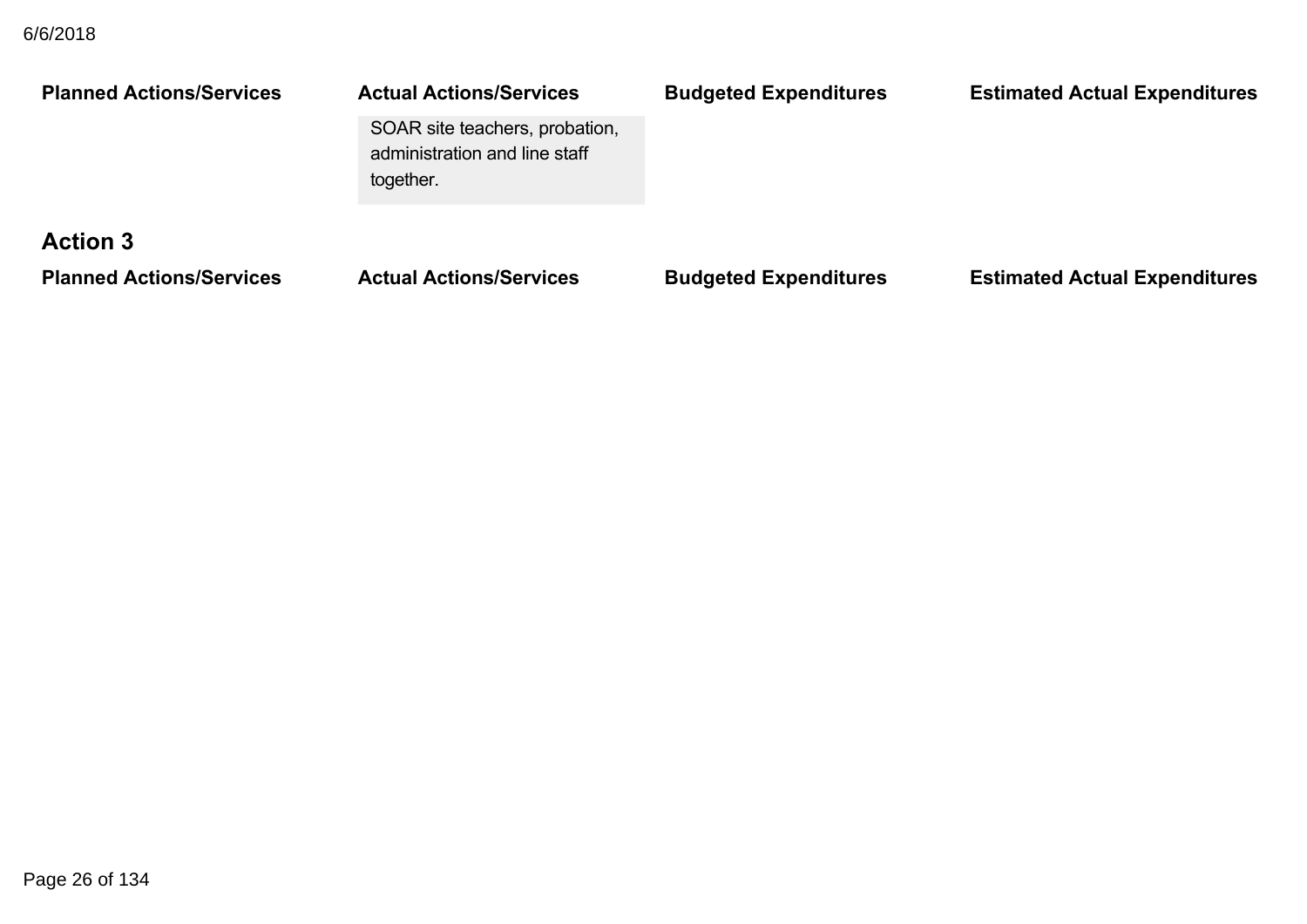| Planned Actions/Services | Actual Actions/Services | Budgeted Expenditures | Estimated Actual Expenditures |
|---|---|---|---|
| | SOAR site teachers, probation, administration and line staff together. | | |

## Action 3

| Planned Actions/Services | Actual Actions/Services | Budgeted Expenditures | Estimated Actual Expenditures |
|---|---|---|---|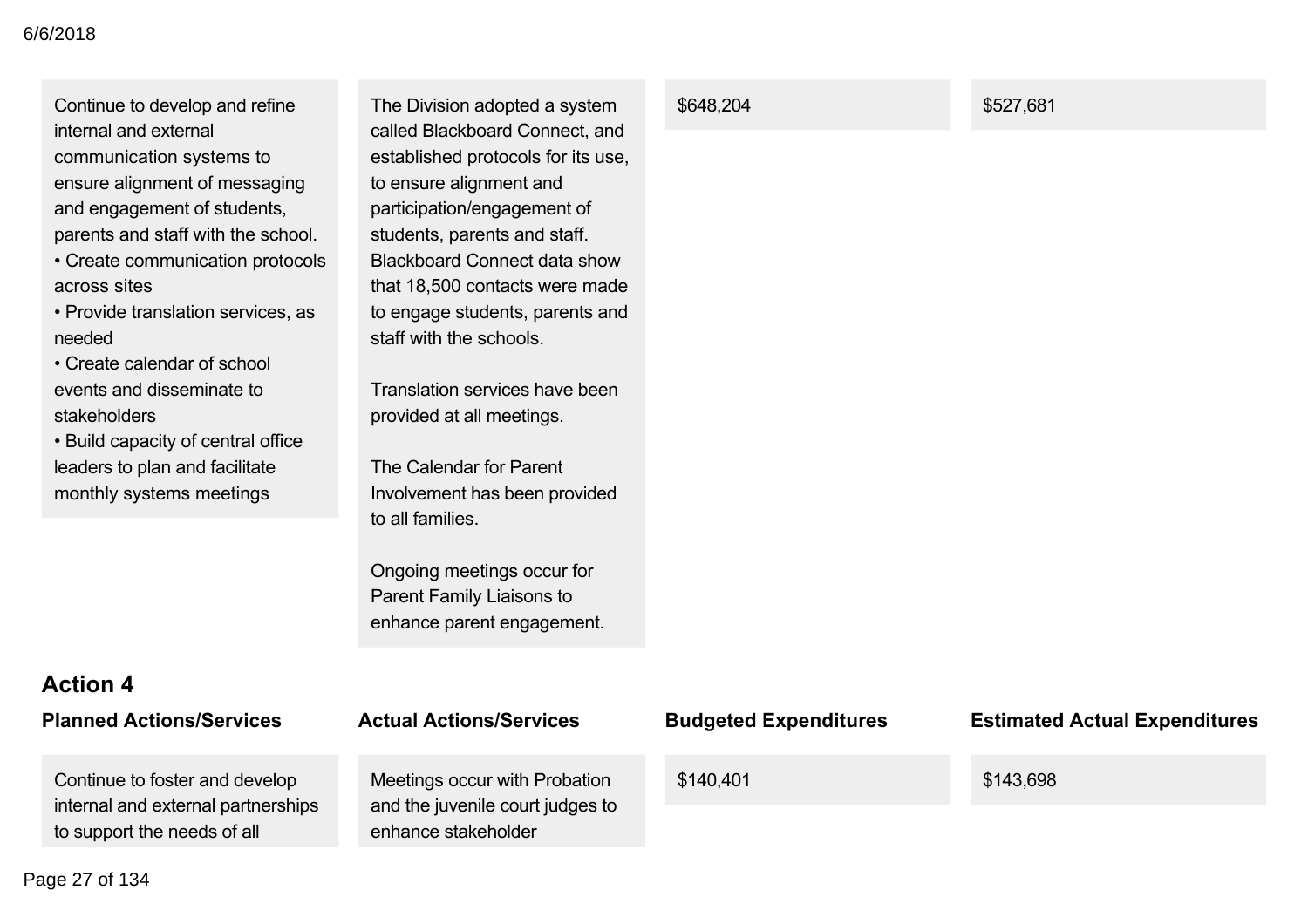| Planned Actions/Services | Actual Actions/Services | Budgeted Expenditures | Estimated Actual Expenditures |
|---|---|---|---|
| Continue to develop and refine internal and external communication systems to ensure alignment of messaging and engagement of students, parents and staff with the school.<br>• Create communication protocols across sites<br>• Provide translation services, as needed<br>• Create calendar of school events and disseminate to stakeholders<br>• Build capacity of central office leaders to plan and facilitate monthly systems meetings | The Division adopted a system called Blackboard Connect, and established protocols for its use, to ensure alignment and participation/engagement of students, parents and staff. Blackboard Connect data show that 18,500 contacts were made to engage students, parents and staff with the schools.<br><br>Translation services have been provided at all meetings.<br><br>The Calendar for Parent Involvement has been provided to all families.<br><br>Ongoing meetings occur for Parent Family Liaisons to enhance parent engagement. | $648,204 | $527,681 |

### Action 4

| Planned Actions/Services | Actual Actions/Services | Budgeted Expenditures | Estimated Actual Expenditures |
|---|---|---|---|
| Continue to foster and develop internal and external partnerships to support the needs of all | Meetings occur with Probation and the juvenile court judges to enhance stakeholder | $140,401 | $143,698 |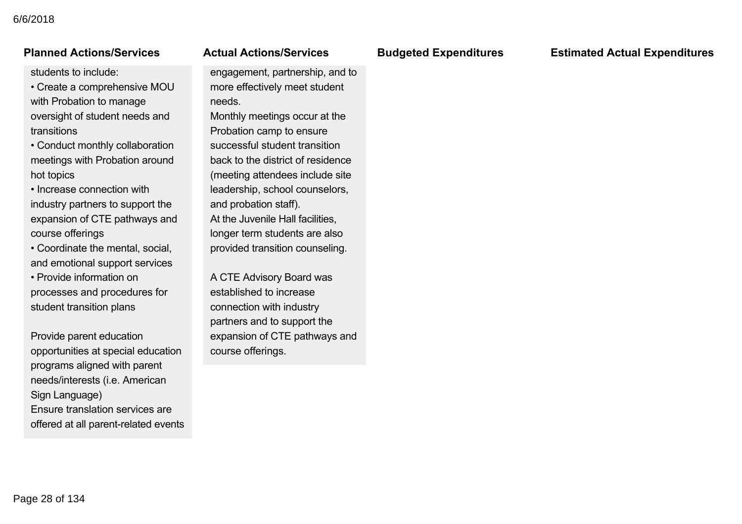| Planned Actions/Services | Actual Actions/Services | Budgeted Expenditures | Estimated Actual Expenditures |
|---|---|---|---|
| students to include:<br>• Create a comprehensive MOU with Probation to manage oversight of student needs and transitions<br>• Conduct monthly collaboration meetings with Probation around hot topics<br>• Increase connection with industry partners to support the expansion of CTE pathways and course offerings<br>• Coordinate the mental, social, and emotional support services<br>• Provide information on processes and procedures for student transition plans<br><br>Provide parent education opportunities at special education programs aligned with parent needs/interests (i.e. American Sign Language)<br>Ensure translation services are offered at all parent-related events | engagement, partnership, and to more effectively meet student needs.<br>Monthly meetings occur at the Probation camp to ensure successful student transition back to the district of residence (meeting attendees include site leadership, school counselors, and probation staff).<br>At the Juvenile Hall facilities, longer term students are also provided transition counseling.<br><br>A CTE Advisory Board was established to increase connection with industry partners and to support the expansion of CTE pathways and course offerings. | | |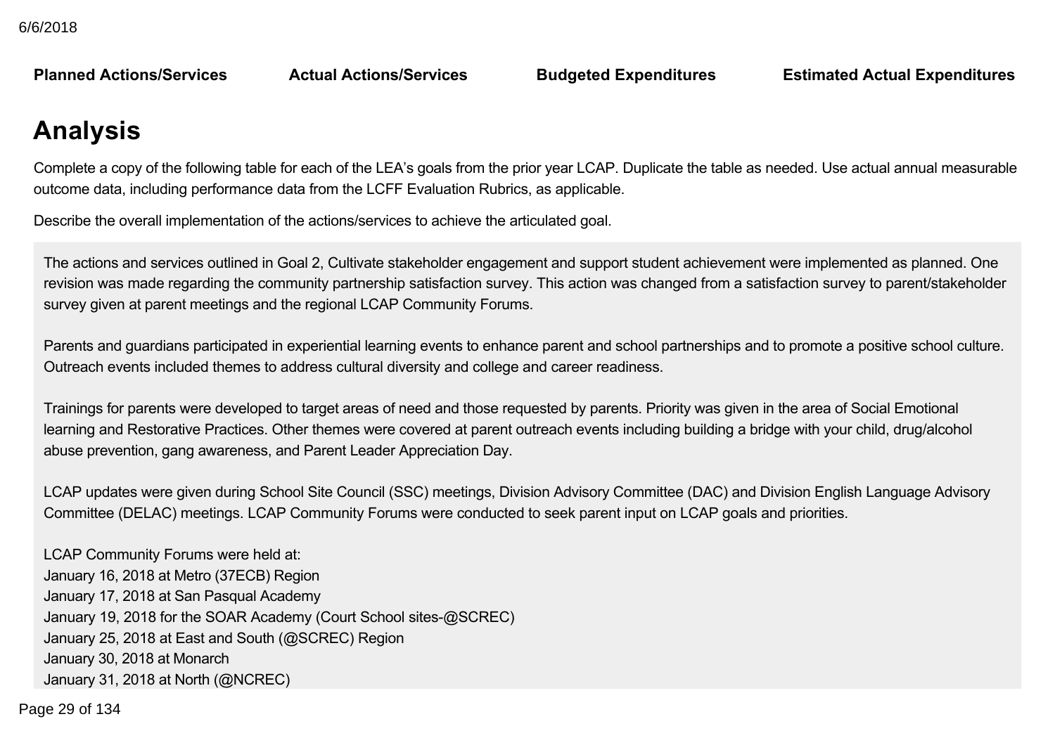| Planned Actions/Services | Actual Actions/Services | Budgeted Expenditures | Estimated Actual Expenditures |
|---|---|---|---|

# Analysis

Complete a copy of the following table for each of the LEA's goals from the prior year LCAP. Duplicate the table as needed. Use actual annual measurable outcome data, including performance data from the LCFF Evaluation Rubrics, as applicable.

Describe the overall implementation of the actions/services to achieve the articulated goal.

The actions and services outlined in Goal 2, Cultivate stakeholder engagement and support student achievement were implemented as planned. One revision was made regarding the community partnership satisfaction survey. This action was changed from a satisfaction survey to parent/stakeholder survey given at parent meetings and the regional LCAP Community Forums.

Parents and guardians participated in experiential learning events to enhance parent and school partnerships and to promote a positive school culture. Outreach events included themes to address cultural diversity and college and career readiness.

Trainings for parents were developed to target areas of need and those requested by parents. Priority was given in the area of Social Emotional learning and Restorative Practices. Other themes were covered at parent outreach events including building a bridge with your child, drug/alcohol abuse prevention, gang awareness, and Parent Leader Appreciation Day.

LCAP updates were given during School Site Council (SSC) meetings, Division Advisory Committee (DAC) and Division English Language Advisory Committee (DELAC) meetings. LCAP Community Forums were conducted to seek parent input on LCAP goals and priorities.

LCAP Community Forums were held at:  
January 16, 2018 at Metro (37ECB) Region  
January 17, 2018 at San Pasqual Academy  
January 19, 2018 for the SOAR Academy (Court School sites-@SCREC)  
January 25, 2018 at East and South (@SCREC) Region  
January 30, 2018 at Monarch  
January 31, 2018 at North (@NCREC)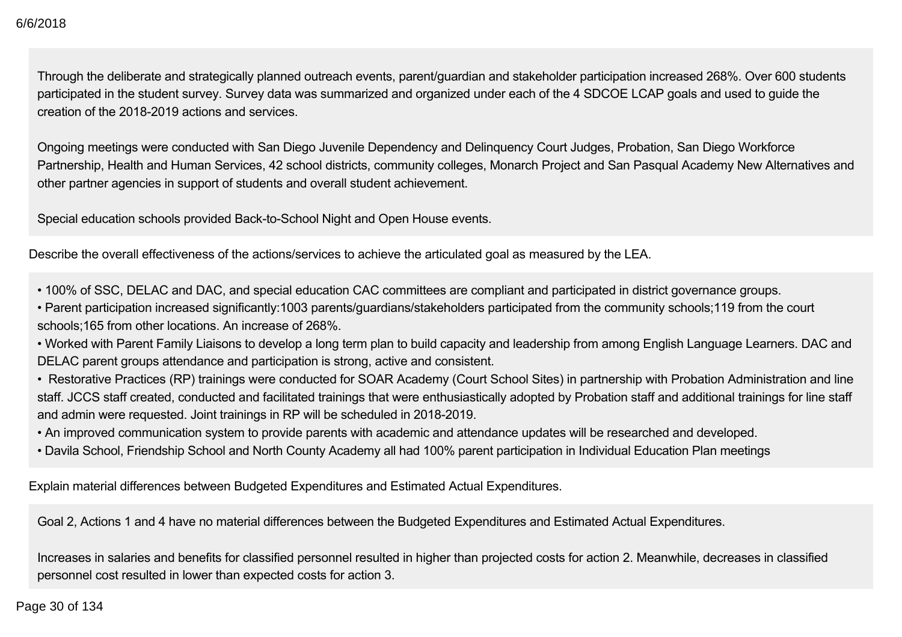Through the deliberate and strategically planned outreach events, parent/guardian and stakeholder participation increased 268%. Over 600 students participated in the student survey. Survey data was summarized and organized under each of the 4 SDCOE LCAP goals and used to guide the creation of the 2018-2019 actions and services.

Ongoing meetings were conducted with San Diego Juvenile Dependency and Delinquency Court Judges, Probation, San Diego Workforce Partnership, Health and Human Services, 42 school districts, community colleges, Monarch Project and San Pasqual Academy New Alternatives and other partner agencies in support of students and overall student achievement.

Special education schools provided Back-to-School Night and Open House events.

Describe the overall effectiveness of the actions/services to achieve the articulated goal as measured by the LEA.

- 100% of SSC, DELAC and DAC, and special education CAC committees are compliant and participated in district governance groups.
- Parent participation increased significantly:1003 parents/guardians/stakeholders participated from the community schools;119 from the court schools;165 from other locations. An increase of 268%.
- Worked with Parent Family Liaisons to develop a long term plan to build capacity and leadership from among English Language Learners. DAC and DELAC parent groups attendance and participation is strong, active and consistent.
- Restorative Practices (RP) trainings were conducted for SOAR Academy (Court School Sites) in partnership with Probation Administration and line staff. JCCS staff created, conducted and facilitated trainings that were enthusiastically adopted by Probation staff and additional trainings for line staff and admin were requested. Joint trainings in RP will be scheduled in 2018-2019.
- An improved communication system to provide parents with academic and attendance updates will be researched and developed.
- Davila School, Friendship School and North County Academy all had 100% parent participation in Individual Education Plan meetings

Explain material differences between Budgeted Expenditures and Estimated Actual Expenditures.

Goal 2, Actions 1 and 4 have no material differences between the Budgeted Expenditures and Estimated Actual Expenditures.

Increases in salaries and benefits for classified personnel resulted in higher than projected costs for action 2. Meanwhile, decreases in classified personnel cost resulted in lower than expected costs for action 3.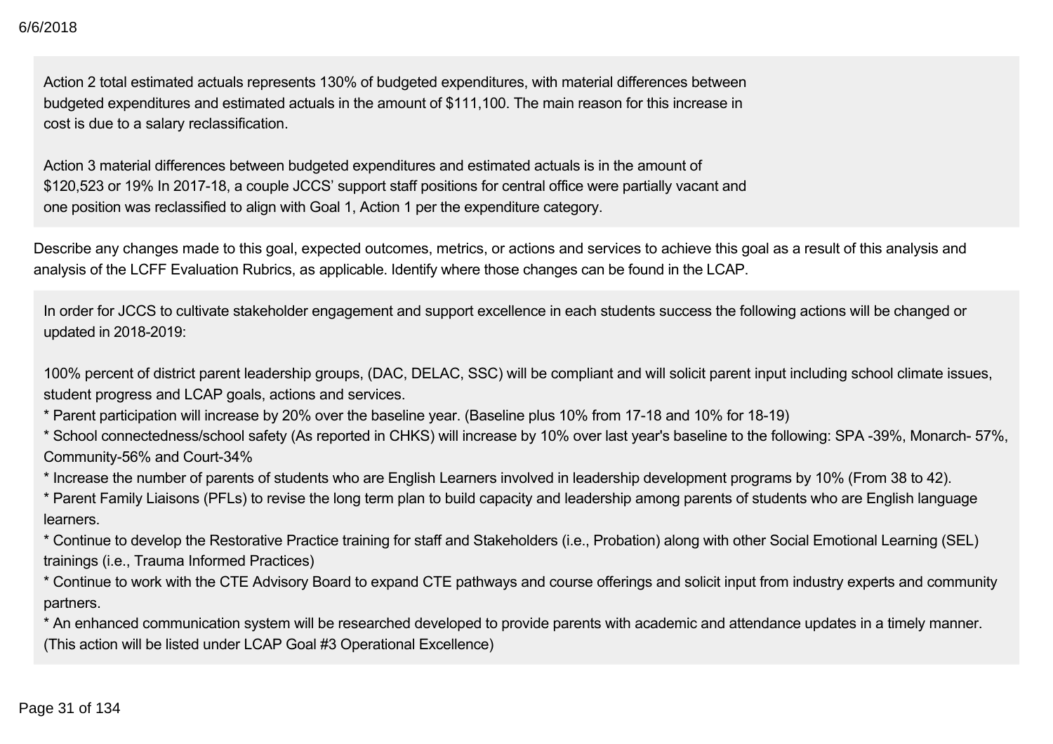Action 2 total estimated actuals represents 130% of budgeted expenditures, with material differences between budgeted expenditures and estimated actuals in the amount of $111,100. The main reason for this increase in cost is due to a salary reclassification.

Action 3 material differences between budgeted expenditures and estimated actuals is in the amount of $120,523 or 19% In 2017-18, a couple JCCS' support staff positions for central office were partially vacant and one position was reclassified to align with Goal 1, Action 1 per the expenditure category.

Describe any changes made to this goal, expected outcomes, metrics, or actions and services to achieve this goal as a result of this analysis and analysis of the LCFF Evaluation Rubrics, as applicable. Identify where those changes can be found in the LCAP.

In order for JCCS to cultivate stakeholder engagement and support excellence in each students success the following actions will be changed or updated in 2018-2019:

100% percent of district parent leadership groups, (DAC, DELAC, SSC) will be compliant and will solicit parent input including school climate issues, student progress and LCAP goals, actions and services.

* Parent participation will increase by 20% over the baseline year. (Baseline plus 10% from 17-18 and 10% for 18-19)
* School connectedness/school safety (As reported in CHKS) will increase by 10% over last year's baseline to the following: SPA -39%, Monarch- 57%, Community-56% and Court-34%
* Increase the number of parents of students who are English Learners involved in leadership development programs by 10% (From 38 to 42).
* Parent Family Liaisons (PFLs) to revise the long term plan to build capacity and leadership among parents of students who are English language learners.
* Continue to develop the Restorative Practice training for staff and Stakeholders (i.e., Probation) along with other Social Emotional Learning (SEL) trainings (i.e., Trauma Informed Practices)
* Continue to work with the CTE Advisory Board to expand CTE pathways and course offerings and solicit input from industry experts and community partners.
* An enhanced communication system will be researched developed to provide parents with academic and attendance updates in a timely manner. (This action will be listed under LCAP Goal #3 Operational Excellence)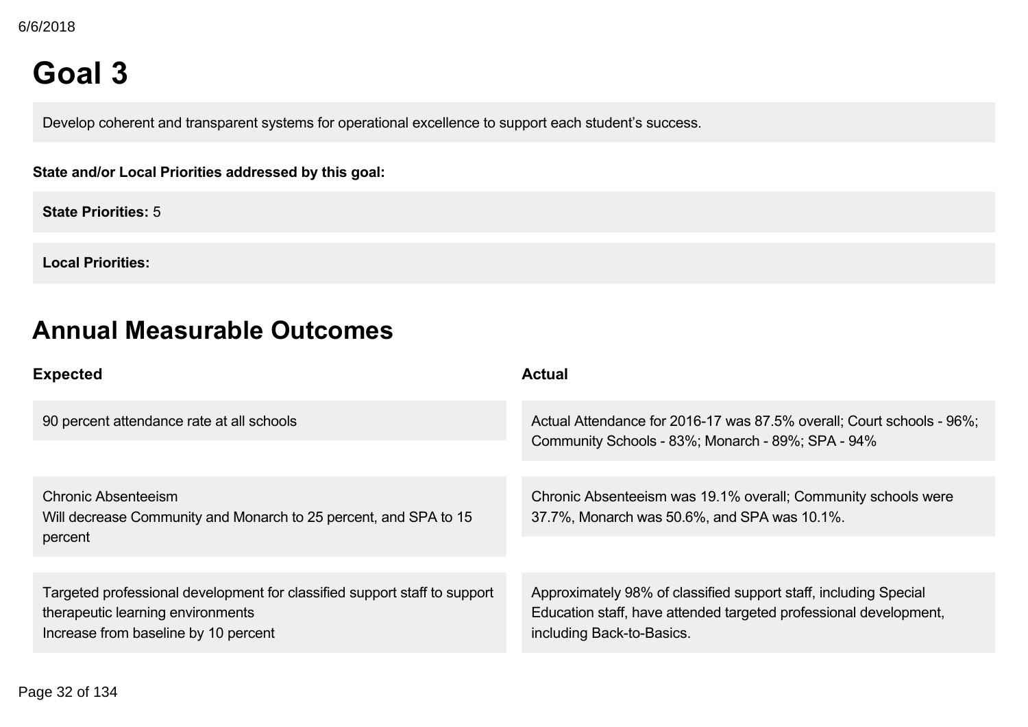# Goal 3

Develop coherent and transparent systems for operational excellence to support each student's success.

**State and/or Local Priorities addressed by this goal:**

**State Priorities:** 5

**Local Priorities:**

## Annual Measurable Outcomes

| Expected | Actual |
| --- | --- |
| 90 percent attendance rate at all schools | Actual Attendance for 2016-17 was 87.5% overall; Court schools - 96%; Community Schools - 83%; Monarch - 89%; SPA - 94% |
| Chronic Absenteeism<br>Will decrease Community and Monarch to 25 percent, and SPA to 15 percent | Chronic Absenteeism was 19.1% overall; Community schools were 37.7%, Monarch was 50.6%, and SPA was 10.1%. |
| Targeted professional development for classified support staff to support therapeutic learning environments<br>Increase from baseline by 10 percent | Approximately 98% of classified support staff, including Special Education staff, have attended targeted professional development, including Back-to-Basics. |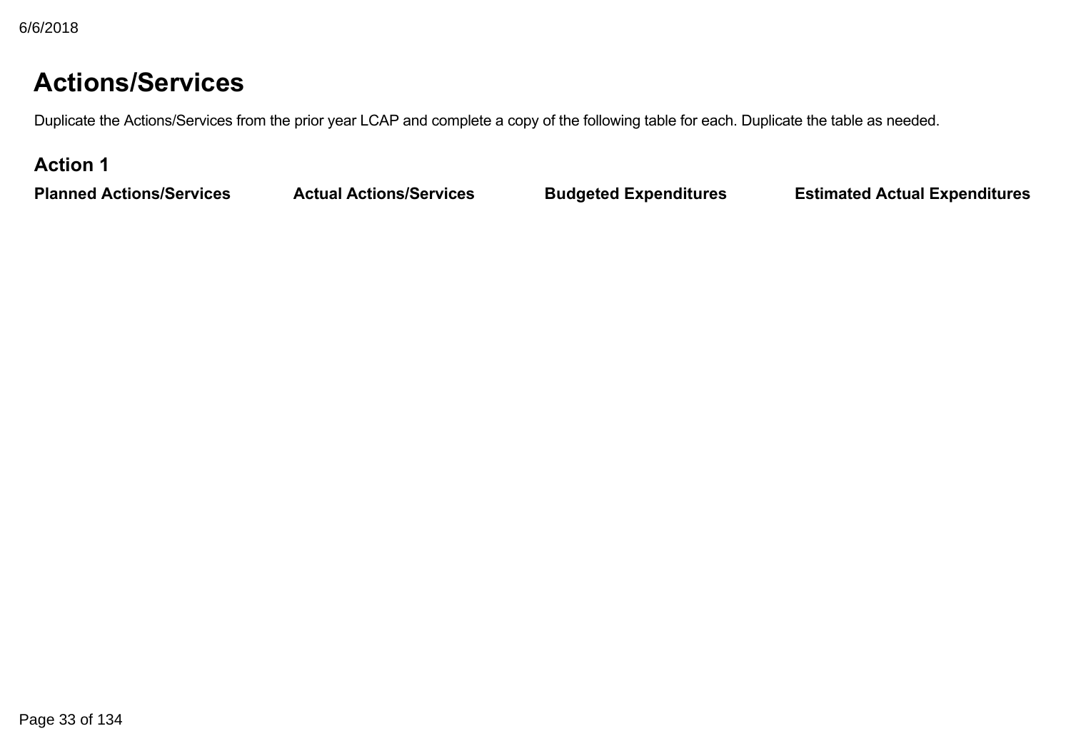# Actions/Services

Duplicate the Actions/Services from the prior year LCAP and complete a copy of the following table for each. Duplicate the table as needed.

## Action 1

| Planned Actions/Services | Actual Actions/Services | Budgeted Expenditures | Estimated Actual Expenditures |
| --- | --- | --- | --- |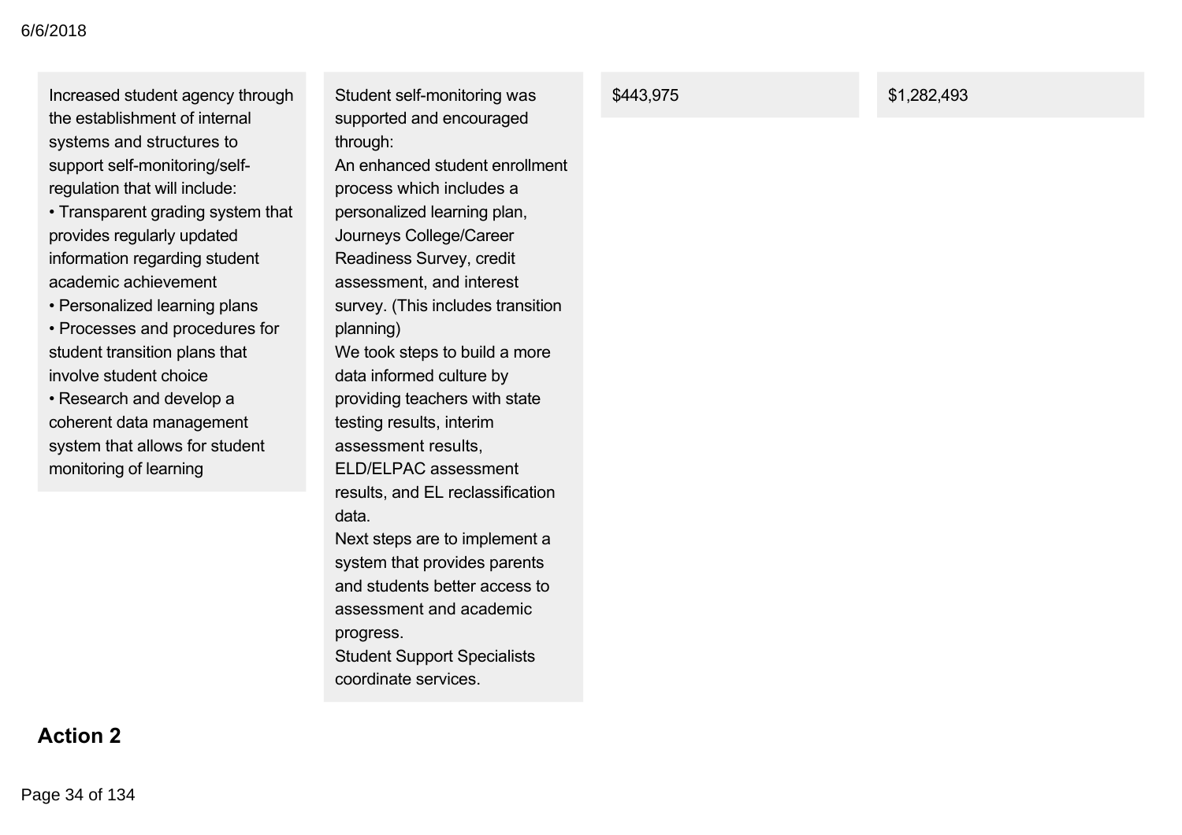| | | | |
|---|---|---|---|
| Increased student agency through the establishment of internal systems and structures to support self-monitoring/self-regulation that will include:<br>• Transparent grading system that provides regularly updated information regarding student academic achievement<br>• Personalized learning plans<br>• Processes and procedures for student transition plans that involve student choice<br>• Research and develop a coherent data management system that allows for student monitoring of learning | Student self-monitoring was supported and encouraged through:<br>An enhanced student enrollment process which includes a personalized learning plan, Journeys College/Career Readiness Survey, credit assessment, and interest survey. (This includes transition planning)<br>We took steps to build a more data informed culture by providing teachers with state testing results, interim assessment results, ELD/ELPAC assessment results, and EL reclassification data.<br>Next steps are to implement a system that provides parents and students better access to assessment and academic progress.<br>Student Support Specialists coordinate services. | $443,975 | $1,282,493 |

### Action 2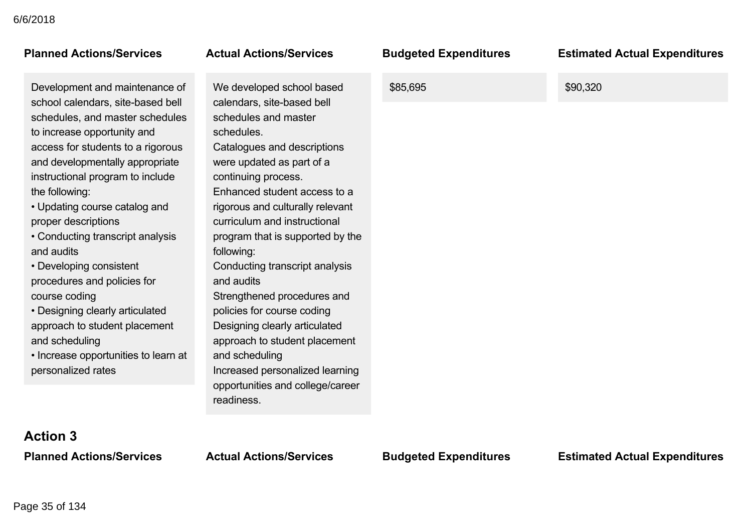| Planned Actions/Services | Actual Actions/Services | Budgeted Expenditures | Estimated Actual Expenditures |
|---|---|---|---|
| Development and maintenance of school calendars, site-based bell schedules, and master schedules to increase opportunity and access for students to a rigorous and developmentally appropriate instructional program to include the following:<br>• Updating course catalog and proper descriptions<br>• Conducting transcript analysis and audits<br>• Developing consistent procedures and policies for course coding<br>• Designing clearly articulated approach to student placement and scheduling<br>• Increase opportunities to learn at personalized rates | We developed school based calendars, site-based bell schedules and master schedules.<br>Catalogues and descriptions were updated as part of a continuing process.<br>Enhanced student access to a rigorous and culturally relevant curriculum and instructional program that is supported by the following:<br>Conducting transcript analysis and audits<br>Strengthened procedures and policies for course coding<br>Designing clearly articulated approach to student placement and scheduling<br>Increased personalized learning opportunities and college/career readiness. | $85,695 | $90,320 |

## Action 3

| Planned Actions/Services | Actual Actions/Services | Budgeted Expenditures | Estimated Actual Expenditures |
|---|---|---|---|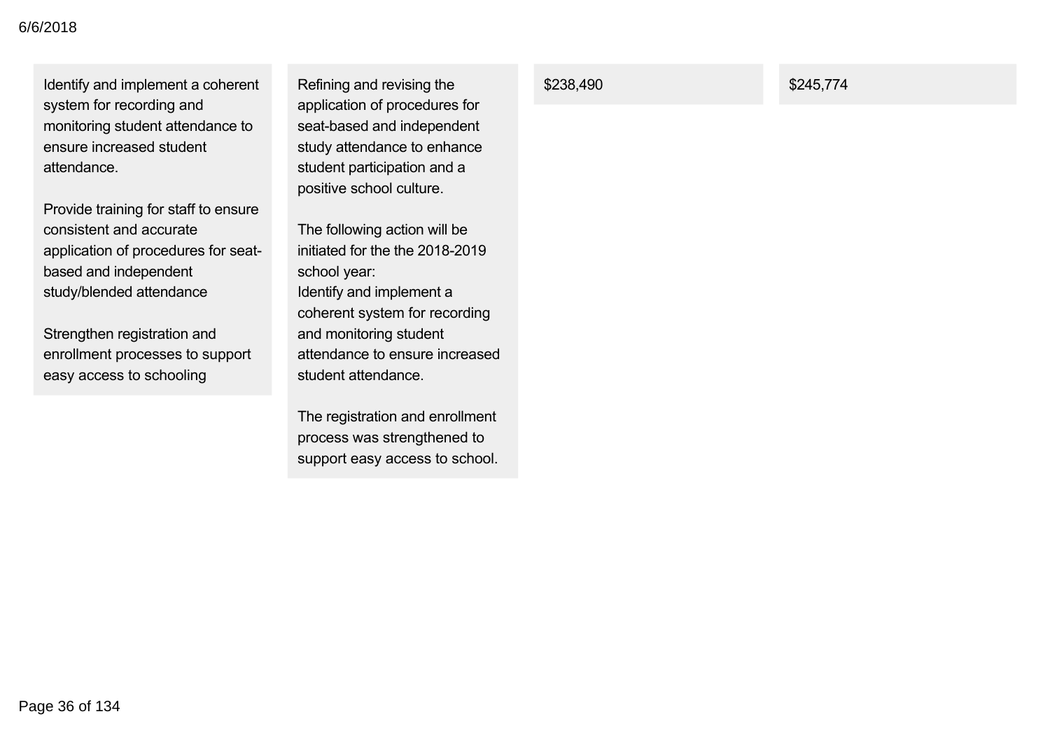| | | | |
|---|---|---|---|
| Identify and implement a coherent system for recording and monitoring student attendance to ensure increased student attendance.<br><br>Provide training for staff to ensure consistent and accurate application of procedures for seat-based and independent study/blended attendance<br><br>Strengthen registration and enrollment processes to support easy access to schooling | Refining and revising the application of procedures for seat-based and independent study attendance to enhance student participation and a positive school culture.<br><br>The following action will be initiated for the the 2018-2019 school year:<br>Identify and implement a coherent system for recording and monitoring student attendance to ensure increased student attendance.<br><br>The registration and enrollment process was strengthened to support easy access to school. | $238,490 | $245,774 |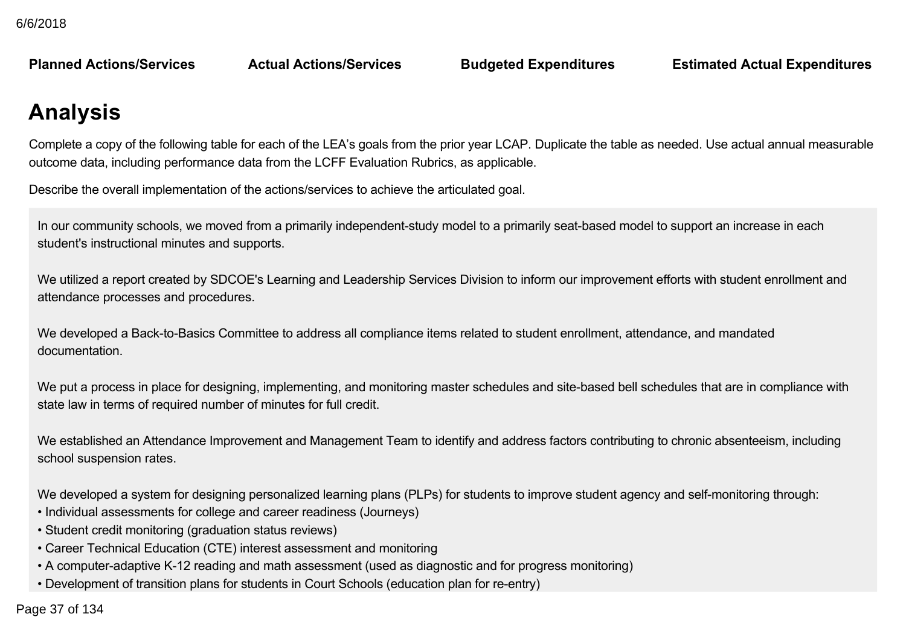| Planned Actions/Services | Actual Actions/Services | Budgeted Expenditures | Estimated Actual Expenditures |
| --- | --- | --- | --- |

# Analysis

Complete a copy of the following table for each of the LEA's goals from the prior year LCAP. Duplicate the table as needed. Use actual annual measurable outcome data, including performance data from the LCFF Evaluation Rubrics, as applicable.

Describe the overall implementation of the actions/services to achieve the articulated goal.

In our community schools, we moved from a primarily independent-study model to a primarily seat-based model to support an increase in each student's instructional minutes and supports.

We utilized a report created by SDCOE's Learning and Leadership Services Division to inform our improvement efforts with student enrollment and attendance processes and procedures.

We developed a Back-to-Basics Committee to address all compliance items related to student enrollment, attendance, and mandated documentation.

We put a process in place for designing, implementing, and monitoring master schedules and site-based bell schedules that are in compliance with state law in terms of required number of minutes for full credit.

We established an Attendance Improvement and Management Team to identify and address factors contributing to chronic absenteeism, including school suspension rates.

We developed a system for designing personalized learning plans (PLPs) for students to improve student agency and self-monitoring through:

- Individual assessments for college and career readiness (Journeys)
- Student credit monitoring (graduation status reviews)
- Career Technical Education (CTE) interest assessment and monitoring
- A computer-adaptive K-12 reading and math assessment (used as diagnostic and for progress monitoring)
- Development of transition plans for students in Court Schools (education plan for re-entry)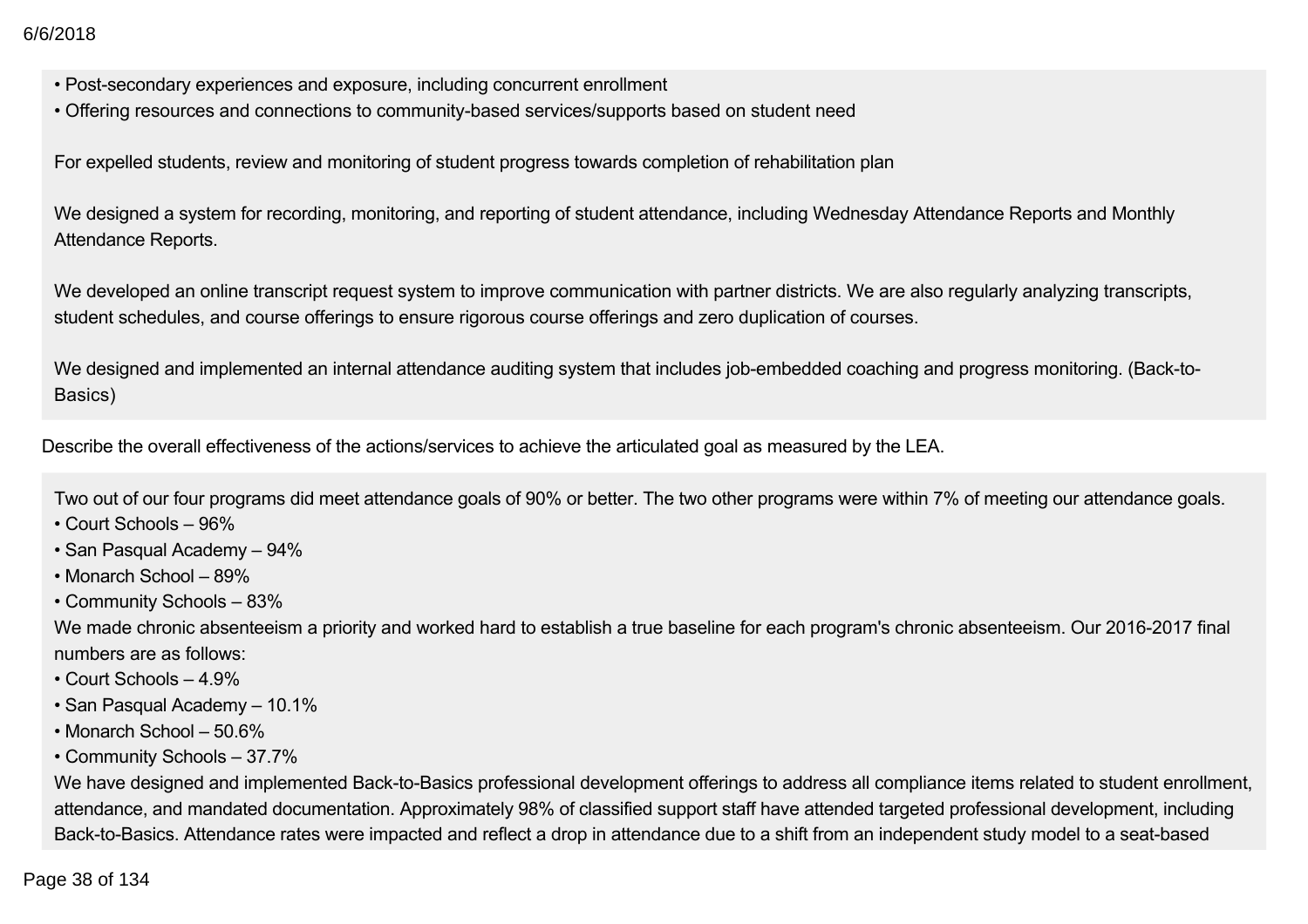- Post-secondary experiences and exposure, including concurrent enrollment
- Offering resources and connections to community-based services/supports based on student need

For expelled students, review and monitoring of student progress towards completion of rehabilitation plan

We designed a system for recording, monitoring, and reporting of student attendance, including Wednesday Attendance Reports and Monthly Attendance Reports.

We developed an online transcript request system to improve communication with partner districts. We are also regularly analyzing transcripts, student schedules, and course offerings to ensure rigorous course offerings and zero duplication of courses.

We designed and implemented an internal attendance auditing system that includes job-embedded coaching and progress monitoring. (Back-to-Basics)

Describe the overall effectiveness of the actions/services to achieve the articulated goal as measured by the LEA.

Two out of our four programs did meet attendance goals of 90% or better. The two other programs were within 7% of meeting our attendance goals.

- Court Schools – 96%
- San Pasqual Academy – 94%
- Monarch School – 89%
- Community Schools – 83%

We made chronic absenteeism a priority and worked hard to establish a true baseline for each program's chronic absenteeism. Our 2016-2017 final numbers are as follows:

- Court Schools – 4.9%
- San Pasqual Academy – 10.1%
- Monarch School – 50.6%
- Community Schools – 37.7%

We have designed and implemented Back-to-Basics professional development offerings to address all compliance items related to student enrollment, attendance, and mandated documentation. Approximately 98% of classified support staff have attended targeted professional development, including Back-to-Basics. Attendance rates were impacted and reflect a drop in attendance due to a shift from an independent study model to a seat-based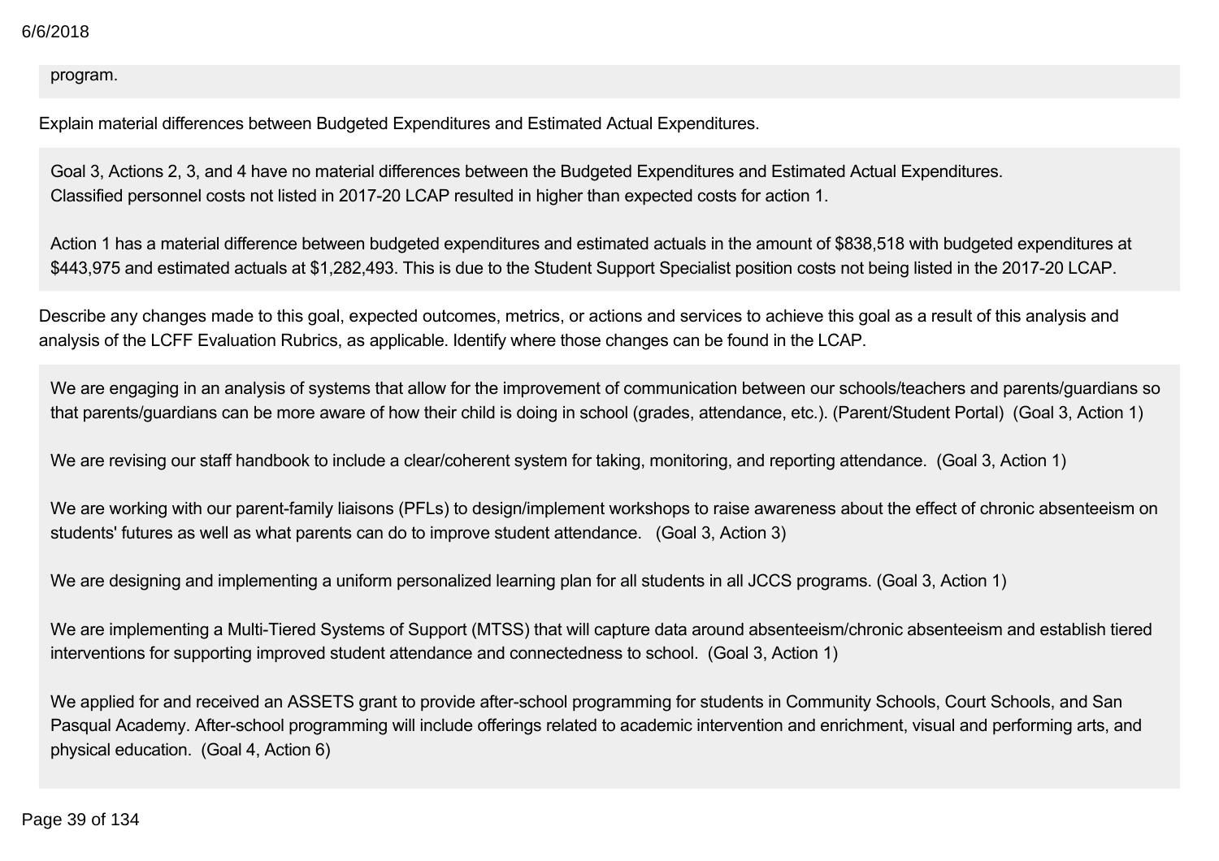program.

Explain material differences between Budgeted Expenditures and Estimated Actual Expenditures.

Goal 3, Actions 2, 3, and 4 have no material differences between the Budgeted Expenditures and Estimated Actual Expenditures.
Classified personnel costs not listed in 2017-20 LCAP resulted in higher than expected costs for action 1.

Action 1 has a material difference between budgeted expenditures and estimated actuals in the amount of $838,518 with budgeted expenditures at $443,975 and estimated actuals at $1,282,493. This is due to the Student Support Specialist position costs not being listed in the 2017-20 LCAP.

Describe any changes made to this goal, expected outcomes, metrics, or actions and services to achieve this goal as a result of this analysis and analysis of the LCFF Evaluation Rubrics, as applicable. Identify where those changes can be found in the LCAP.

We are engaging in an analysis of systems that allow for the improvement of communication between our schools/teachers and parents/guardians so that parents/guardians can be more aware of how their child is doing in school (grades, attendance, etc.). (Parent/Student Portal) (Goal 3, Action 1)

We are revising our staff handbook to include a clear/coherent system for taking, monitoring, and reporting attendance. (Goal 3, Action 1)

We are working with our parent-family liaisons (PFLs) to design/implement workshops to raise awareness about the effect of chronic absenteeism on students' futures as well as what parents can do to improve student attendance. (Goal 3, Action 3)

We are designing and implementing a uniform personalized learning plan for all students in all JCCS programs. (Goal 3, Action 1)

We are implementing a Multi-Tiered Systems of Support (MTSS) that will capture data around absenteeism/chronic absenteeism and establish tiered interventions for supporting improved student attendance and connectedness to school. (Goal 3, Action 1)

We applied for and received an ASSETS grant to provide after-school programming for students in Community Schools, Court Schools, and San Pasqual Academy. After-school programming will include offerings related to academic intervention and enrichment, visual and performing arts, and physical education. (Goal 4, Action 6)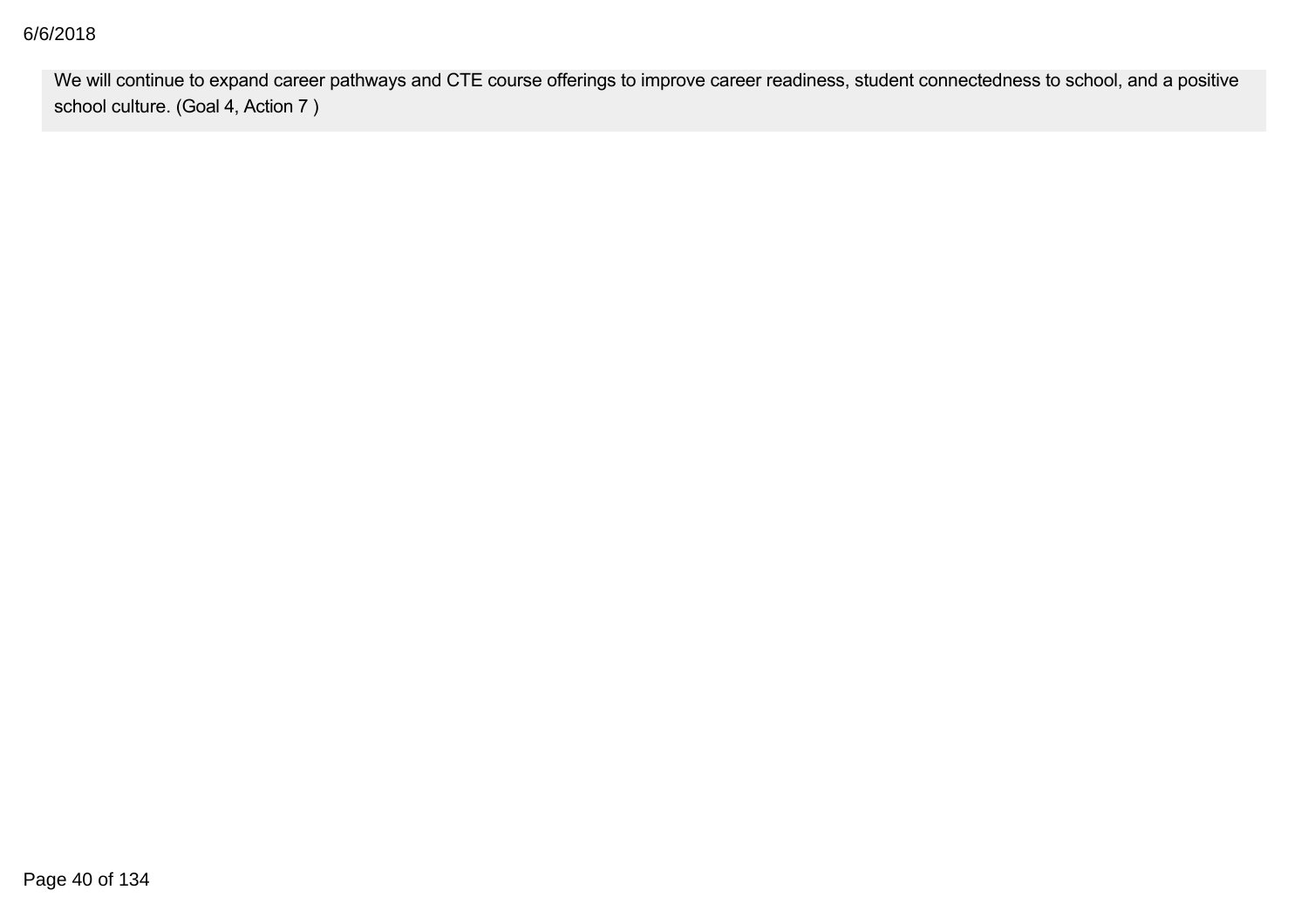We will continue to expand career pathways and CTE course offerings to improve career readiness, student connectedness to school, and a positive school culture. (Goal 4, Action 7 )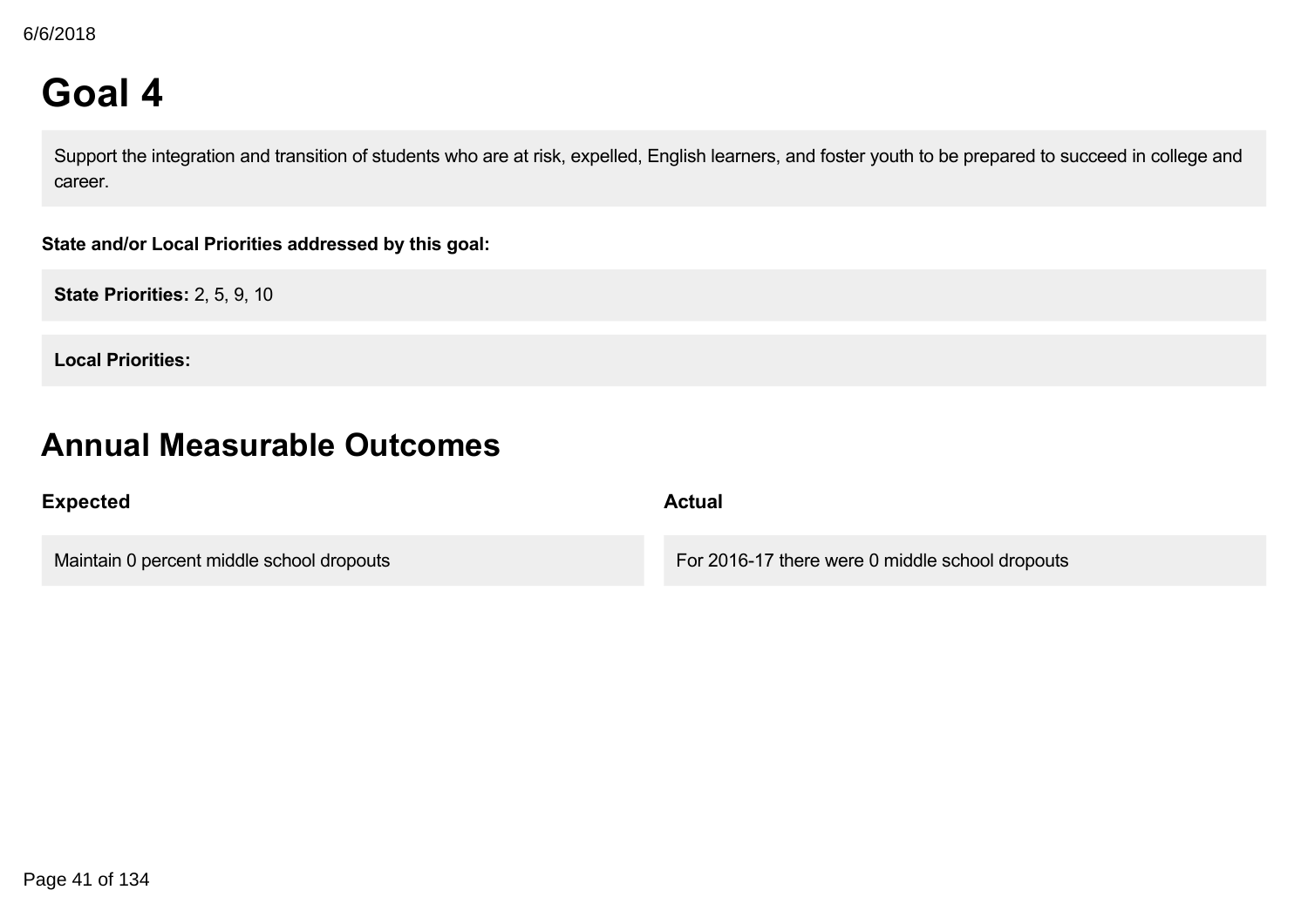# Goal 4

Support the integration and transition of students who are at risk, expelled, English learners, and foster youth to be prepared to succeed in college and career.

**State and/or Local Priorities addressed by this goal:**

**State Priorities:** 2, 5, 9, 10

**Local Priorities:**

# Annual Measurable Outcomes

| Expected | Actual |
| --- | --- |
| Maintain 0 percent middle school dropouts | For 2016-17 there were 0 middle school dropouts |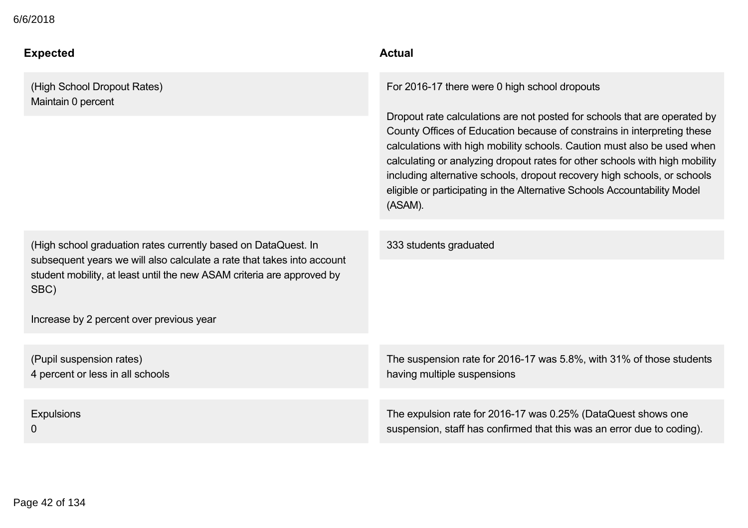| Expected | Actual |
|---|---|
| (High School Dropout Rates)<br>Maintain 0 percent | For 2016-17 there were 0 high school dropouts<br><br>Dropout rate calculations are not posted for schools that are operated by County Offices of Education because of constrains in interpreting these calculations with high mobility schools. Caution must also be used when calculating or analyzing dropout rates for other schools with high mobility including alternative schools, dropout recovery high schools, or schools eligible or participating in the Alternative Schools Accountability Model (ASAM). |
| (High school graduation rates currently based on DataQuest. In subsequent years we will also calculate a rate that takes into account student mobility, at least until the new ASAM criteria are approved by SBC)<br><br>Increase by 2 percent over previous year | 333 students graduated |
| (Pupil suspension rates)<br>4 percent or less in all schools | The suspension rate for 2016-17 was 5.8%, with 31% of those students having multiple suspensions |
| Expulsions<br>0 | The expulsion rate for 2016-17 was 0.25% (DataQuest shows one suspension, staff has confirmed that this was an error due to coding). |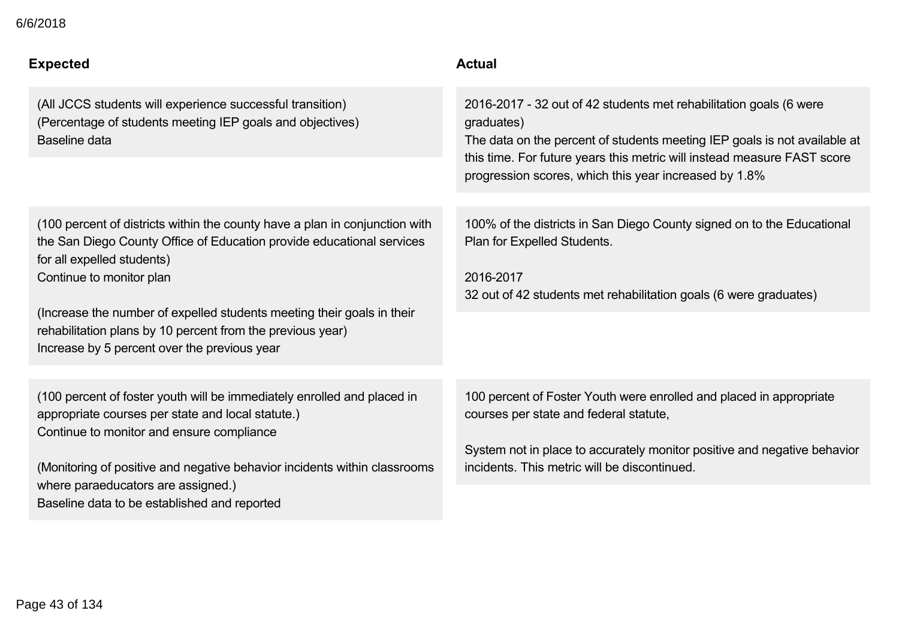| Expected | Actual |
|---|---|
| (All JCCS students will experience successful transition)<br>(Percentage of students meeting IEP goals and objectives)<br>Baseline data | 2016-2017 - 32 out of 42 students met rehabilitation goals (6 were graduates)<br>The data on the percent of students meeting IEP goals is not available at this time. For future years this metric will instead measure FAST score progression scores, which this year increased by 1.8% |
| (100 percent of districts within the county have a plan in conjunction with the San Diego County Office of Education provide educational services for all expelled students)<br>Continue to monitor plan<br><br>(Increase the number of expelled students meeting their goals in their rehabilitation plans by 10 percent from the previous year)<br>Increase by 5 percent over the previous year | 100% of the districts in San Diego County signed on to the Educational Plan for Expelled Students.<br><br>2016-2017<br>32 out of 42 students met rehabilitation goals (6 were graduates) |
| (100 percent of foster youth will be immediately enrolled and placed in appropriate courses per state and local statute.)<br>Continue to monitor and ensure compliance<br><br>(Monitoring of positive and negative behavior incidents within classrooms where paraeducators are assigned.)<br>Baseline data to be established and reported | 100 percent of Foster Youth were enrolled and placed in appropriate courses per state and federal statute,<br><br>System not in place to accurately monitor positive and negative behavior incidents. This metric will be discontinued. |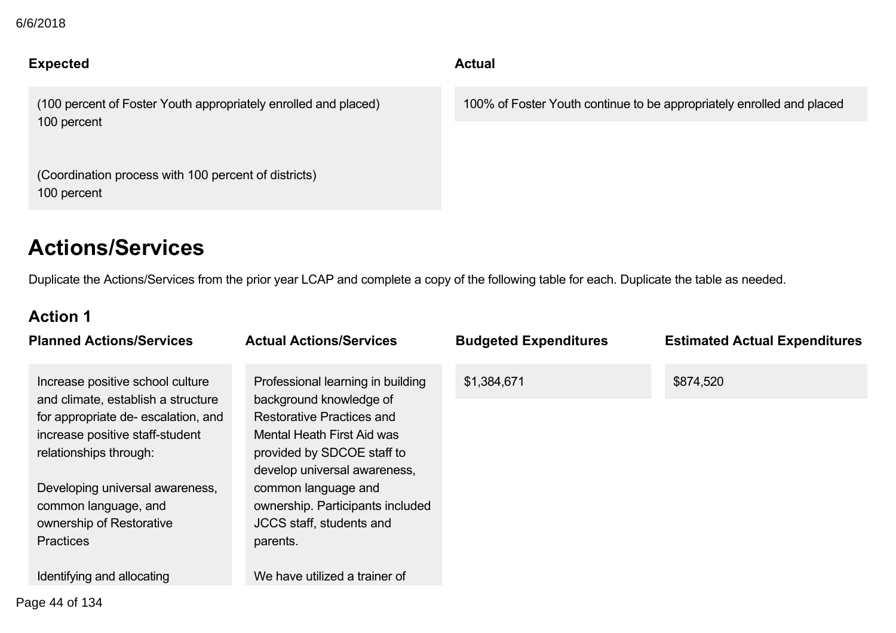| Expected | Actual |
|---|---|
| (100 percent of Foster Youth appropriately enrolled and placed)<br>100 percent<br><br>(Coordination process with 100 percent of districts)<br>100 percent | 100% of Foster Youth continue to be appropriately enrolled and placed |

## Actions/Services

Duplicate the Actions/Services from the prior year LCAP and complete a copy of the following table for each. Duplicate the table as needed.

### Action 1

| Planned Actions/Services | Actual Actions/Services | Budgeted Expenditures | Estimated Actual Expenditures |
|---|---|---|---|
| Increase positive school culture and climate, establish a structure for appropriate de- escalation, and increase positive staff-student relationships through:<br><br>Developing universal awareness, common language, and ownership of Restorative Practices<br><br>Identifying and allocating | Professional learning in building background knowledge of Restorative Practices and Mental Heath First Aid was provided by SDCOE staff to develop universal awareness, common language and ownership. Participants included JCCS staff, students and parents.<br><br>We have utilized a trainer of | $1,384,671 | $874,520 |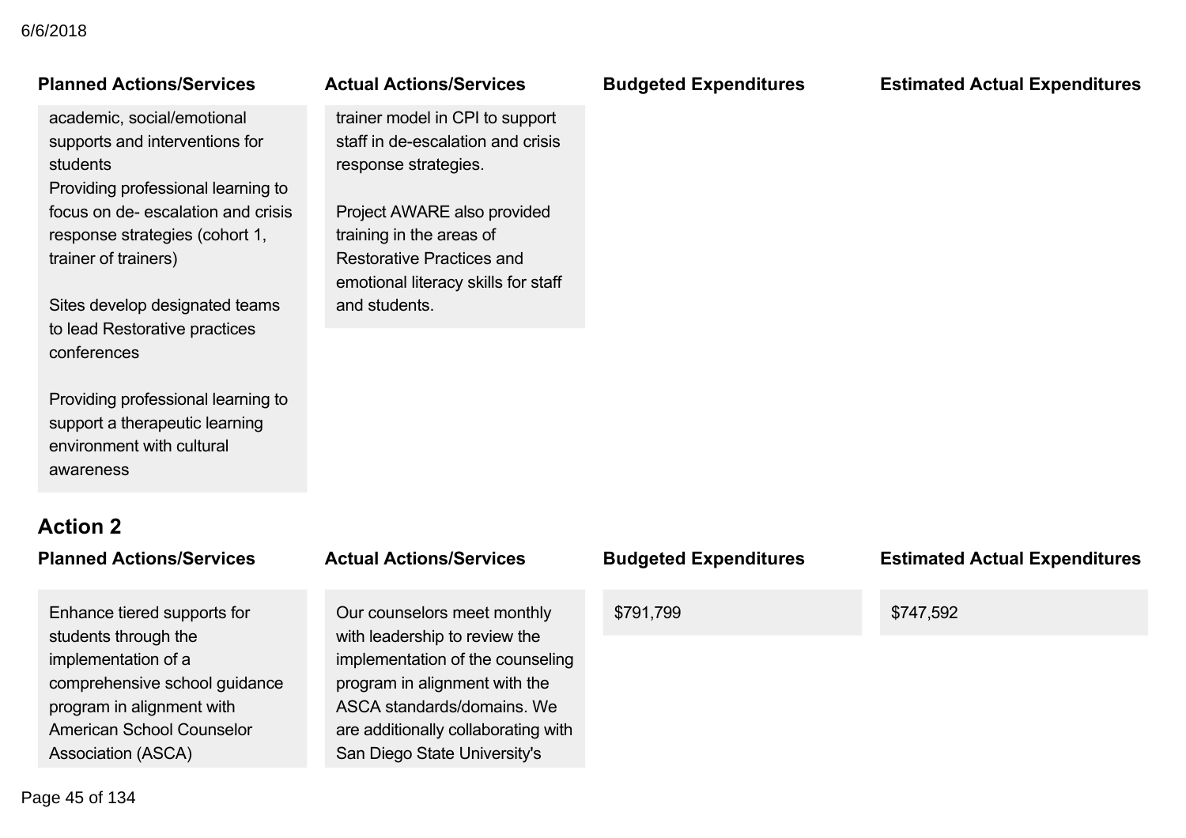| Planned Actions/Services | Actual Actions/Services | Budgeted Expenditures | Estimated Actual Expenditures |
|---|---|---|---|
| academic, social/emotional supports and interventions for students<br>Providing professional learning to focus on de- escalation and crisis response strategies (cohort 1, trainer of trainers)<br><br>Sites develop designated teams to lead Restorative practices conferences<br><br>Providing professional learning to support a therapeutic learning environment with cultural awareness | trainer model in CPI to support staff in de-escalation and crisis response strategies.<br><br>Project AWARE also provided training in the areas of Restorative Practices and emotional literacy skills for staff and students. | | |

## Action 2

| Planned Actions/Services | Actual Actions/Services | Budgeted Expenditures | Estimated Actual Expenditures |
|---|---|---|---|
| Enhance tiered supports for students through the implementation of a comprehensive school guidance program in alignment with American School Counselor Association (ASCA) | Our counselors meet monthly with leadership to review the implementation of the counseling program in alignment with the ASCA standards/domains. We are additionally collaborating with San Diego State University's | $791,799 | $747,592 |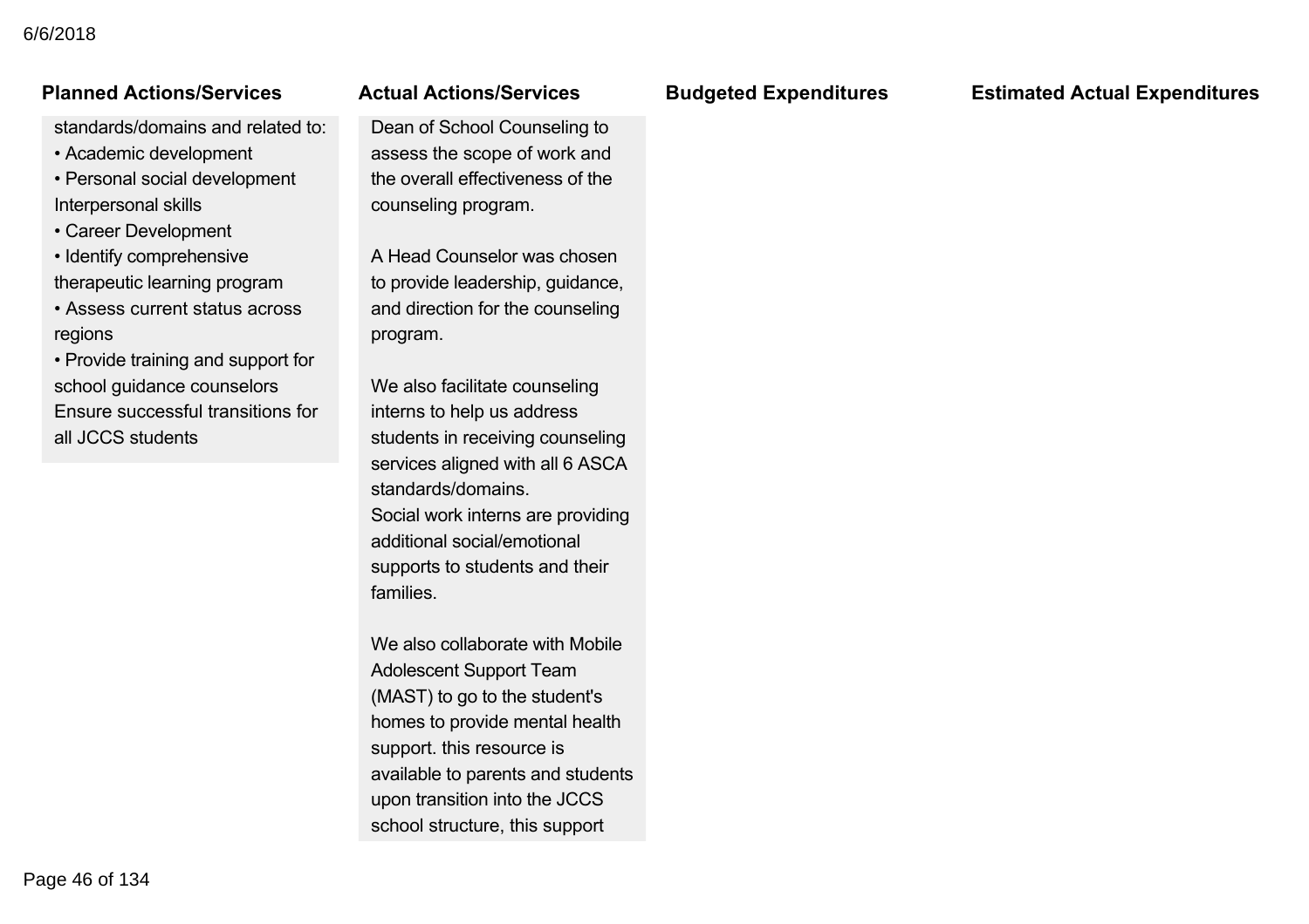| Planned Actions/Services | Actual Actions/Services | Budgeted Expenditures | Estimated Actual Expenditures |
|---|---|---|---|
| standards/domains and related to:<br>• Academic development<br>• Personal social development<br>Interpersonal skills<br>• Career Development<br>• Identify comprehensive therapeutic learning program<br>• Assess current status across regions<br>• Provide training and support for school guidance counselors<br>Ensure successful transitions for all JCCS students | Dean of School Counseling to assess the scope of work and the overall effectiveness of the counseling program.<br><br>A Head Counselor was chosen to provide leadership, guidance, and direction for the counseling program.<br><br>We also facilitate counseling interns to help us address students in receiving counseling services aligned with all 6 ASCA standards/domains.<br>Social work interns are providing additional social/emotional supports to students and their families.<br><br>We also collaborate with Mobile Adolescent Support Team (MAST) to go to the student's homes to provide mental health support. this resource is available to parents and students upon transition into the JCCS school structure, this support | | |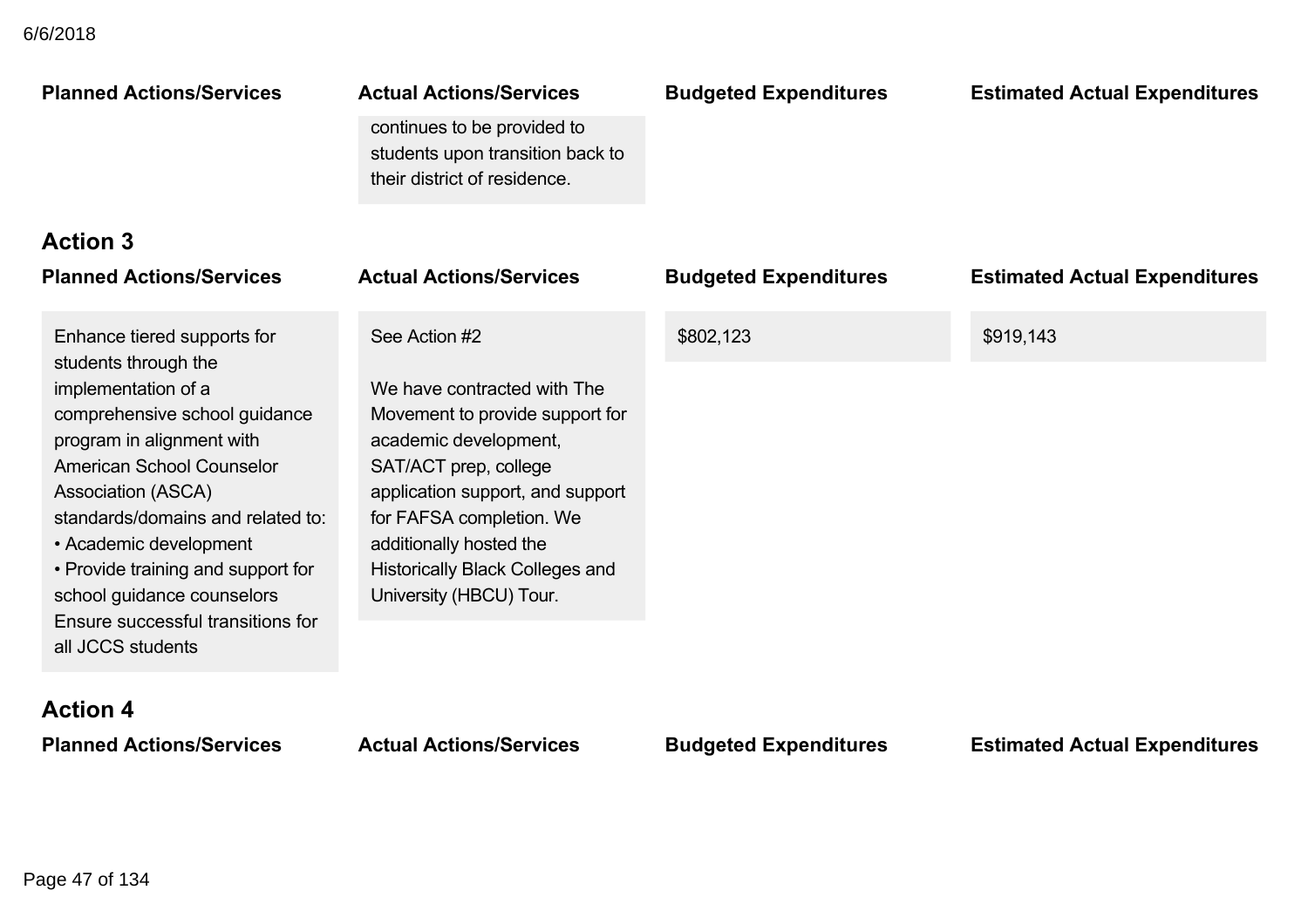| Planned Actions/Services | Actual Actions/Services | Budgeted Expenditures | Estimated Actual Expenditures |
|---|---|---|---|
| | continues to be provided to students upon transition back to their district of residence. | | |

### Action 3

| Planned Actions/Services | Actual Actions/Services | Budgeted Expenditures | Estimated Actual Expenditures |
|---|---|---|---|
| Enhance tiered supports for students through the implementation of a comprehensive school guidance program in alignment with American School Counselor Association (ASCA) standards/domains and related to: • Academic development • Provide training and support for school guidance counselors Ensure successful transitions for all JCCS students | See Action #2<br><br>We have contracted with The Movement to provide support for academic development, SAT/ACT prep, college application support, and support for FAFSA completion. We additionally hosted the Historically Black Colleges and University (HBCU) Tour. | $802,123 | $919,143 |

### Action 4

| Planned Actions/Services | Actual Actions/Services | Budgeted Expenditures | Estimated Actual Expenditures |
|---|---|---|---|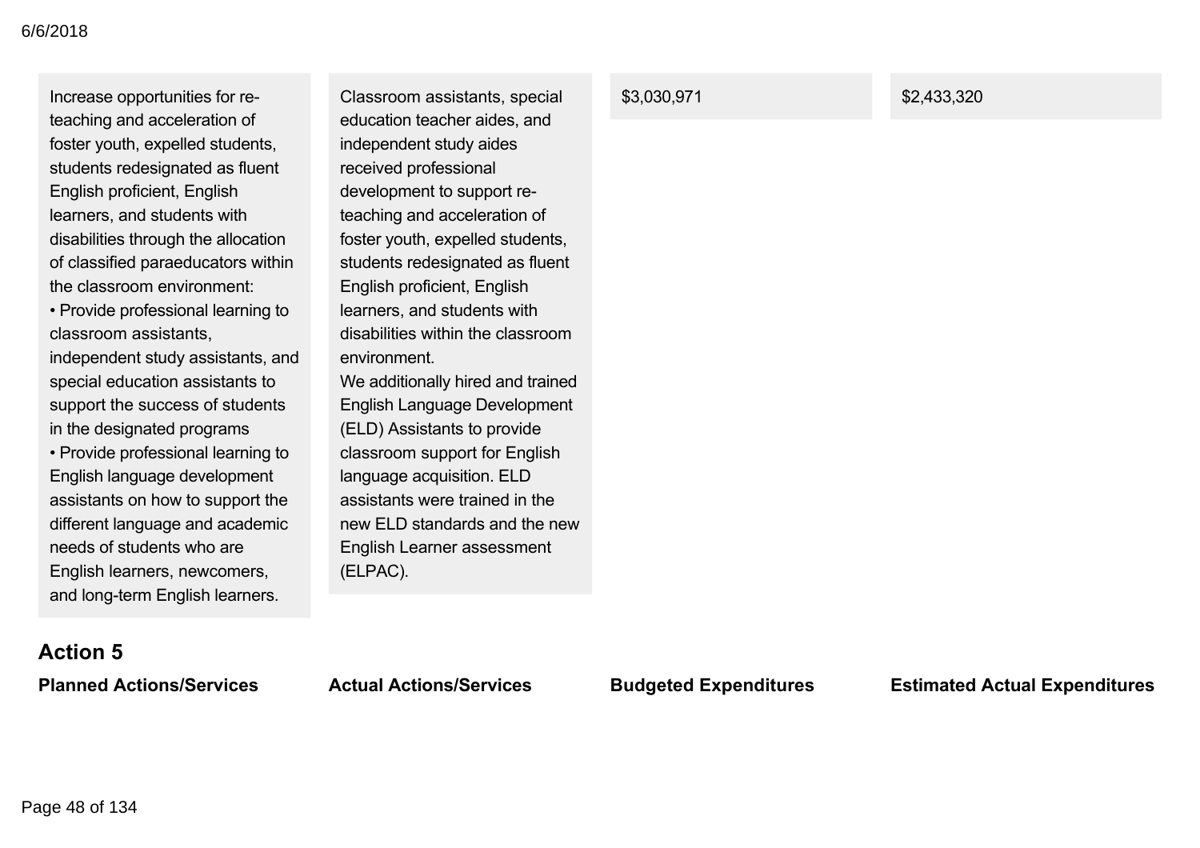| Planned Actions/Services | Actual Actions/Services | Budgeted Expenditures | Estimated Actual Expenditures |
|---|---|---|---|
| Increase opportunities for re-teaching and acceleration of foster youth, expelled students, students redesignated as fluent English proficient, English learners, and students with disabilities through the allocation of classified paraeducators within the classroom environment:<br>• Provide professional learning to classroom assistants, independent study assistants, and special education assistants to support the success of students in the designated programs<br>• Provide professional learning to English language development assistants on how to support the different language and academic needs of students who are English learners, newcomers, and long-term English learners. | Classroom assistants, special education teacher aides, and independent study aides received professional development to support re-teaching and acceleration of foster youth, expelled students, students redesignated as fluent English proficient, English learners, and students with disabilities within the classroom environment.<br>We additionally hired and trained English Language Development (ELD) Assistants to provide classroom support for English language acquisition. ELD assistants were trained in the new ELD standards and the new English Learner assessment (ELPAC). | $3,030,971 | $2,433,320 |

## Action 5

| Planned Actions/Services | Actual Actions/Services | Budgeted Expenditures | Estimated Actual Expenditures |
|---|---|---|---|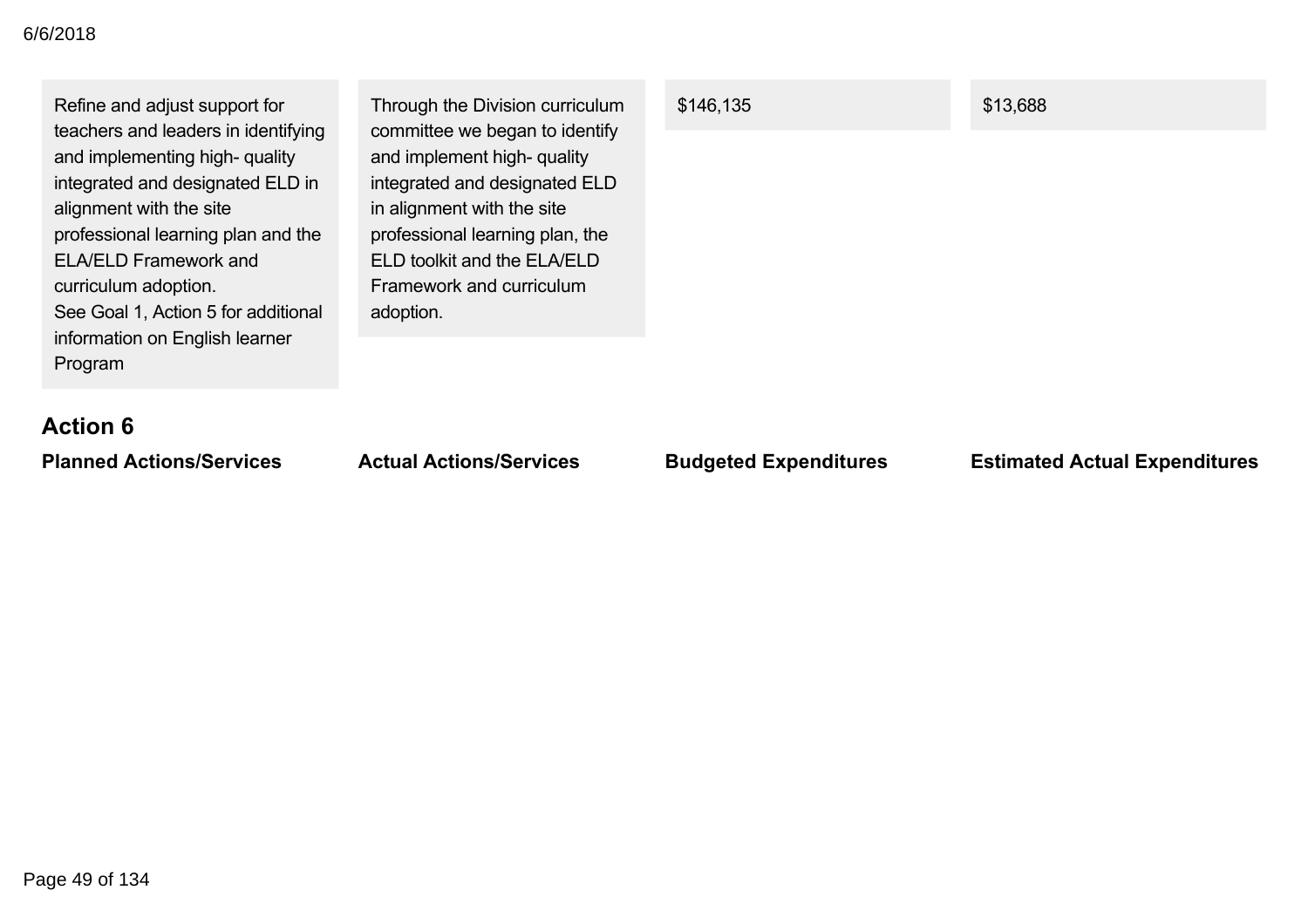| Planned Actions/Services | Actual Actions/Services | Budgeted Expenditures | Estimated Actual Expenditures |
|---|---|---|---|
| Refine and adjust support for teachers and leaders in identifying and implementing high- quality integrated and designated ELD in alignment with the site professional learning plan and the ELA/ELD Framework and curriculum adoption.<br>See Goal 1, Action 5 for additional information on English learner Program | Through the Division curriculum committee we began to identify and implement high- quality integrated and designated ELD in alignment with the site professional learning plan, the ELD toolkit and the ELA/ELD Framework and curriculum adoption. | $146,135 | $13,688 |

## Action 6

| Planned Actions/Services | Actual Actions/Services | Budgeted Expenditures | Estimated Actual Expenditures |
|---|---|---|---|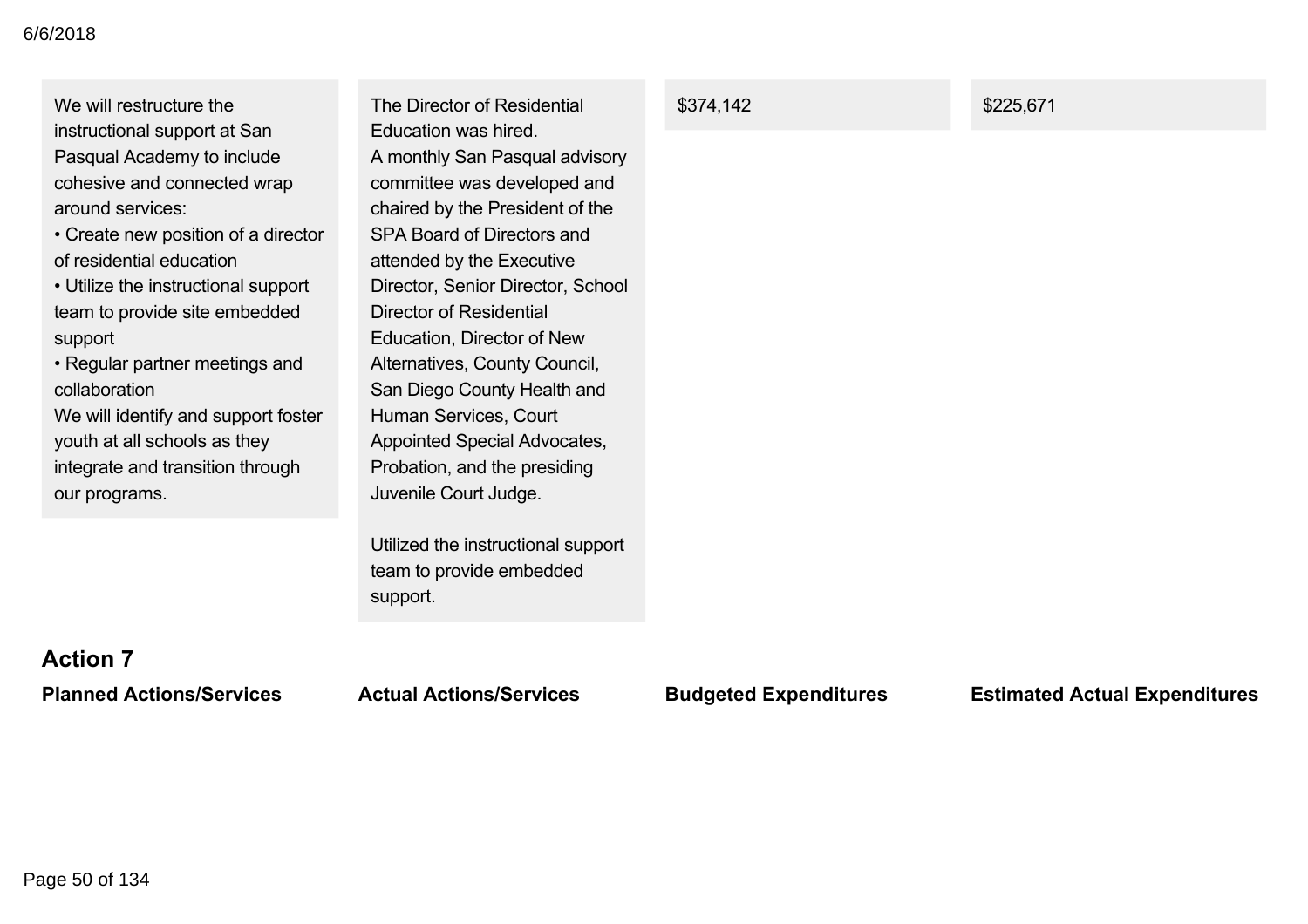| | | | |
|---|---|---|---|
| We will restructure the instructional support at San Pasqual Academy to include cohesive and connected wrap around services:<br>• Create new position of a director of residential education<br>• Utilize the instructional support team to provide site embedded support<br>• Regular partner meetings and collaboration<br>We will identify and support foster youth at all schools as they integrate and transition through our programs. | The Director of Residential Education was hired.<br>A monthly San Pasqual advisory committee was developed and chaired by the President of the SPA Board of Directors and attended by the Executive Director, Senior Director, School Director of Residential Education, Director of New Alternatives, County Council, San Diego County Health and Human Services, Court Appointed Special Advocates, Probation, and the presiding Juvenile Court Judge.<br><br>Utilized the instructional support team to provide embedded support. | $374,142 | $225,671 |

### Action 7

| Planned Actions/Services | Actual Actions/Services | Budgeted Expenditures | Estimated Actual Expenditures |
|---|---|---|---|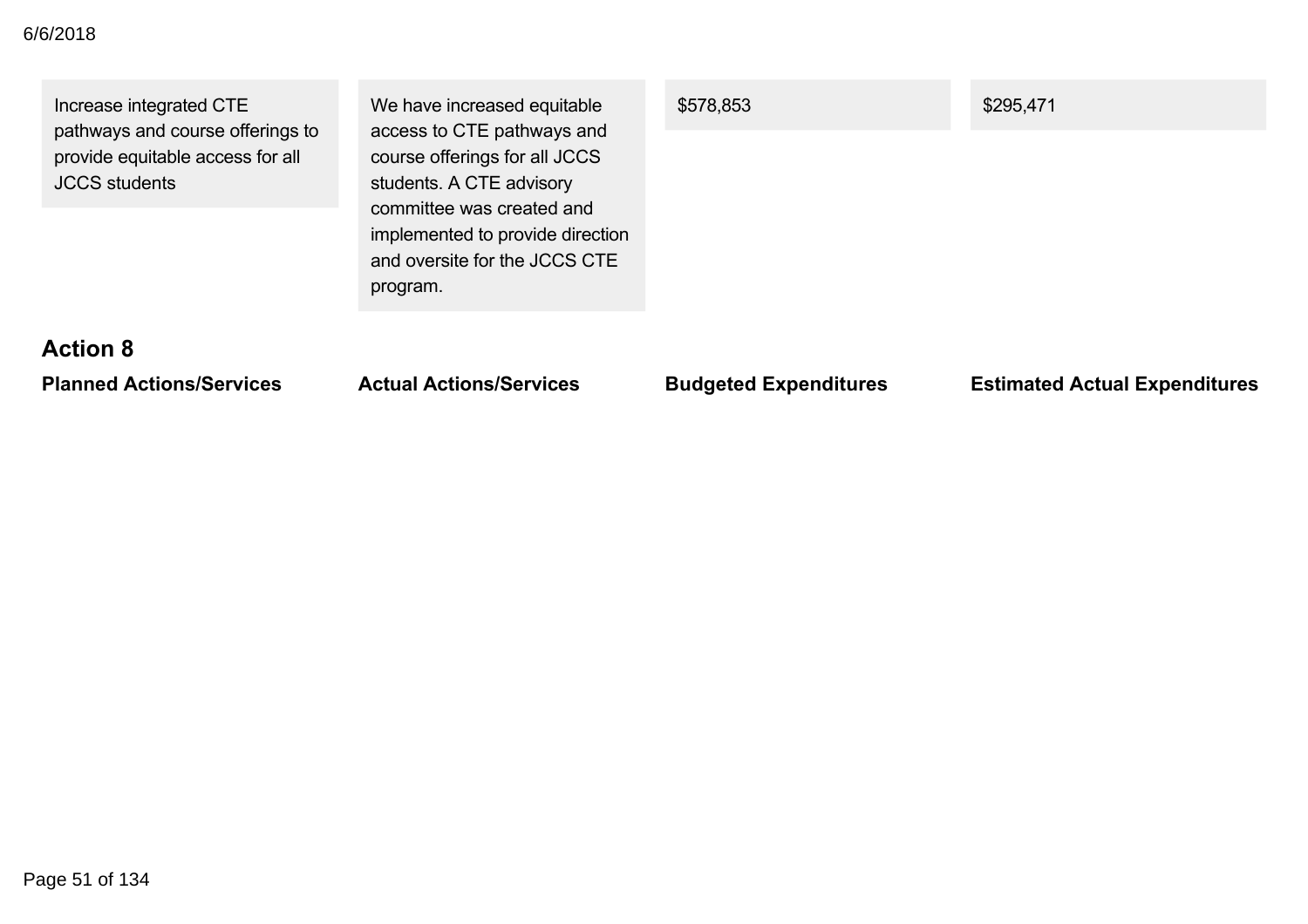| Planned Actions/Services | Actual Actions/Services | Budgeted Expenditures | Estimated Actual Expenditures |
| --- | --- | --- | --- |
| Increase integrated CTE pathways and course offerings to provide equitable access for all JCCS students | We have increased equitable access to CTE pathways and course offerings for all JCCS students. A CTE advisory committee was created and implemented to provide direction and oversite for the JCCS CTE program. | $578,853 | $295,471 |

## Action 8

| Planned Actions/Services | Actual Actions/Services | Budgeted Expenditures | Estimated Actual Expenditures |
| --- | --- | --- | --- |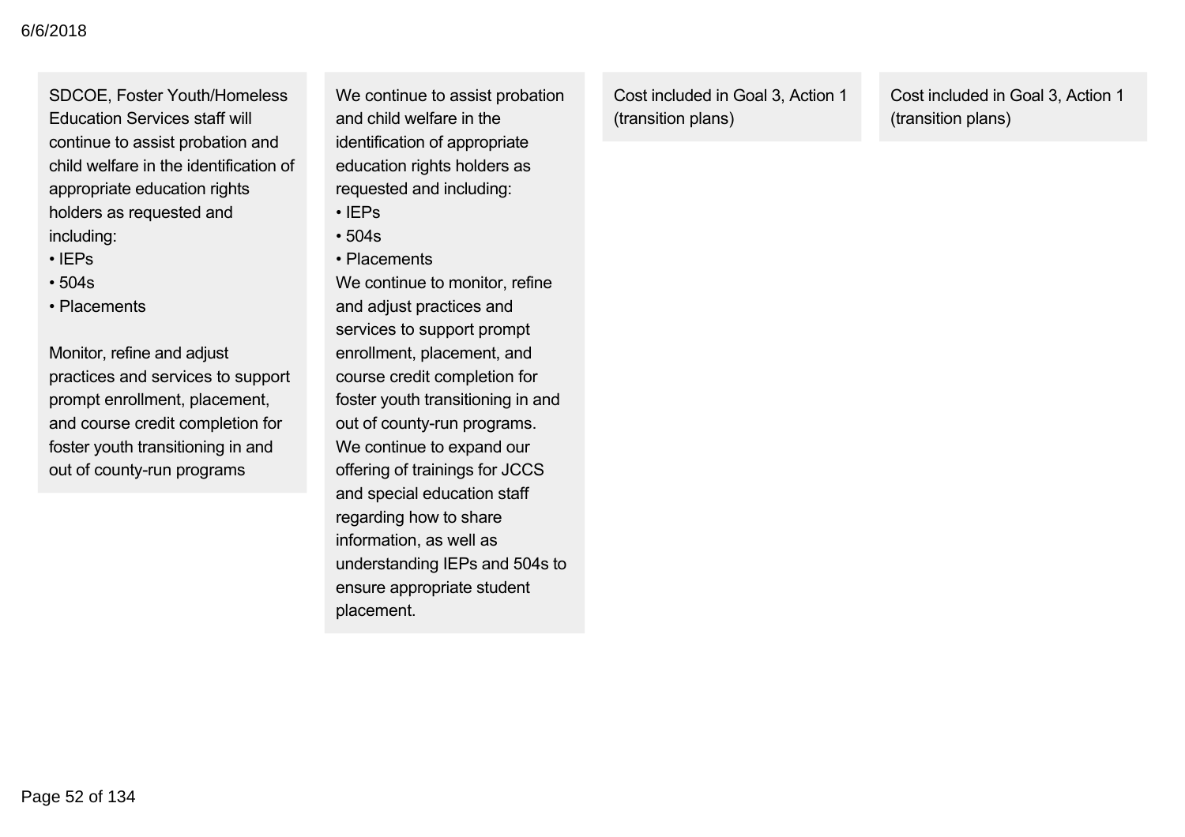| | | | |
|---|---|---|---|
| SDCOE, Foster Youth/Homeless Education Services staff will continue to assist probation and child welfare in the identification of appropriate education rights holders as requested and including:<br>• IEPs<br>• 504s<br>• Placements<br><br>Monitor, refine and adjust practices and services to support prompt enrollment, placement, and course credit completion for foster youth transitioning in and out of county-run programs | We continue to assist probation and child welfare in the identification of appropriate education rights holders as requested and including:<br>• IEPs<br>• 504s<br>• Placements<br>We continue to monitor, refine and adjust practices and services to support prompt enrollment, placement, and course credit completion for foster youth transitioning in and out of county-run programs.<br>We continue to expand our offering of trainings for JCCS and special education staff regarding how to share information, as well as understanding IEPs and 504s to ensure appropriate student placement. | Cost included in Goal 3, Action 1 (transition plans) | Cost included in Goal 3, Action 1 (transition plans) |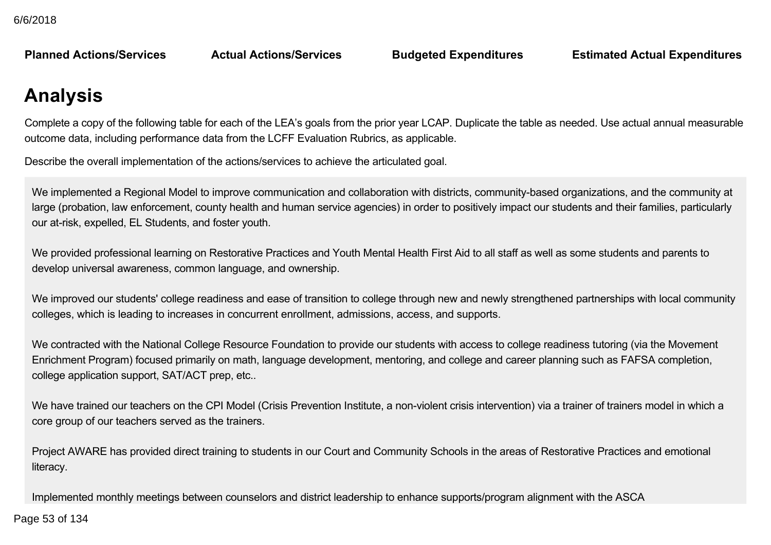| Planned Actions/Services | Actual Actions/Services | Budgeted Expenditures | Estimated Actual Expenditures |
|---|---|---|---|

# Analysis

Complete a copy of the following table for each of the LEA's goals from the prior year LCAP. Duplicate the table as needed. Use actual annual measurable outcome data, including performance data from the LCFF Evaluation Rubrics, as applicable.

Describe the overall implementation of the actions/services to achieve the articulated goal.

We implemented a Regional Model to improve communication and collaboration with districts, community-based organizations, and the community at large (probation, law enforcement, county health and human service agencies) in order to positively impact our students and their families, particularly our at-risk, expelled, EL Students, and foster youth.

We provided professional learning on Restorative Practices and Youth Mental Health First Aid to all staff as well as some students and parents to develop universal awareness, common language, and ownership.

We improved our students' college readiness and ease of transition to college through new and newly strengthened partnerships with local community colleges, which is leading to increases in concurrent enrollment, admissions, access, and supports.

We contracted with the National College Resource Foundation to provide our students with access to college readiness tutoring (via the Movement Enrichment Program) focused primarily on math, language development, mentoring, and college and career planning such as FAFSA completion, college application support, SAT/ACT prep, etc..

We have trained our teachers on the CPI Model (Crisis Prevention Institute, a non-violent crisis intervention) via a trainer of trainers model in which a core group of our teachers served as the trainers.

Project AWARE has provided direct training to students in our Court and Community Schools in the areas of Restorative Practices and emotional literacy.

Implemented monthly meetings between counselors and district leadership to enhance supports/program alignment with the ASCA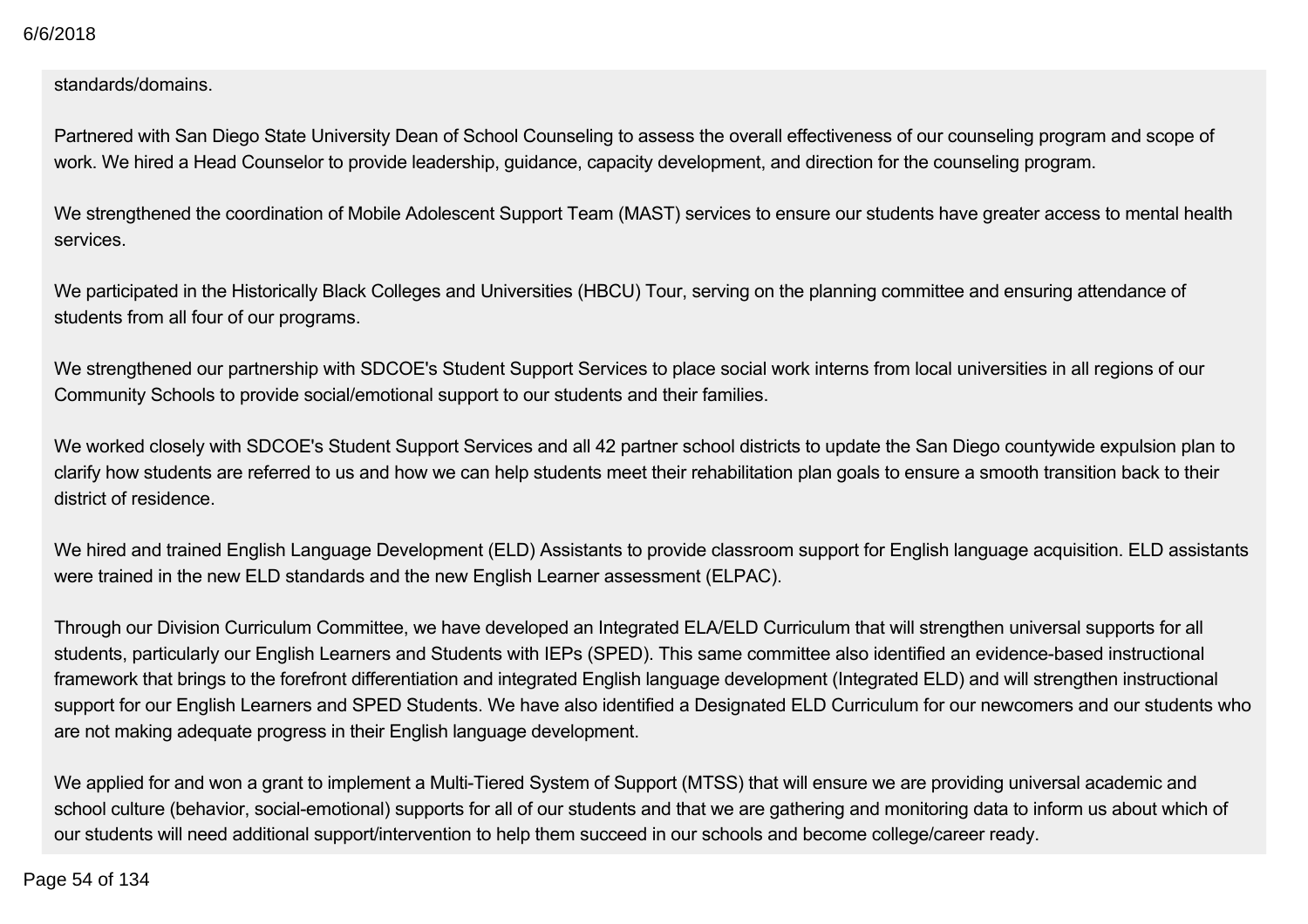standards/domains.

Partnered with San Diego State University Dean of School Counseling to assess the overall effectiveness of our counseling program and scope of work. We hired a Head Counselor to provide leadership, guidance, capacity development, and direction for the counseling program.

We strengthened the coordination of Mobile Adolescent Support Team (MAST) services to ensure our students have greater access to mental health services.

We participated in the Historically Black Colleges and Universities (HBCU) Tour, serving on the planning committee and ensuring attendance of students from all four of our programs.

We strengthened our partnership with SDCOE's Student Support Services to place social work interns from local universities in all regions of our Community Schools to provide social/emotional support to our students and their families.

We worked closely with SDCOE's Student Support Services and all 42 partner school districts to update the San Diego countywide expulsion plan to clarify how students are referred to us and how we can help students meet their rehabilitation plan goals to ensure a smooth transition back to their district of residence.

We hired and trained English Language Development (ELD) Assistants to provide classroom support for English language acquisition. ELD assistants were trained in the new ELD standards and the new English Learner assessment (ELPAC).

Through our Division Curriculum Committee, we have developed an Integrated ELA/ELD Curriculum that will strengthen universal supports for all students, particularly our English Learners and Students with IEPs (SPED). This same committee also identified an evidence-based instructional framework that brings to the forefront differentiation and integrated English language development (Integrated ELD) and will strengthen instructional support for our English Learners and SPED Students. We have also identified a Designated ELD Curriculum for our newcomers and our students who are not making adequate progress in their English language development.

We applied for and won a grant to implement a Multi-Tiered System of Support (MTSS) that will ensure we are providing universal academic and school culture (behavior, social-emotional) supports for all of our students and that we are gathering and monitoring data to inform us about which of our students will need additional support/intervention to help them succeed in our schools and become college/career ready.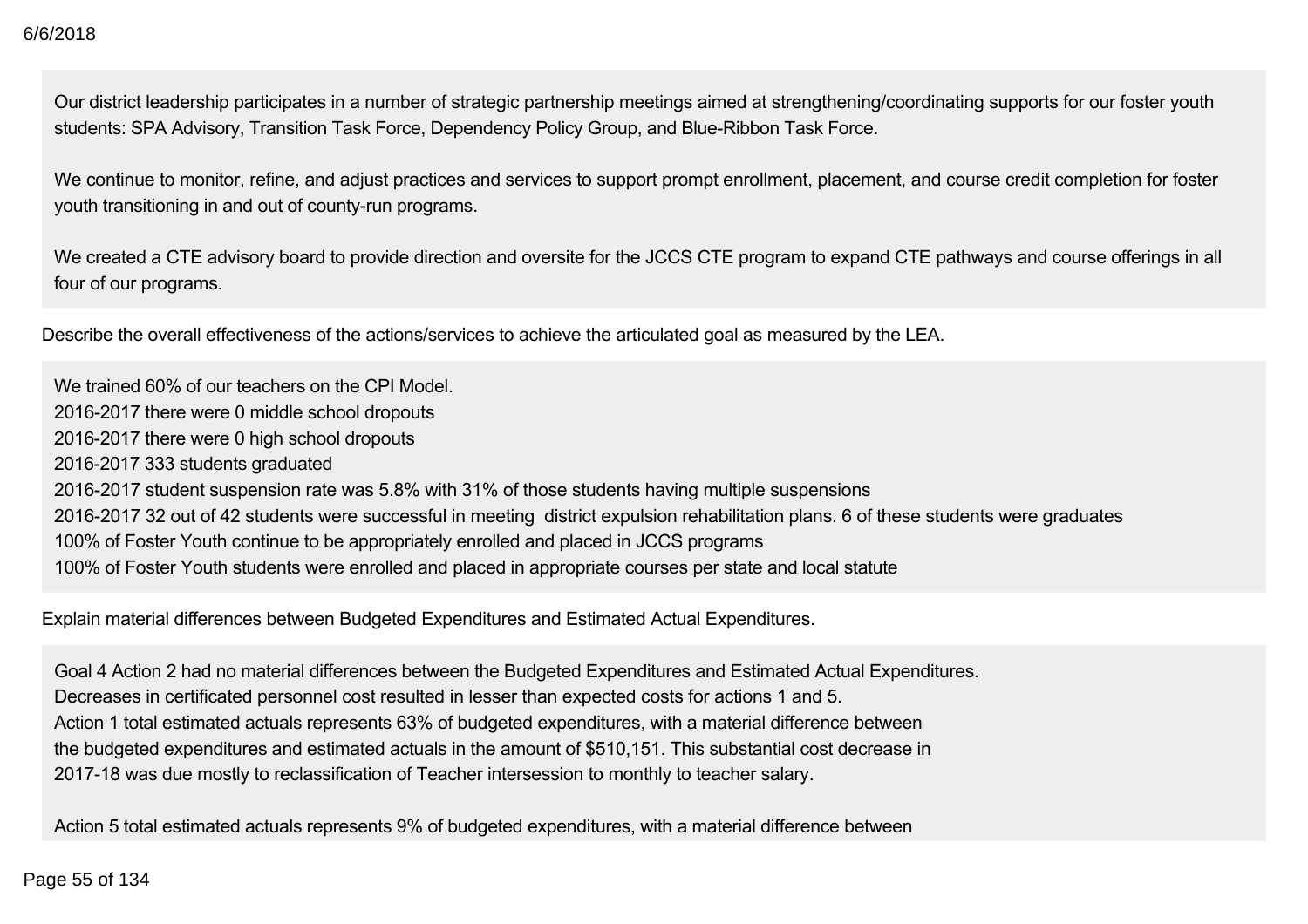Our district leadership participates in a number of strategic partnership meetings aimed at strengthening/coordinating supports for our foster youth students: SPA Advisory, Transition Task Force, Dependency Policy Group, and Blue-Ribbon Task Force.

We continue to monitor, refine, and adjust practices and services to support prompt enrollment, placement, and course credit completion for foster youth transitioning in and out of county-run programs.

We created a CTE advisory board to provide direction and oversite for the JCCS CTE program to expand CTE pathways and course offerings in all four of our programs.

Describe the overall effectiveness of the actions/services to achieve the articulated goal as measured by the LEA.

We trained 60% of our teachers on the CPI Model.
2016-2017 there were 0 middle school dropouts
2016-2017 there were 0 high school dropouts
2016-2017 333 students graduated
2016-2017 student suspension rate was 5.8% with 31% of those students having multiple suspensions
2016-2017 32 out of 42 students were successful in meeting district expulsion rehabilitation plans. 6 of these students were graduates
100% of Foster Youth continue to be appropriately enrolled and placed in JCCS programs
100% of Foster Youth students were enrolled and placed in appropriate courses per state and local statute

Explain material differences between Budgeted Expenditures and Estimated Actual Expenditures.

Goal 4 Action 2 had no material differences between the Budgeted Expenditures and Estimated Actual Expenditures.
Decreases in certificated personnel cost resulted in lesser than expected costs for actions 1 and 5.
Action 1 total estimated actuals represents 63% of budgeted expenditures, with a material difference between the budgeted expenditures and estimated actuals in the amount of $510,151. This substantial cost decrease in 2017-18 was due mostly to reclassification of Teacher intersession to monthly to teacher salary.

Action 5 total estimated actuals represents 9% of budgeted expenditures, with a material difference between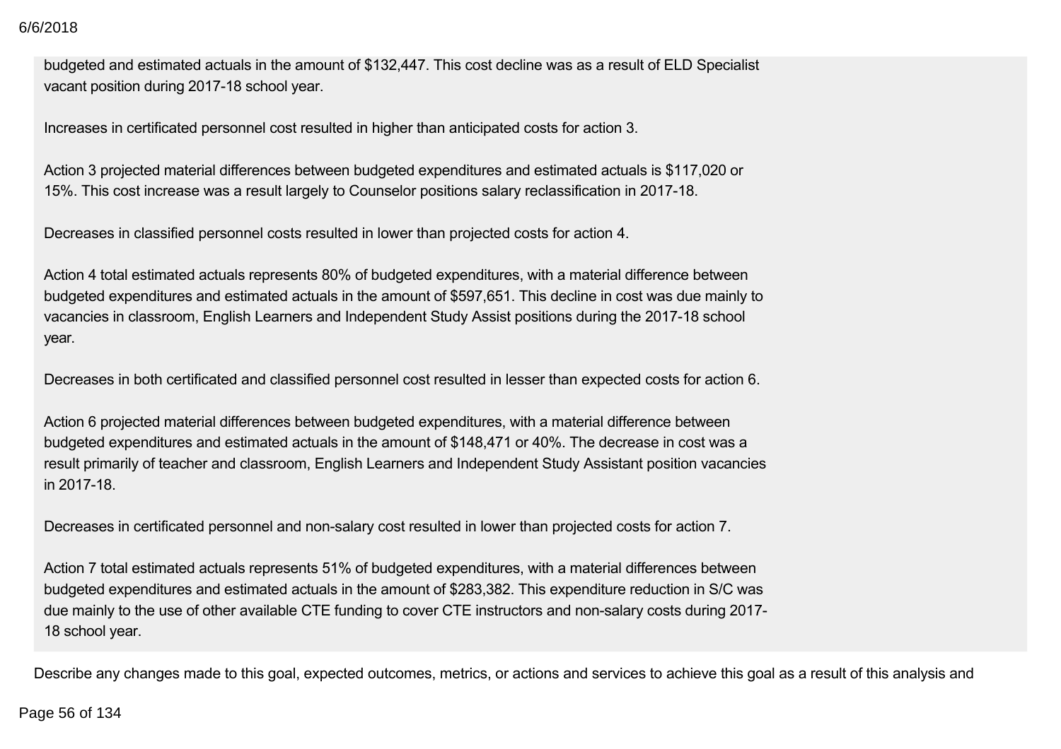budgeted and estimated actuals in the amount of $132,447. This cost decline was as a result of ELD Specialist vacant position during 2017-18 school year.

Increases in certificated personnel cost resulted in higher than anticipated costs for action 3.

Action 3 projected material differences between budgeted expenditures and estimated actuals is $117,020 or 15%. This cost increase was a result largely to Counselor positions salary reclassification in 2017-18.

Decreases in classified personnel costs resulted in lower than projected costs for action 4.

Action 4 total estimated actuals represents 80% of budgeted expenditures, with a material difference between budgeted expenditures and estimated actuals in the amount of $597,651. This decline in cost was due mainly to vacancies in classroom, English Learners and Independent Study Assist positions during the 2017-18 school year.

Decreases in both certificated and classified personnel cost resulted in lesser than expected costs for action 6.

Action 6 projected material differences between budgeted expenditures, with a material difference between budgeted expenditures and estimated actuals in the amount of $148,471 or 40%. The decrease in cost was a result primarily of teacher and classroom, English Learners and Independent Study Assistant position vacancies in 2017-18.

Decreases in certificated personnel and non-salary cost resulted in lower than projected costs for action 7.

Action 7 total estimated actuals represents 51% of budgeted expenditures, with a material differences between budgeted expenditures and estimated actuals in the amount of $283,382. This expenditure reduction in S/C was due mainly to the use of other available CTE funding to cover CTE instructors and non-salary costs during 2017-18 school year.

Describe any changes made to this goal, expected outcomes, metrics, or actions and services to achieve this goal as a result of this analysis and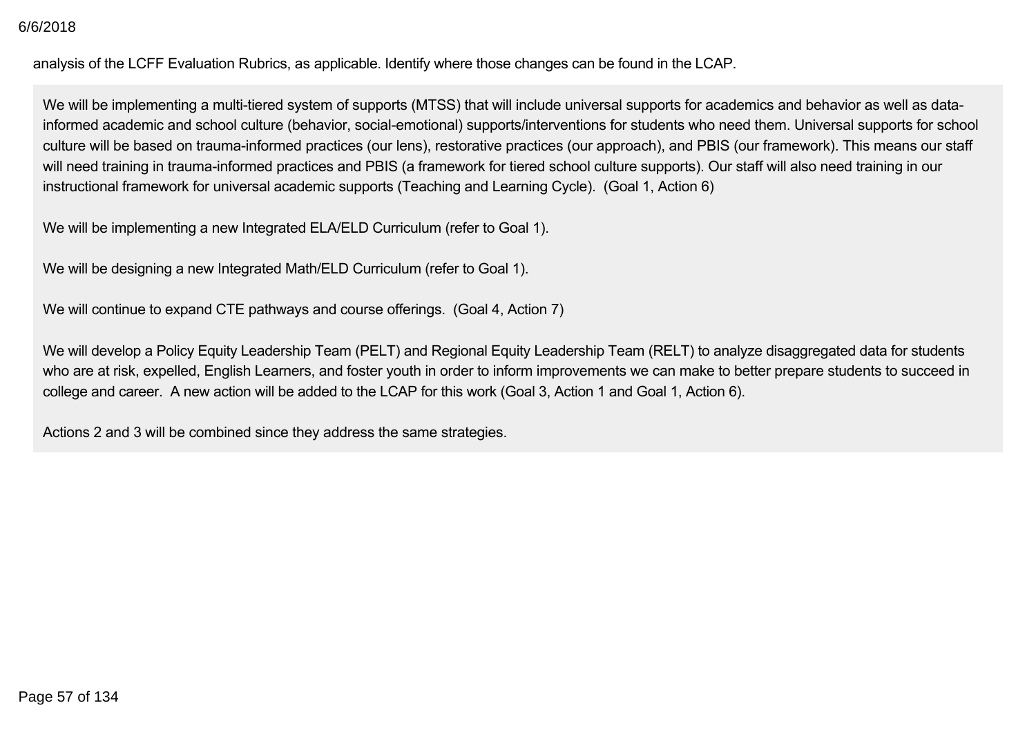analysis of the LCFF Evaluation Rubrics, as applicable. Identify where those changes can be found in the LCAP.

We will be implementing a multi-tiered system of supports (MTSS) that will include universal supports for academics and behavior as well as data-informed academic and school culture (behavior, social-emotional) supports/interventions for students who need them. Universal supports for school culture will be based on trauma-informed practices (our lens), restorative practices (our approach), and PBIS (our framework). This means our staff will need training in trauma-informed practices and PBIS (a framework for tiered school culture supports). Our staff will also need training in our instructional framework for universal academic supports (Teaching and Learning Cycle). (Goal 1, Action 6)

We will be implementing a new Integrated ELA/ELD Curriculum (refer to Goal 1).

We will be designing a new Integrated Math/ELD Curriculum (refer to Goal 1).

We will continue to expand CTE pathways and course offerings. (Goal 4, Action 7)

We will develop a Policy Equity Leadership Team (PELT) and Regional Equity Leadership Team (RELT) to analyze disaggregated data for students who are at risk, expelled, English Learners, and foster youth in order to inform improvements we can make to better prepare students to succeed in college and career. A new action will be added to the LCAP for this work (Goal 3, Action 1 and Goal 1, Action 6).

Actions 2 and 3 will be combined since they address the same strategies.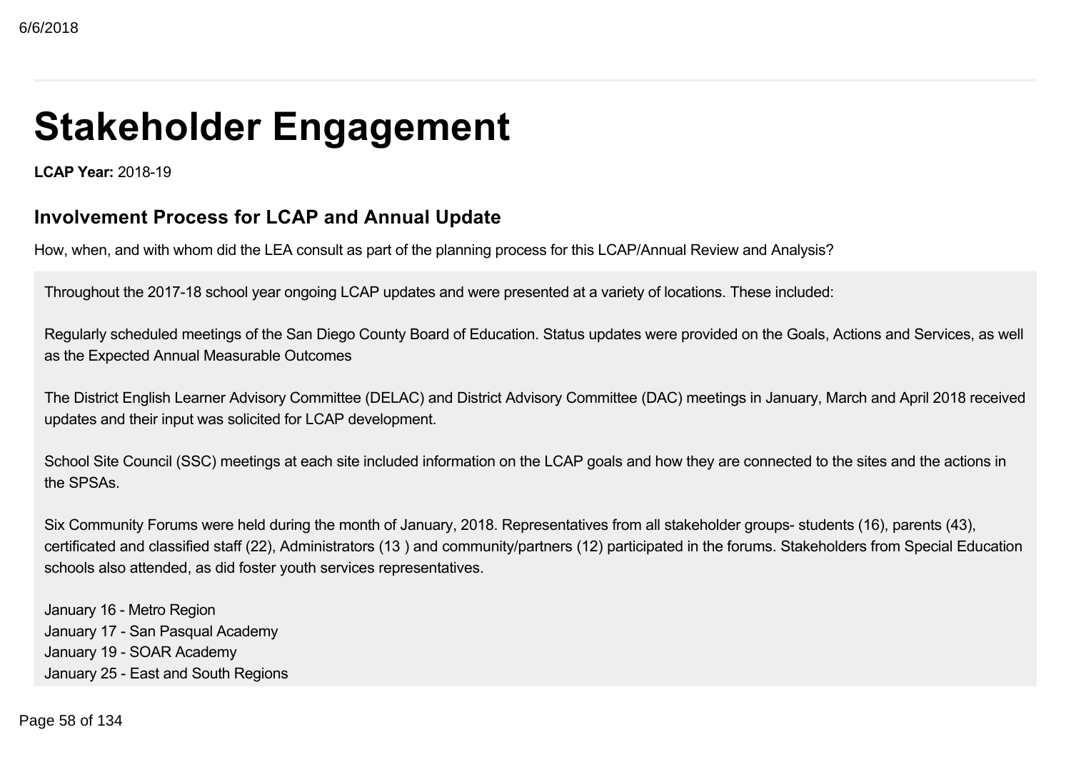# Stakeholder Engagement

**LCAP Year:** 2018-19

## Involvement Process for LCAP and Annual Update

How, when, and with whom did the LEA consult as part of the planning process for this LCAP/Annual Review and Analysis?

Throughout the 2017-18 school year ongoing LCAP updates and were presented at a variety of locations. These included:

Regularly scheduled meetings of the San Diego County Board of Education. Status updates were provided on the Goals, Actions and Services, as well as the Expected Annual Measurable Outcomes

The District English Learner Advisory Committee (DELAC) and District Advisory Committee (DAC) meetings in January, March and April 2018 received updates and their input was solicited for LCAP development.

School Site Council (SSC) meetings at each site included information on the LCAP goals and how they are connected to the sites and the actions in the SPSAs.

Six Community Forums were held during the month of January, 2018. Representatives from all stakeholder groups- students (16), parents (43), certificated and classified staff (22), Administrators (13 ) and community/partners (12) participated in the forums. Stakeholders from Special Education schools also attended, as did foster youth services representatives.

January 16 - Metro Region
January 17 - San Pasqual Academy
January 19 - SOAR Academy
January 25 - East and South Regions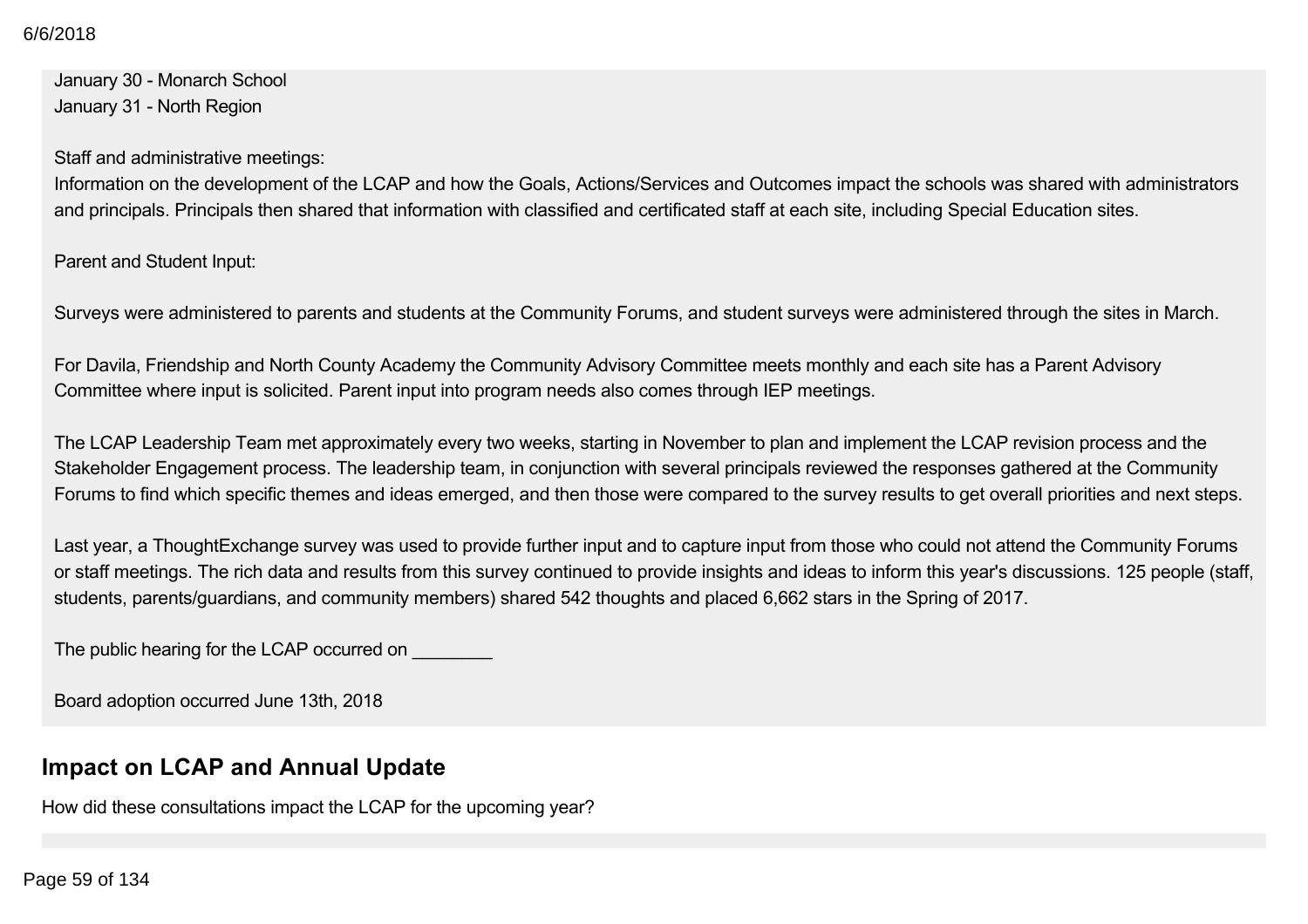January 30 - Monarch School
January 31 - North Region

Staff and administrative meetings:
Information on the development of the LCAP and how the Goals, Actions/Services and Outcomes impact the schools was shared with administrators and principals. Principals then shared that information with classified and certificated staff at each site, including Special Education sites.

Parent and Student Input:

Surveys were administered to parents and students at the Community Forums, and student surveys were administered through the sites in March.

For Davila, Friendship and North County Academy the Community Advisory Committee meets monthly and each site has a Parent Advisory Committee where input is solicited. Parent input into program needs also comes through IEP meetings.

The LCAP Leadership Team met approximately every two weeks, starting in November to plan and implement the LCAP revision process and the Stakeholder Engagement process. The leadership team, in conjunction with several principals reviewed the responses gathered at the Community Forums to find which specific themes and ideas emerged, and then those were compared to the survey results to get overall priorities and next steps.

Last year, a ThoughtExchange survey was used to provide further input and to capture input from those who could not attend the Community Forums or staff meetings. The rich data and results from this survey continued to provide insights and ideas to inform this year's discussions. 125 people (staff, students, parents/guardians, and community members) shared 542 thoughts and placed 6,662 stars in the Spring of 2017.

The public hearing for the LCAP occurred on ________

Board adoption occurred June 13th, 2018

## Impact on LCAP and Annual Update

How did these consultations impact the LCAP for the upcoming year?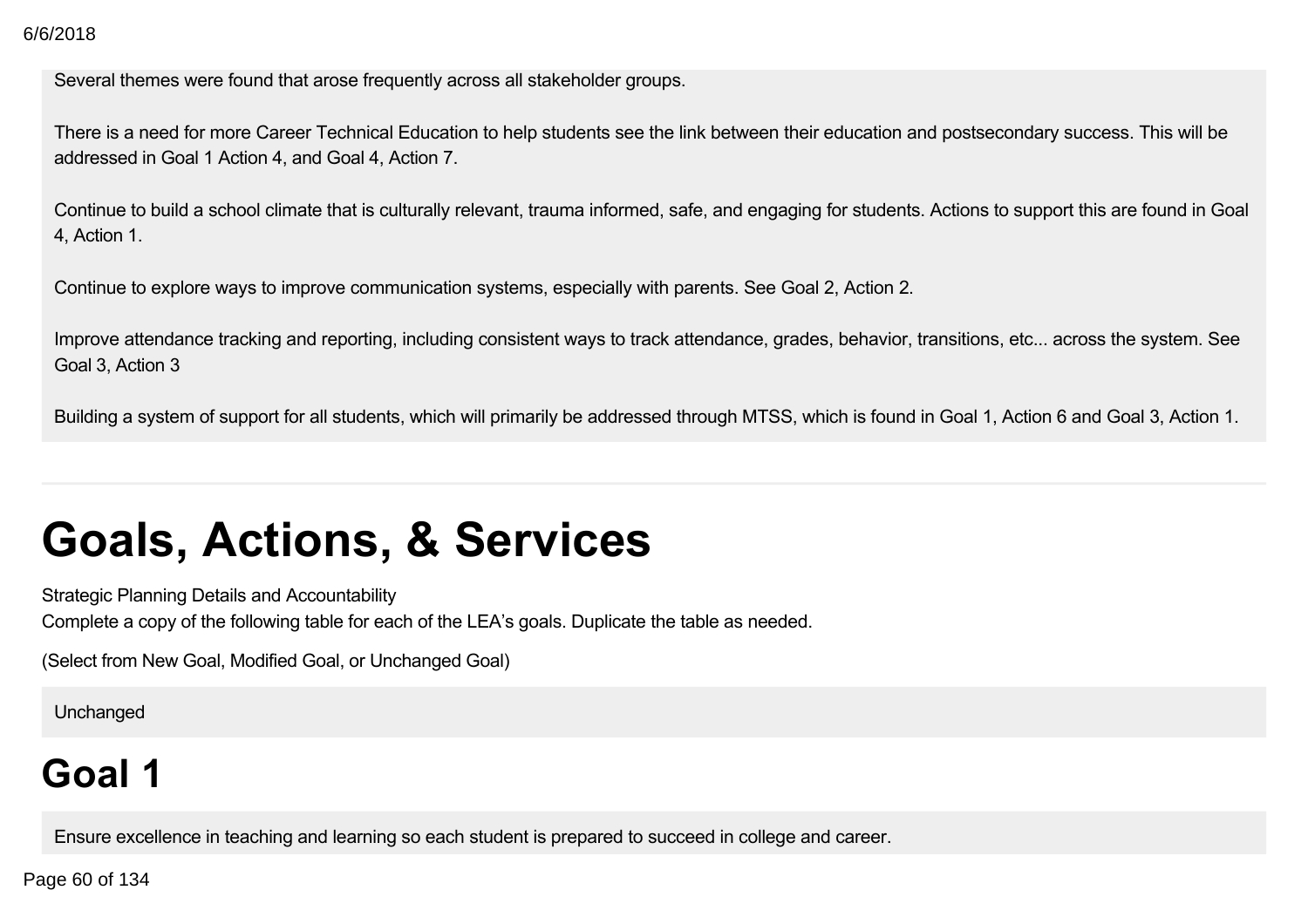Several themes were found that arose frequently across all stakeholder groups.

There is a need for more Career Technical Education to help students see the link between their education and postsecondary success. This will be addressed in Goal 1 Action 4, and Goal 4, Action 7.

Continue to build a school climate that is culturally relevant, trauma informed, safe, and engaging for students. Actions to support this are found in Goal 4, Action 1.

Continue to explore ways to improve communication systems, especially with parents. See Goal 2, Action 2.

Improve attendance tracking and reporting, including consistent ways to track attendance, grades, behavior, transitions, etc... across the system. See Goal 3, Action 3

Building a system of support for all students, which will primarily be addressed through MTSS, which is found in Goal 1, Action 6 and Goal 3, Action 1.

---

# Goals, Actions, & Services

Strategic Planning Details and Accountability

Complete a copy of the following table for each of the LEA's goals. Duplicate the table as needed.

(Select from New Goal, Modified Goal, or Unchanged Goal)

Unchanged

## Goal 1

Ensure excellence in teaching and learning so each student is prepared to succeed in college and career.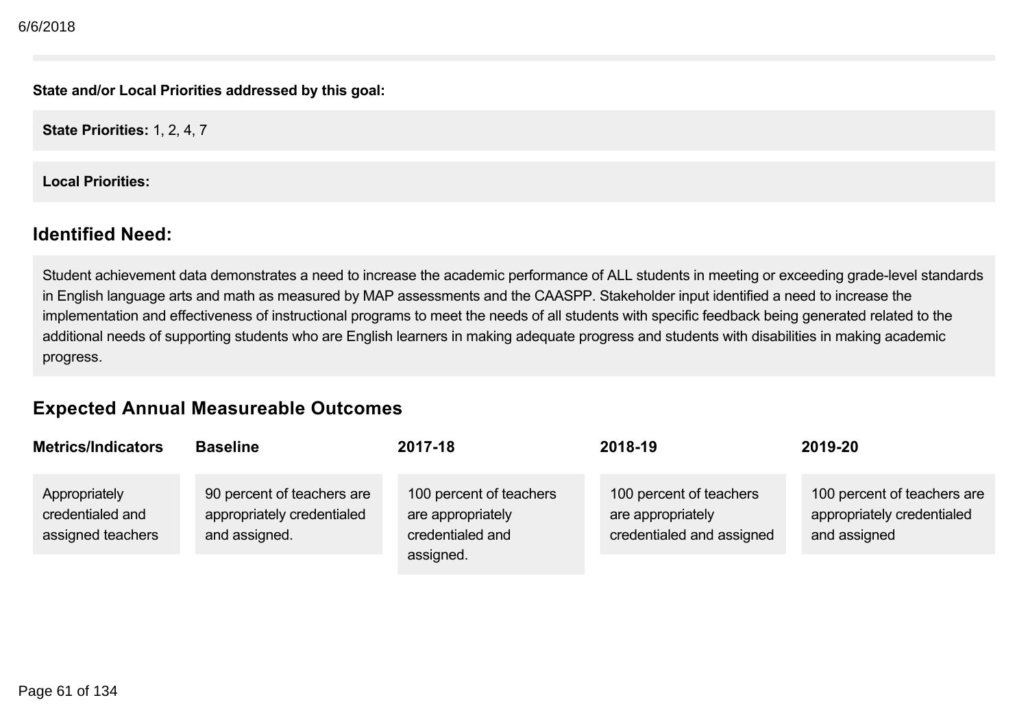**State and/or Local Priorities addressed by this goal:**

**State Priorities:** 1, 2, 4, 7

**Local Priorities:**

## Identified Need:

Student achievement data demonstrates a need to increase the academic performance of ALL students in meeting or exceeding grade-level standards in English language arts and math as measured by MAP assessments and the CAASPP. Stakeholder input identified a need to increase the implementation and effectiveness of instructional programs to meet the needs of all students with specific feedback being generated related to the additional needs of supporting students who are English learners in making adequate progress and students with disabilities in making academic progress.

## Expected Annual Measureable Outcomes

| Metrics/Indicators | Baseline | 2017-18 | 2018-19 | 2019-20 |
|---|---|---|---|---|
| Appropriately credentialed and assigned teachers | 90 percent of teachers are appropriately credentialed and assigned. | 100 percent of teachers are appropriately credentialed and assigned. | 100 percent of teachers are appropriately credentialed and assigned | 100 percent of teachers are appropriately credentialed and assigned |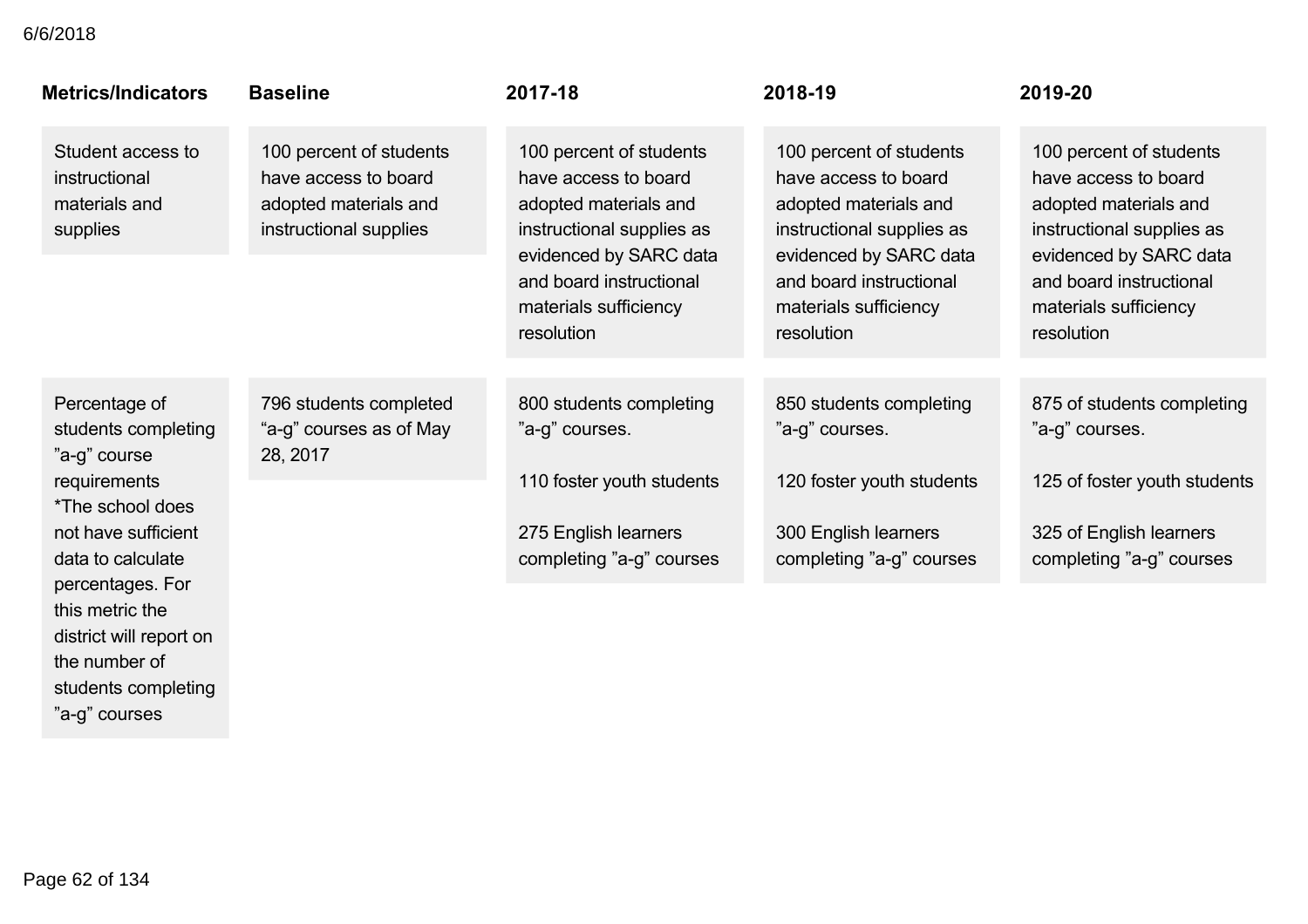| Metrics/Indicators | Baseline | 2017-18 | 2018-19 | 2019-20 |
|---|---|---|---|---|
| Student access to instructional materials and supplies | 100 percent of students have access to board adopted materials and instructional supplies | 100 percent of students have access to board adopted materials and instructional supplies as evidenced by SARC data and board instructional materials sufficiency resolution | 100 percent of students have access to board adopted materials and instructional supplies as evidenced by SARC data and board instructional materials sufficiency resolution | 100 percent of students have access to board adopted materials and instructional supplies as evidenced by SARC data and board instructional materials sufficiency resolution |
| Percentage of students completing ”a-g” course requirements *The school does not have sufficient data to calculate percentages. For this metric the district will report on the number of students completing ”a-g” courses | 796 students completed “a-g” courses as of May 28, 2017 | 800 students completing ”a-g” courses.<br><br>110 foster youth students<br><br>275 English learners completing ”a-g” courses | 850 students completing ”a-g” courses.<br><br>120 foster youth students<br><br>300 English learners completing ”a-g” courses | 875 of students completing ”a-g” courses.<br><br>125 of foster youth students<br><br>325 of English learners completing ”a-g” courses |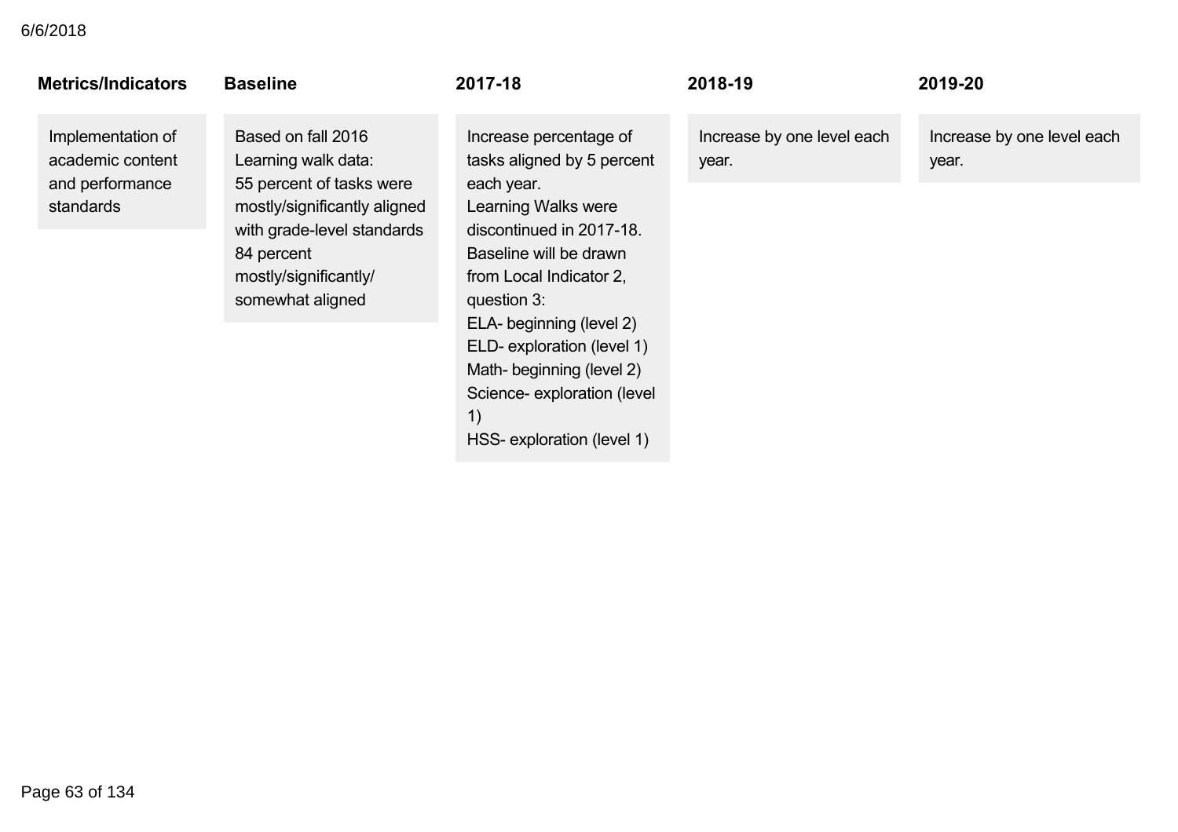| Metrics/Indicators | Baseline | 2017-18 | 2018-19 | 2019-20 |
|---|---|---|---|---|
| Implementation of academic content and performance standards | Based on fall 2016 Learning walk data:<br>55 percent of tasks were mostly/significantly aligned with grade-level standards<br>84 percent mostly/significantly/ somewhat aligned | Increase percentage of tasks aligned by 5 percent each year.<br>Learning Walks were discontinued in 2017-18. Baseline will be drawn from Local Indicator 2, question 3:<br>ELA- beginning (level 2)<br>ELD- exploration (level 1)<br>Math- beginning (level 2)<br>Science- exploration (level 1)<br>HSS- exploration (level 1) | Increase by one level each year. | Increase by one level each year. |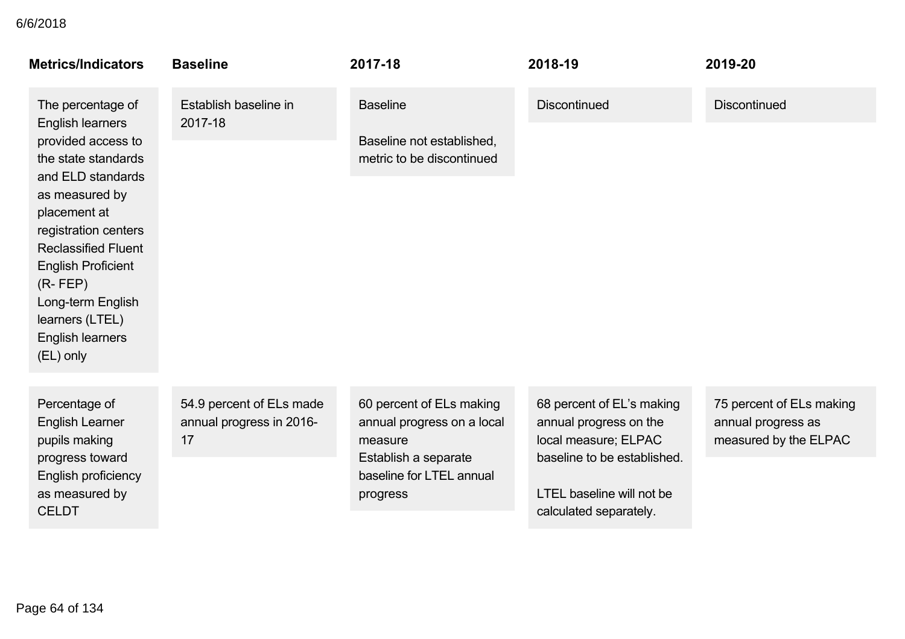| Metrics/Indicators | Baseline | 2017-18 | 2018-19 | 2019-20 |
|---|---|---|---|---|
| The percentage of English learners provided access to the state standards and ELD standards as measured by placement at registration centers Reclassified Fluent English Proficient (R- FEP) Long-term English learners (LTEL) English learners (EL) only | Establish baseline in 2017-18 | Baseline<br><br>Baseline not established, metric to be discontinued | Discontinued | Discontinued |
| Percentage of English Learner pupils making progress toward English proficiency as measured by CELDT | 54.9 percent of ELs made annual progress in 2016-17 | 60 percent of ELs making annual progress on a local measure<br>Establish a separate baseline for LTEL annual progress | 68 percent of EL's making annual progress on the local measure; ELPAC baseline to be established.<br><br>LTEL baseline will not be calculated separately. | 75 percent of ELs making annual progress as measured by the ELPAC |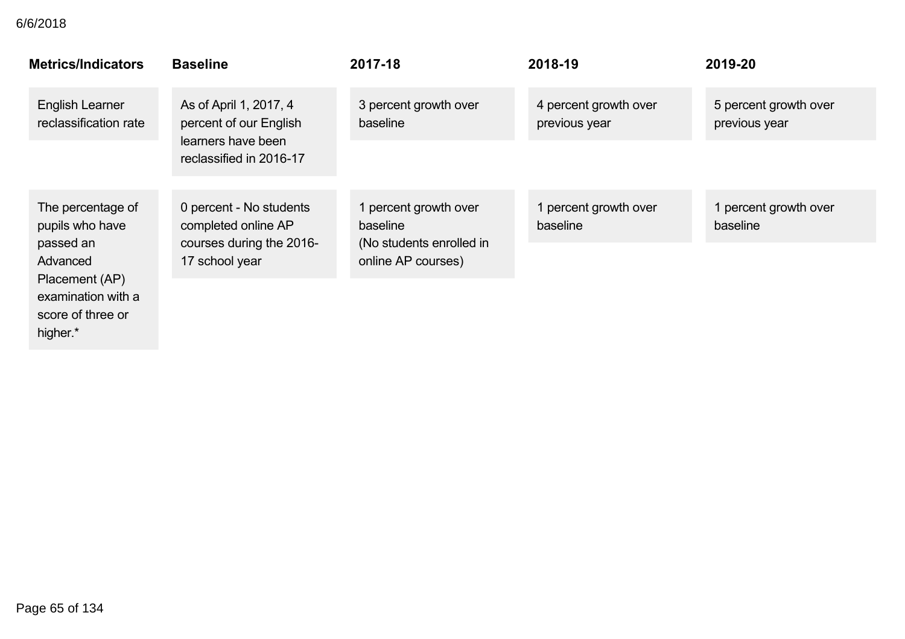| Metrics/Indicators | Baseline | 2017-18 | 2018-19 | 2019-20 |
|---|---|---|---|---|
| English Learner reclassification rate | As of April 1, 2017, 4 percent of our English learners have been reclassified in 2016-17 | 3 percent growth over baseline | 4 percent growth over previous year | 5 percent growth over previous year |
| The percentage of pupils who have passed an Advanced Placement (AP) examination with a score of three or higher.* | 0 percent - No students completed online AP courses during the 2016-17 school year | 1 percent growth over baseline (No students enrolled in online AP courses) | 1 percent growth over baseline | 1 percent growth over baseline |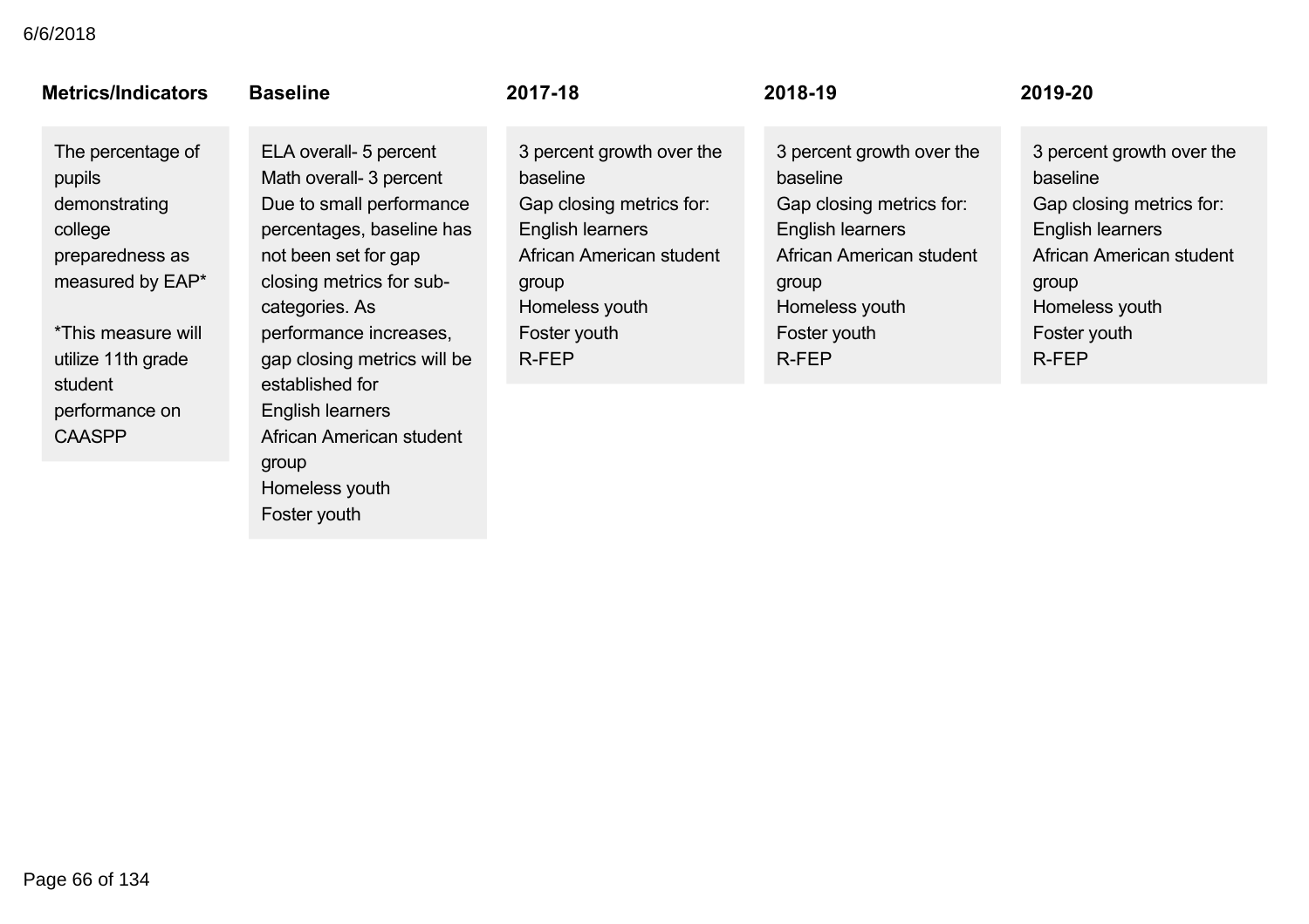| Metrics/Indicators | Baseline | 2017-18 | 2018-19 | 2019-20 |
| --- | --- | --- | --- | --- |
| The percentage of pupils demonstrating college preparedness as measured by EAP*<br><br>*This measure will utilize 11th grade student performance on CAASPP | ELA overall- 5 percent<br>Math overall- 3 percent<br>Due to small performance percentages, baseline has not been set for gap closing metrics for sub-categories. As performance increases, gap closing metrics will be established for<br>English learners<br>African American student group<br>Homeless youth<br>Foster youth | 3 percent growth over the baseline<br>Gap closing metrics for:<br>English learners<br>African American student group<br>Homeless youth<br>Foster youth<br>R-FEP | 3 percent growth over the baseline<br>Gap closing metrics for:<br>English learners<br>African American student group<br>Homeless youth<br>Foster youth<br>R-FEP | 3 percent growth over the baseline<br>Gap closing metrics for:<br>English learners<br>African American student group<br>Homeless youth<br>Foster youth<br>R-FEP |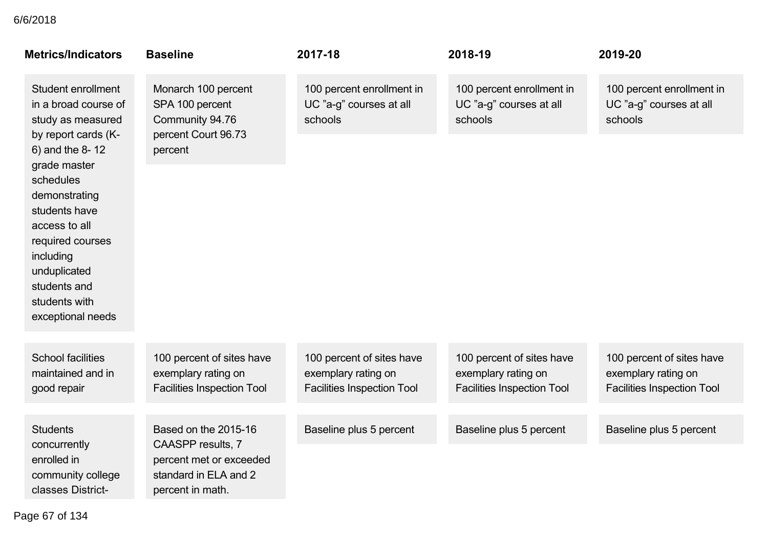| Metrics/Indicators | Baseline | 2017-18 | 2018-19 | 2019-20 |
|---|---|---|---|---|
| Student enrollment in a broad course of study as measured by report cards (K-6) and the 8- 12 grade master schedules demonstrating students have access to all required courses including unduplicated students and students with exceptional needs | Monarch 100 percent SPA 100 percent Community 94.76 percent Court 96.73 percent | 100 percent enrollment in UC ”a-g” courses at all schools | 100 percent enrollment in UC ”a-g” courses at all schools | 100 percent enrollment in UC ”a-g” courses at all schools |
| School facilities maintained and in good repair | 100 percent of sites have exemplary rating on Facilities Inspection Tool | 100 percent of sites have exemplary rating on Facilities Inspection Tool | 100 percent of sites have exemplary rating on Facilities Inspection Tool | 100 percent of sites have exemplary rating on Facilities Inspection Tool |
| Students concurrently enrolled in community college classes District- | Based on the 2015-16 CAASPP results, 7 percent met or exceeded standard in ELA and 2 percent in math. | Baseline plus 5 percent | Baseline plus 5 percent | Baseline plus 5 percent |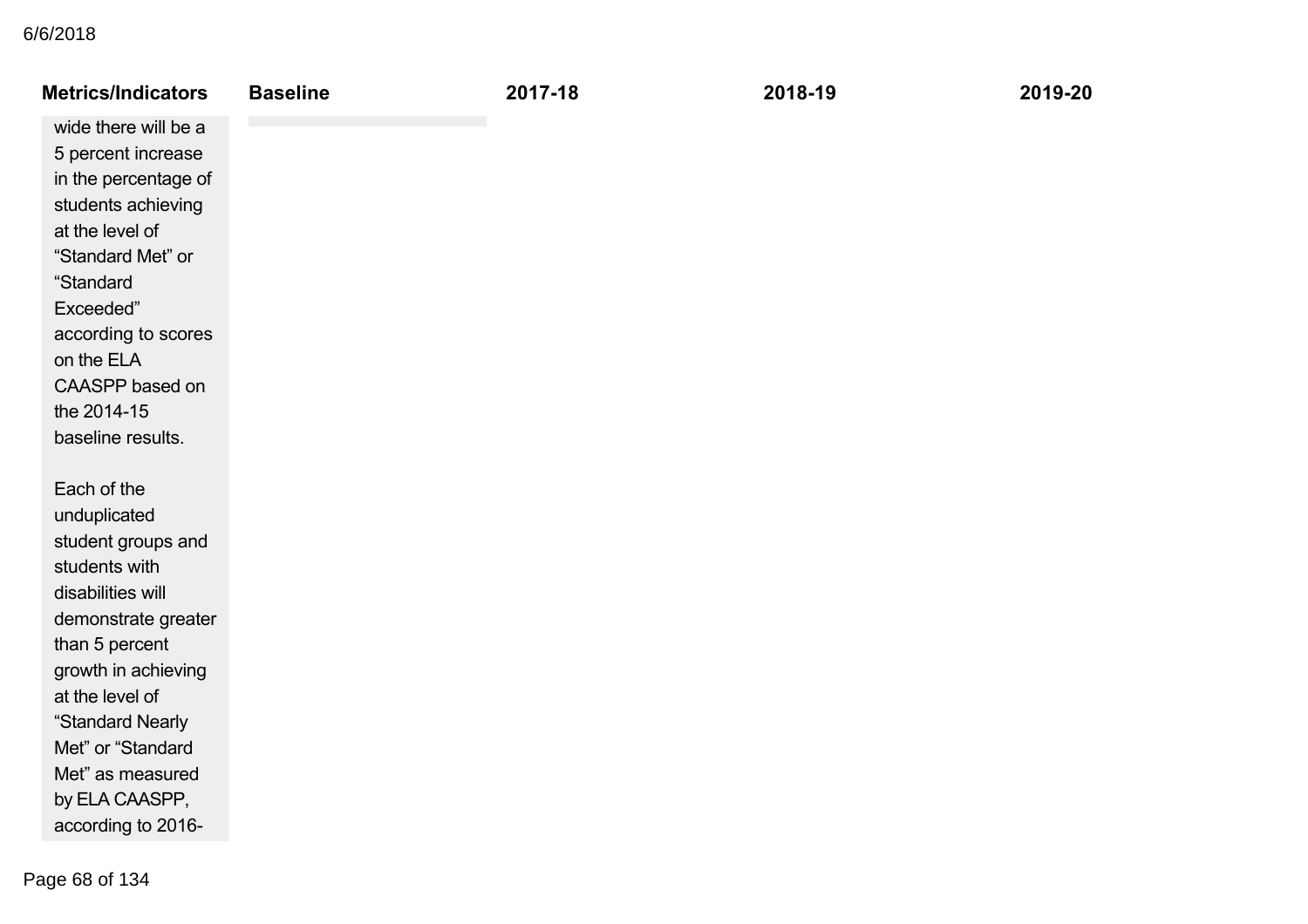| Metrics/Indicators | Baseline | 2017-18 | 2018-19 | 2019-20 |
| --- | --- | --- | --- | --- |
| wide there will be a 5 percent increase in the percentage of students achieving at the level of “Standard Met” or “Standard Exceeded” according to scores on the ELA CAASPP based on the 2014-15 baseline results.<br><br>Each of the unduplicated student groups and students with disabilities will demonstrate greater than 5 percent growth in achieving at the level of “Standard Nearly Met” or “Standard Met” as measured by ELA CAASPP, according to 2016- | | | | |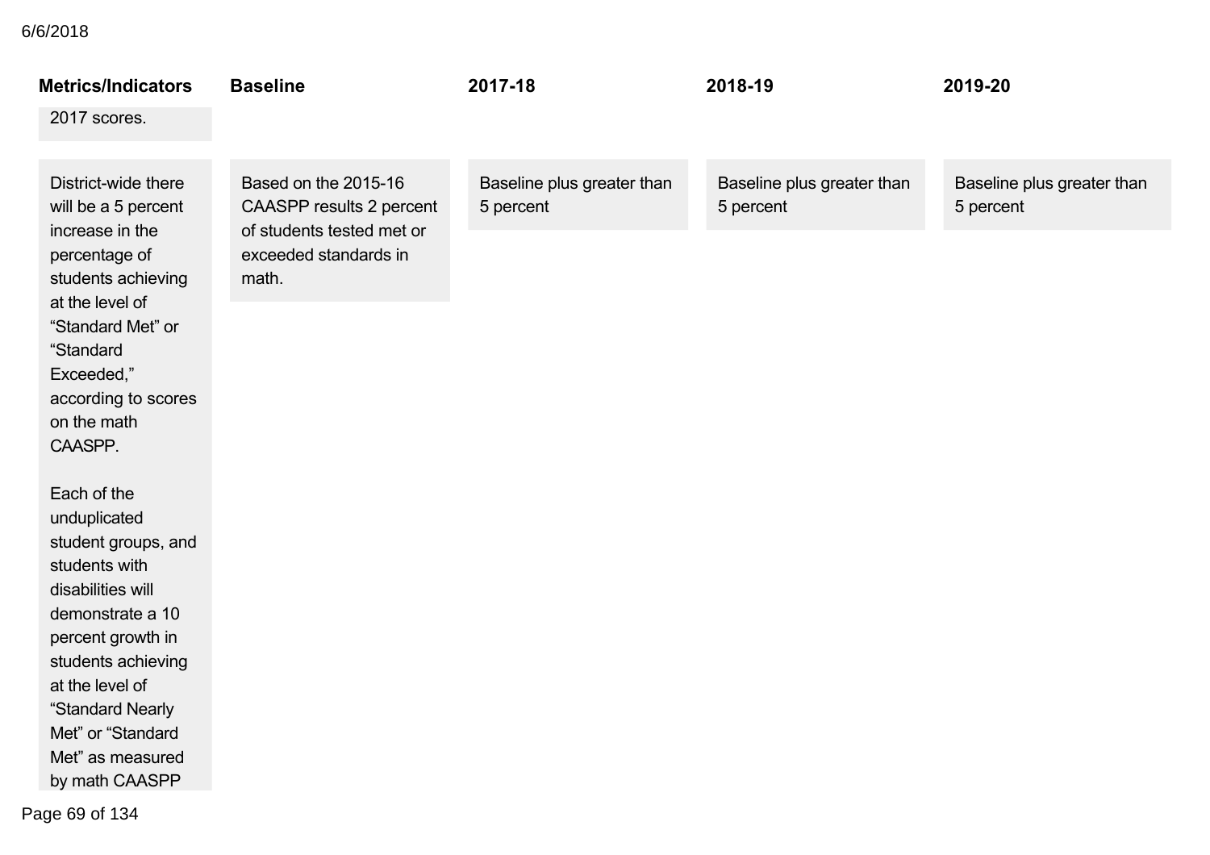| Metrics/Indicators | Baseline | 2017-18 | 2018-19 | 2019-20 |
|---|---|---|---|---|
| 2017 scores. | | | | |
| District-wide there will be a 5 percent increase in the percentage of students achieving at the level of "Standard Met" or "Standard Exceeded," according to scores on the math CAASPP.<br><br>Each of the unduplicated student groups, and students with disabilities will demonstrate a 10 percent growth in students achieving at the level of "Standard Nearly Met" or "Standard Met" as measured by math CAASPP | Based on the 2015-16 CAASPP results 2 percent of students tested met or exceeded standards in math. | Baseline plus greater than 5 percent | Baseline plus greater than 5 percent | Baseline plus greater than 5 percent |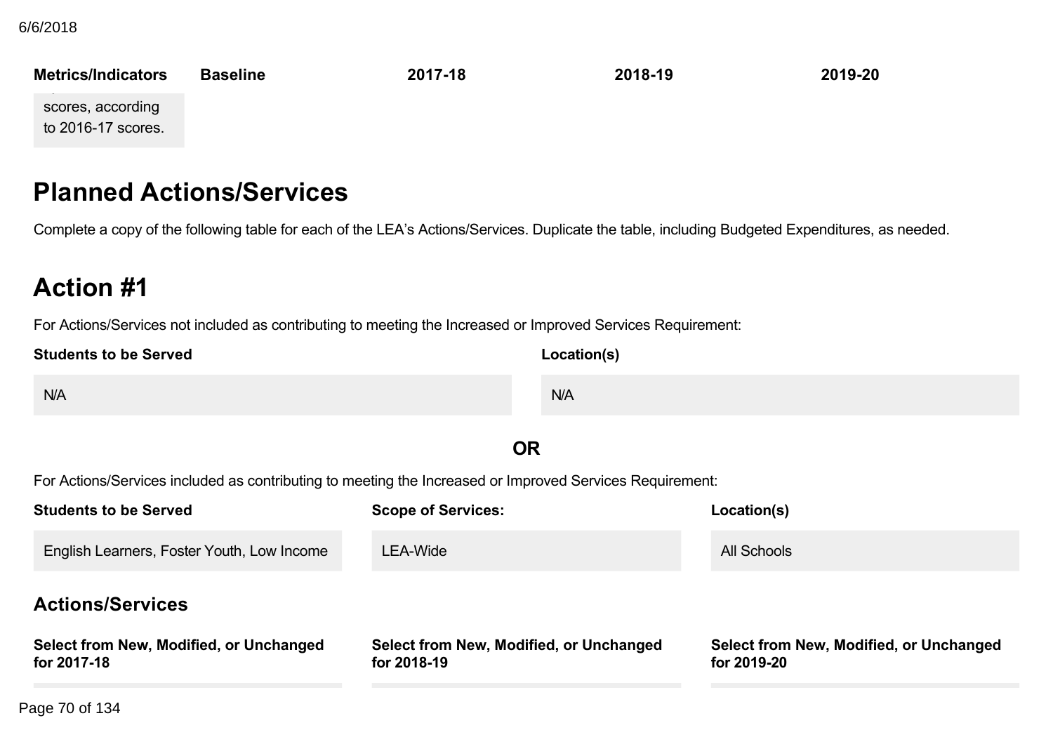| Metrics/Indicators | Baseline | 2017-18 | 2018-19 | 2019-20 |
| --- | --- | --- | --- | --- |
| scores, according to 2016-17 scores. | | | | |

# Planned Actions/Services

Complete a copy of the following table for each of the LEA's Actions/Services. Duplicate the table, including Budgeted Expenditures, as needed.

## Action #1

For Actions/Services not included as contributing to meeting the Increased or Improved Services Requirement:

| Students to be Served | Location(s) |
| --- | --- |
| N/A | N/A |

**OR**

For Actions/Services included as contributing to meeting the Increased or Improved Services Requirement:

| Students to be Served | Scope of Services: | Location(s) |
| --- | --- | --- |
| English Learners, Foster Youth, Low Income | LEA-Wide | All Schools |

### Actions/Services

| Select from New, Modified, or Unchanged for 2017-18 | Select from New, Modified, or Unchanged for 2018-19 | Select from New, Modified, or Unchanged for 2019-20 |
| --- | --- | --- |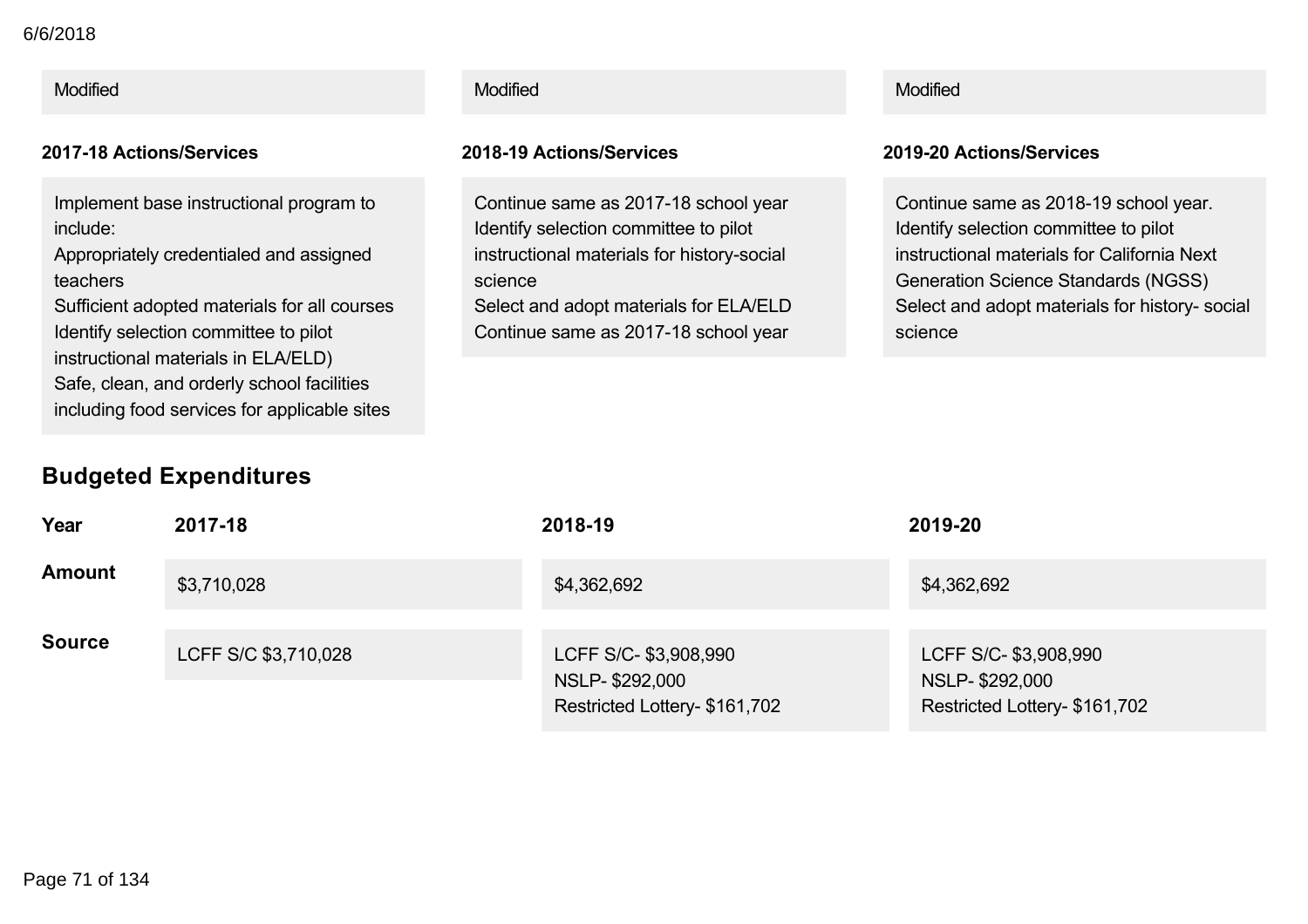| Modified | Modified | Modified |
|---|---|---|

| 2017-18 Actions/Services | 2018-19 Actions/Services | 2019-20 Actions/Services |
|---|---|---|
| Implement base instructional program to include:<br>Appropriately credentialed and assigned teachers<br>Sufficient adopted materials for all courses<br>Identify selection committee to pilot instructional materials in ELA/ELD)<br>Safe, clean, and orderly school facilities including food services for applicable sites | Continue same as 2017-18 school year<br>Identify selection committee to pilot instructional materials for history-social science<br>Select and adopt materials for ELA/ELD<br>Continue same as 2017-18 school year | Continue same as 2018-19 school year.<br>Identify selection committee to pilot instructional materials for California Next Generation Science Standards (NGSS)<br>Select and adopt materials for history- social science |

## Budgeted Expenditures

| Year | 2017-18 | 2018-19 | 2019-20 |
|---|---|---|---|
| **Amount** | $3,710,028 | $4,362,692 | $4,362,692 |
| **Source** | LCFF S/C $3,710,028 | LCFF S/C- $3,908,990<br>NSLP- $292,000<br>Restricted Lottery- $161,702 | LCFF S/C- $3,908,990<br>NSLP- $292,000<br>Restricted Lottery- $161,702 |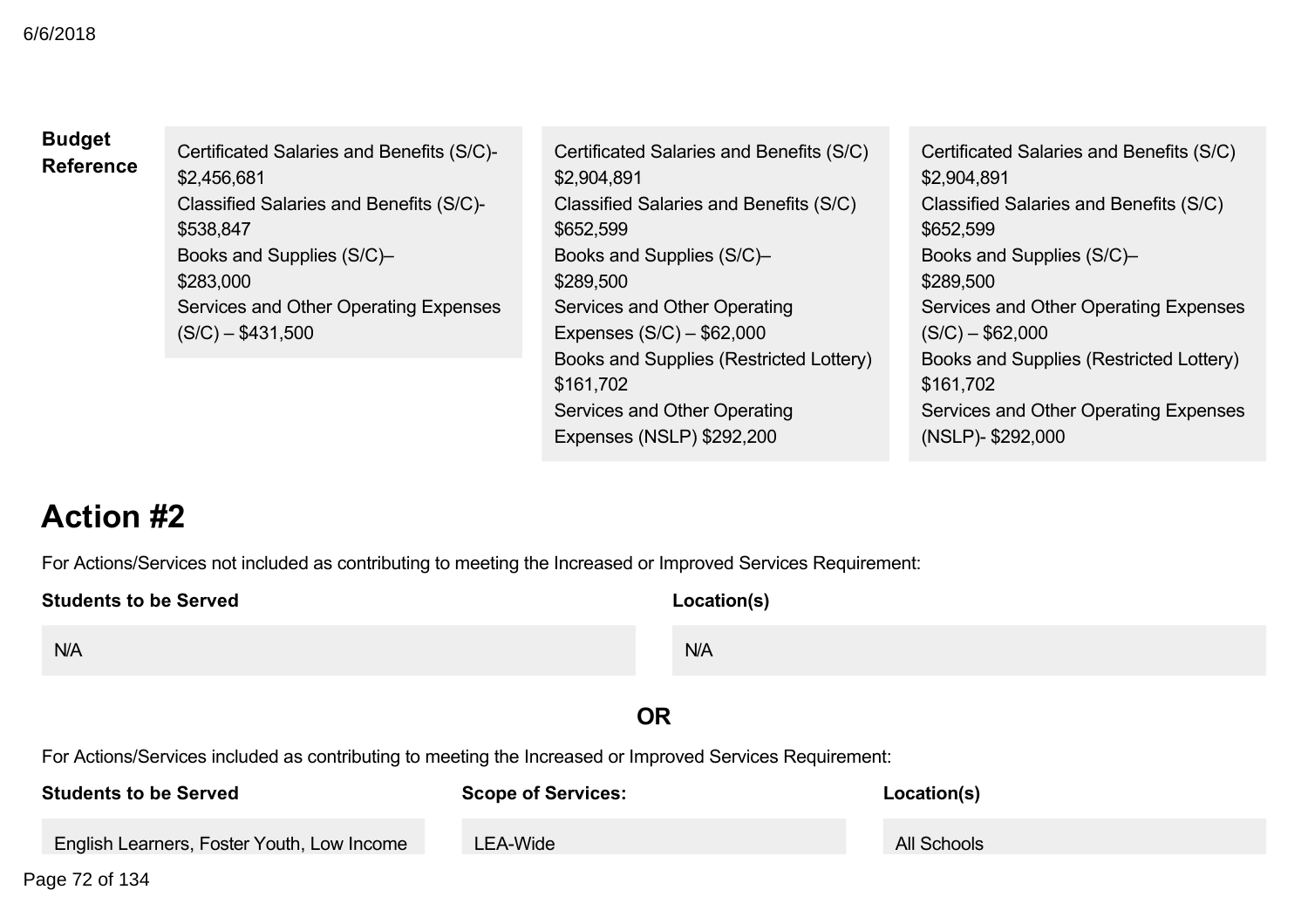| Budget Reference | | | |
|---|---|---|---|
| | Certificated Salaries and Benefits (S/C)- $2,456,681<br>Classified Salaries and Benefits (S/C)- $538,847<br>Books and Supplies (S/C)– $283,000<br>Services and Other Operating Expenses (S/C) – $431,500 | Certificated Salaries and Benefits (S/C) $2,904,891<br>Classified Salaries and Benefits (S/C) $652,599<br>Books and Supplies (S/C)– $289,500<br>Services and Other Operating Expenses (S/C) – $62,000<br>Books and Supplies (Restricted Lottery) $161,702<br>Services and Other Operating Expenses (NSLP) $292,200 | Certificated Salaries and Benefits (S/C) $2,904,891<br>Classified Salaries and Benefits (S/C) $652,599<br>Books and Supplies (S/C)– $289,500<br>Services and Other Operating Expenses (S/C) – $62,000<br>Books and Supplies (Restricted Lottery) $161,702<br>Services and Other Operating Expenses (NSLP)- $292,000 |

# Action #2

For Actions/Services not included as contributing to meeting the Increased or Improved Services Requirement:

| Students to be Served | Location(s) |
|---|---|
| N/A | N/A |

**OR**

For Actions/Services included as contributing to meeting the Increased or Improved Services Requirement:

| Students to be Served | Scope of Services: | Location(s) |
|---|---|---|
| English Learners, Foster Youth, Low Income | LEA-Wide | All Schools |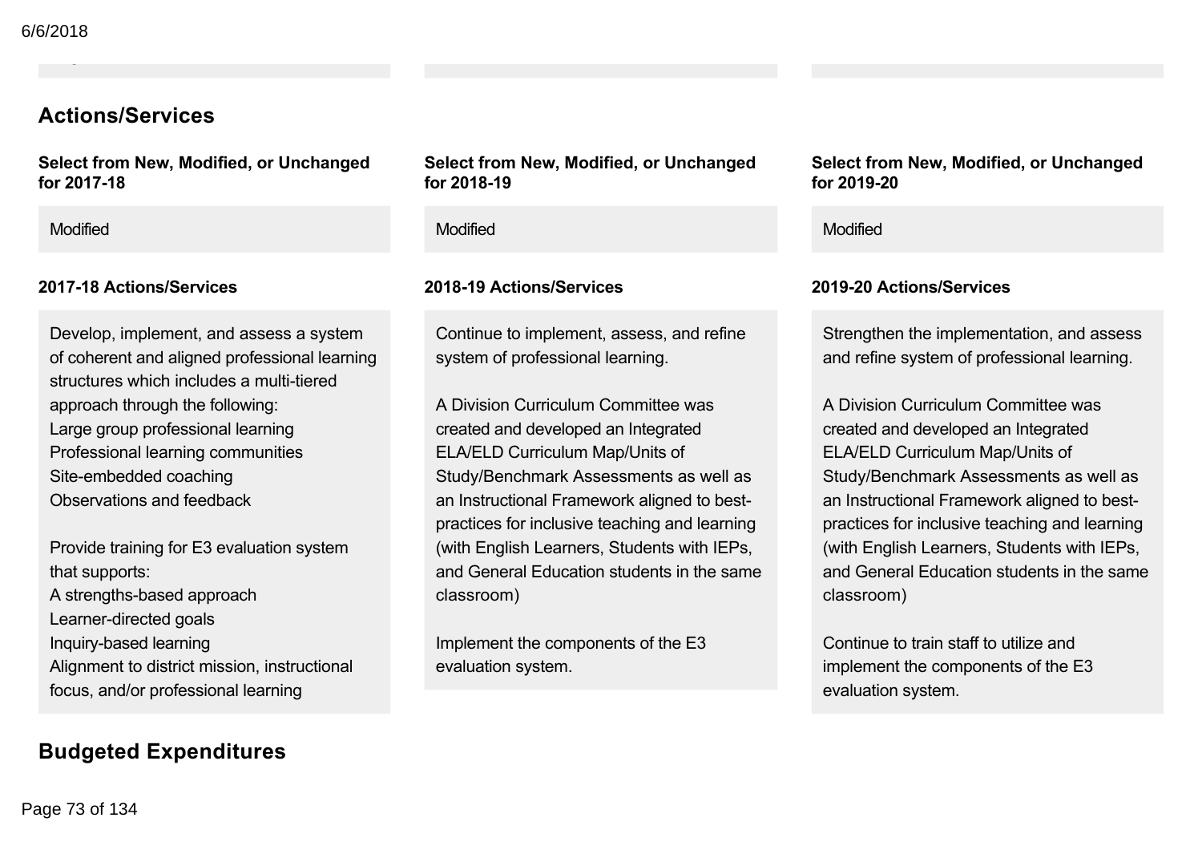## Actions/Services

| Select from New, Modified, or Unchanged for 2017-18 | Select from New, Modified, or Unchanged for 2018-19 | Select from New, Modified, or Unchanged for 2019-20 |
|---|---|---|
| Modified | Modified | Modified |

**2017-18 Actions/Services**

Develop, implement, and assess a system of coherent and aligned professional learning structures which includes a multi-tiered approach through the following:
Large group professional learning
Professional learning communities
Site-embedded coaching
Observations and feedback

Provide training for E3 evaluation system that supports:
A strengths-based approach
Learner-directed goals
Inquiry-based learning
Alignment to district mission, instructional focus, and/or professional learning

**2018-19 Actions/Services**

Continue to implement, assess, and refine system of professional learning.

A Division Curriculum Committee was created and developed an Integrated ELA/ELD Curriculum Map/Units of Study/Benchmark Assessments as well as an Instructional Framework aligned to best-practices for inclusive teaching and learning (with English Learners, Students with IEPs, and General Education students in the same classroom)

Implement the components of the E3 evaluation system.

**2019-20 Actions/Services**

Strengthen the implementation, and assess and refine system of professional learning.

A Division Curriculum Committee was created and developed an Integrated ELA/ELD Curriculum Map/Units of Study/Benchmark Assessments as well as an Instructional Framework aligned to best-practices for inclusive teaching and learning (with English Learners, Students with IEPs, and General Education students in the same classroom)

Continue to train staff to utilize and implement the components of the E3 evaluation system.

## Budgeted Expenditures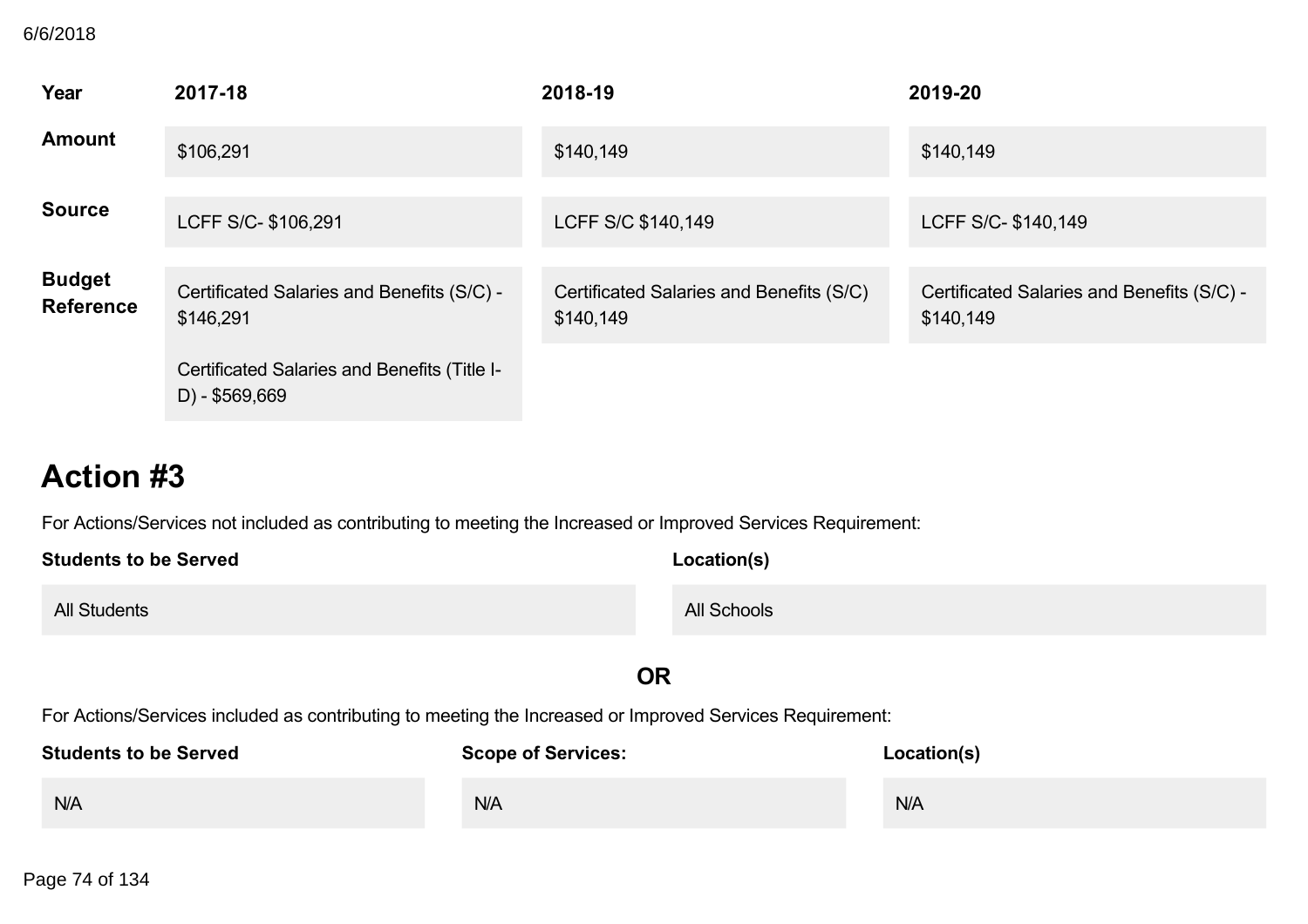| Year | 2017-18 | 2018-19 | 2019-20 |
|---|---|---|---|
| **Amount** | $106,291 | $140,149 | $140,149 |
| **Source** | LCFF S/C- $106,291 | LCFF S/C $140,149 | LCFF S/C- $140,149 |
| **Budget Reference** | Certificated Salaries and Benefits (S/C) - $146,291<br><br>Certificated Salaries and Benefits (Title I-D) - $569,669 | Certificated Salaries and Benefits (S/C) $140,149 | Certificated Salaries and Benefits (S/C) - $140,149 |

# Action #3

For Actions/Services not included as contributing to meeting the Increased or Improved Services Requirement:

| Students to be Served | Location(s) |
|---|---|
| All Students | All Schools |

**OR**

For Actions/Services included as contributing to meeting the Increased or Improved Services Requirement:

| Students to be Served | Scope of Services: | Location(s) |
|---|---|---|
| N/A | N/A | N/A |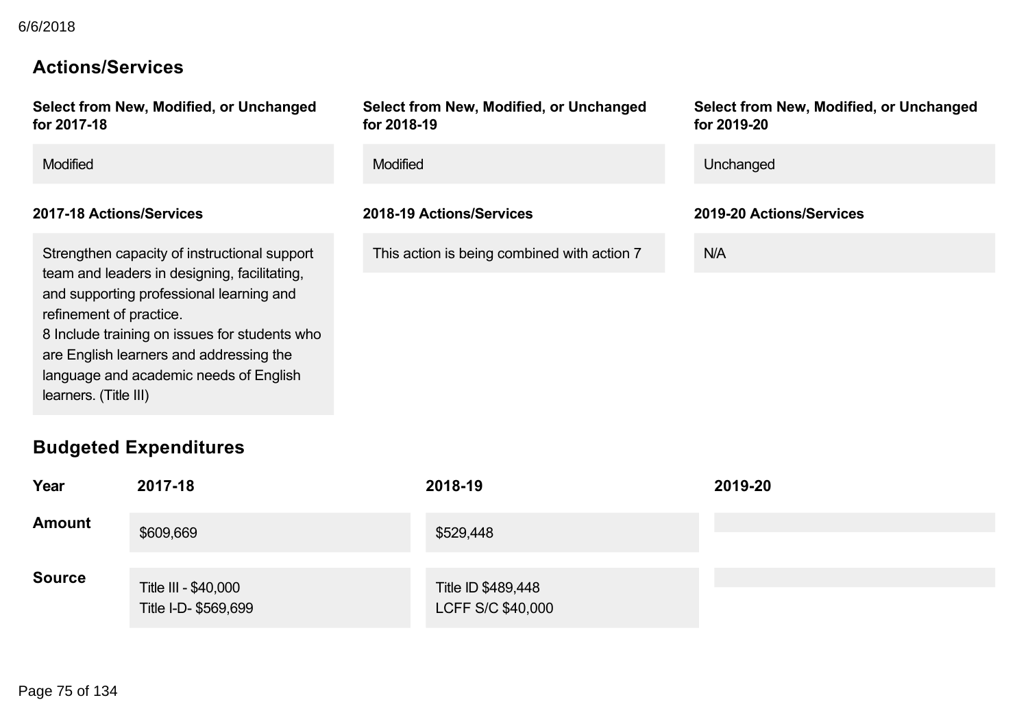## Actions/Services

| Select from New, Modified, or Unchanged for 2017-18 | Select from New, Modified, or Unchanged for 2018-19 | Select from New, Modified, or Unchanged for 2019-20 |
|---|---|---|
| Modified | Modified | Unchanged |

| 2017-18 Actions/Services | 2018-19 Actions/Services | 2019-20 Actions/Services |
|---|---|---|
| Strengthen capacity of instructional support team and leaders in designing, facilitating, and supporting professional learning and refinement of practice.<br>8 Include training on issues for students who are English learners and addressing the language and academic needs of English learners. (Title III) | This action is being combined with action 7 | N/A |

## Budgeted Expenditures

| Year | 2017-18 | 2018-19 | 2019-20 |
|---|---|---|---|
| Amount | $609,669 | $529,448 | |
| Source | Title III - $40,000<br>Title I-D- $569,699 | Title ID $489,448<br>LCFF S/C $40,000 | |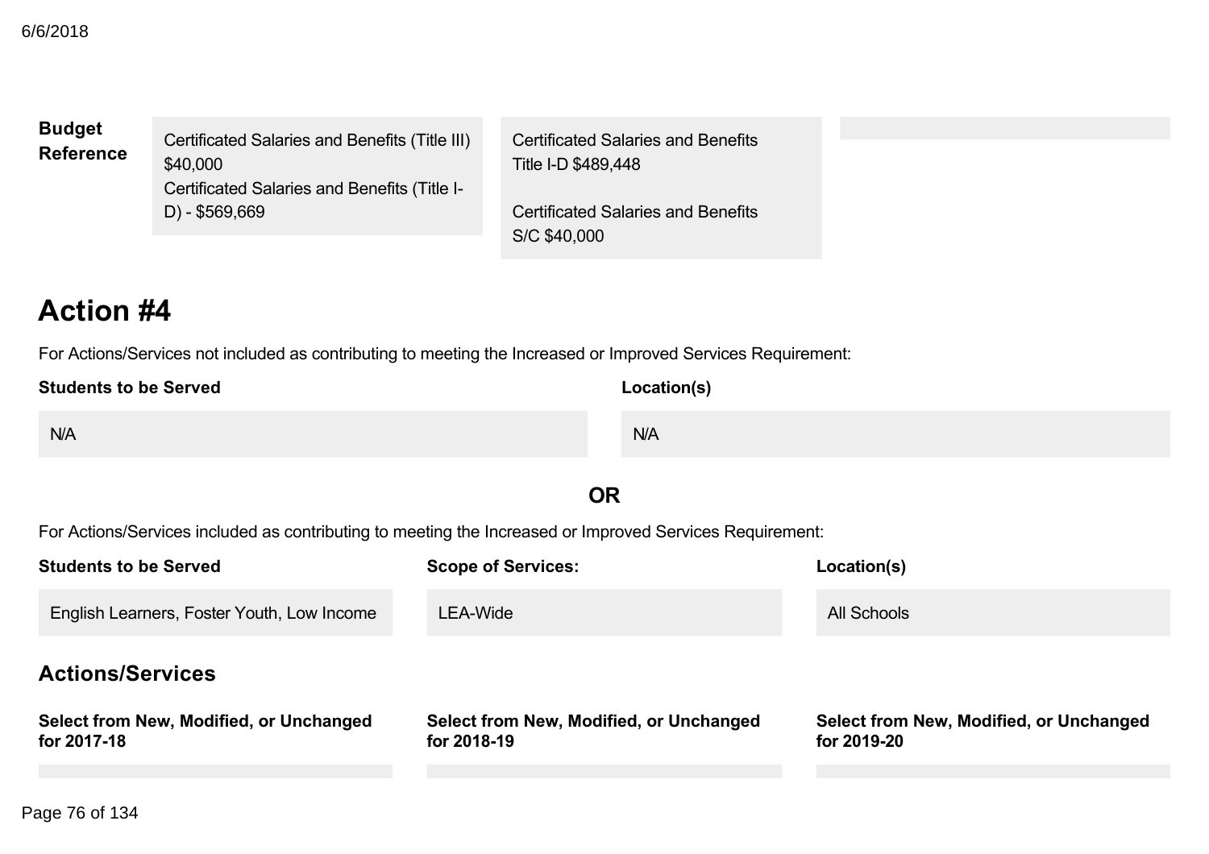| **Budget Reference** | Certificated Salaries and Benefits (Title III) $40,000<br>Certificated Salaries and Benefits (Title I-D) - $569,669 | Certificated Salaries and Benefits<br>Title I-D $489,448<br><br>Certificated Salaries and Benefits<br>S/C $40,000 | |
|---|---|---|---|

# Action #4

For Actions/Services not included as contributing to meeting the Increased or Improved Services Requirement:

| **Students to be Served** | **Location(s)** |
|---|---|
| N/A | N/A |

**OR**

For Actions/Services included as contributing to meeting the Increased or Improved Services Requirement:

| **Students to be Served** | **Scope of Services:** | **Location(s)** |
|---|---|---|
| English Learners, Foster Youth, Low Income | LEA-Wide | All Schools |

## Actions/Services

| **Select from New, Modified, or Unchanged for 2017-18** | **Select from New, Modified, or Unchanged for 2018-19** | **Select from New, Modified, or Unchanged for 2019-20** |
|---|---|---|
| | | |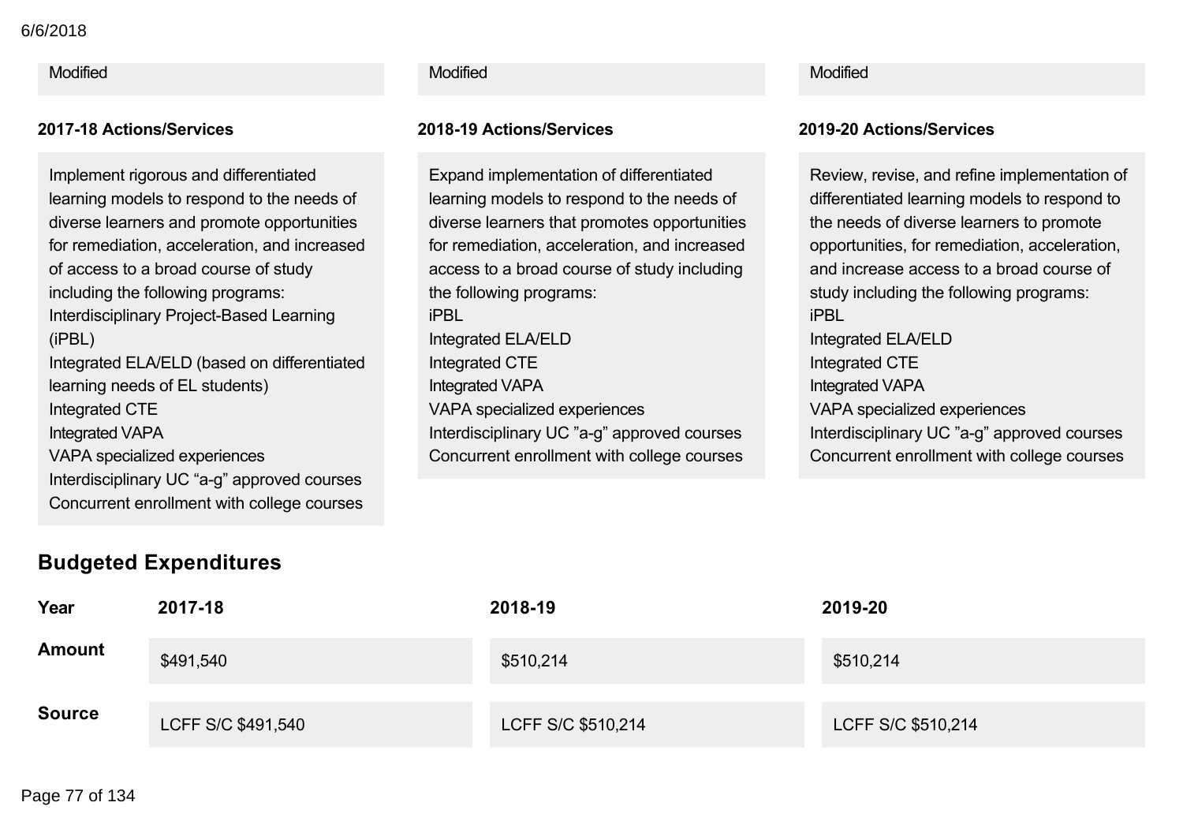Modified

Modified

Modified

**2017-18 Actions/Services**

Implement rigorous and differentiated learning models to respond to the needs of diverse learners and promote opportunities for remediation, acceleration, and increased of access to a broad course of study including the following programs:
Interdisciplinary Project-Based Learning (iPBL)
Integrated ELA/ELD (based on differentiated learning needs of EL students)
Integrated CTE
Integrated VAPA
VAPA specialized experiences
Interdisciplinary UC "a-g" approved courses
Concurrent enrollment with college courses

**2018-19 Actions/Services**

Expand implementation of differentiated learning models to respond to the needs of diverse learners that promotes opportunities for remediation, acceleration, and increased access to a broad course of study including the following programs:
iPBL
Integrated ELA/ELD
Integrated CTE
Integrated VAPA
VAPA specialized experiences
Interdisciplinary UC "a-g" approved courses
Concurrent enrollment with college courses

**2019-20 Actions/Services**

Review, revise, and refine implementation of differentiated learning models to respond to the needs of diverse learners to promote opportunities, for remediation, acceleration, and increase access to a broad course of study including the following programs:
iPBL
Integrated ELA/ELD
Integrated CTE
Integrated VAPA
VAPA specialized experiences
Interdisciplinary UC "a-g" approved courses
Concurrent enrollment with college courses

## Budgeted Expenditures

| Year | 2017-18 | 2018-19 | 2019-20 |
|---|---|---|---|
| Amount | $491,540 | $510,214 | $510,214 |
| Source | LCFF S/C $491,540 | LCFF S/C $510,214 | LCFF S/C $510,214 |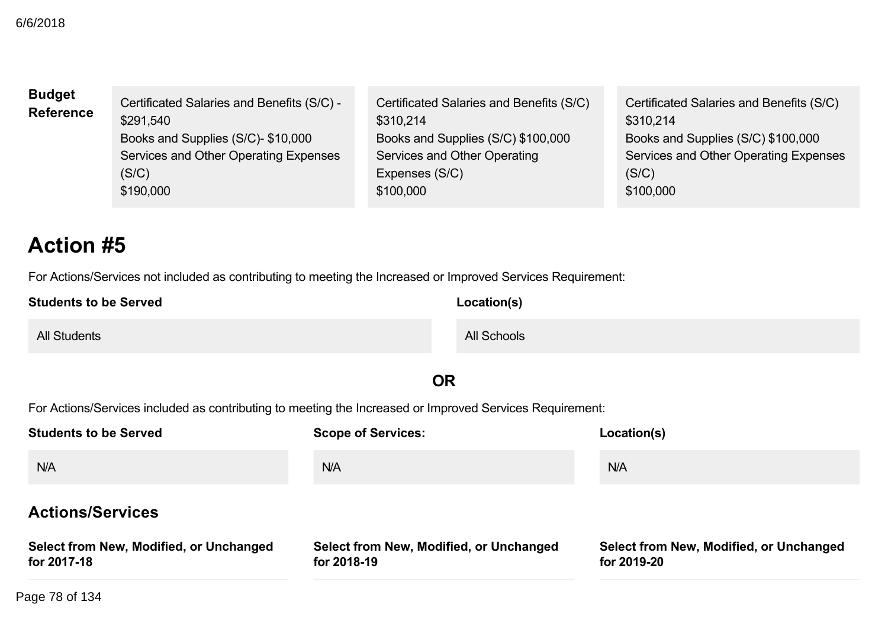| Budget Reference | | | |
|---|---|---|---|
| | Certificated Salaries and Benefits (S/C) - $291,540<br>Books and Supplies (S/C)- $10,000<br>Services and Other Operating Expenses (S/C)<br>$190,000 | Certificated Salaries and Benefits (S/C)<br>$310,214<br>Books and Supplies (S/C) $100,000<br>Services and Other Operating Expenses (S/C)<br>$100,000 | Certificated Salaries and Benefits (S/C)<br>$310,214<br>Books and Supplies (S/C) $100,000<br>Services and Other Operating Expenses (S/C)<br>$100,000 |

## Action #5

For Actions/Services not included as contributing to meeting the Increased or Improved Services Requirement:

| Students to be Served | Location(s) |
|---|---|
| All Students | All Schools |

**OR**

For Actions/Services included as contributing to meeting the Increased or Improved Services Requirement:

| Students to be Served | Scope of Services: | Location(s) |
|---|---|---|
| N/A | N/A | N/A |

### Actions/Services

| Select from New, Modified, or Unchanged for 2017-18 | Select from New, Modified, or Unchanged for 2018-19 | Select from New, Modified, or Unchanged for 2019-20 |
|---|---|---|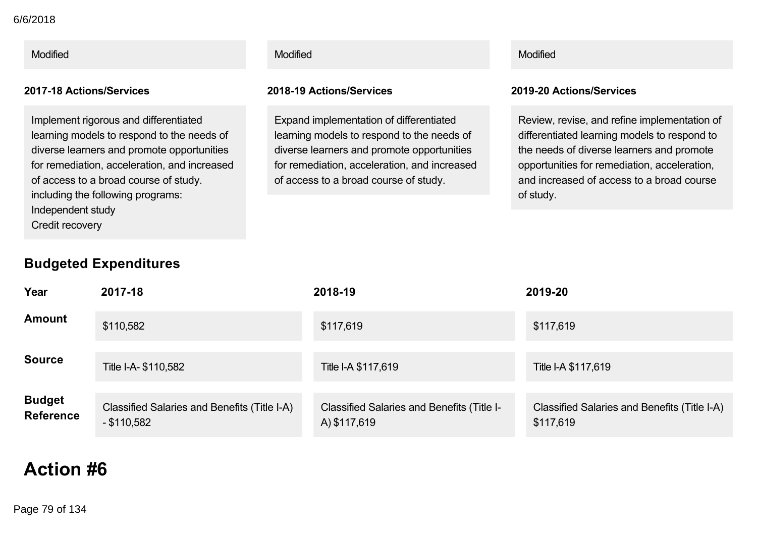| Modified | Modified | Modified |
|---|---|---|

| 2017-18 Actions/Services | 2018-19 Actions/Services | 2019-20 Actions/Services |
|---|---|---|
| Implement rigorous and differentiated learning models to respond to the needs of diverse learners and promote opportunities for remediation, acceleration, and increased of access to a broad course of study. including the following programs:<br>Independent study<br>Credit recovery | Expand implementation of differentiated learning models to respond to the needs of diverse learners and promote opportunities for remediation, acceleration, and increased of access to a broad course of study. | Review, revise, and refine implementation of differentiated learning models to respond to the needs of diverse learners and promote opportunities for remediation, acceleration, and increased of access to a broad course of study. |

## Budgeted Expenditures

| Year | 2017-18 | 2018-19 | 2019-20 |
|---|---|---|---|
| **Amount** | $110,582 | $117,619 | $117,619 |
| **Source** | Title I-A- $110,582 | Title I-A $117,619 | Title I-A $117,619 |
| **Budget Reference** | Classified Salaries and Benefits (Title I-A) - $110,582 | Classified Salaries and Benefits (Title I-A) $117,619 | Classified Salaries and Benefits (Title I-A) $117,619 |

# Action #6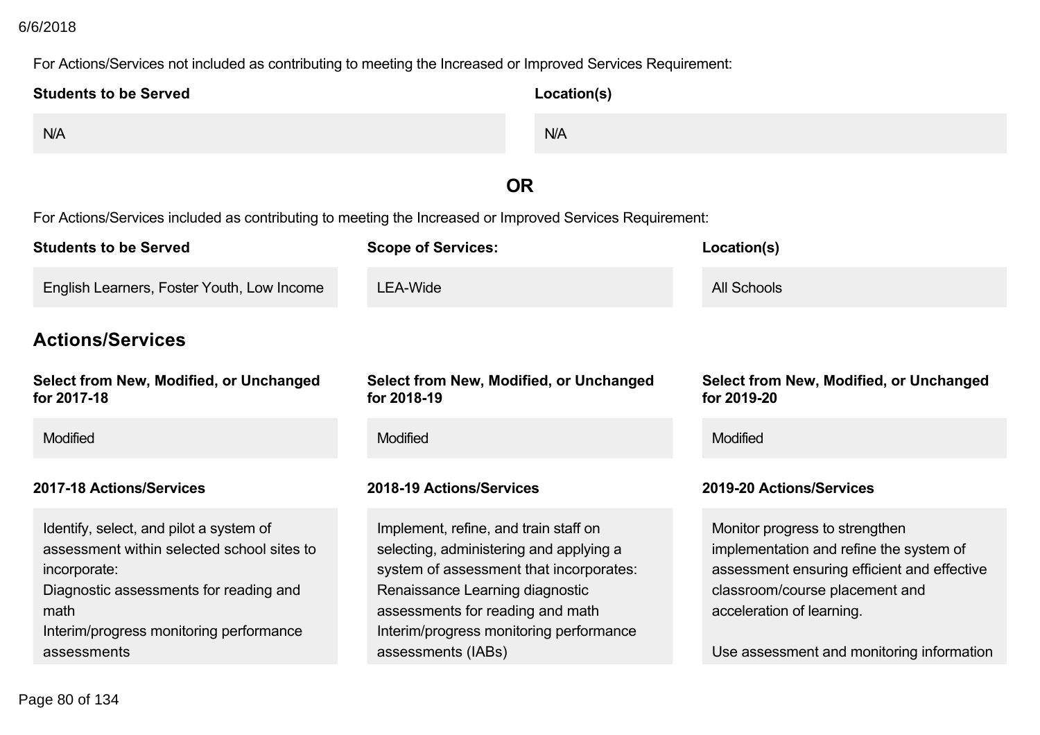For Actions/Services not included as contributing to meeting the Increased or Improved Services Requirement:

| Students to be Served | Location(s) |
| --- | --- |
| N/A | N/A |

**OR**

For Actions/Services included as contributing to meeting the Increased or Improved Services Requirement:

| Students to be Served | Scope of Services: | Location(s) |
| --- | --- | --- |
| English Learners, Foster Youth, Low Income | LEA-Wide | All Schools |

## Actions/Services

| Select from New, Modified, or Unchanged for 2017-18 | Select from New, Modified, or Unchanged for 2018-19 | Select from New, Modified, or Unchanged for 2019-20 |
| --- | --- | --- |
| Modified | Modified | Modified |

| 2017-18 Actions/Services | 2018-19 Actions/Services | 2019-20 Actions/Services |
| --- | --- | --- |
| Identify, select, and pilot a system of assessment within selected school sites to incorporate:<br>Diagnostic assessments for reading and math<br>Interim/progress monitoring performance assessments | Implement, refine, and train staff on selecting, administering and applying a system of assessment that incorporates:<br>Renaissance Learning diagnostic assessments for reading and math<br>Interim/progress monitoring performance assessments (IABs) | Monitor progress to strengthen implementation and refine the system of assessment ensuring efficient and effective classroom/course placement and acceleration of learning.<br><br>Use assessment and monitoring information |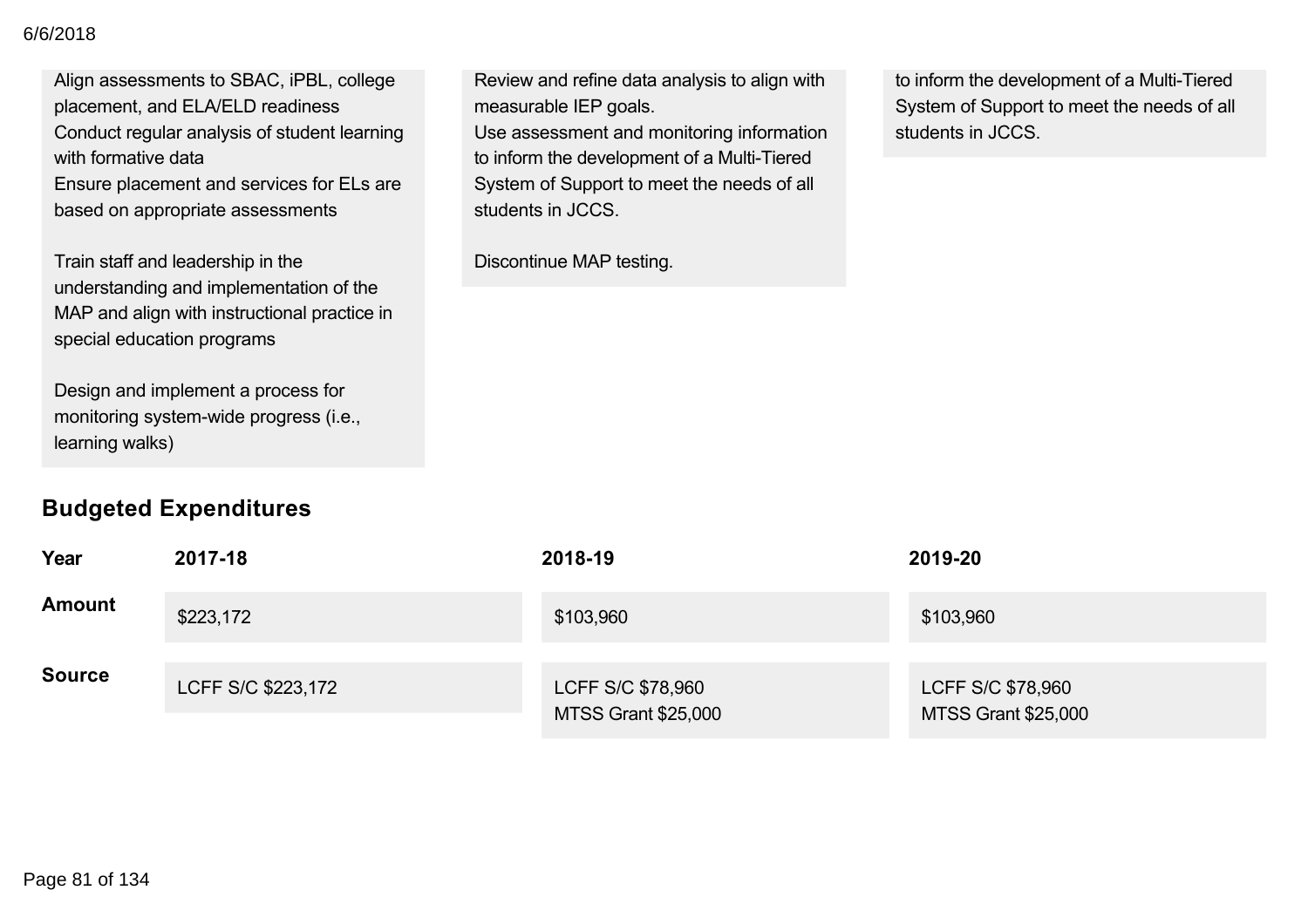| 2017-18 | 2018-19 | 2019-20 |
| --- | --- | --- |
| Align assessments to SBAC, iPBL, college placement, and ELA/ELD readiness<br>Conduct regular analysis of student learning with formative data<br>Ensure placement and services for ELs are based on appropriate assessments<br><br>Train staff and leadership in the understanding and implementation of the MAP and align with instructional practice in special education programs<br><br>Design and implement a process for monitoring system-wide progress (i.e., learning walks) | Review and refine data analysis to align with measurable IEP goals.<br>Use assessment and monitoring information to inform the development of a Multi-Tiered System of Support to meet the needs of all students in JCCS.<br><br>Discontinue MAP testing. | to inform the development of a Multi-Tiered System of Support to meet the needs of all students in JCCS. |

## Budgeted Expenditures

| Year | 2017-18 | 2018-19 | 2019-20 |
| --- | --- | --- | --- |
| Amount | $223,172 | $103,960 | $103,960 |
| Source | LCFF S/C $223,172 | LCFF S/C $78,960<br>MTSS Grant $25,000 | LCFF S/C $78,960<br>MTSS Grant $25,000 |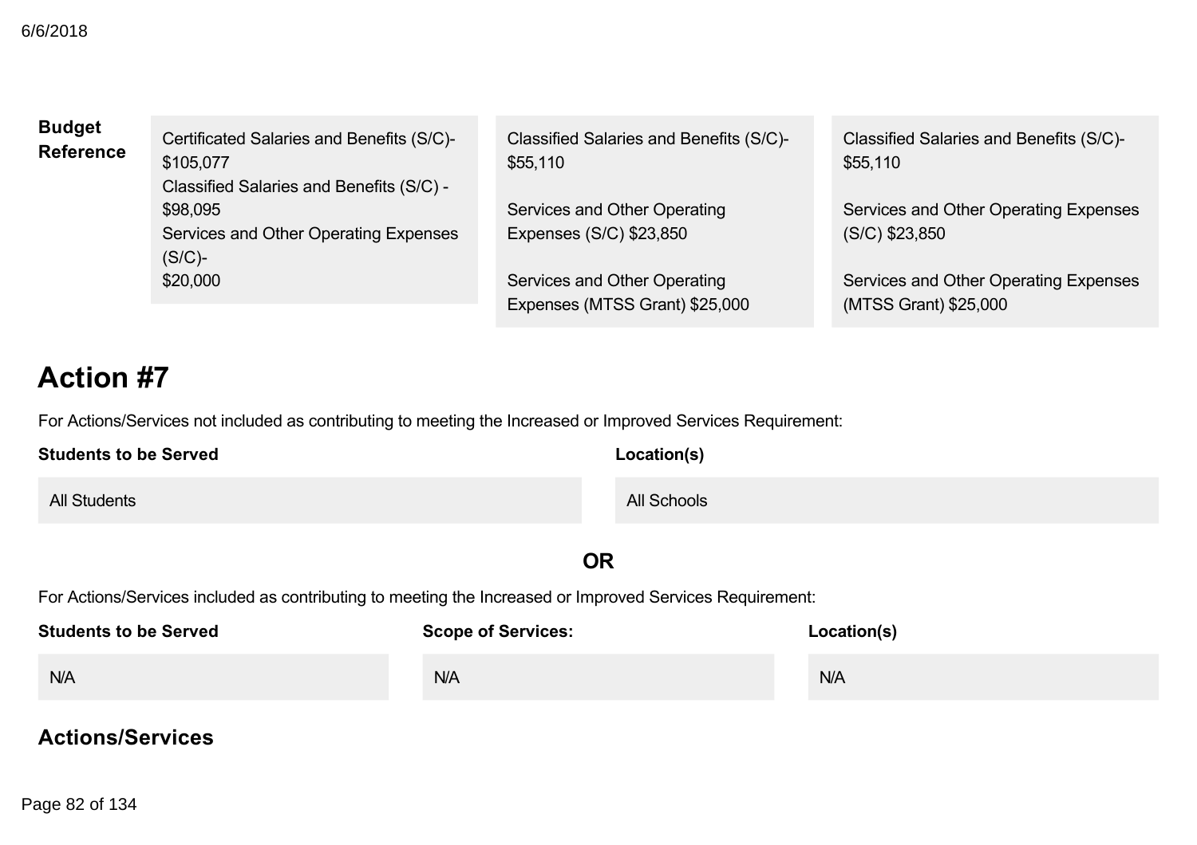| Budget Reference | | | |
|---|---|---|---|
| | Certificated Salaries and Benefits (S/C)- $105,077<br>Classified Salaries and Benefits (S/C) - $98,095<br>Services and Other Operating Expenses (S/C)- $20,000 | Classified Salaries and Benefits (S/C)- $55,110<br><br>Services and Other Operating Expenses (S/C) $23,850<br><br>Services and Other Operating Expenses (MTSS Grant) $25,000 | Classified Salaries and Benefits (S/C)- $55,110<br><br>Services and Other Operating Expenses (S/C) $23,850<br><br>Services and Other Operating Expenses (MTSS Grant) $25,000 |

# Action #7

For Actions/Services not included as contributing to meeting the Increased or Improved Services Requirement:

| Students to be Served | Location(s) |
|---|---|
| All Students | All Schools |

**OR**

For Actions/Services included as contributing to meeting the Increased or Improved Services Requirement:

| Students to be Served | Scope of Services: | Location(s) |
|---|---|---|
| N/A | N/A | N/A |

## Actions/Services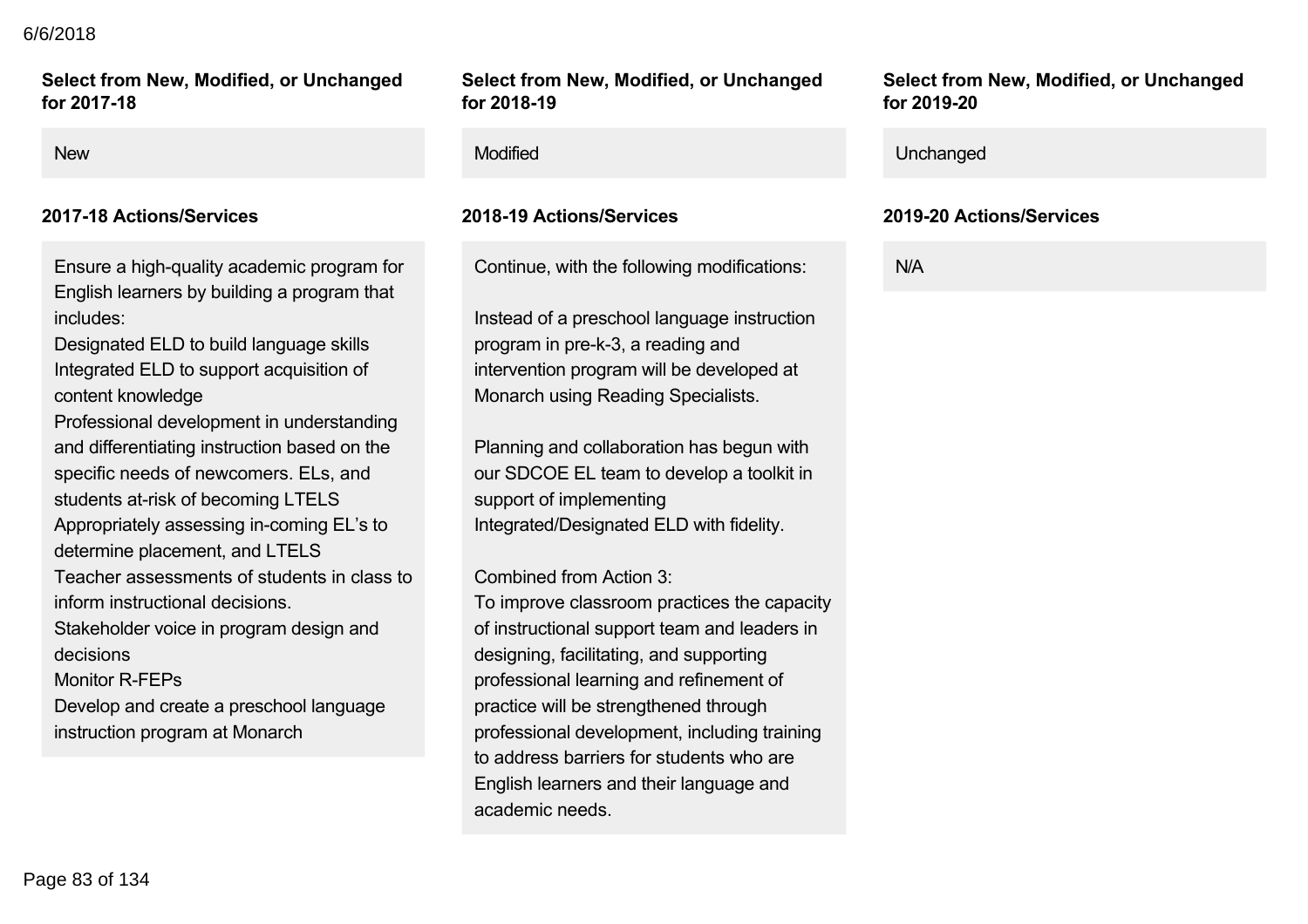**Select from New, Modified, or Unchanged for 2017-18**

New

**2017-18 Actions/Services**

Ensure a high-quality academic program for English learners by building a program that includes:
Designated ELD to build language skills
Integrated ELD to support acquisition of content knowledge
Professional development in understanding and differentiating instruction based on the specific needs of newcomers. ELs, and students at-risk of becoming LTELS
Appropriately assessing in-coming EL's to determine placement, and LTELS
Teacher assessments of students in class to inform instructional decisions.
Stakeholder voice in program design and decisions
Monitor R-FEPs
Develop and create a preschool language instruction program at Monarch

**Select from New, Modified, or Unchanged for 2018-19**

Modified

**2018-19 Actions/Services**

Continue, with the following modifications:

Instead of a preschool language instruction program in pre-k-3, a reading and intervention program will be developed at Monarch using Reading Specialists.

Planning and collaboration has begun with our SDCOE EL team to develop a toolkit in support of implementing Integrated/Designated ELD with fidelity.

Combined from Action 3:
To improve classroom practices the capacity of instructional support team and leaders in designing, facilitating, and supporting professional learning and refinement of practice will be strengthened through professional development, including training to address barriers for students who are English learners and their language and academic needs.

**Select from New, Modified, or Unchanged for 2019-20**

Unchanged

**2019-20 Actions/Services**

N/A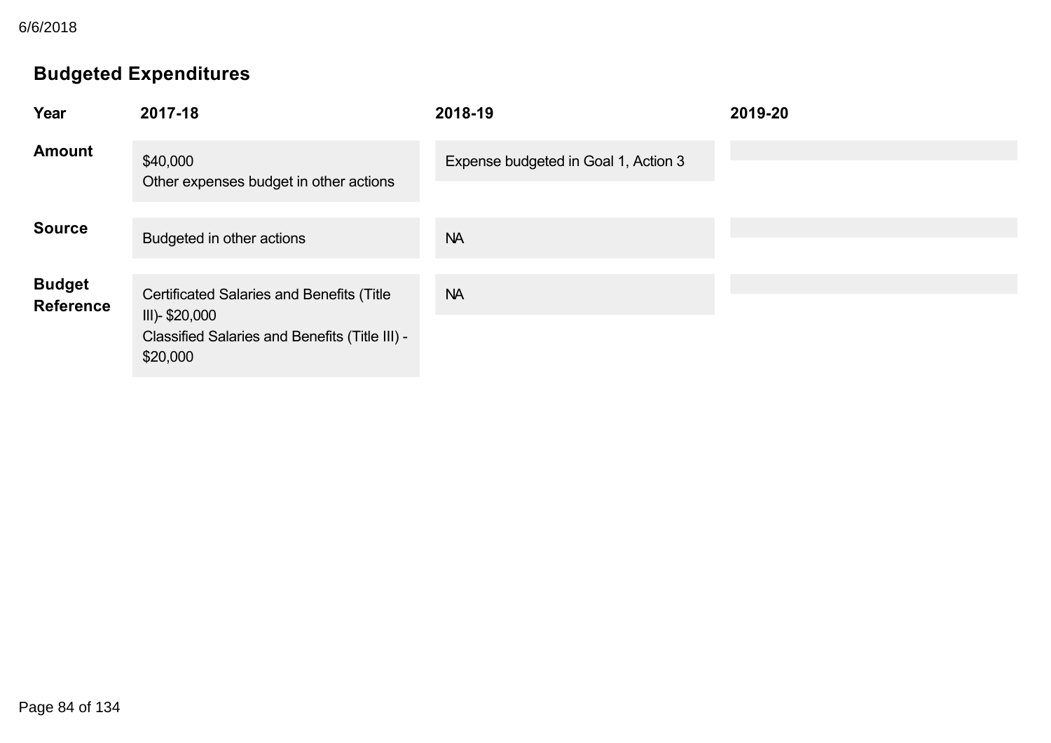## Budgeted Expenditures

| Year | 2017-18 | 2018-19 | 2019-20 |
|---|---|---|---|
| **Amount** | $40,000<br>Other expenses budget in other actions | Expense budgeted in Goal 1, Action 3 | |
| **Source** | Budgeted in other actions | NA | |
| **Budget Reference** | Certificated Salaries and Benefits (Title III)- $20,000<br>Classified Salaries and Benefits (Title III) - $20,000 | NA | |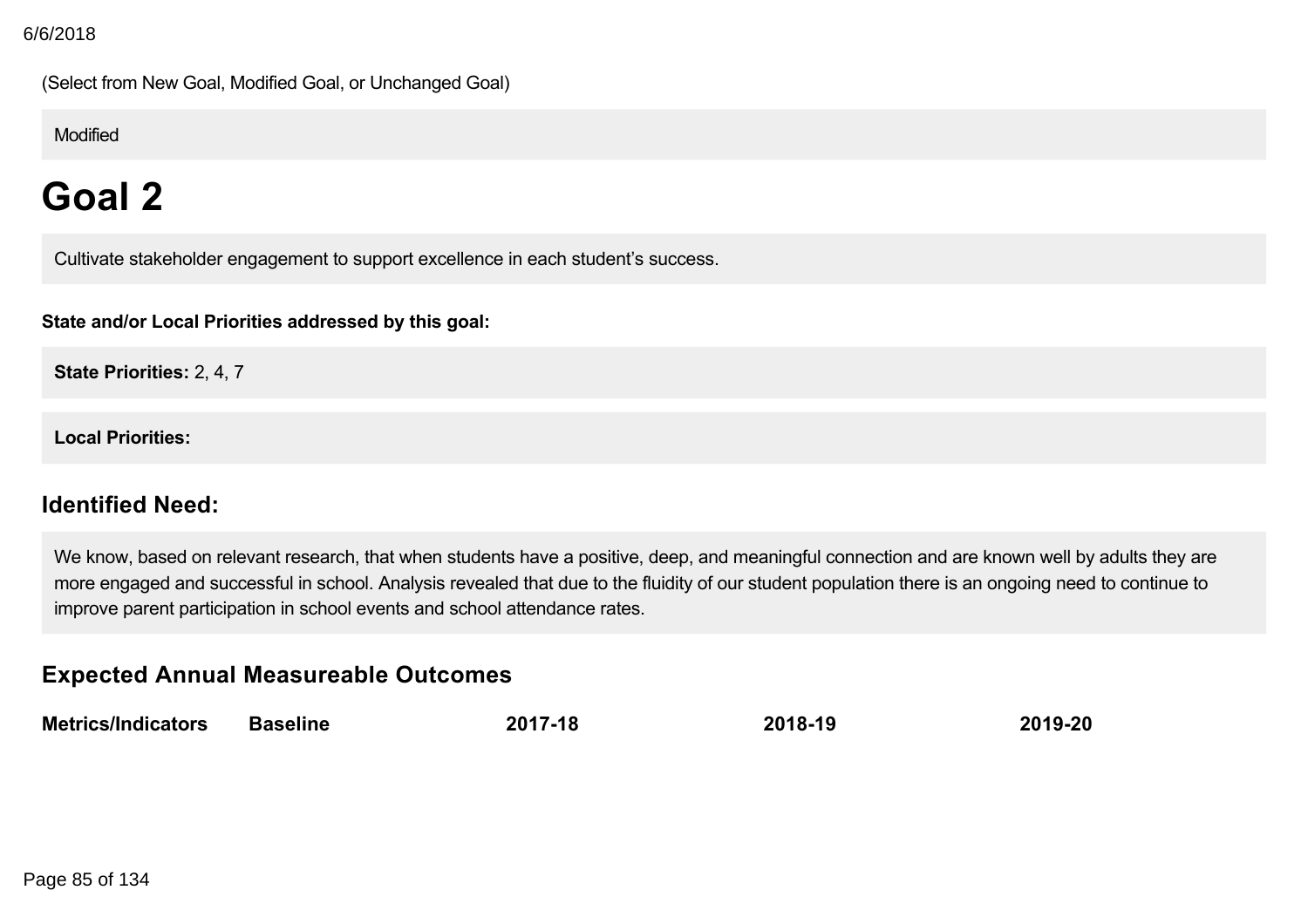(Select from New Goal, Modified Goal, or Unchanged Goal)

Modified

# Goal 2

Cultivate stakeholder engagement to support excellence in each student's success.

**State and/or Local Priorities addressed by this goal:**

**State Priorities:** 2, 4, 7

**Local Priorities:**

## Identified Need:

We know, based on relevant research, that when students have a positive, deep, and meaningful connection and are known well by adults they are more engaged and successful in school. Analysis revealed that due to the fluidity of our student population there is an ongoing need to continue to improve parent participation in school events and school attendance rates.

## Expected Annual Measureable Outcomes

| Metrics/Indicators | Baseline | 2017-18 | 2018-19 | 2019-20 |
|---|---|---|---|---|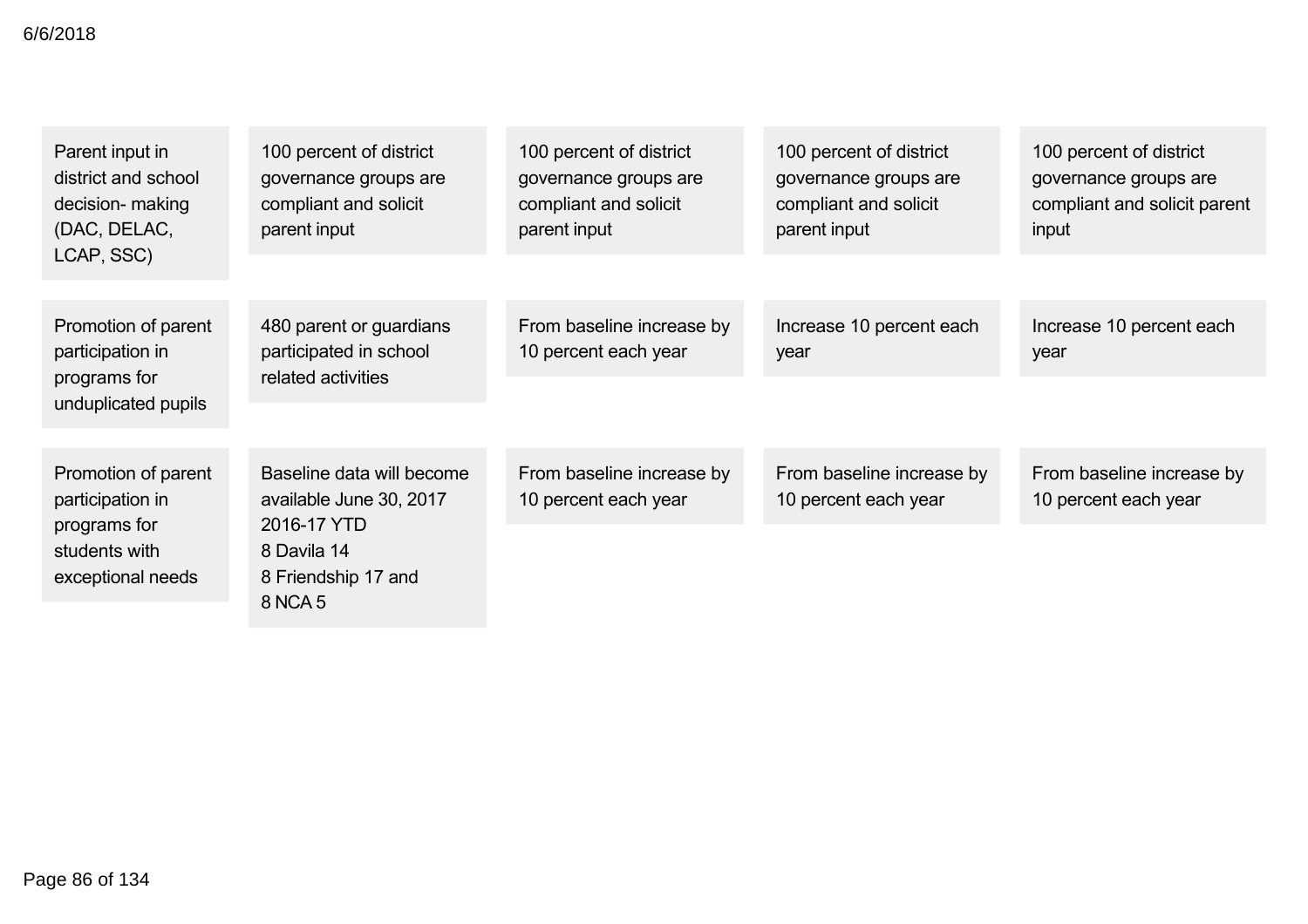| | | | | |
|---|---|---|---|---|
| Parent input in district and school decision- making (DAC, DELAC, LCAP, SSC) | 100 percent of district governance groups are compliant and solicit parent input | 100 percent of district governance groups are compliant and solicit parent input | 100 percent of district governance groups are compliant and solicit parent input | 100 percent of district governance groups are compliant and solicit parent input |
| Promotion of parent participation in programs for unduplicated pupils | 480 parent or guardians participated in school related activities | From baseline increase by 10 percent each year | Increase 10 percent each year | Increase 10 percent each year |
| Promotion of parent participation in programs for students with exceptional needs | Baseline data will become available June 30, 2017<br>2016-17 YTD<br>8 Davila 14<br>8 Friendship 17 and<br>8 NCA 5 | From baseline increase by 10 percent each year | From baseline increase by 10 percent each year | From baseline increase by 10 percent each year |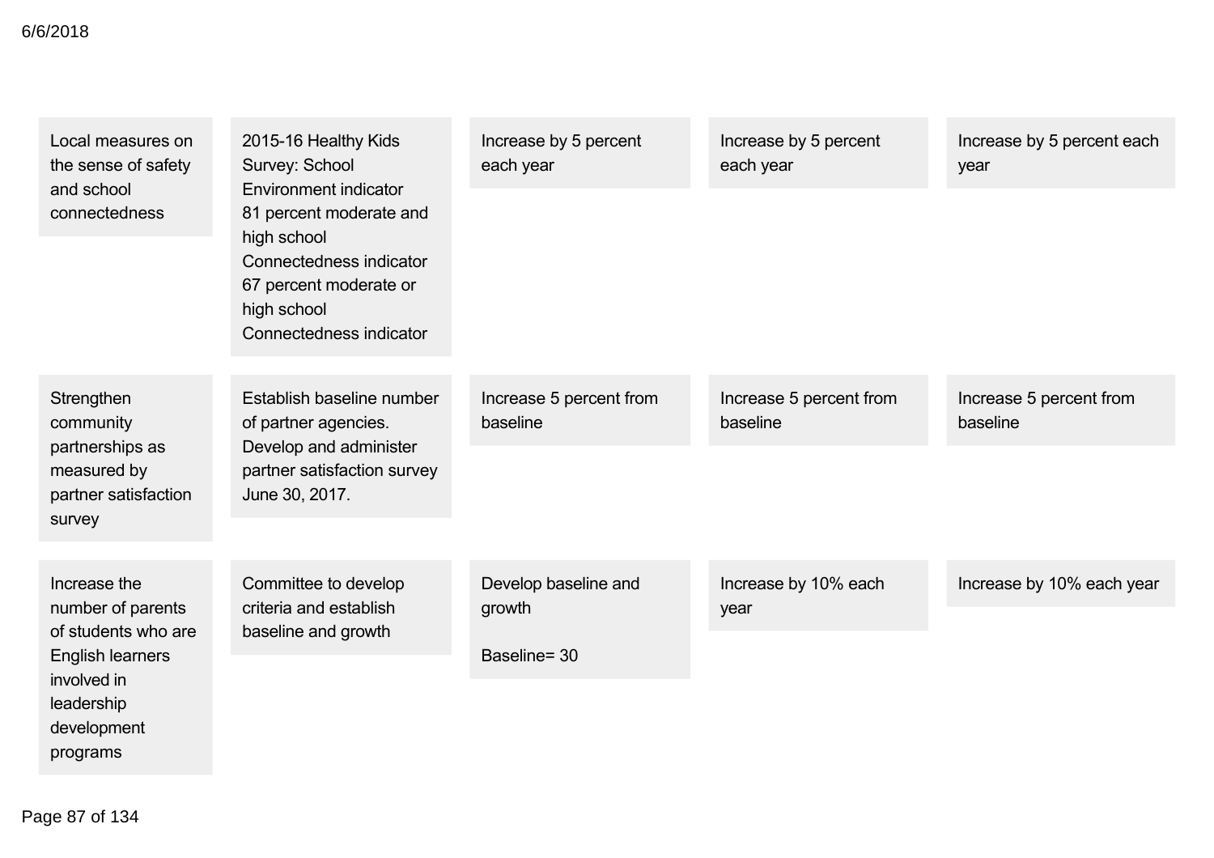| | | | | |
|---|---|---|---|---|
| Local measures on the sense of safety and school connectedness | 2015-16 Healthy Kids Survey: School Environment indicator 81 percent moderate and high school Connectedness indicator 67 percent moderate or high school Connectedness indicator | Increase by 5 percent each year | Increase by 5 percent each year | Increase by 5 percent each year |
| Strengthen community partnerships as measured by partner satisfaction survey | Establish baseline number of partner agencies. Develop and administer partner satisfaction survey June 30, 2017. | Increase 5 percent from baseline | Increase 5 percent from baseline | Increase 5 percent from baseline |
| Increase the number of parents of students who are English learners involved in leadership development programs | Committee to develop criteria and establish baseline and growth | Develop baseline and growth<br><br>Baseline= 30 | Increase by 10% each year | Increase by 10% each year |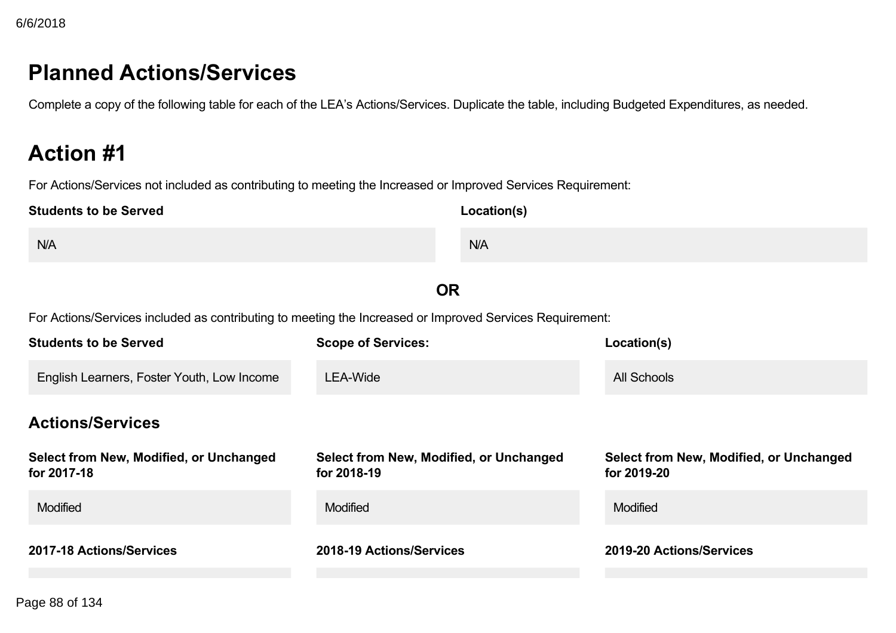# Planned Actions/Services

Complete a copy of the following table for each of the LEA's Actions/Services. Duplicate the table, including Budgeted Expenditures, as needed.

## Action #1

For Actions/Services not included as contributing to meeting the Increased or Improved Services Requirement:

| Students to be Served | Location(s) |
| --- | --- |
| N/A | N/A |

**OR**

For Actions/Services included as contributing to meeting the Increased or Improved Services Requirement:

| Students to be Served | Scope of Services: | Location(s) |
| --- | --- | --- |
| English Learners, Foster Youth, Low Income | LEA-Wide | All Schools |

### Actions/Services

| Select from New, Modified, or Unchanged for 2017-18 | Select from New, Modified, or Unchanged for 2018-19 | Select from New, Modified, or Unchanged for 2019-20 |
| --- | --- | --- |
| Modified | Modified | Modified |

| 2017-18 Actions/Services | 2018-19 Actions/Services | 2019-20 Actions/Services |
| --- | --- | --- |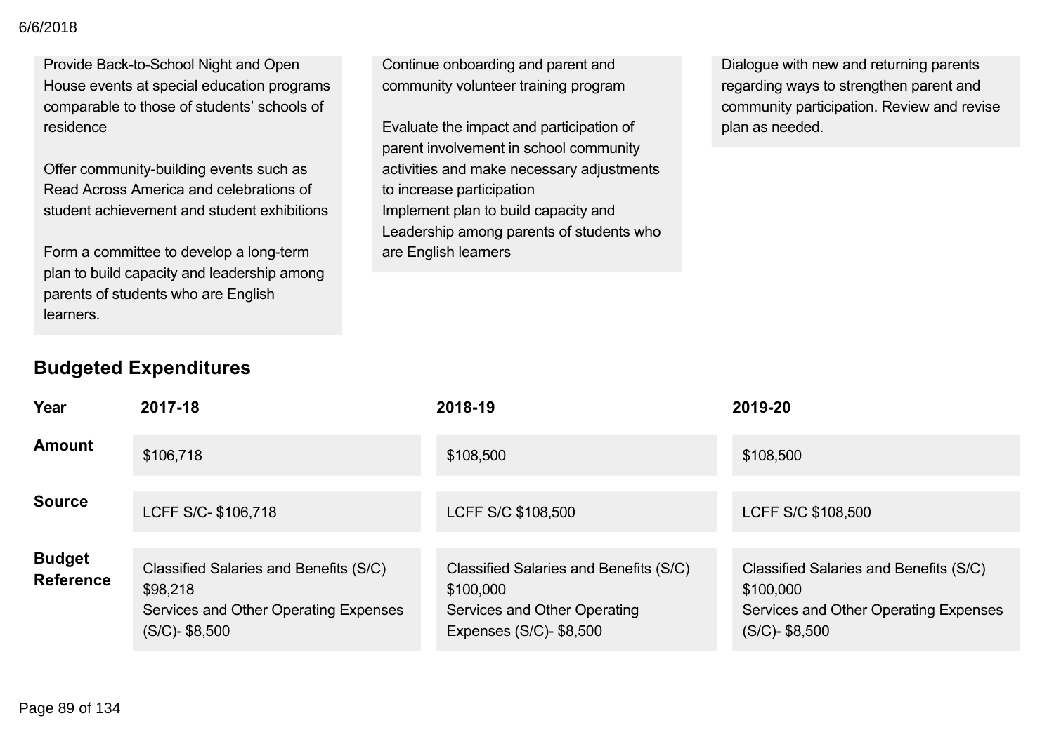| | | |
|---|---|---|
| Provide Back-to-School Night and Open House events at special education programs comparable to those of students' schools of residence<br><br>Offer community-building events such as Read Across America and celebrations of student achievement and student exhibitions<br><br>Form a committee to develop a long-term plan to build capacity and leadership among parents of students who are English learners. | Continue onboarding and parent and community volunteer training program<br><br>Evaluate the impact and participation of parent involvement in school community activities and make necessary adjustments to increase participation<br>Implement plan to build capacity and Leadership among parents of students who are English learners | Dialogue with new and returning parents regarding ways to strengthen parent and community participation. Review and revise plan as needed. |

## Budgeted Expenditures

| Year | 2017-18 | 2018-19 | 2019-20 |
|---|---|---|---|
| **Amount** | $106,718 | $108,500 | $108,500 |
| **Source** | LCFF S/C- $106,718 | LCFF S/C $108,500 | LCFF S/C $108,500 |
| **Budget Reference** | Classified Salaries and Benefits (S/C) $98,218<br>Services and Other Operating Expenses (S/C)- $8,500 | Classified Salaries and Benefits (S/C) $100,000<br>Services and Other Operating Expenses (S/C)- $8,500 | Classified Salaries and Benefits (S/C) $100,000<br>Services and Other Operating Expenses (S/C)- $8,500 |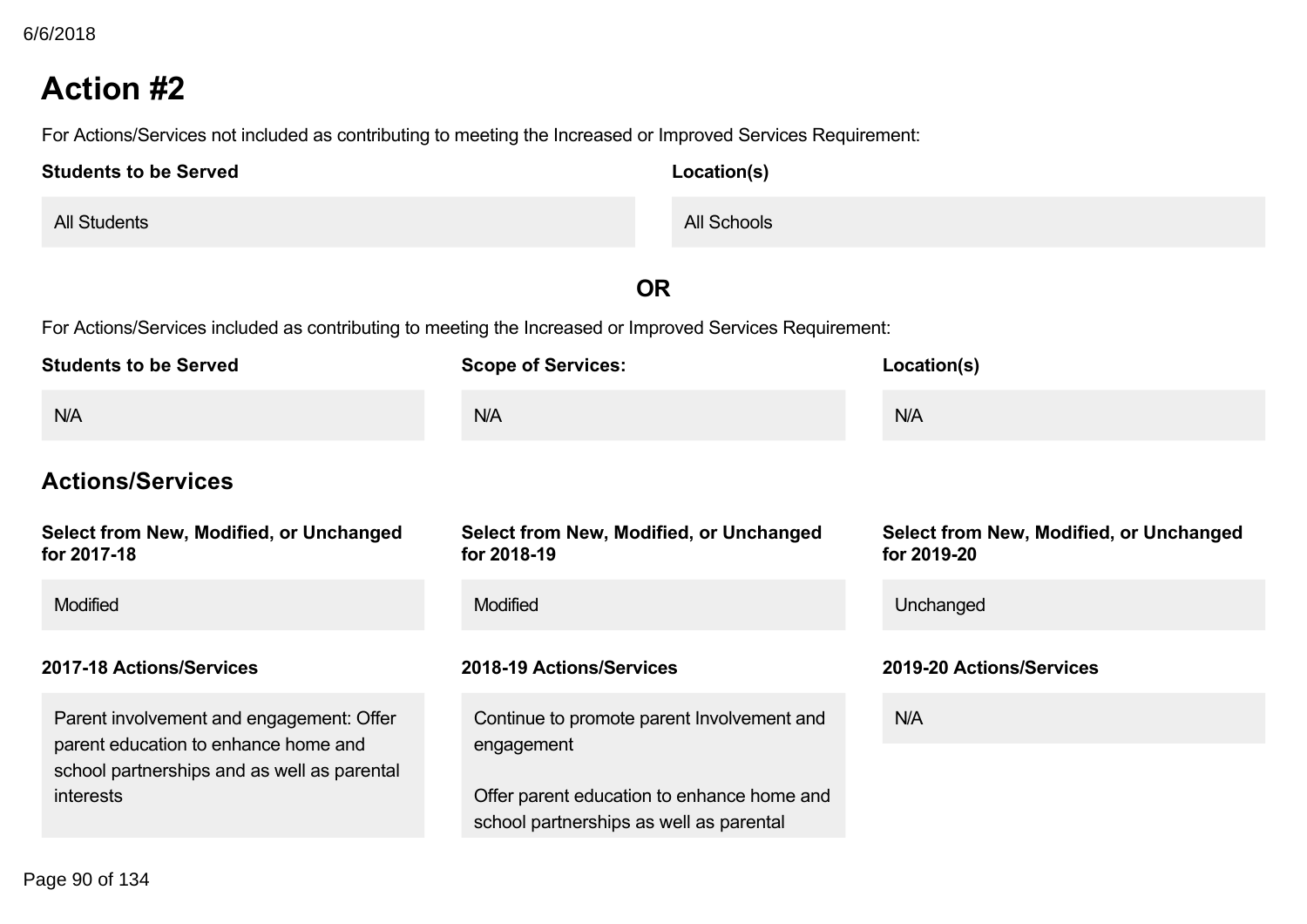# Action #2

For Actions/Services not included as contributing to meeting the Increased or Improved Services Requirement:

| Students to be Served | Location(s) |
| --- | --- |
| All Students | All Schools |

**OR**

For Actions/Services included as contributing to meeting the Increased or Improved Services Requirement:

| Students to be Served | Scope of Services: | Location(s) |
| --- | --- | --- |
| N/A | N/A | N/A |

## Actions/Services

| Select from New, Modified, or Unchanged for 2017-18 | Select from New, Modified, or Unchanged for 2018-19 | Select from New, Modified, or Unchanged for 2019-20 |
| --- | --- | --- |
| Modified | Modified | Unchanged |

| 2017-18 Actions/Services | 2018-19 Actions/Services | 2019-20 Actions/Services |
| --- | --- | --- |
| Parent involvement and engagement: Offer parent education to enhance home and school partnerships and as well as parental interests | Continue to promote parent Involvement and engagement<br><br>Offer parent education to enhance home and school partnerships as well as parental | N/A |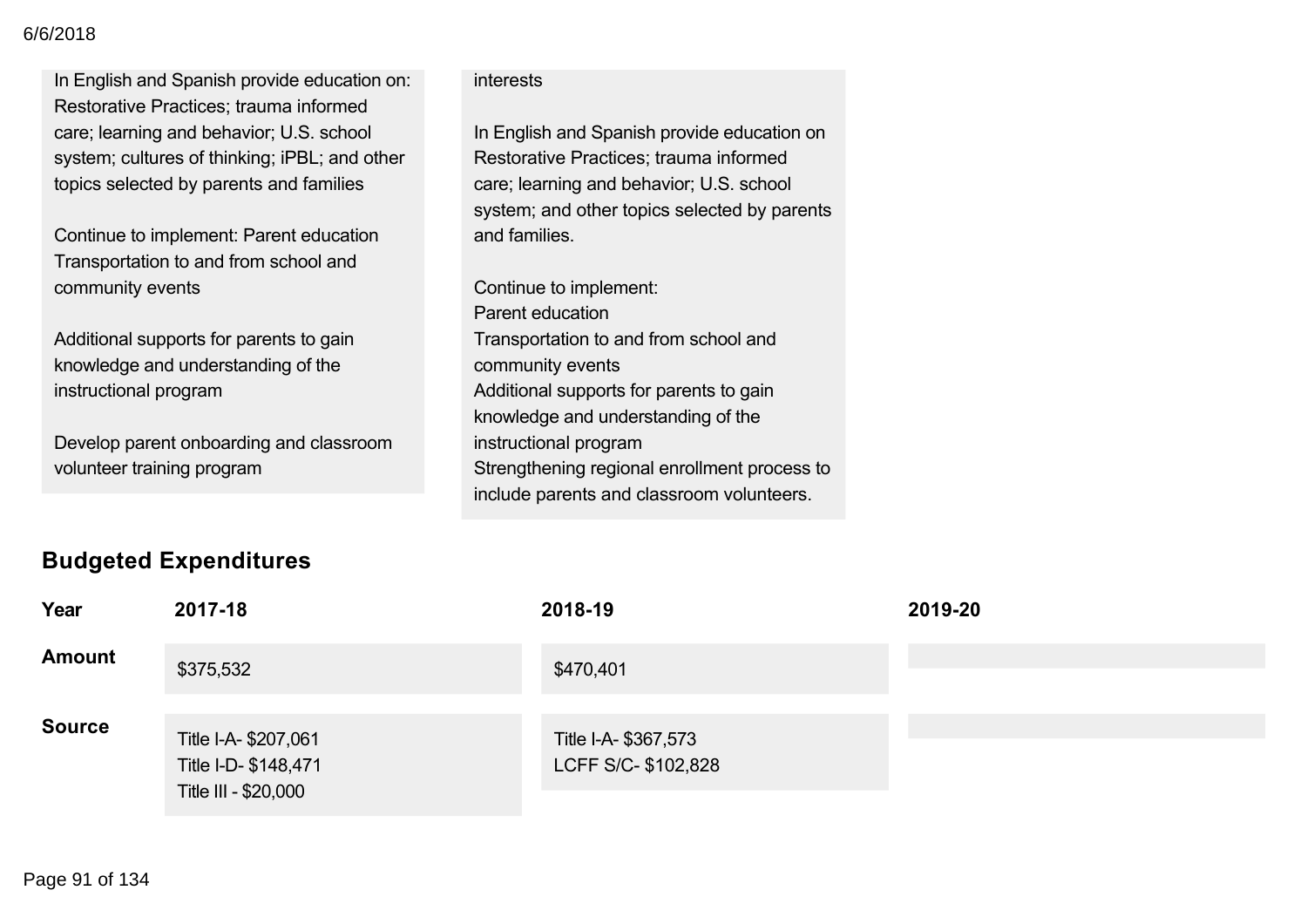| | |
|---|---|
| In English and Spanish provide education on: Restorative Practices; trauma informed care; learning and behavior; U.S. school system; cultures of thinking; iPBL; and other topics selected by parents and families<br><br>Continue to implement: Parent education Transportation to and from school and community events<br><br>Additional supports for parents to gain knowledge and understanding of the instructional program<br><br>Develop parent onboarding and classroom volunteer training program | interests<br><br>In English and Spanish provide education on Restorative Practices; trauma informed care; learning and behavior; U.S. school system; and other topics selected by parents and families.<br><br>Continue to implement:<br>Parent education<br>Transportation to and from school and community events<br>Additional supports for parents to gain knowledge and understanding of the instructional program<br>Strengthening regional enrollment process to include parents and classroom volunteers. |

## Budgeted Expenditures

| Year | 2017-18 | 2018-19 | 2019-20 |
|---|---|---|---|
| **Amount** | $375,532 | $470,401 | |
| **Source** | Title I-A- $207,061<br>Title I-D- $148,471<br>Title III - $20,000 | Title I-A- $367,573<br>LCFF S/C- $102,828 | |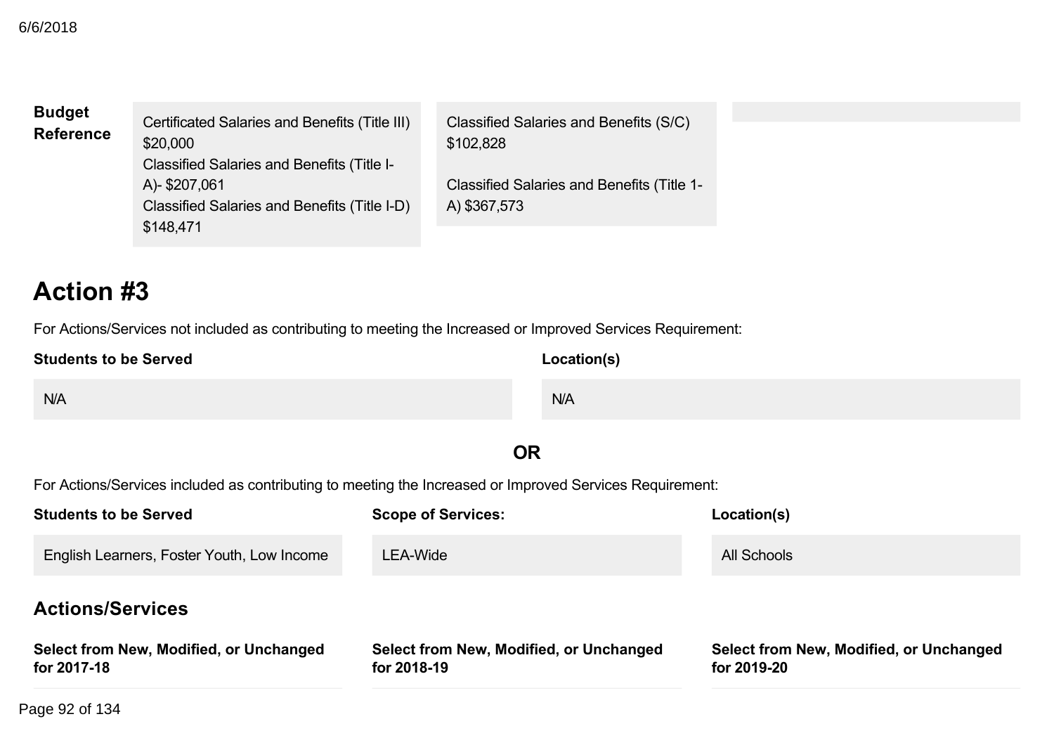| **Budget Reference** | Certificated Salaries and Benefits (Title III) $20,000<br>Classified Salaries and Benefits (Title I-A)- $207,061<br>Classified Salaries and Benefits (Title I-D) $148,471 | Classified Salaries and Benefits (S/C) $102,828<br><br>Classified Salaries and Benefits (Title 1-A) $367,573 | |
|---|---|---|---|

# Action #3

For Actions/Services not included as contributing to meeting the Increased or Improved Services Requirement:

| **Students to be Served** | **Location(s)** |
|---|---|
| N/A | N/A |

**OR**

For Actions/Services included as contributing to meeting the Increased or Improved Services Requirement:

| **Students to be Served** | **Scope of Services:** | **Location(s)** |
|---|---|---|
| English Learners, Foster Youth, Low Income | LEA-Wide | All Schools |

## Actions/Services

| **Select from New, Modified, or Unchanged for 2017-18** | **Select from New, Modified, or Unchanged for 2018-19** | **Select from New, Modified, or Unchanged for 2019-20** |
|---|---|---|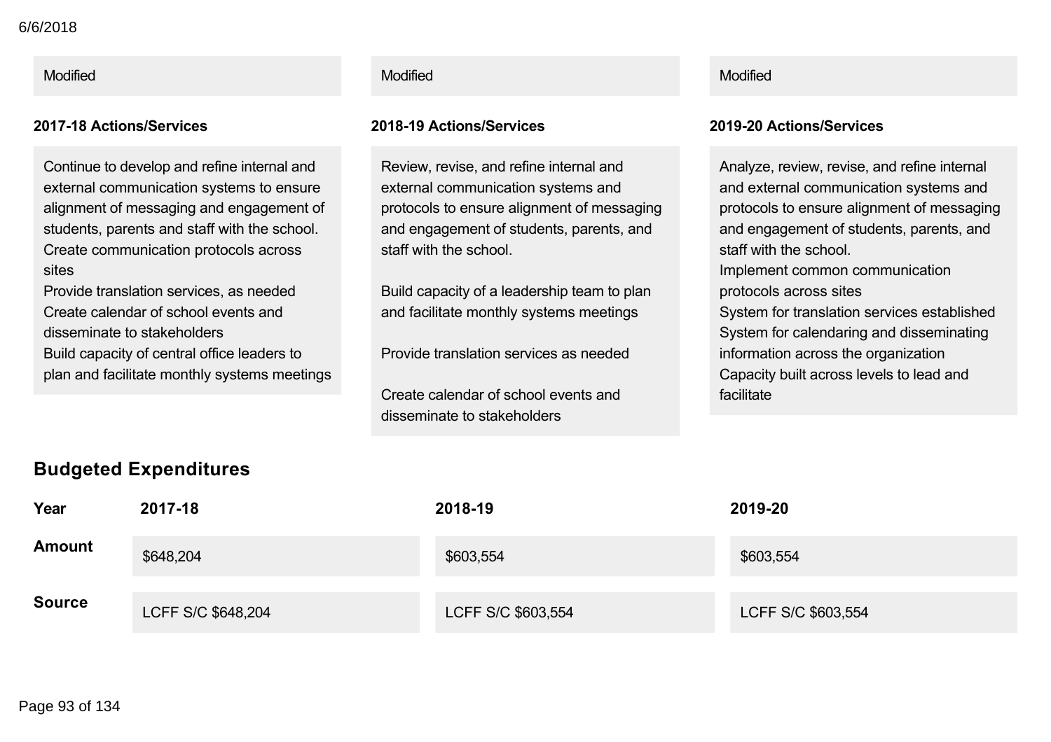| Modified | Modified | Modified |
|---|---|---|

| 2017-18 Actions/Services | 2018-19 Actions/Services | 2019-20 Actions/Services |
|---|---|---|
| Continue to develop and refine internal and external communication systems to ensure alignment of messaging and engagement of students, parents and staff with the school.<br>Create communication protocols across sites<br>Provide translation services, as needed<br>Create calendar of school events and disseminate to stakeholders<br>Build capacity of central office leaders to plan and facilitate monthly systems meetings | Review, revise, and refine internal and external communication systems and protocols to ensure alignment of messaging and engagement of students, parents, and staff with the school.<br><br>Build capacity of a leadership team to plan and facilitate monthly systems meetings<br><br>Provide translation services as needed<br><br>Create calendar of school events and disseminate to stakeholders | Analyze, review, revise, and refine internal and external communication systems and protocols to ensure alignment of messaging and engagement of students, parents, and staff with the school.<br>Implement common communication protocols across sites<br>System for translation services established<br>System for calendaring and disseminating information across the organization<br>Capacity built across levels to lead and facilitate |

## Budgeted Expenditures

| Year | 2017-18 | 2018-19 | 2019-20 |
|---|---|---|---|
| Amount | $648,204 | $603,554 | $603,554 |
| Source | LCFF S/C $648,204 | LCFF S/C $603,554 | LCFF S/C $603,554 |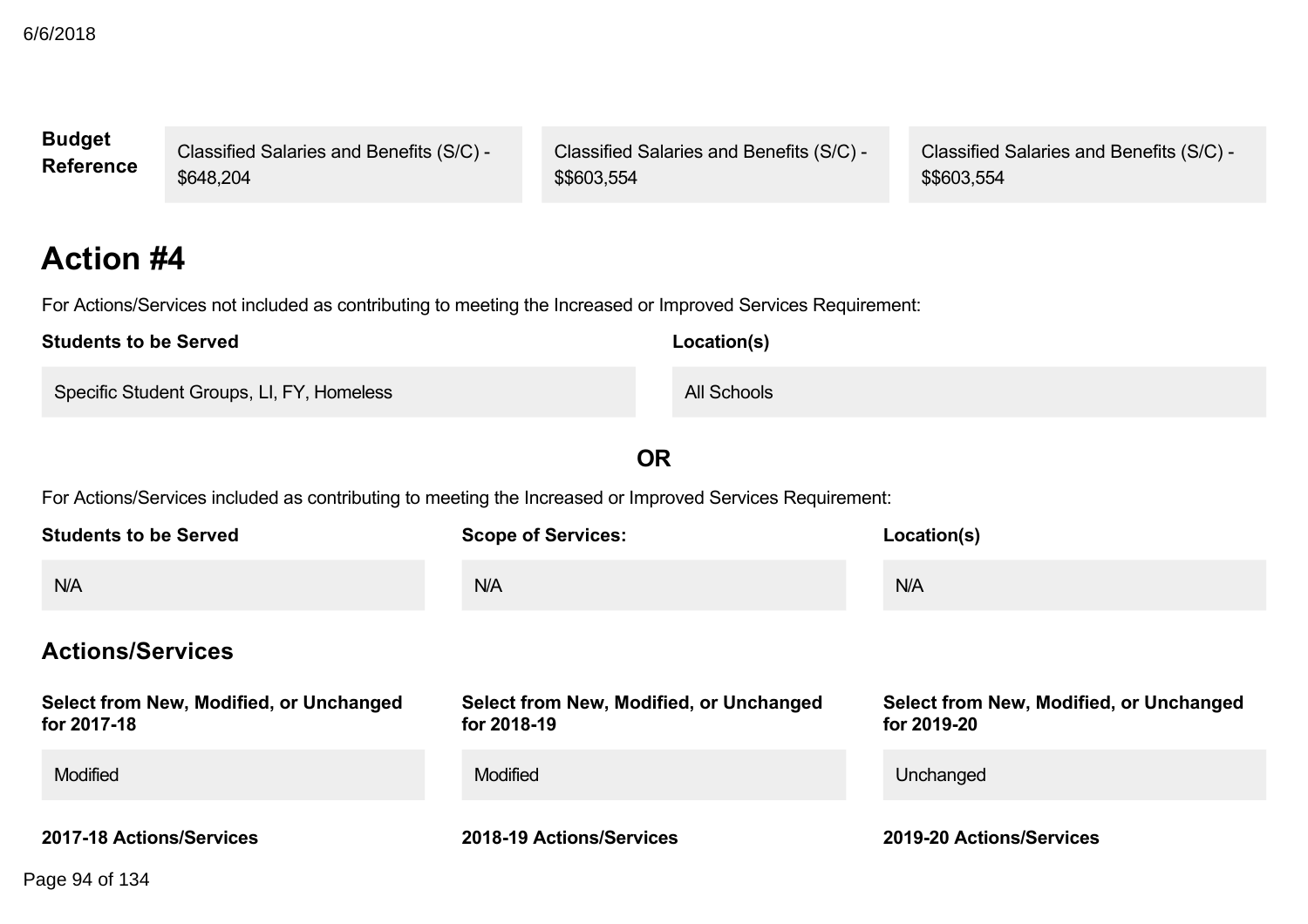| Budget Reference | Classified Salaries and Benefits (S/C) - $648,204 | Classified Salaries and Benefits (S/C) - $$603,554 | Classified Salaries and Benefits (S/C) - $$603,554 |
|---|---|---|---|

## Action #4

For Actions/Services not included as contributing to meeting the Increased or Improved Services Requirement:

| Students to be Served | Location(s) |
|---|---|
| Specific Student Groups, LI, FY, Homeless | All Schools |

**OR**

For Actions/Services included as contributing to meeting the Increased or Improved Services Requirement:

| Students to be Served | Scope of Services: | Location(s) |
|---|---|---|
| N/A | N/A | N/A |

### Actions/Services

| Select from New, Modified, or Unchanged for 2017-18 | Select from New, Modified, or Unchanged for 2018-19 | Select from New, Modified, or Unchanged for 2019-20 |
|---|---|---|
| Modified | Modified | Unchanged |

| 2017-18 Actions/Services | 2018-19 Actions/Services | 2019-20 Actions/Services |
|---|---|---|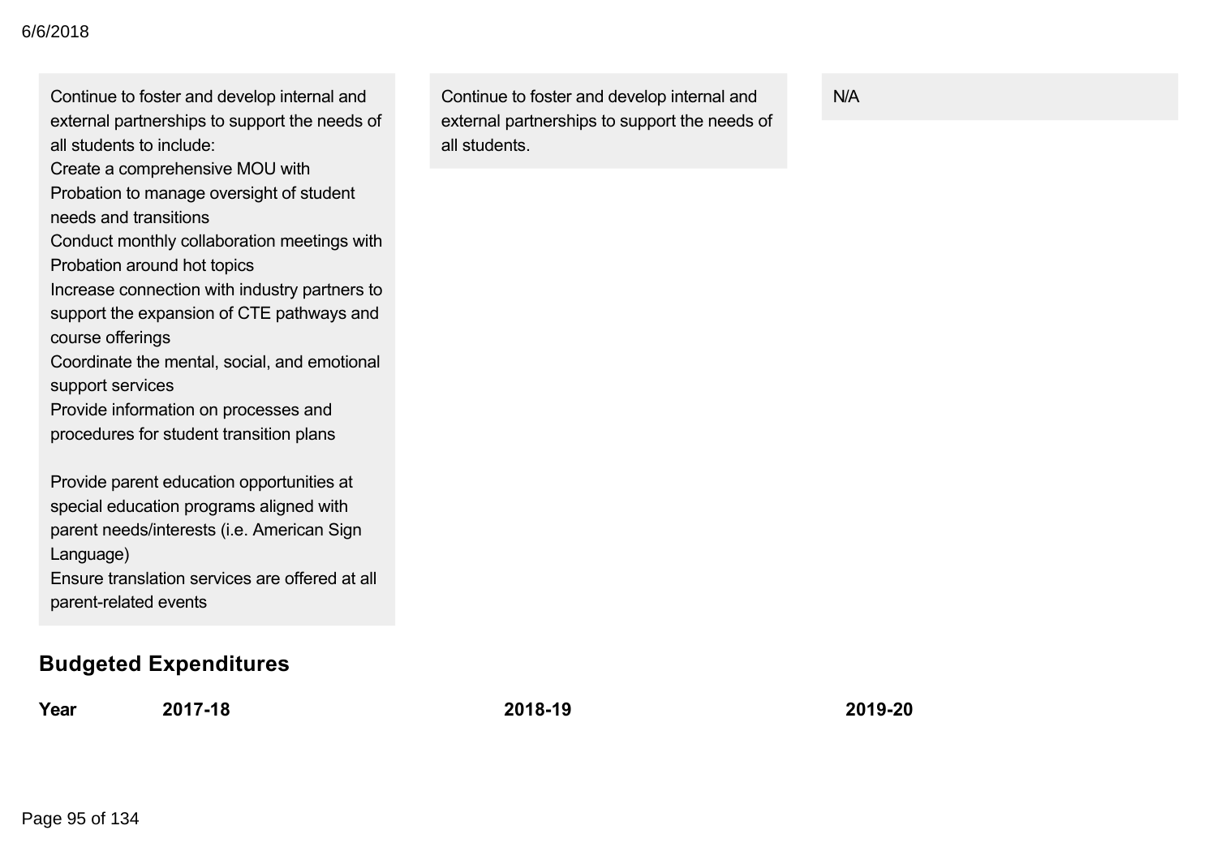| | | |
|---|---|---|
| Continue to foster and develop internal and external partnerships to support the needs of all students to include:<br>Create a comprehensive MOU with Probation to manage oversight of student needs and transitions<br>Conduct monthly collaboration meetings with Probation around hot topics<br>Increase connection with industry partners to support the expansion of CTE pathways and course offerings<br>Coordinate the mental, social, and emotional support services<br>Provide information on processes and procedures for student transition plans<br><br>Provide parent education opportunities at special education programs aligned with parent needs/interests (i.e. American Sign Language)<br>Ensure translation services are offered at all parent-related events | Continue to foster and develop internal and external partnerships to support the needs of all students. | N/A |

## Budgeted Expenditures

| Year | 2017-18 | 2018-19 | 2019-20 |
|---|---|---|---|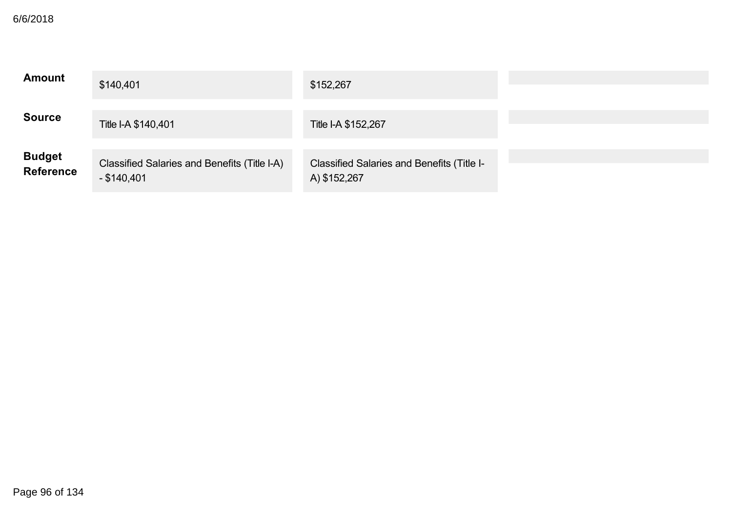| | | | |
|---|---|---|---|
| **Amount** | $140,401 | $152,267 | |
| **Source** | Title I-A $140,401 | Title I-A $152,267 | |
| **Budget Reference** | Classified Salaries and Benefits (Title I-A) - $140,401 | Classified Salaries and Benefits (Title I-A) $152,267 | |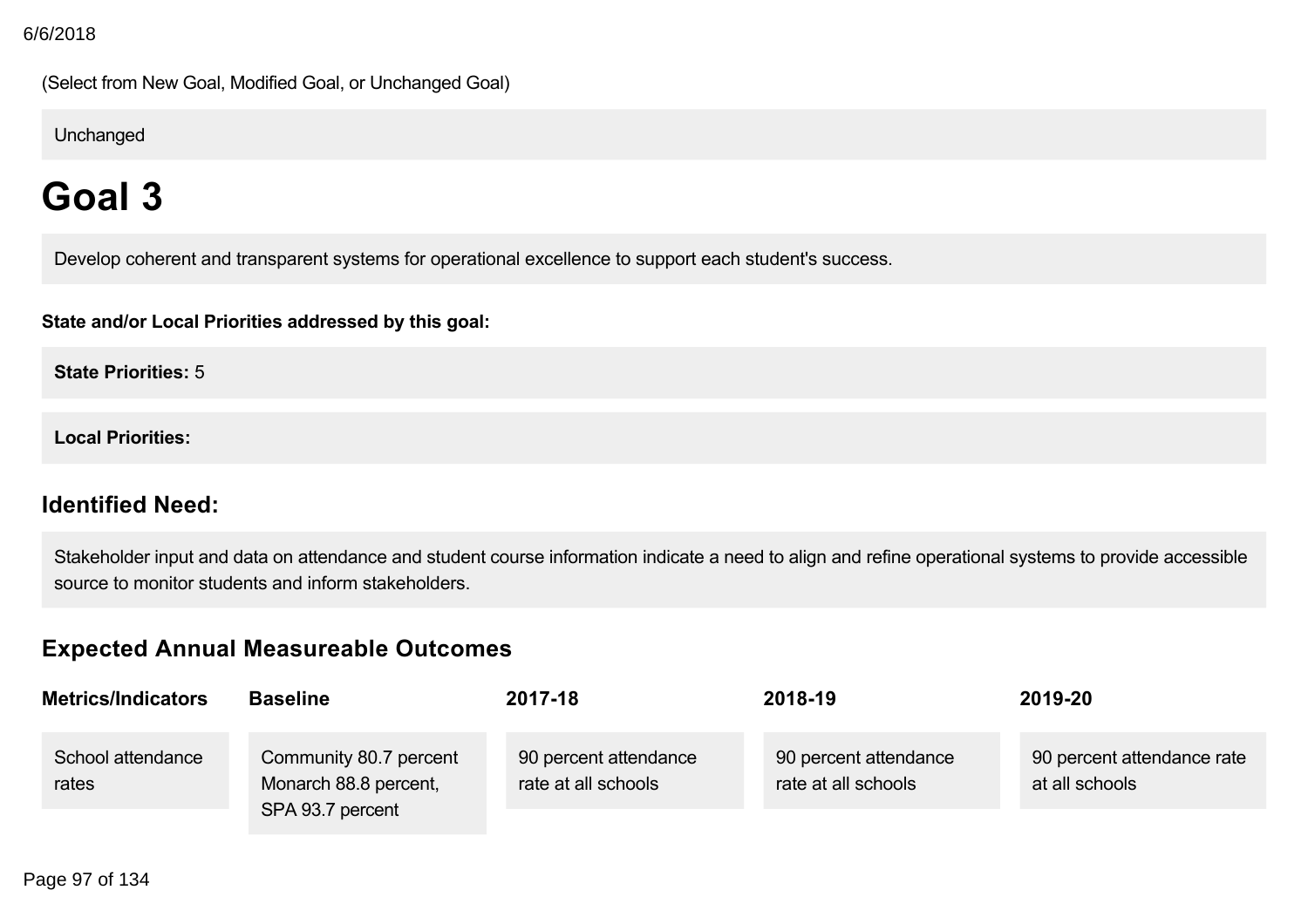(Select from New Goal, Modified Goal, or Unchanged Goal)

Unchanged

# Goal 3

Develop coherent and transparent systems for operational excellence to support each student's success.

**State and/or Local Priorities addressed by this goal:**

**State Priorities:** 5

**Local Priorities:**

## Identified Need:

Stakeholder input and data on attendance and student course information indicate a need to align and refine operational systems to provide accessible source to monitor students and inform stakeholders.

## Expected Annual Measureable Outcomes

| Metrics/Indicators | Baseline | 2017-18 | 2018-19 | 2019-20 |
|---|---|---|---|---|
| School attendance rates | Community 80.7 percent Monarch 88.8 percent, SPA 93.7 percent | 90 percent attendance rate at all schools | 90 percent attendance rate at all schools | 90 percent attendance rate at all schools |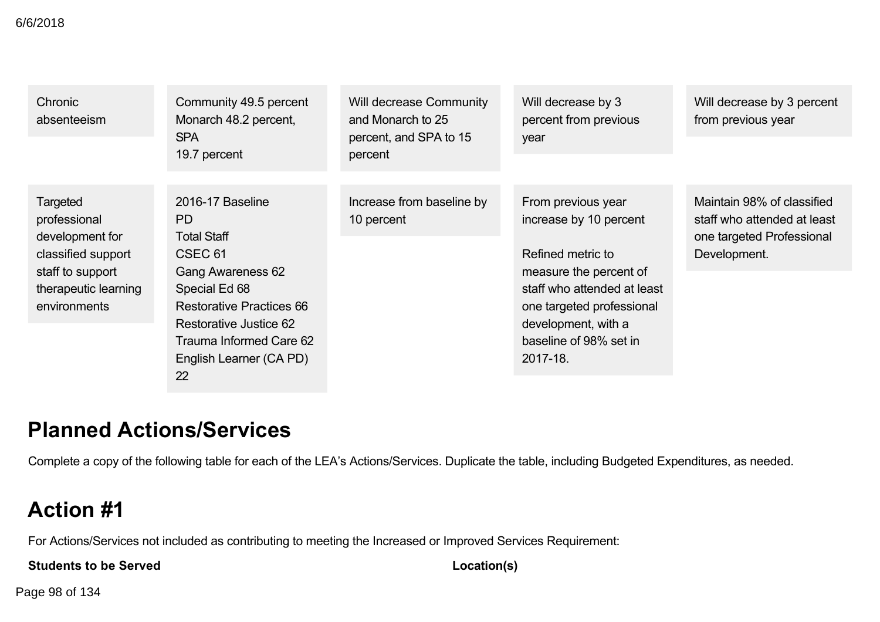| | | | | |
|---|---|---|---|---|
| Chronic absenteeism | Community 49.5 percent Monarch 48.2 percent, SPA 19.7 percent | Will decrease Community and Monarch to 25 percent, and SPA to 15 percent | Will decrease by 3 percent from previous year | Will decrease by 3 percent from previous year |
| Targeted professional development for classified support staff to support therapeutic learning environments | 2016-17 Baseline PD<br>Total Staff<br>CSEC 61<br>Gang Awareness 62<br>Special Ed 68<br>Restorative Practices 66<br>Restorative Justice 62<br>Trauma Informed Care 62<br>English Learner (CA PD) 22 | Increase from baseline by 10 percent | From previous year increase by 10 percent<br><br>Refined metric to measure the percent of staff who attended at least one targeted professional development, with a baseline of 98% set in 2017-18. | Maintain 98% of classified staff who attended at least one targeted Professional Development. |

# Planned Actions/Services

Complete a copy of the following table for each of the LEA's Actions/Services. Duplicate the table, including Budgeted Expenditures, as needed.

# Action #1

For Actions/Services not included as contributing to meeting the Increased or Improved Services Requirement:

**Students to be Served** | **Location(s)**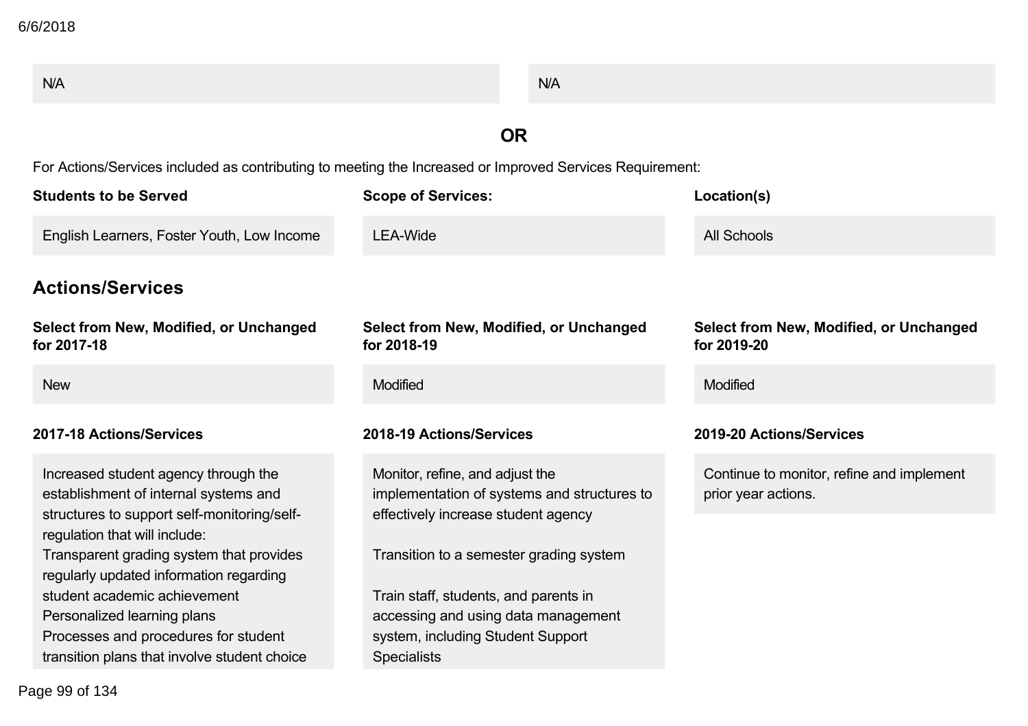| N/A | N/A |
|---|---|

**OR**

For Actions/Services included as contributing to meeting the Increased or Improved Services Requirement:

| Students to be Served | Scope of Services: | Location(s) |
|---|---|---|
| English Learners, Foster Youth, Low Income | LEA-Wide | All Schools |

## Actions/Services

| Select from New, Modified, or Unchanged for 2017-18 | Select from New, Modified, or Unchanged for 2018-19 | Select from New, Modified, or Unchanged for 2019-20 |
|---|---|---|
| New | Modified | Modified |

| 2017-18 Actions/Services | 2018-19 Actions/Services | 2019-20 Actions/Services |
|---|---|---|
| Increased student agency through the establishment of internal systems and structures to support self-monitoring/self-regulation that will include:<br>Transparent grading system that provides regularly updated information regarding student academic achievement<br>Personalized learning plans<br>Processes and procedures for student transition plans that involve student choice | Monitor, refine, and adjust the implementation of systems and structures to effectively increase student agency<br><br>Transition to a semester grading system<br><br>Train staff, students, and parents in accessing and using data management system, including Student Support Specialists | Continue to monitor, refine and implement prior year actions. |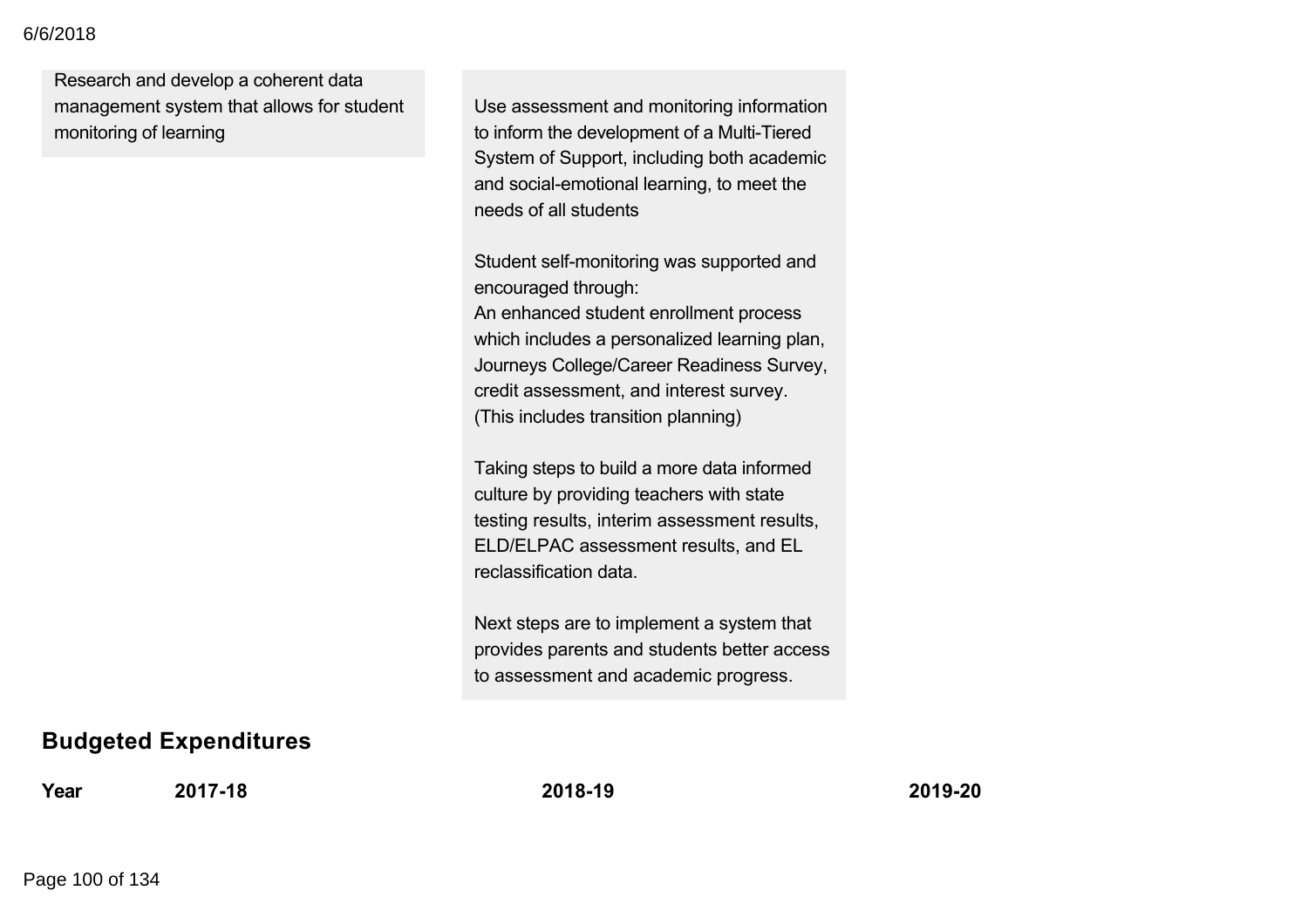| Planned Actions/Services | Actual Actions/Services |
| --- | --- |
| Research and develop a coherent data management system that allows for student monitoring of learning | Use assessment and monitoring information to inform the development of a Multi-Tiered System of Support, including both academic and social-emotional learning, to meet the needs of all students<br><br>Student self-monitoring was supported and encouraged through:<br>An enhanced student enrollment process which includes a personalized learning plan, Journeys College/Career Readiness Survey, credit assessment, and interest survey. (This includes transition planning)<br><br>Taking steps to build a more data informed culture by providing teachers with state testing results, interim assessment results, ELD/ELPAC assessment results, and EL reclassification data.<br><br>Next steps are to implement a system that provides parents and students better access to assessment and academic progress. |

## Budgeted Expenditures

| Year | 2017-18 | 2018-19 | 2019-20 |
| --- | --- | --- | --- |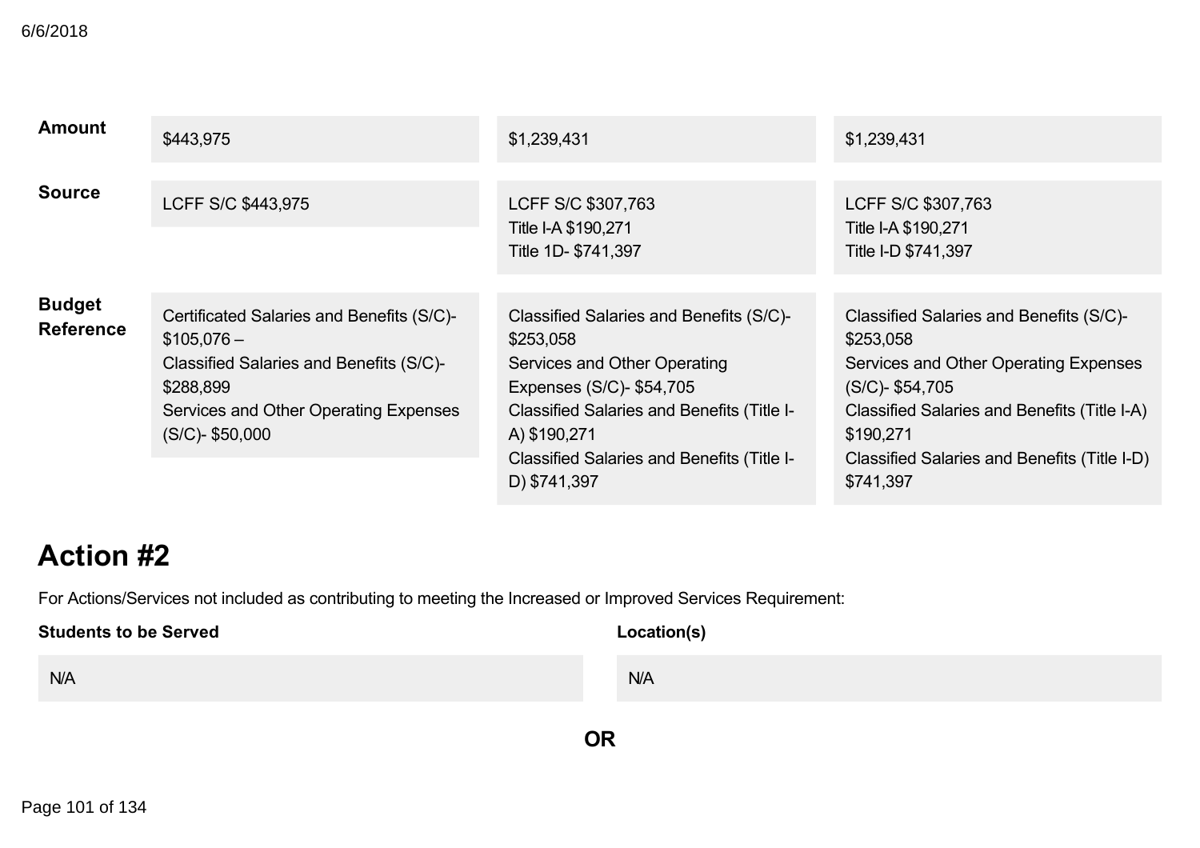| | | | |
|---|---|---|---|
| **Amount** | $443,975 | $1,239,431 | $1,239,431 |
| **Source** | LCFF S/C $443,975 | LCFF S/C $307,763<br>Title I-A $190,271<br>Title 1D- $741,397 | LCFF S/C $307,763<br>Title I-A $190,271<br>Title I-D $741,397 |
| **Budget Reference** | Certificated Salaries and Benefits (S/C)- $105,076 –<br>Classified Salaries and Benefits (S/C)- $288,899<br>Services and Other Operating Expenses (S/C)- $50,000 | Classified Salaries and Benefits (S/C)- $253,058<br>Services and Other Operating Expenses (S/C)- $54,705<br>Classified Salaries and Benefits (Title I-A) $190,271<br>Classified Salaries and Benefits (Title I-D) $741,397 | Classified Salaries and Benefits (S/C)- $253,058<br>Services and Other Operating Expenses (S/C)- $54,705<br>Classified Salaries and Benefits (Title I-A) $190,271<br>Classified Salaries and Benefits (Title I-D) $741,397 |

# Action #2

For Actions/Services not included as contributing to meeting the Increased or Improved Services Requirement:

| Students to be Served | Location(s) |
|---|---|
| N/A | N/A |

**OR**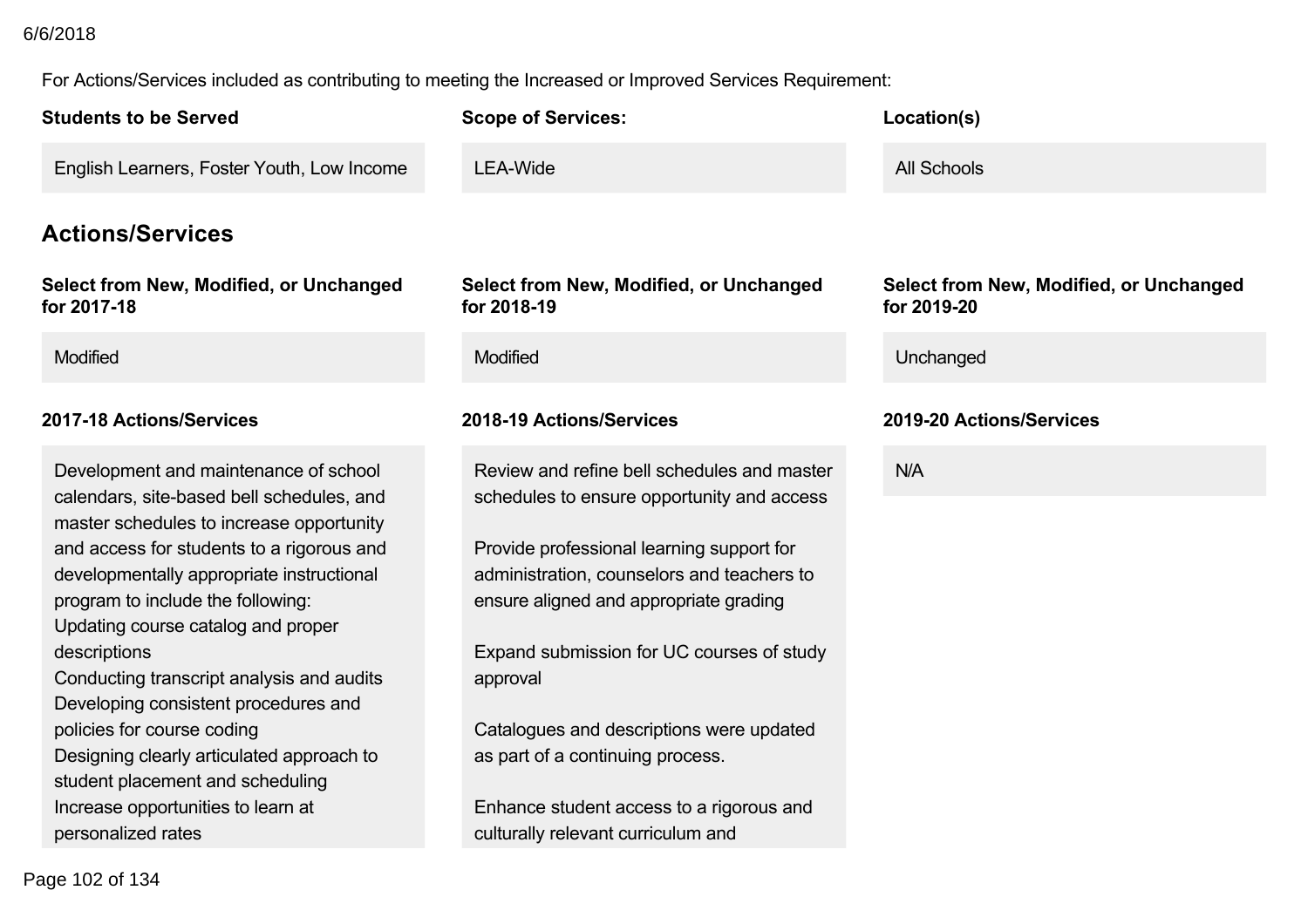For Actions/Services included as contributing to meeting the Increased or Improved Services Requirement:

| Students to be Served | Scope of Services: | Location(s) |
|---|---|---|
| English Learners, Foster Youth, Low Income | LEA-Wide | All Schools |

## Actions/Services

| Select from New, Modified, or Unchanged for 2017-18 | Select from New, Modified, or Unchanged for 2018-19 | Select from New, Modified, or Unchanged for 2019-20 |
|---|---|---|
| Modified | Modified | Unchanged |

| 2017-18 Actions/Services | 2018-19 Actions/Services | 2019-20 Actions/Services |
|---|---|---|
| Development and maintenance of school calendars, site-based bell schedules, and master schedules to increase opportunity and access for students to a rigorous and developmentally appropriate instructional program to include the following:<br>Updating course catalog and proper descriptions<br>Conducting transcript analysis and audits<br>Developing consistent procedures and policies for course coding<br>Designing clearly articulated approach to student placement and scheduling<br>Increase opportunities to learn at personalized rates | Review and refine bell schedules and master schedules to ensure opportunity and access<br><br>Provide professional learning support for administration, counselors and teachers to ensure aligned and appropriate grading<br><br>Expand submission for UC courses of study approval<br><br>Catalogues and descriptions were updated as part of a continuing process.<br><br>Enhance student access to a rigorous and culturally relevant curriculum and | N/A |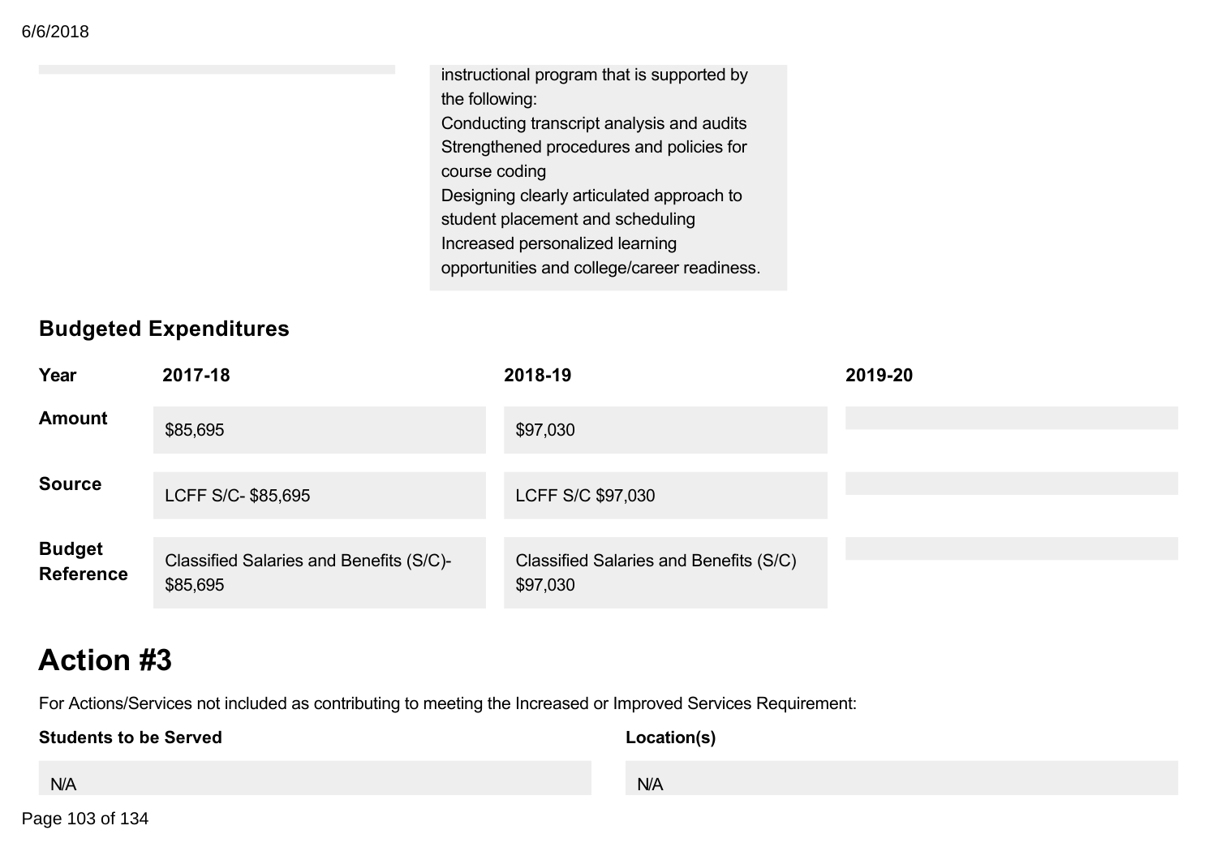instructional program that is supported by the following:
Conducting transcript analysis and audits
Strengthened procedures and policies for course coding
Designing clearly articulated approach to student placement and scheduling
Increased personalized learning opportunities and college/career readiness.

## Budgeted Expenditures

| Year | 2017-18 | 2018-19 | 2019-20 |
|---|---|---|---|
| **Amount** | $85,695 | $97,030 | |
| **Source** | LCFF S/C- $85,695 | LCFF S/C $97,030 | |
| **Budget Reference** | Classified Salaries and Benefits (S/C)- $85,695 | Classified Salaries and Benefits (S/C) $97,030 | |

# Action #3

For Actions/Services not included as contributing to meeting the Increased or Improved Services Requirement:

| Students to be Served | Location(s) |
|---|---|
| N/A | N/A |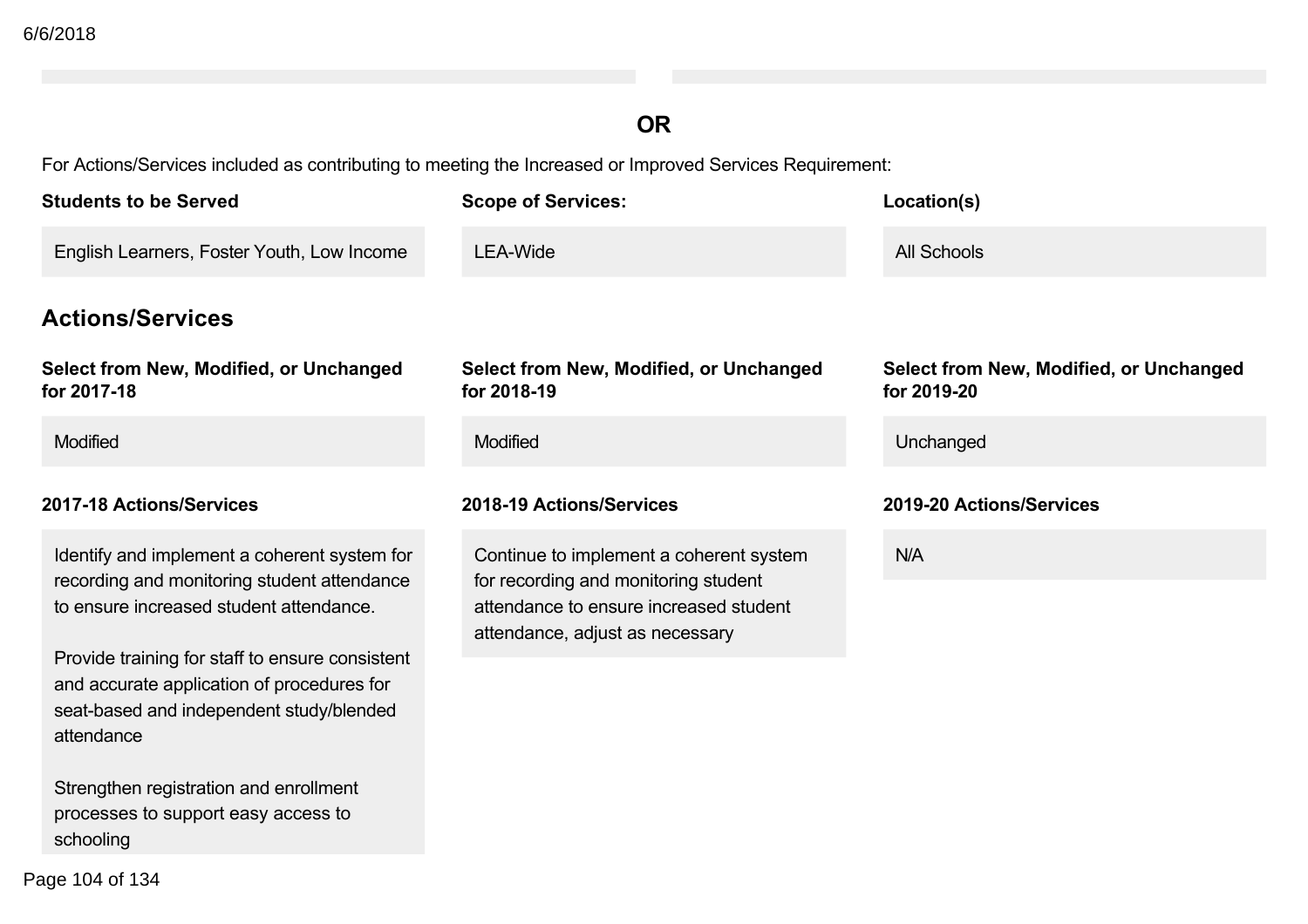**OR**

For Actions/Services included as contributing to meeting the Increased or Improved Services Requirement:

| Students to be Served | Scope of Services: | Location(s) |
|---|---|---|
| English Learners, Foster Youth, Low Income | LEA-Wide | All Schools |

## Actions/Services

| Select from New, Modified, or Unchanged for 2017-18 | Select from New, Modified, or Unchanged for 2018-19 | Select from New, Modified, or Unchanged for 2019-20 |
|---|---|---|
| Modified | Modified | Unchanged |

| 2017-18 Actions/Services | 2018-19 Actions/Services | 2019-20 Actions/Services |
|---|---|---|
| Identify and implement a coherent system for recording and monitoring student attendance to ensure increased student attendance.<br><br>Provide training for staff to ensure consistent and accurate application of procedures for seat-based and independent study/blended attendance<br><br>Strengthen registration and enrollment processes to support easy access to schooling | Continue to implement a coherent system for recording and monitoring student attendance to ensure increased student attendance, adjust as necessary | N/A |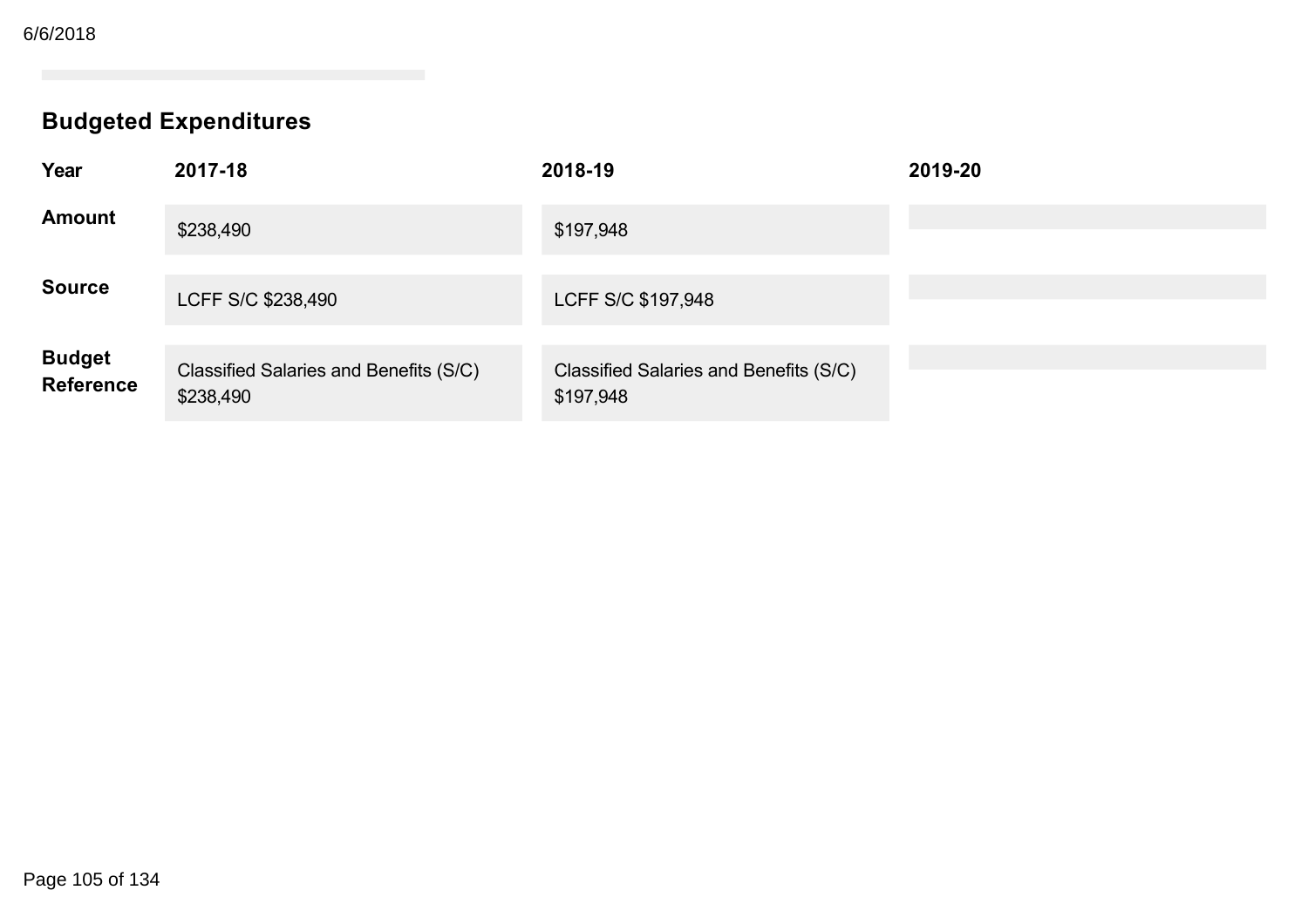## Budgeted Expenditures

| Year | 2017-18 | 2018-19 | 2019-20 |
|---|---|---|---|
| **Amount** | $238,490 | $197,948 | |
| **Source** | LCFF S/C $238,490 | LCFF S/C $197,948 | |
| **Budget Reference** | Classified Salaries and Benefits (S/C) $238,490 | Classified Salaries and Benefits (S/C) $197,948 | |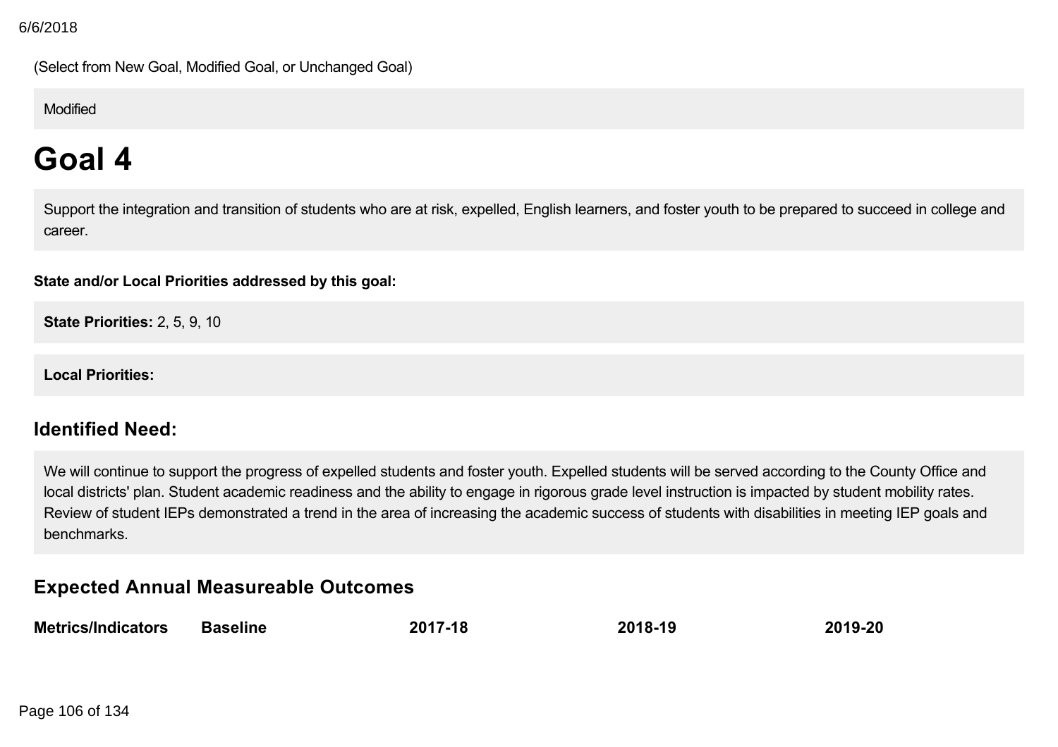(Select from New Goal, Modified Goal, or Unchanged Goal)

Modified

# Goal 4

Support the integration and transition of students who are at risk, expelled, English learners, and foster youth to be prepared to succeed in college and career.

**State and/or Local Priorities addressed by this goal:**

**State Priorities:** 2, 5, 9, 10

**Local Priorities:**

## Identified Need:

We will continue to support the progress of expelled students and foster youth. Expelled students will be served according to the County Office and local districts' plan. Student academic readiness and the ability to engage in rigorous grade level instruction is impacted by student mobility rates. Review of student IEPs demonstrated a trend in the area of increasing the academic success of students with disabilities in meeting IEP goals and benchmarks.

## Expected Annual Measureable Outcomes

| Metrics/Indicators | Baseline | 2017-18 | 2018-19 | 2019-20 |
|---|---|---|---|---|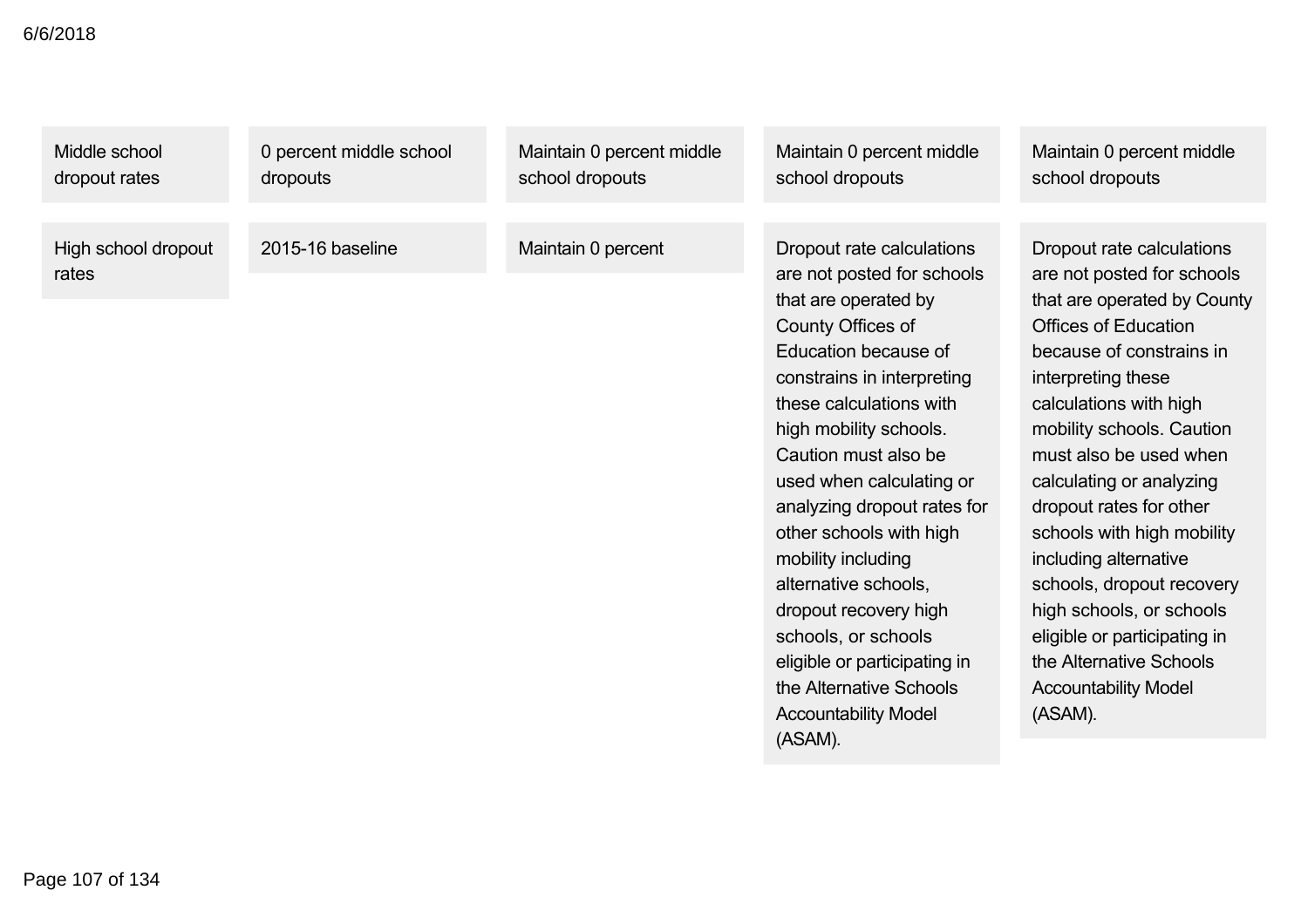| | | | | |
|---|---|---|---|---|
| Middle school dropout rates | 0 percent middle school dropouts | Maintain 0 percent middle school dropouts | Maintain 0 percent middle school dropouts | Maintain 0 percent middle school dropouts |
| High school dropout rates | 2015-16 baseline | Maintain 0 percent | Dropout rate calculations are not posted for schools that are operated by County Offices of Education because of constrains in interpreting these calculations with high mobility schools. Caution must also be used when calculating or analyzing dropout rates for other schools with high mobility including alternative schools, dropout recovery high schools, or schools eligible or participating in the Alternative Schools Accountability Model (ASAM). | Dropout rate calculations are not posted for schools that are operated by County Offices of Education because of constrains in interpreting these calculations with high mobility schools. Caution must also be used when calculating or analyzing dropout rates for other schools with high mobility including alternative schools, dropout recovery high schools, or schools eligible or participating in the Alternative Schools Accountability Model (ASAM). |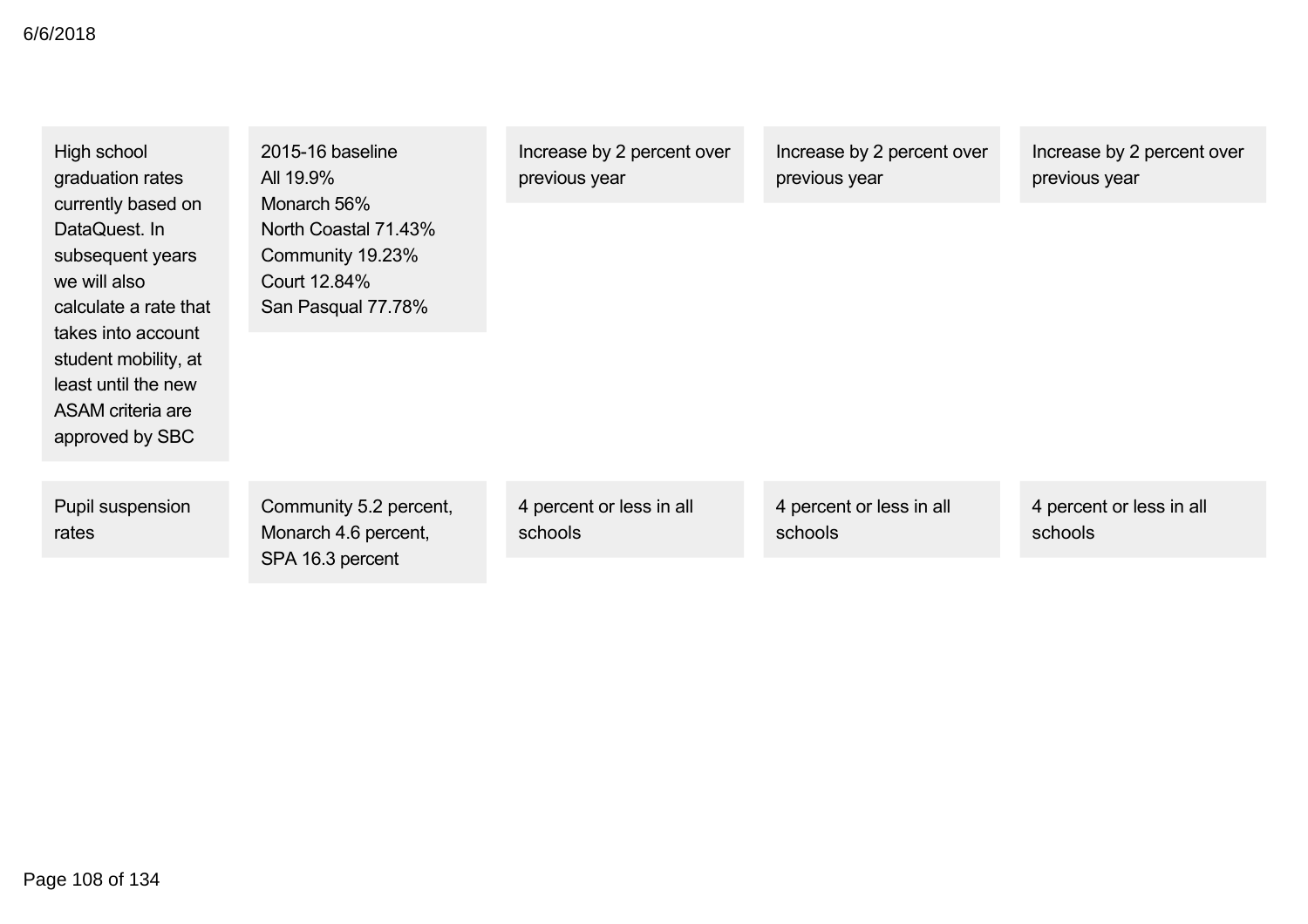| | | | | |
|---|---|---|---|---|
| High school graduation rates currently based on DataQuest. In subsequent years we will also calculate a rate that takes into account student mobility, at least until the new ASAM criteria are approved by SBC | 2015-16 baseline<br>All 19.9%<br>Monarch 56%<br>North Coastal 71.43%<br>Community 19.23%<br>Court 12.84%<br>San Pasqual 77.78% | Increase by 2 percent over previous year | Increase by 2 percent over previous year | Increase by 2 percent over previous year |
| Pupil suspension rates | Community 5.2 percent, Monarch 4.6 percent, SPA 16.3 percent | 4 percent or less in all schools | 4 percent or less in all schools | 4 percent or less in all schools |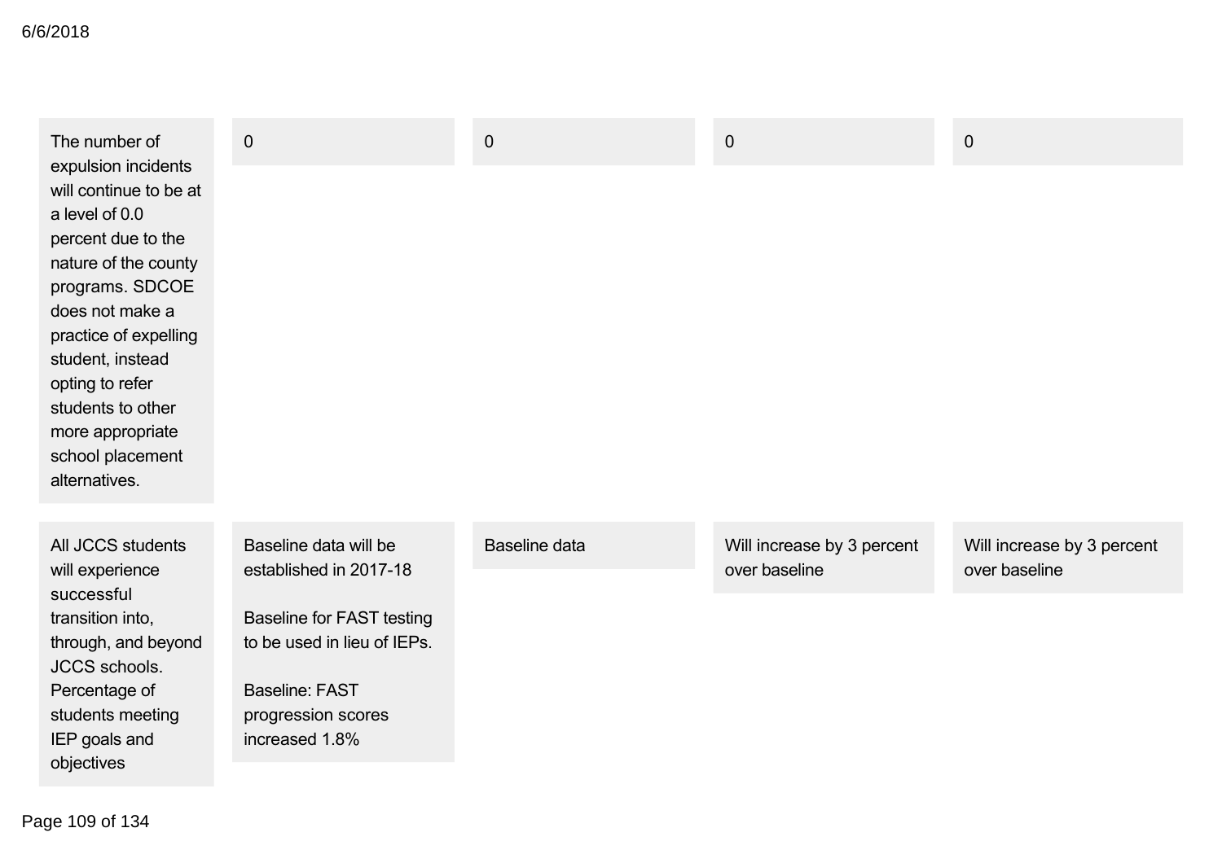| | | | | |
|---|---|---|---|---|
| The number of expulsion incidents will continue to be at a level of 0.0 percent due to the nature of the county programs. SDCOE does not make a practice of expelling student, instead opting to refer students to other more appropriate school placement alternatives. | 0 | 0 | 0 | 0 |
| All JCCS students will experience successful transition into, through, and beyond JCCS schools. Percentage of students meeting IEP goals and objectives | Baseline data will be established in 2017-18<br><br>Baseline for FAST testing to be used in lieu of IEPs.<br><br>Baseline: FAST progression scores increased 1.8% | Baseline data | Will increase by 3 percent over baseline | Will increase by 3 percent over baseline |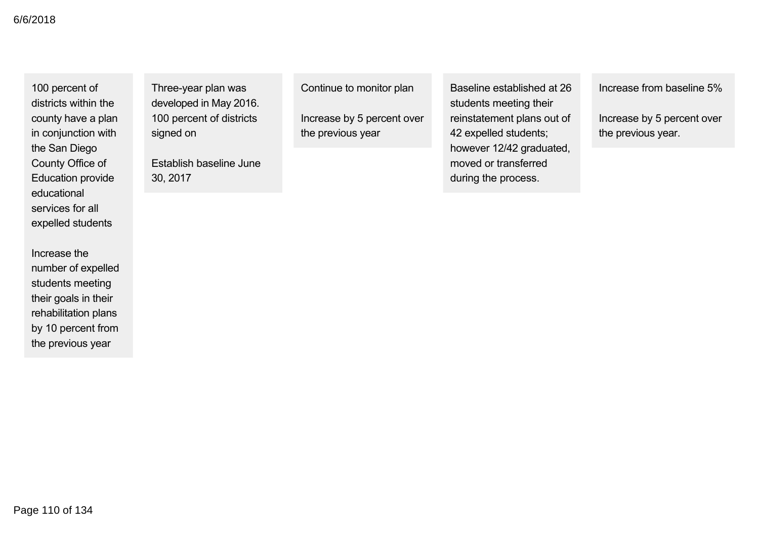| | | | | |
|---|---|---|---|---|
| 100 percent of districts within the county have a plan in conjunction with the San Diego County Office of Education provide educational services for all expelled students<br><br>Increase the number of expelled students meeting their goals in their rehabilitation plans by 10 percent from the previous year | Three-year plan was developed in May 2016. 100 percent of districts signed on<br><br>Establish baseline June 30, 2017 | Continue to monitor plan<br><br>Increase by 5 percent over the previous year | Baseline established at 26 students meeting their reinstatement plans out of 42 expelled students; however 12/42 graduated, moved or transferred during the process. | Increase from baseline 5%<br><br>Increase by 5 percent over the previous year. |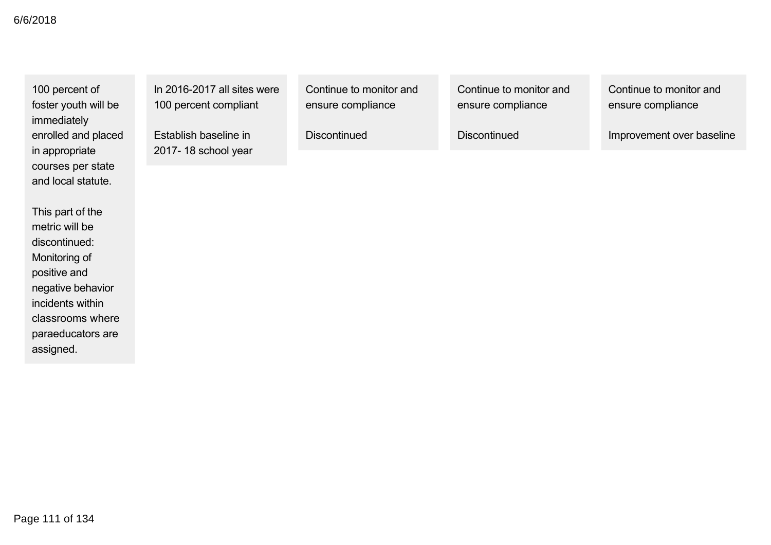| | | | | |
|---|---|---|---|---|
| 100 percent of foster youth will be immediately enrolled and placed in appropriate courses per state and local statute.<br><br>This part of the metric will be discontinued: Monitoring of positive and negative behavior incidents within classrooms where paraeducators are assigned. | In 2016-2017 all sites were 100 percent compliant<br><br>Establish baseline in 2017- 18 school year | Continue to monitor and ensure compliance<br><br>Discontinued | Continue to monitor and ensure compliance<br><br>Discontinued | Continue to monitor and ensure compliance<br><br>Improvement over baseline |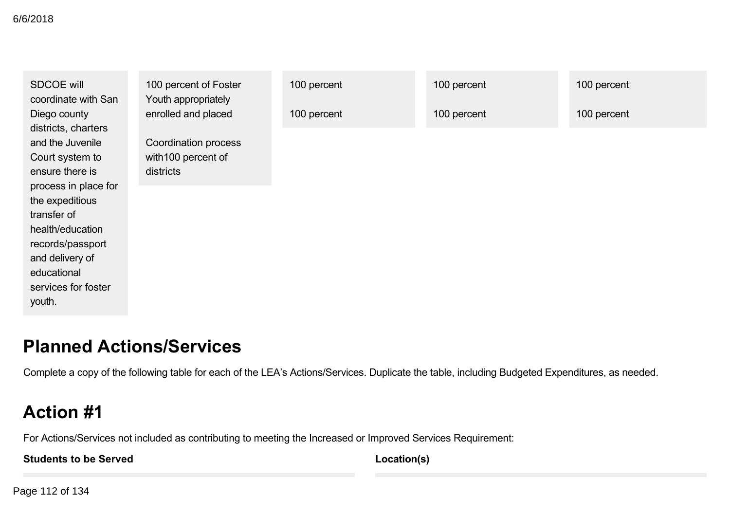| | | | | |
|---|---|---|---|---|
| SDCOE will coordinate with San Diego county districts, charters and the Juvenile Court system to ensure there is process in place for the expeditious transfer of health/education records/passport and delivery of educational services for foster youth. | 100 percent of Foster Youth appropriately enrolled and placed<br><br>Coordination process with100 percent of districts | 100 percent<br><br>100 percent | 100 percent<br><br>100 percent | 100 percent<br><br>100 percent |

# Planned Actions/Services

Complete a copy of the following table for each of the LEA's Actions/Services. Duplicate the table, including Budgeted Expenditures, as needed.

# Action #1

For Actions/Services not included as contributing to meeting the Increased or Improved Services Requirement:

| **Students to be Served** | **Location(s)** |
|---|---|
| | |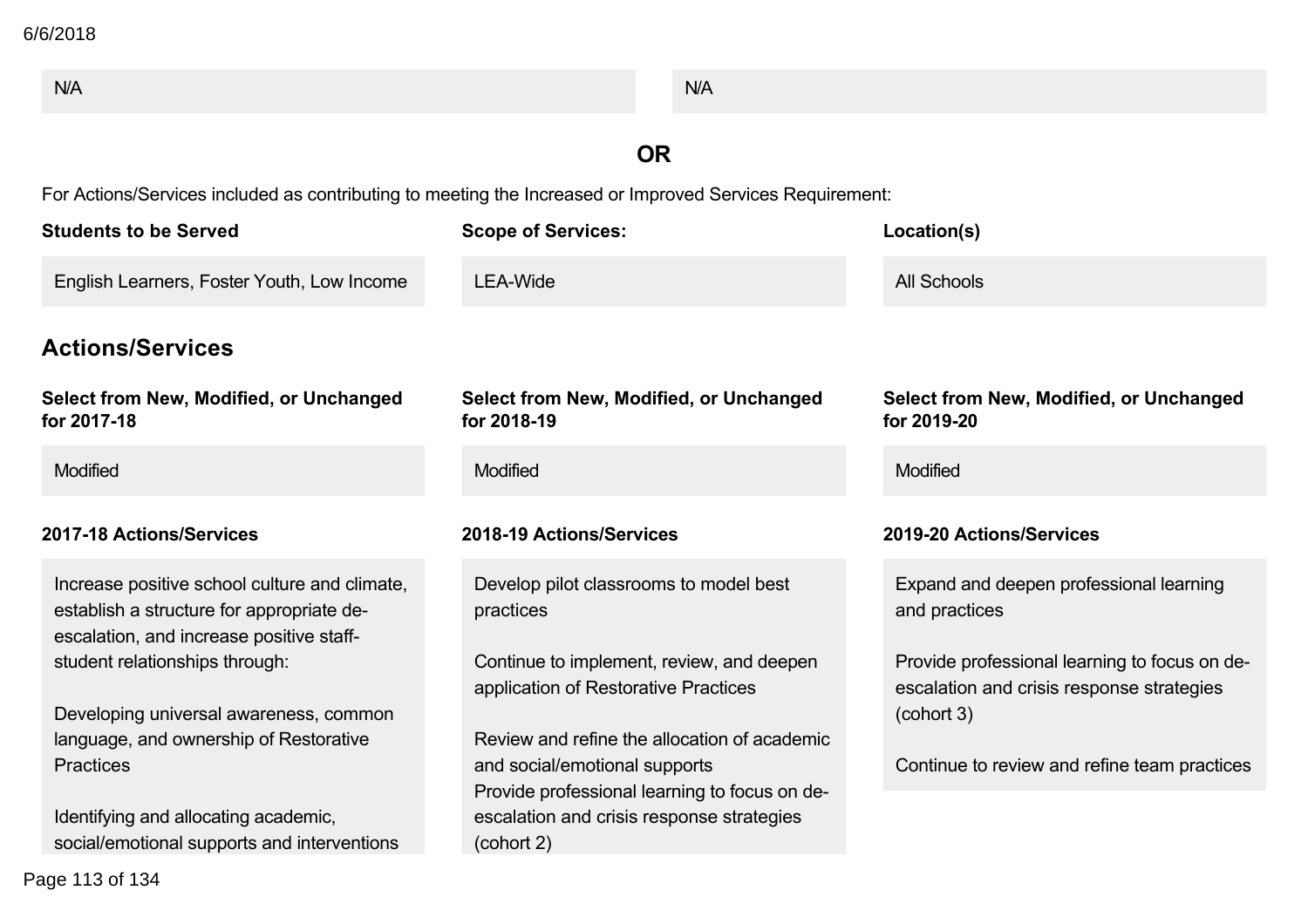| N/A | N/A |
|---|---|

**OR**

For Actions/Services included as contributing to meeting the Increased or Improved Services Requirement:

| Students to be Served | Scope of Services: | Location(s) |
|---|---|---|
| English Learners, Foster Youth, Low Income | LEA-Wide | All Schools |

## Actions/Services

| Select from New, Modified, or Unchanged for 2017-18 | Select from New, Modified, or Unchanged for 2018-19 | Select from New, Modified, or Unchanged for 2019-20 |
|---|---|---|
| Modified | Modified | Modified |

| 2017-18 Actions/Services | 2018-19 Actions/Services | 2019-20 Actions/Services |
|---|---|---|
| Increase positive school culture and climate, establish a structure for appropriate de-escalation, and increase positive staff-student relationships through:<br><br>Developing universal awareness, common language, and ownership of Restorative Practices<br><br>Identifying and allocating academic, social/emotional supports and interventions | Develop pilot classrooms to model best practices<br><br>Continue to implement, review, and deepen application of Restorative Practices<br><br>Review and refine the allocation of academic and social/emotional supports<br>Provide professional learning to focus on de-escalation and crisis response strategies (cohort 2) | Expand and deepen professional learning and practices<br><br>Provide professional learning to focus on de-escalation and crisis response strategies (cohort 3)<br><br>Continue to review and refine team practices |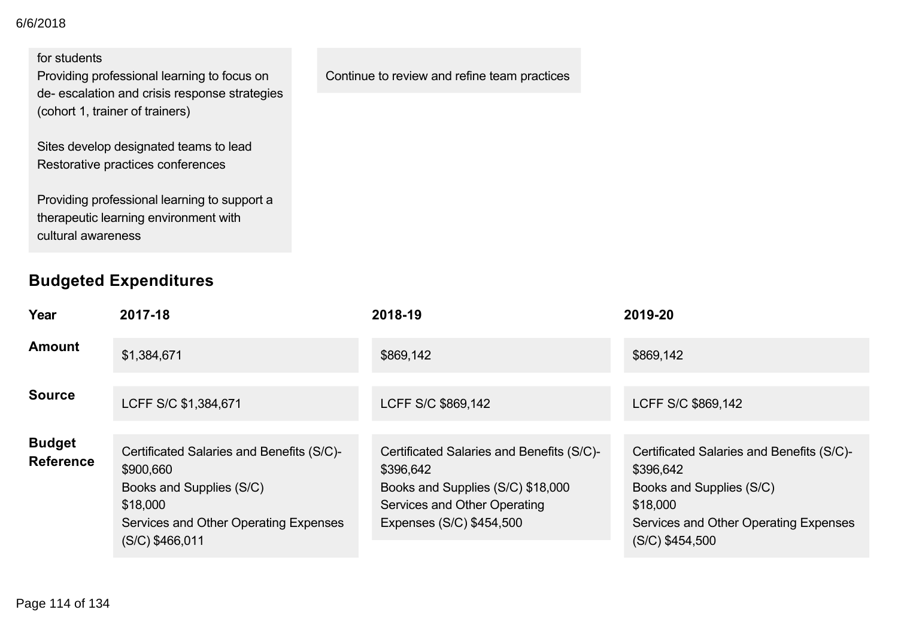| | |
|---|---|
| for students<br>Providing professional learning to focus on de- escalation and crisis response strategies (cohort 1, trainer of trainers)<br><br>Sites develop designated teams to lead Restorative practices conferences<br><br>Providing professional learning to support a therapeutic learning environment with cultural awareness | Continue to review and refine team practices |

## Budgeted Expenditures

| Year | 2017-18 | 2018-19 | 2019-20 |
|---|---|---|---|
| **Amount** | $1,384,671 | $869,142 | $869,142 |
| **Source** | LCFF S/C $1,384,671 | LCFF S/C $869,142 | LCFF S/C $869,142 |
| **Budget Reference** | Certificated Salaries and Benefits (S/C)- $900,660<br>Books and Supplies (S/C) $18,000<br>Services and Other Operating Expenses (S/C) $466,011 | Certificated Salaries and Benefits (S/C)- $396,642<br>Books and Supplies (S/C) $18,000<br>Services and Other Operating Expenses (S/C) $454,500 | Certificated Salaries and Benefits (S/C)- $396,642<br>Books and Supplies (S/C) $18,000<br>Services and Other Operating Expenses (S/C) $454,500 |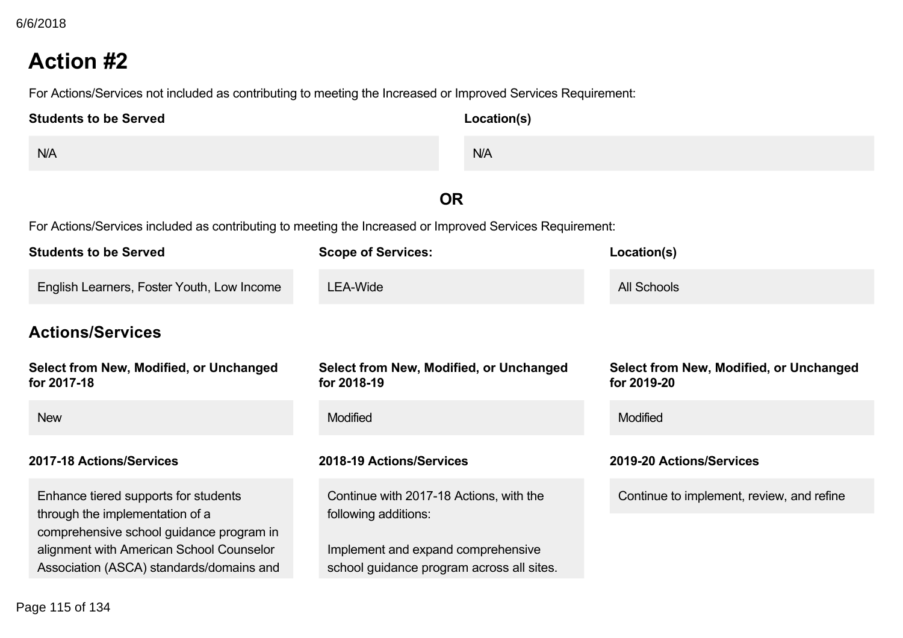# Action #2

For Actions/Services not included as contributing to meeting the Increased or Improved Services Requirement:

| Students to be Served | Location(s) |
| --- | --- |
| N/A | N/A |

**OR**

For Actions/Services included as contributing to meeting the Increased or Improved Services Requirement:

| Students to be Served | Scope of Services: | Location(s) |
| --- | --- | --- |
| English Learners, Foster Youth, Low Income | LEA-Wide | All Schools |

## Actions/Services

| Select from New, Modified, or Unchanged for 2017-18 | Select from New, Modified, or Unchanged for 2018-19 | Select from New, Modified, or Unchanged for 2019-20 |
| --- | --- | --- |
| New | Modified | Modified |

| 2017-18 Actions/Services | 2018-19 Actions/Services | 2019-20 Actions/Services |
| --- | --- | --- |
| Enhance tiered supports for students through the implementation of a comprehensive school guidance program in alignment with American School Counselor Association (ASCA) standards/domains and | Continue with 2017-18 Actions, with the following additions:<br><br>Implement and expand comprehensive school guidance program across all sites. | Continue to implement, review, and refine |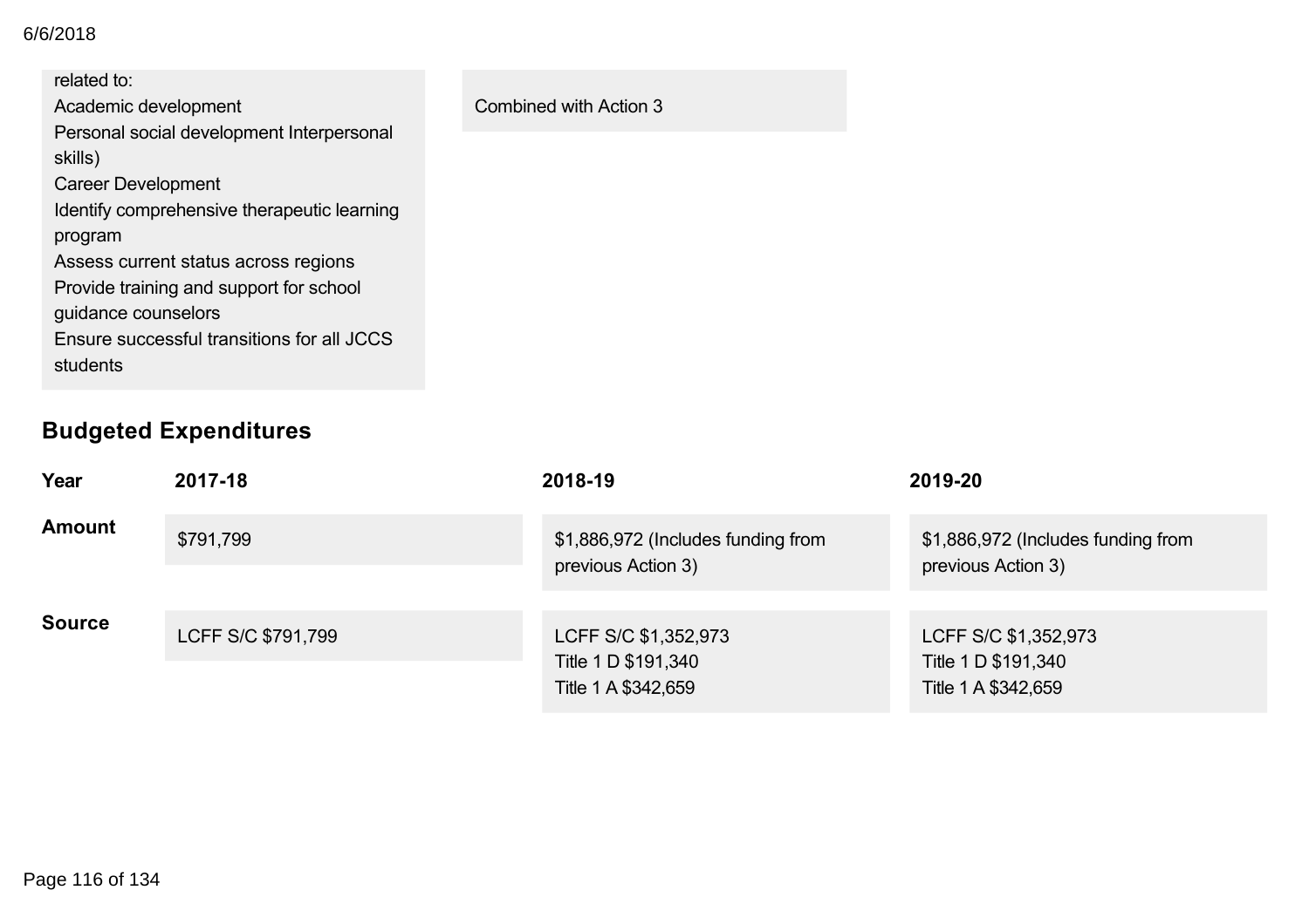| | |
|---|---|
| related to:<br>Academic development<br>Personal social development Interpersonal skills)<br>Career Development<br>Identify comprehensive therapeutic learning program<br>Assess current status across regions<br>Provide training and support for school guidance counselors<br>Ensure successful transitions for all JCCS students | Combined with Action 3 |

## Budgeted Expenditures

| Year | 2017-18 | 2018-19 | 2019-20 |
|---|---|---|---|
| **Amount** | $791,799 | $1,886,972 (Includes funding from previous Action 3) | $1,886,972 (Includes funding from previous Action 3) |
| **Source** | LCFF S/C $791,799 | LCFF S/C $1,352,973<br>Title 1 D $191,340<br>Title 1 A $342,659 | LCFF S/C $1,352,973<br>Title 1 D $191,340<br>Title 1 A $342,659 |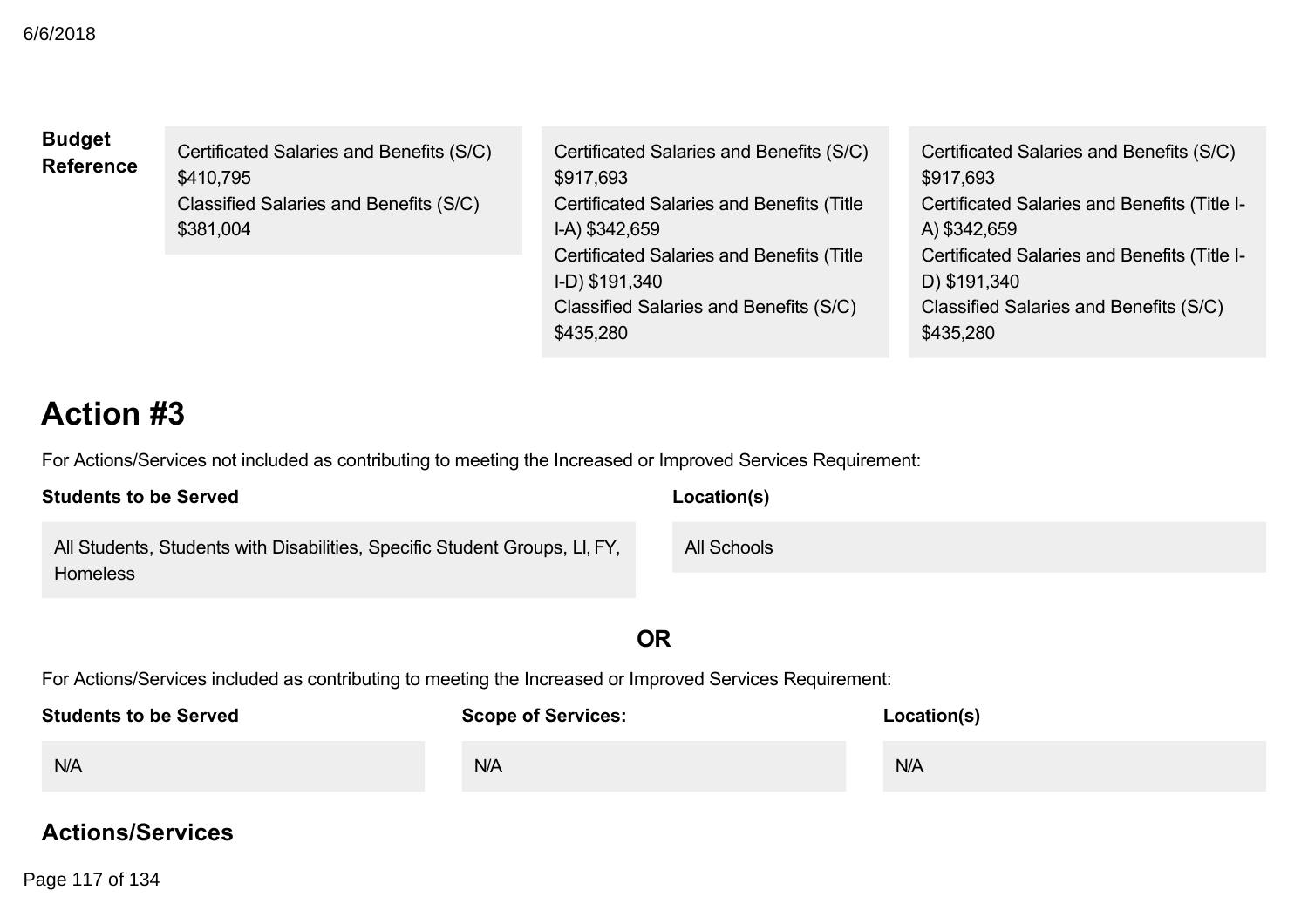| Budget Reference | | | |
|---|---|---|---|
| | Certificated Salaries and Benefits (S/C) $410,795<br>Classified Salaries and Benefits (S/C) $381,004 | Certificated Salaries and Benefits (S/C) $917,693<br>Certificated Salaries and Benefits (Title I-A) $342,659<br>Certificated Salaries and Benefits (Title I-D) $191,340<br>Classified Salaries and Benefits (S/C) $435,280 | Certificated Salaries and Benefits (S/C) $917,693<br>Certificated Salaries and Benefits (Title I-A) $342,659<br>Certificated Salaries and Benefits (Title I-D) $191,340<br>Classified Salaries and Benefits (S/C) $435,280 |

# Action #3

For Actions/Services not included as contributing to meeting the Increased or Improved Services Requirement:

| Students to be Served | Location(s) |
|---|---|
| All Students, Students with Disabilities, Specific Student Groups, LI, FY, Homeless | All Schools |

**OR**

For Actions/Services included as contributing to meeting the Increased or Improved Services Requirement:

| Students to be Served | Scope of Services: | Location(s) |
|---|---|---|
| N/A | N/A | N/A |

## Actions/Services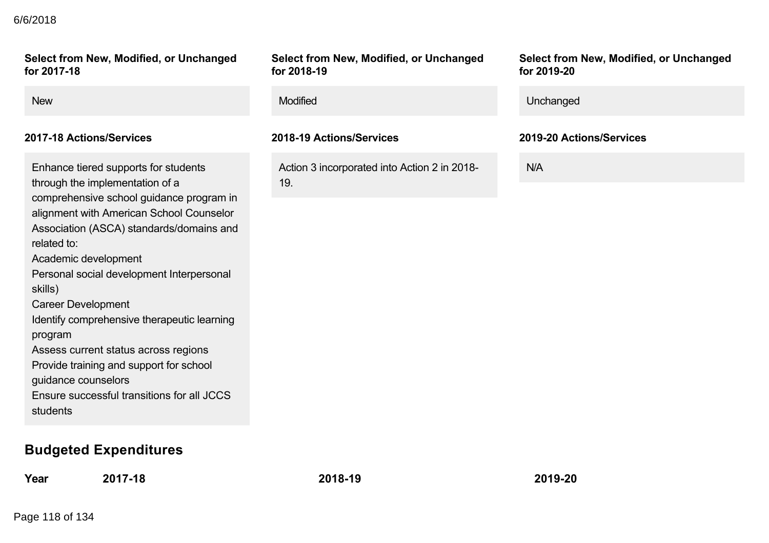| Select from New, Modified, or Unchanged for 2017-18 | Select from New, Modified, or Unchanged for 2018-19 | Select from New, Modified, or Unchanged for 2019-20 |
| --- | --- | --- |
| New | Modified | Unchanged |

| 2017-18 Actions/Services | 2018-19 Actions/Services | 2019-20 Actions/Services |
| --- | --- | --- |
| Enhance tiered supports for students through the implementation of a comprehensive school guidance program in alignment with American School Counselor Association (ASCA) standards/domains and related to:<br>Academic development<br>Personal social development Interpersonal skills)<br>Career Development<br>Identify comprehensive therapeutic learning program<br>Assess current status across regions<br>Provide training and support for school guidance counselors<br>Ensure successful transitions for all JCCS students | Action 3 incorporated into Action 2 in 2018-19. | N/A |

## Budgeted Expenditures

| Year | 2017-18 | 2018-19 | 2019-20 |
| --- | --- | --- | --- |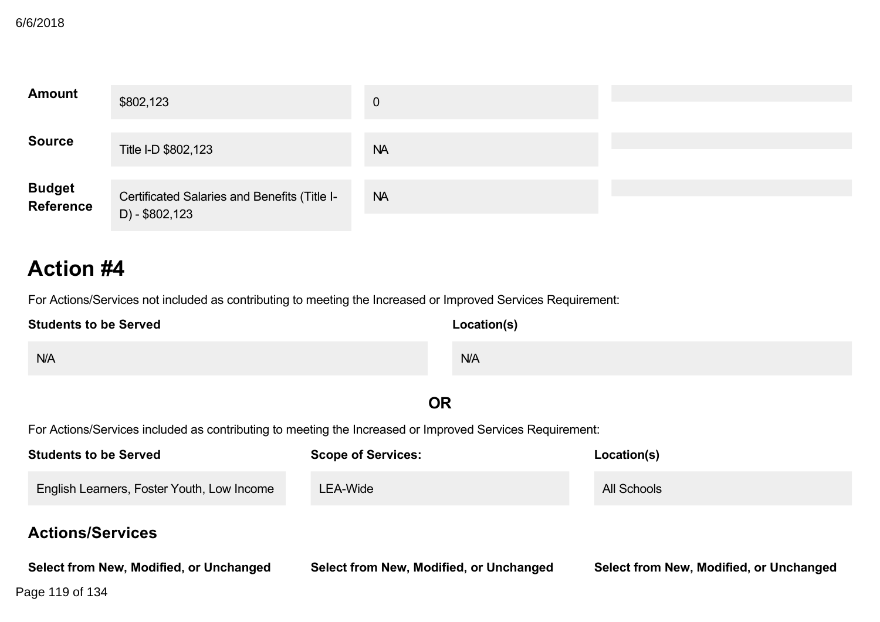| | | | |
|---|---|---|---|
| **Amount** | $802,123 | 0 | |
| **Source** | Title I-D $802,123 | NA | |
| **Budget Reference** | Certificated Salaries and Benefits (Title I-D) - $802,123 | NA | |

# Action #4

For Actions/Services not included as contributing to meeting the Increased or Improved Services Requirement:

| Students to be Served | Location(s) |
|---|---|
| N/A | N/A |

**OR**

For Actions/Services included as contributing to meeting the Increased or Improved Services Requirement:

| Students to be Served | Scope of Services: | Location(s) |
|---|---|---|
| English Learners, Foster Youth, Low Income | LEA-Wide | All Schools |

## Actions/Services

| Select from New, Modified, or Unchanged | Select from New, Modified, or Unchanged | Select from New, Modified, or Unchanged |
|---|---|---|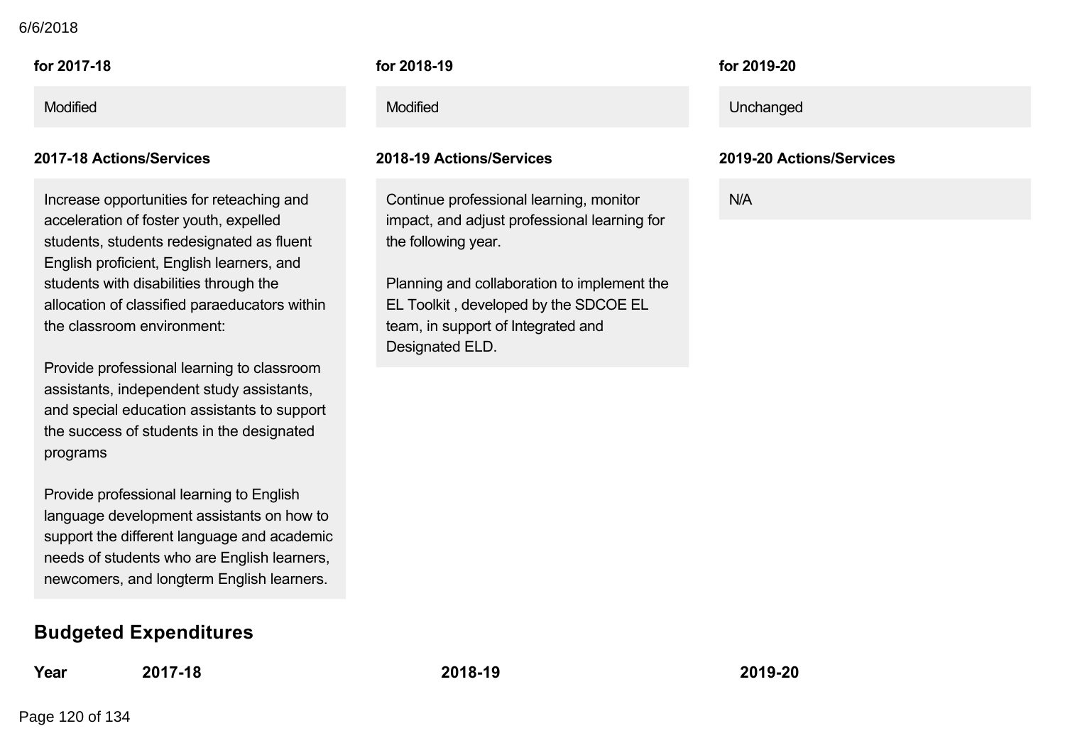| for 2017-18 | for 2018-19 | for 2019-20 |
|---|---|---|
| Modified | Modified | Unchanged |

| 2017-18 Actions/Services | 2018-19 Actions/Services | 2019-20 Actions/Services |
|---|---|---|
| Increase opportunities for reteaching and acceleration of foster youth, expelled students, students redesignated as fluent English proficient, English learners, and students with disabilities through the allocation of classified paraeducators within the classroom environment:<br><br>Provide professional learning to classroom assistants, independent study assistants, and special education assistants to support the success of students in the designated programs<br><br>Provide professional learning to English language development assistants on how to support the different language and academic needs of students who are English learners, newcomers, and longterm English learners. | Continue professional learning, monitor impact, and adjust professional learning for the following year.<br><br>Planning and collaboration to implement the EL Toolkit , developed by the SDCOE EL team, in support of Integrated and Designated ELD. | N/A |

## Budgeted Expenditures

| Year | 2017-18 | 2018-19 | 2019-20 |
|---|---|---|---|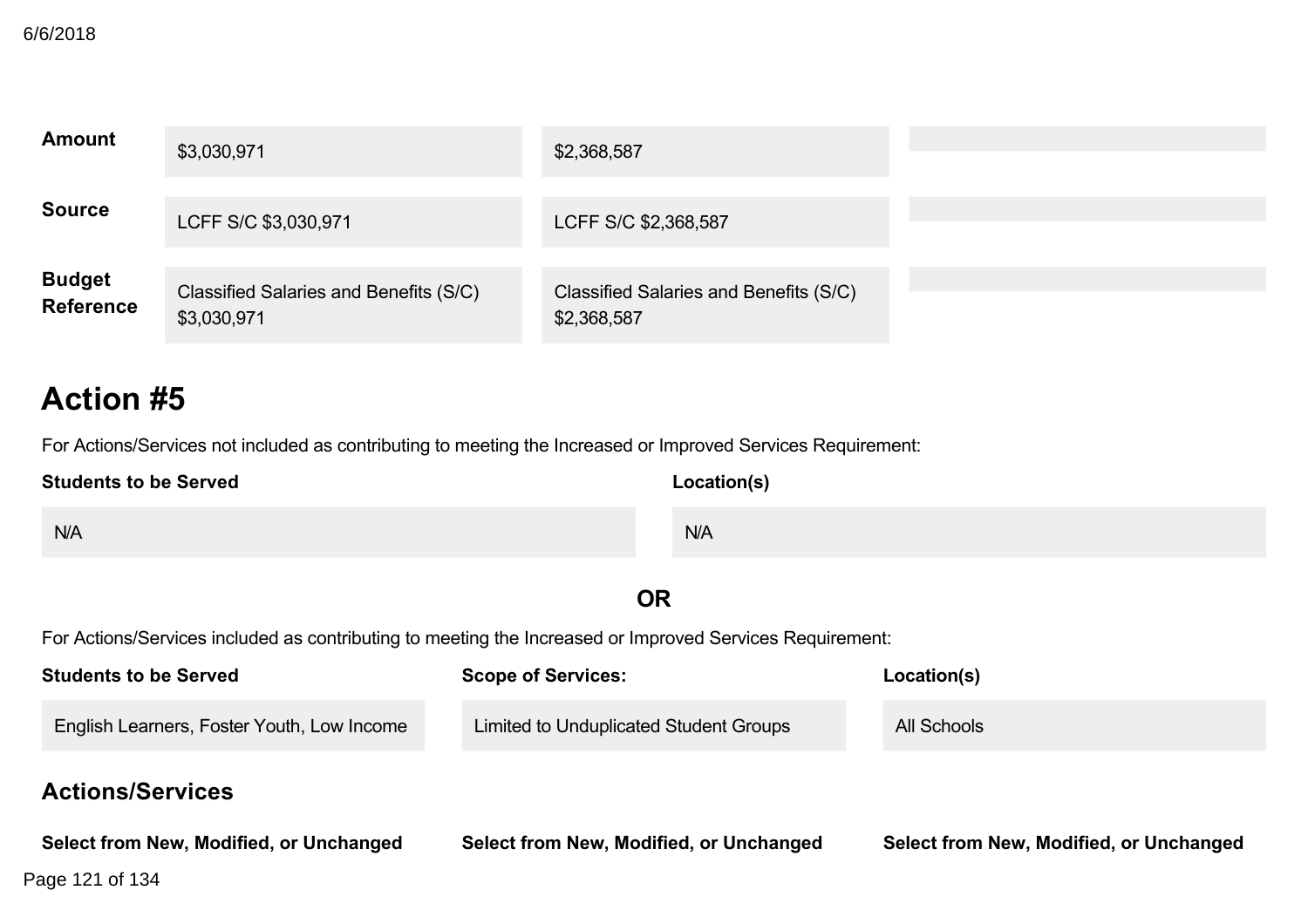| | | | |
|---|---|---|---|
| **Amount** | $3,030,971 | $2,368,587 | |
| **Source** | LCFF S/C $3,030,971 | LCFF S/C $2,368,587 | |
| **Budget Reference** | Classified Salaries and Benefits (S/C) $3,030,971 | Classified Salaries and Benefits (S/C) $2,368,587 | |

# Action #5

For Actions/Services not included as contributing to meeting the Increased or Improved Services Requirement:

| **Students to be Served** | **Location(s)** |
|---|---|
| N/A | N/A |

**OR**

For Actions/Services included as contributing to meeting the Increased or Improved Services Requirement:

| **Students to be Served** | **Scope of Services:** | **Location(s)** |
|---|---|---|
| English Learners, Foster Youth, Low Income | Limited to Unduplicated Student Groups | All Schools |

## Actions/Services

| **Select from New, Modified, or Unchanged** | **Select from New, Modified, or Unchanged** | **Select from New, Modified, or Unchanged** |
|---|---|---|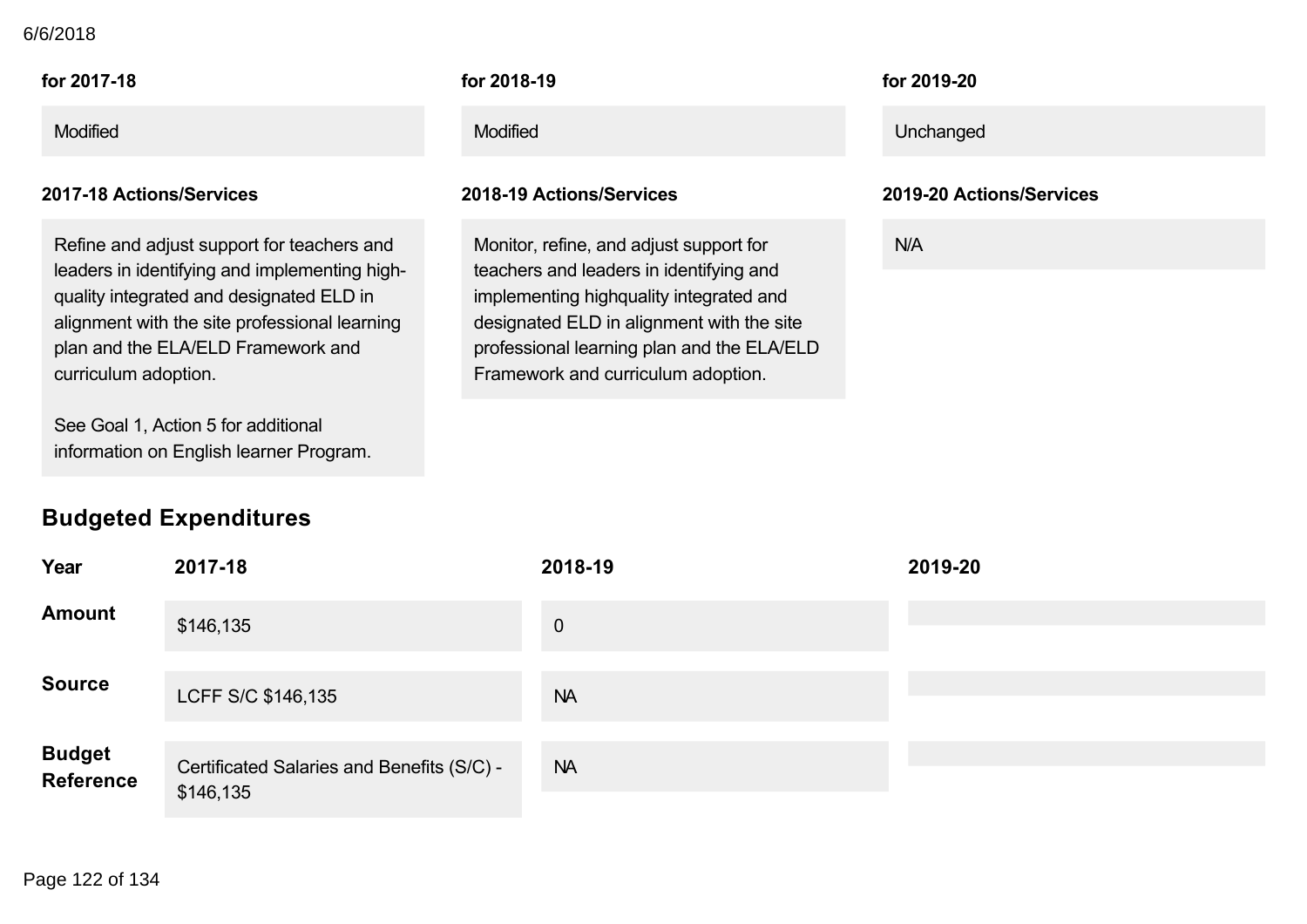| for 2017-18 | for 2018-19 | for 2019-20 |
|---|---|---|
| Modified | Modified | Unchanged |

| 2017-18 Actions/Services | 2018-19 Actions/Services | 2019-20 Actions/Services |
|---|---|---|
| Refine and adjust support for teachers and leaders in identifying and implementing high-quality integrated and designated ELD in alignment with the site professional learning plan and the ELA/ELD Framework and curriculum adoption.<br><br>See Goal 1, Action 5 for additional information on English learner Program. | Monitor, refine, and adjust support for teachers and leaders in identifying and implementing highquality integrated and designated ELD in alignment with the site professional learning plan and the ELA/ELD Framework and curriculum adoption. | N/A |

## Budgeted Expenditures

| Year | 2017-18 | 2018-19 | 2019-20 |
|---|---|---|---|
| Amount | $146,135 | 0 | |
| Source | LCFF S/C $146,135 | NA | |
| Budget Reference | Certificated Salaries and Benefits (S/C) - $146,135 | NA | |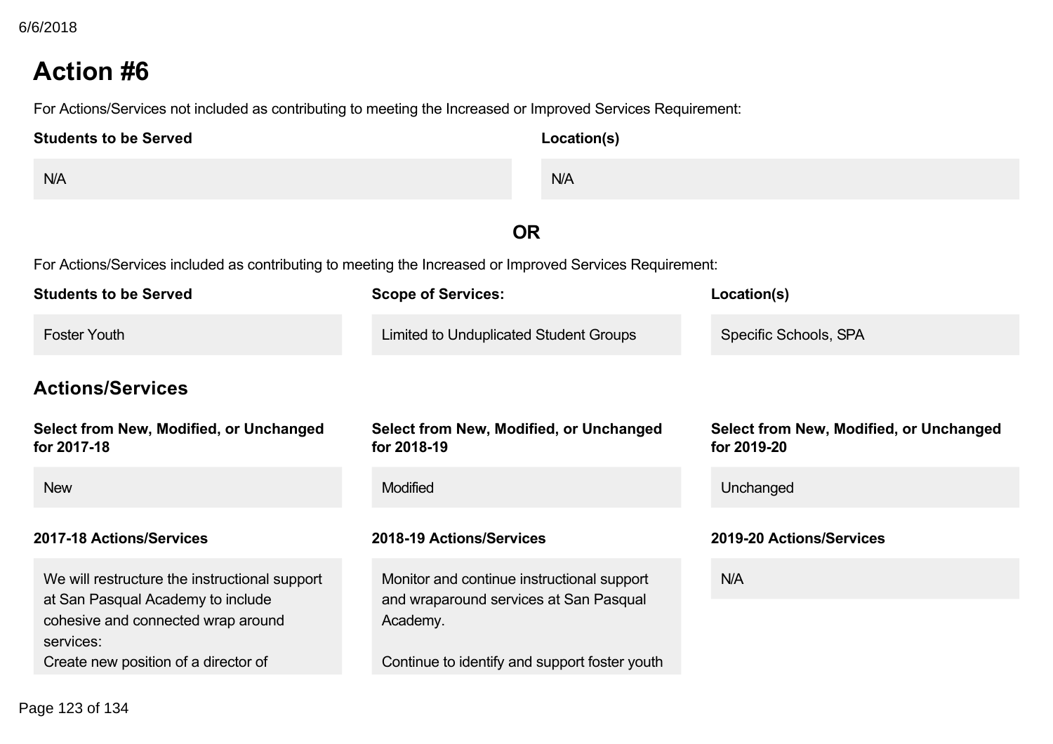# Action #6

For Actions/Services not included as contributing to meeting the Increased or Improved Services Requirement:

| Students to be Served | Location(s) |
|---|---|
| N/A | N/A |

**OR**

For Actions/Services included as contributing to meeting the Increased or Improved Services Requirement:

| Students to be Served | Scope of Services: | Location(s) |
|---|---|---|
| Foster Youth | Limited to Unduplicated Student Groups | Specific Schools, SPA |

## Actions/Services

| Select from New, Modified, or Unchanged for 2017-18 | Select from New, Modified, or Unchanged for 2018-19 | Select from New, Modified, or Unchanged for 2019-20 |
|---|---|---|
| New | Modified | Unchanged |

| 2017-18 Actions/Services | 2018-19 Actions/Services | 2019-20 Actions/Services |
|---|---|---|
| We will restructure the instructional support at San Pasqual Academy to include cohesive and connected wrap around services:<br>Create new position of a director of | Monitor and continue instructional support and wraparound services at San Pasqual Academy.<br><br>Continue to identify and support foster youth | N/A |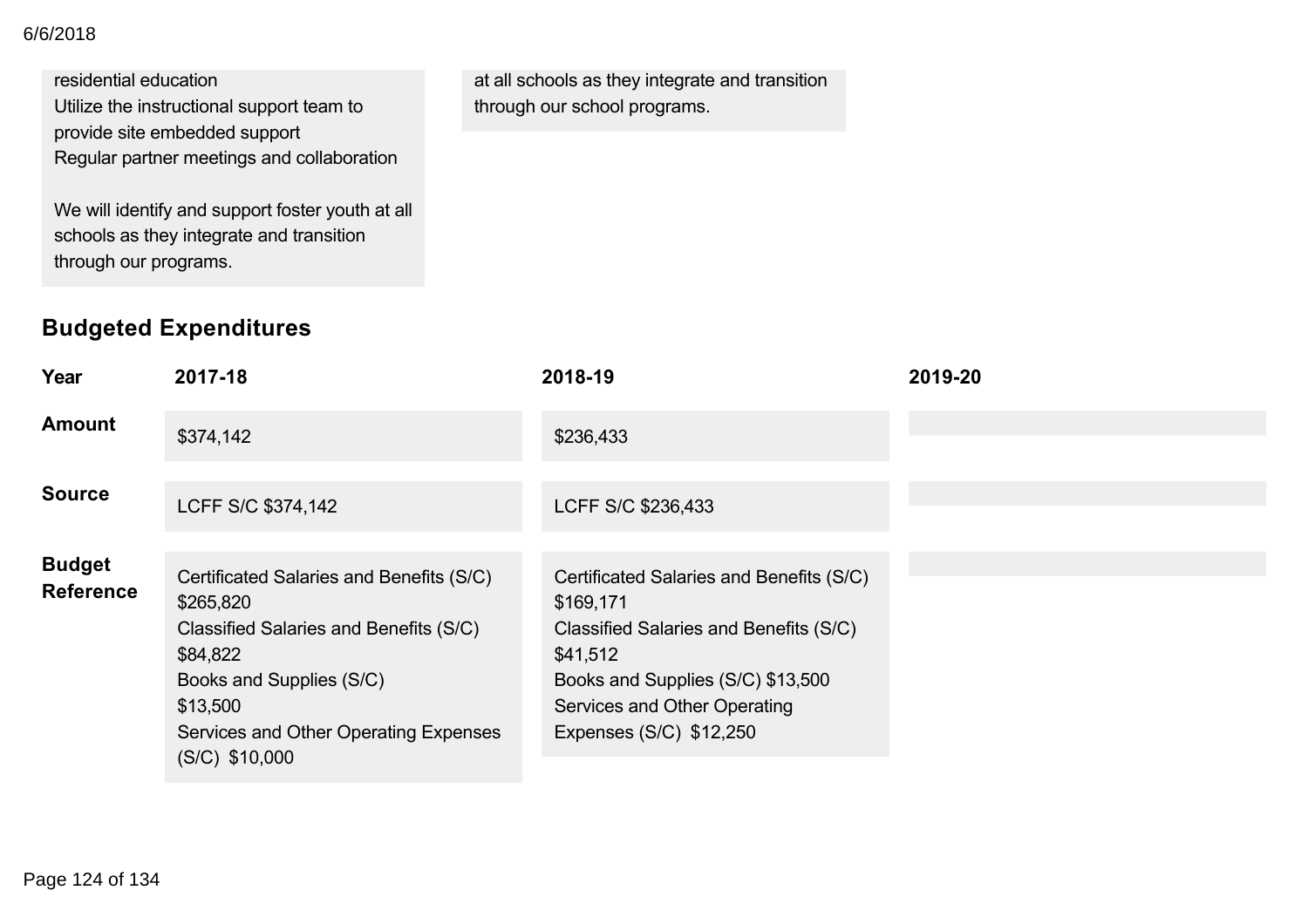residential education
Utilize the instructional support team to provide site embedded support
Regular partner meetings and collaboration

We will identify and support foster youth at all schools as they integrate and transition through our programs.

at all schools as they integrate and transition through our school programs.

## Budgeted Expenditures

| Year | 2017-18 | 2018-19 | 2019-20 |
|---|---|---|---|
| **Amount** | $374,142 | $236,433 | |
| **Source** | LCFF S/C $374,142 | LCFF S/C $236,433 | |
| **Budget Reference** | Certificated Salaries and Benefits (S/C) $265,820<br>Classified Salaries and Benefits (S/C) $84,822<br>Books and Supplies (S/C) $13,500<br>Services and Other Operating Expenses (S/C) $10,000 | Certificated Salaries and Benefits (S/C) $169,171<br>Classified Salaries and Benefits (S/C) $41,512<br>Books and Supplies (S/C) $13,500<br>Services and Other Operating Expenses (S/C) $12,250 | |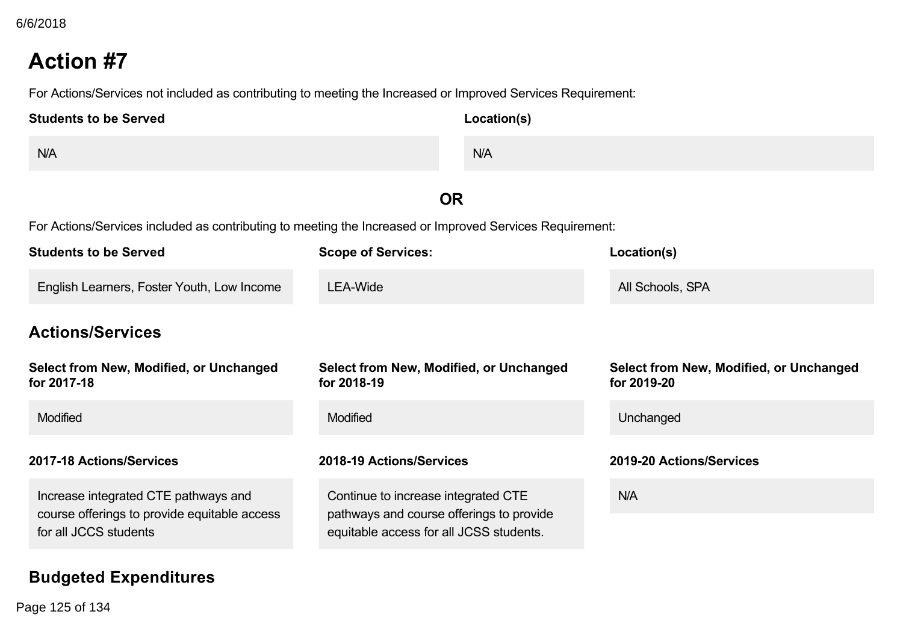# Action #7

For Actions/Services not included as contributing to meeting the Increased or Improved Services Requirement:

| Students to be Served | Location(s) |
|---|---|
| N/A | N/A |

**OR**

For Actions/Services included as contributing to meeting the Increased or Improved Services Requirement:

| Students to be Served | Scope of Services: | Location(s) |
|---|---|---|
| English Learners, Foster Youth, Low Income | LEA-Wide | All Schools, SPA |

## Actions/Services

| Select from New, Modified, or Unchanged for 2017-18 | Select from New, Modified, or Unchanged for 2018-19 | Select from New, Modified, or Unchanged for 2019-20 |
|---|---|---|
| Modified | Modified | Unchanged |

| 2017-18 Actions/Services | 2018-19 Actions/Services | 2019-20 Actions/Services |
|---|---|---|
| Increase integrated CTE pathways and course offerings to provide equitable access for all JCCS students | Continue to increase integrated CTE pathways and course offerings to provide equitable access for all JCSS students. | N/A |

## Budgeted Expenditures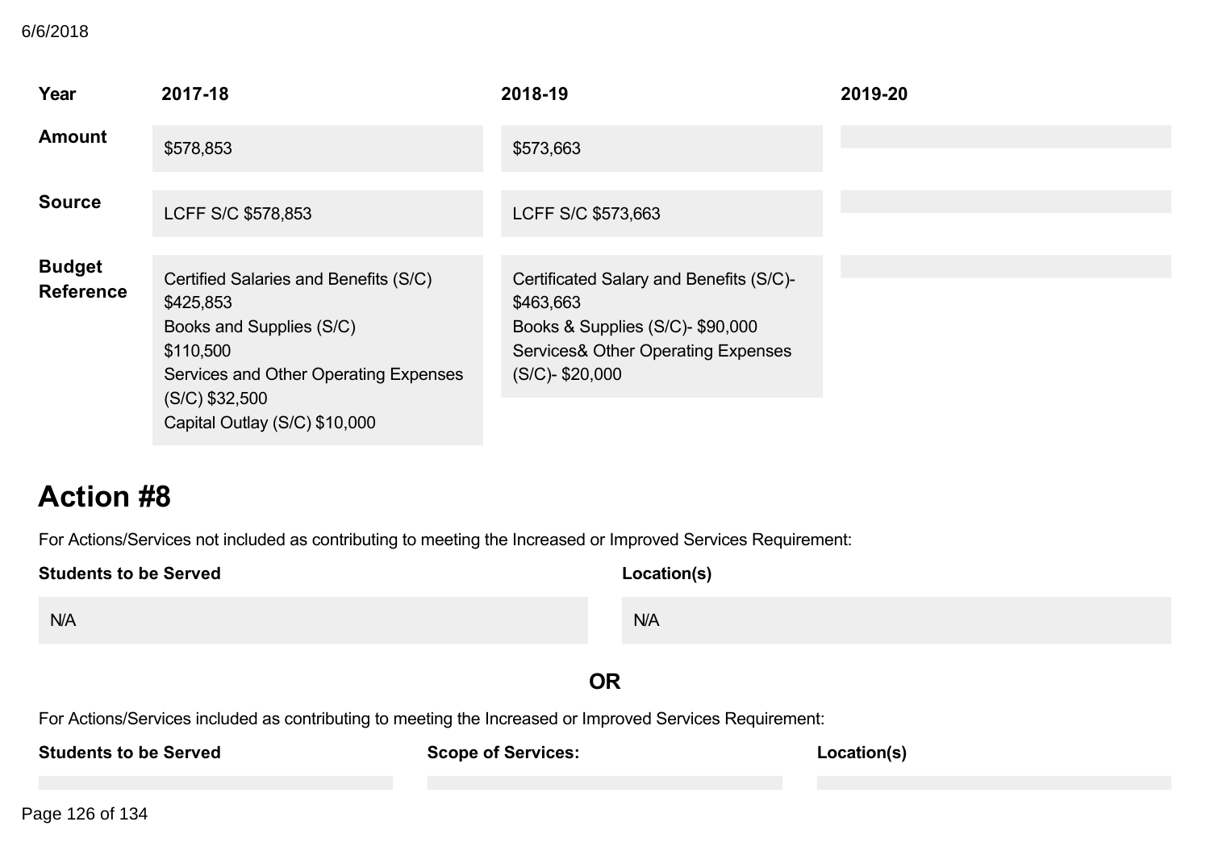| Year | 2017-18 | 2018-19 | 2019-20 |
|---|---|---|---|
| **Amount** | $578,853 | $573,663 | |
| **Source** | LCFF S/C $578,853 | LCFF S/C $573,663 | |
| **Budget Reference** | Certified Salaries and Benefits (S/C) $425,853<br>Books and Supplies (S/C) $110,500<br>Services and Other Operating Expenses (S/C) $32,500<br>Capital Outlay (S/C) $10,000 | Certificated Salary and Benefits (S/C)- $463,663<br>Books & Supplies (S/C)- $90,000<br>Services& Other Operating Expenses (S/C)- $20,000 | |

## Action #8

For Actions/Services not included as contributing to meeting the Increased or Improved Services Requirement:

| Students to be Served | Location(s) |
|---|---|
| N/A | N/A |

**OR**

For Actions/Services included as contributing to meeting the Increased or Improved Services Requirement:

| Students to be Served | Scope of Services: | Location(s) |
|---|---|---|
| | | |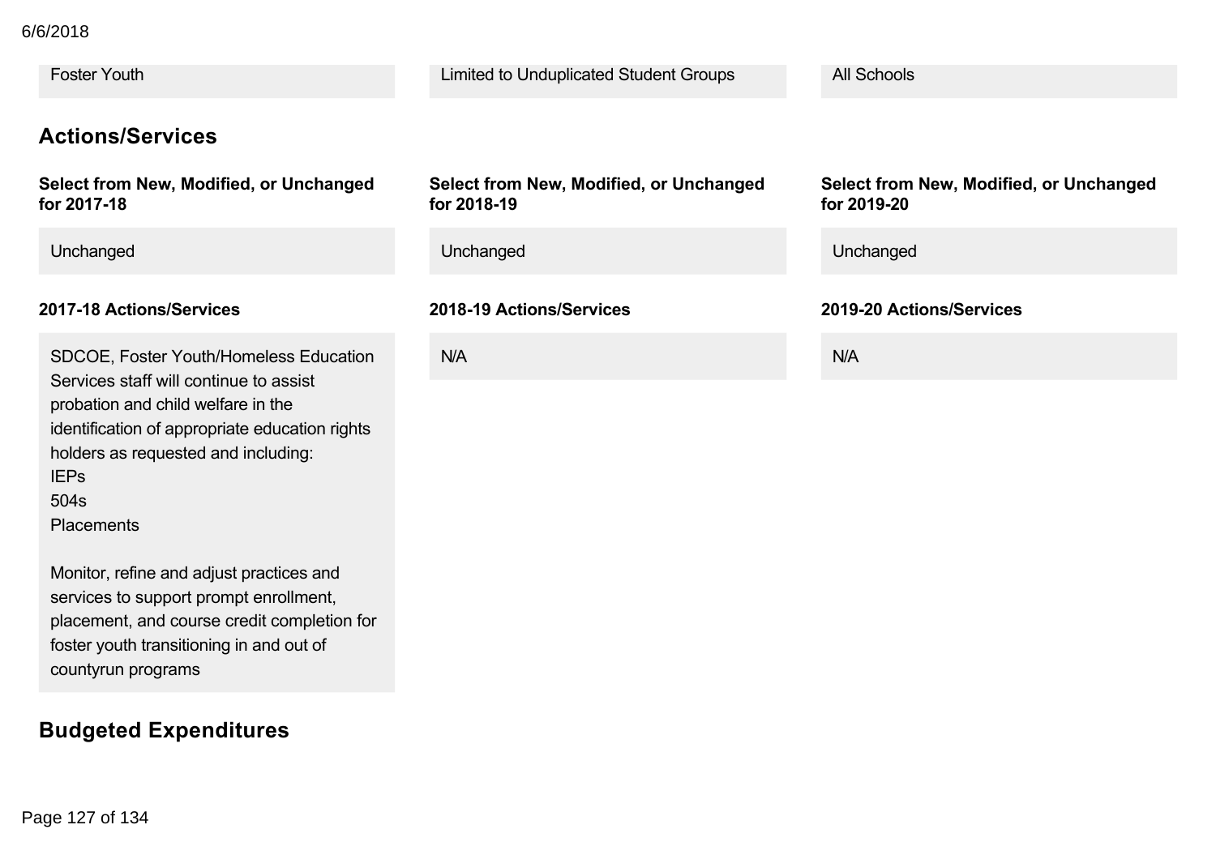| Foster Youth | Limited to Unduplicated Student Groups | All Schools |
|---|---|---|

## Actions/Services

| Select from New, Modified, or Unchanged for 2017-18 | Select from New, Modified, or Unchanged for 2018-19 | Select from New, Modified, or Unchanged for 2019-20 |
|---|---|---|
| Unchanged | Unchanged | Unchanged |

| 2017-18 Actions/Services | 2018-19 Actions/Services | 2019-20 Actions/Services |
|---|---|---|
| SDCOE, Foster Youth/Homeless Education Services staff will continue to assist probation and child welfare in the identification of appropriate education rights holders as requested and including:<br>IEPs<br>504s<br>Placements<br><br>Monitor, refine and adjust practices and services to support prompt enrollment, placement, and course credit completion for foster youth transitioning in and out of countyrun programs | N/A | N/A |

## Budgeted Expenditures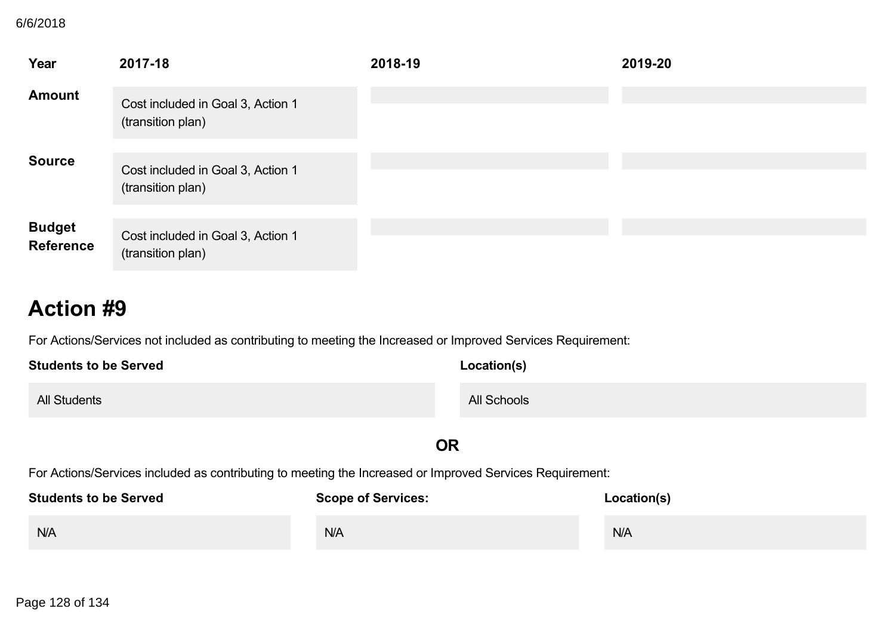| Year | 2017-18 | 2018-19 | 2019-20 |
|---|---|---|---|
| **Amount** | Cost included in Goal 3, Action 1 (transition plan) | | |
| **Source** | Cost included in Goal 3, Action 1 (transition plan) | | |
| **Budget Reference** | Cost included in Goal 3, Action 1 (transition plan) | | |

# Action #9

For Actions/Services not included as contributing to meeting the Increased or Improved Services Requirement:

| Students to be Served | Location(s) |
|---|---|
| All Students | All Schools |

**OR**

For Actions/Services included as contributing to meeting the Increased or Improved Services Requirement:

| Students to be Served | Scope of Services: | Location(s) |
|---|---|---|
| N/A | N/A | N/A |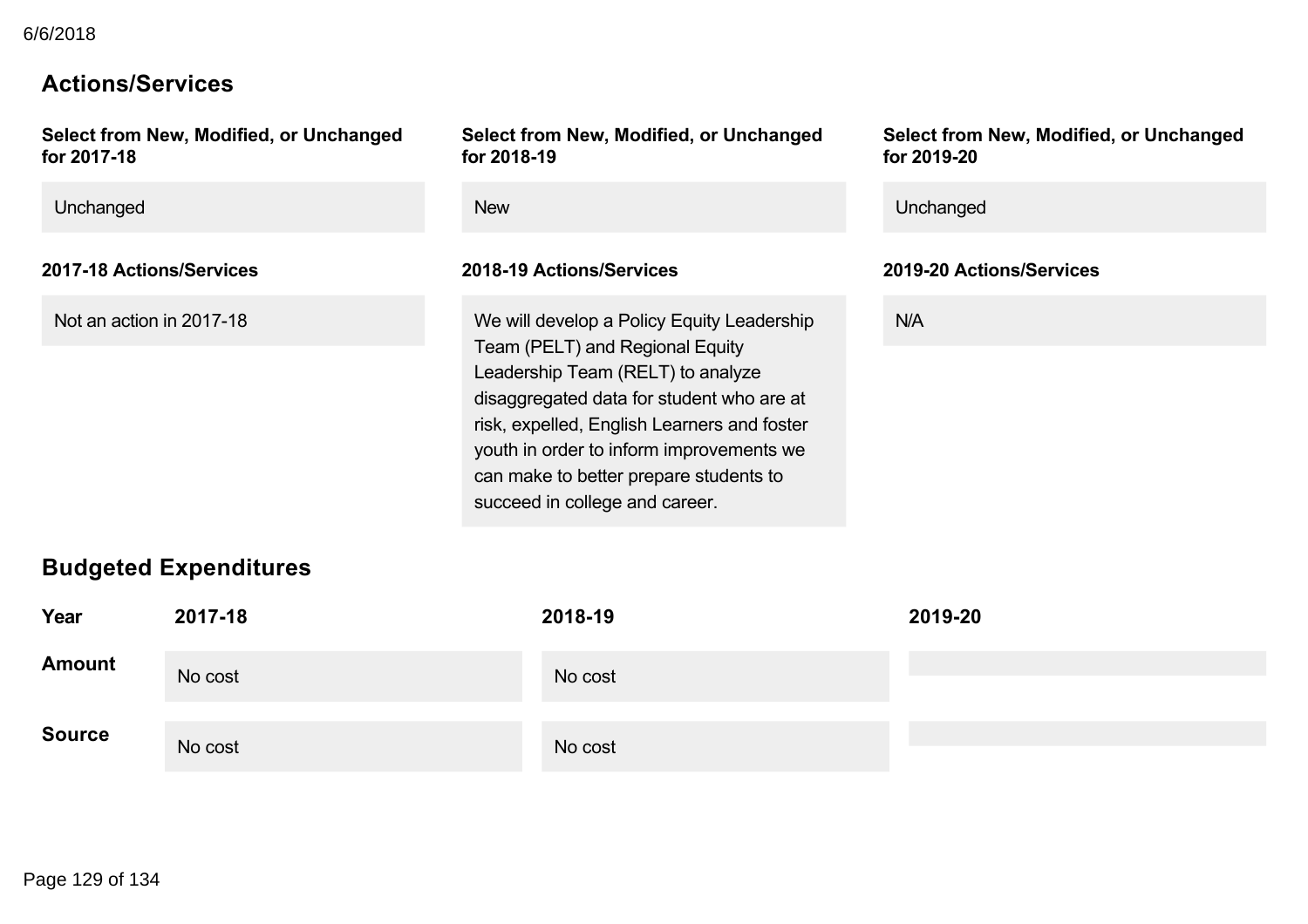## Actions/Services

| Select from New, Modified, or Unchanged for 2017-18 | Select from New, Modified, or Unchanged for 2018-19 | Select from New, Modified, or Unchanged for 2019-20 |
|---|---|---|
| Unchanged | New | Unchanged |

| 2017-18 Actions/Services | 2018-19 Actions/Services | 2019-20 Actions/Services |
|---|---|---|
| Not an action in 2017-18 | We will develop a Policy Equity Leadership Team (PELT) and Regional Equity Leadership Team (RELT) to analyze disaggregated data for student who are at risk, expelled, English Learners and foster youth in order to inform improvements we can make to better prepare students to succeed in college and career. | N/A |

## Budgeted Expenditures

| Year | 2017-18 | 2018-19 | 2019-20 |
|---|---|---|---|
| Amount | No cost | No cost | |
| Source | No cost | No cost | |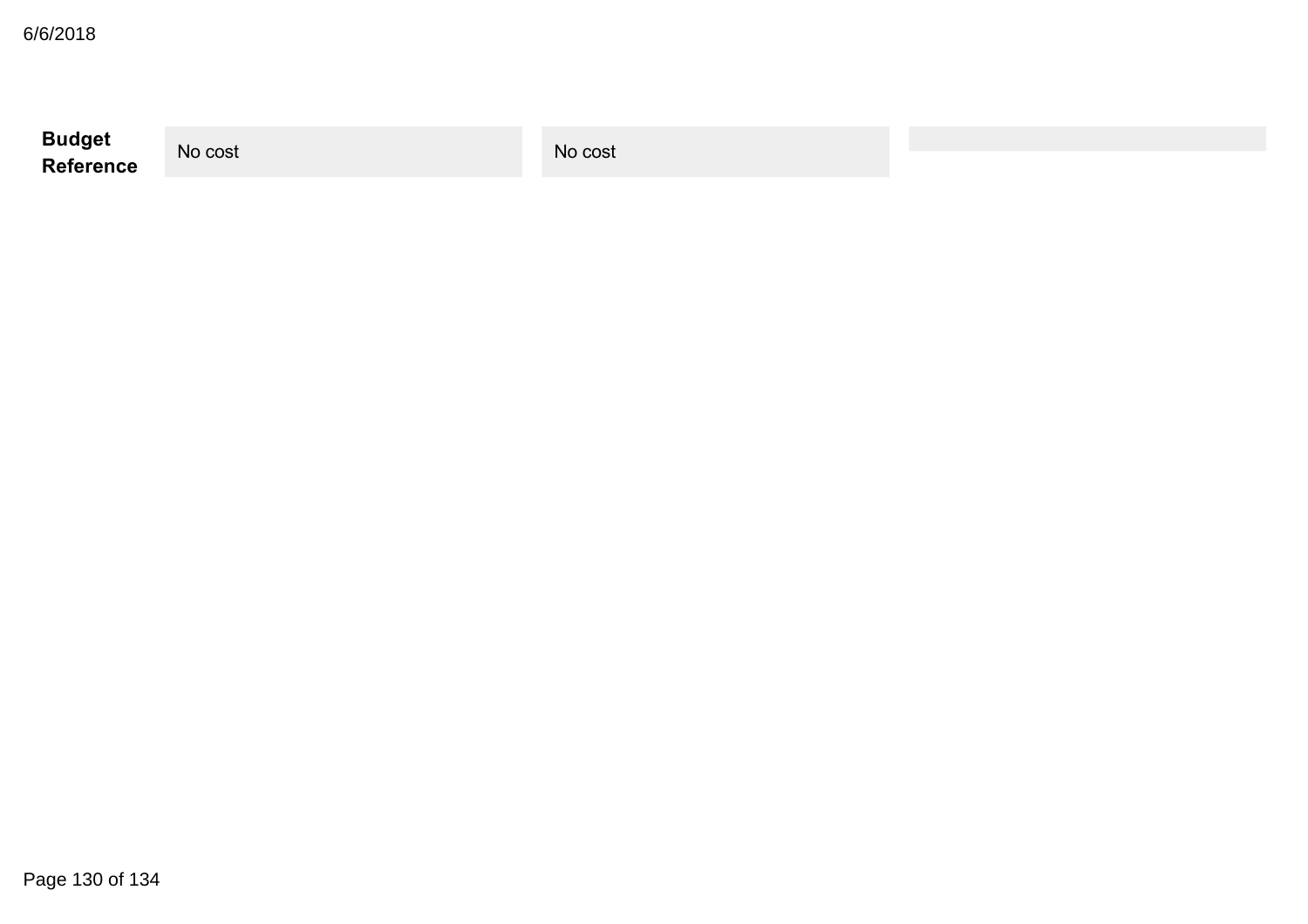| **Budget Reference** | No cost | No cost | |
|---|---|---|---|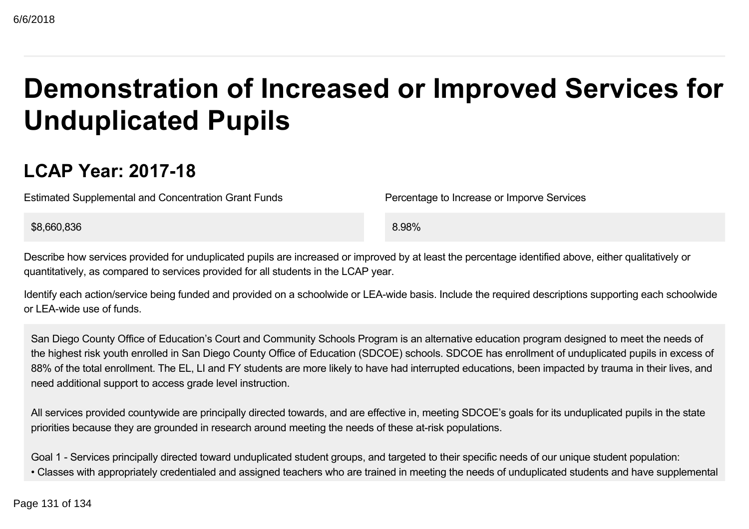# Demonstration of Increased or Improved Services for Unduplicated Pupils

## LCAP Year: 2017-18

| Estimated Supplemental and Concentration Grant Funds | Percentage to Increase or Imporve Services |
|---|---|
| $8,660,836 | 8.98% |

Describe how services provided for unduplicated pupils are increased or improved by at least the percentage identified above, either qualitatively or quantitatively, as compared to services provided for all students in the LCAP year.

Identify each action/service being funded and provided on a schoolwide or LEA-wide basis. Include the required descriptions supporting each schoolwide or LEA-wide use of funds.

San Diego County Office of Education's Court and Community Schools Program is an alternative education program designed to meet the needs of the highest risk youth enrolled in San Diego County Office of Education (SDCOE) schools. SDCOE has enrollment of unduplicated pupils in excess of 88% of the total enrollment. The EL, LI and FY students are more likely to have had interrupted educations, been impacted by trauma in their lives, and need additional support to access grade level instruction.

All services provided countywide are principally directed towards, and are effective in, meeting SDCOE's goals for its unduplicated pupils in the state priorities because they are grounded in research around meeting the needs of these at-risk populations.

Goal 1 - Services principally directed toward unduplicated student groups, and targeted to their specific needs of our unique student population:

- Classes with appropriately credentialed and assigned teachers who are trained in meeting the needs of unduplicated students and have supplemental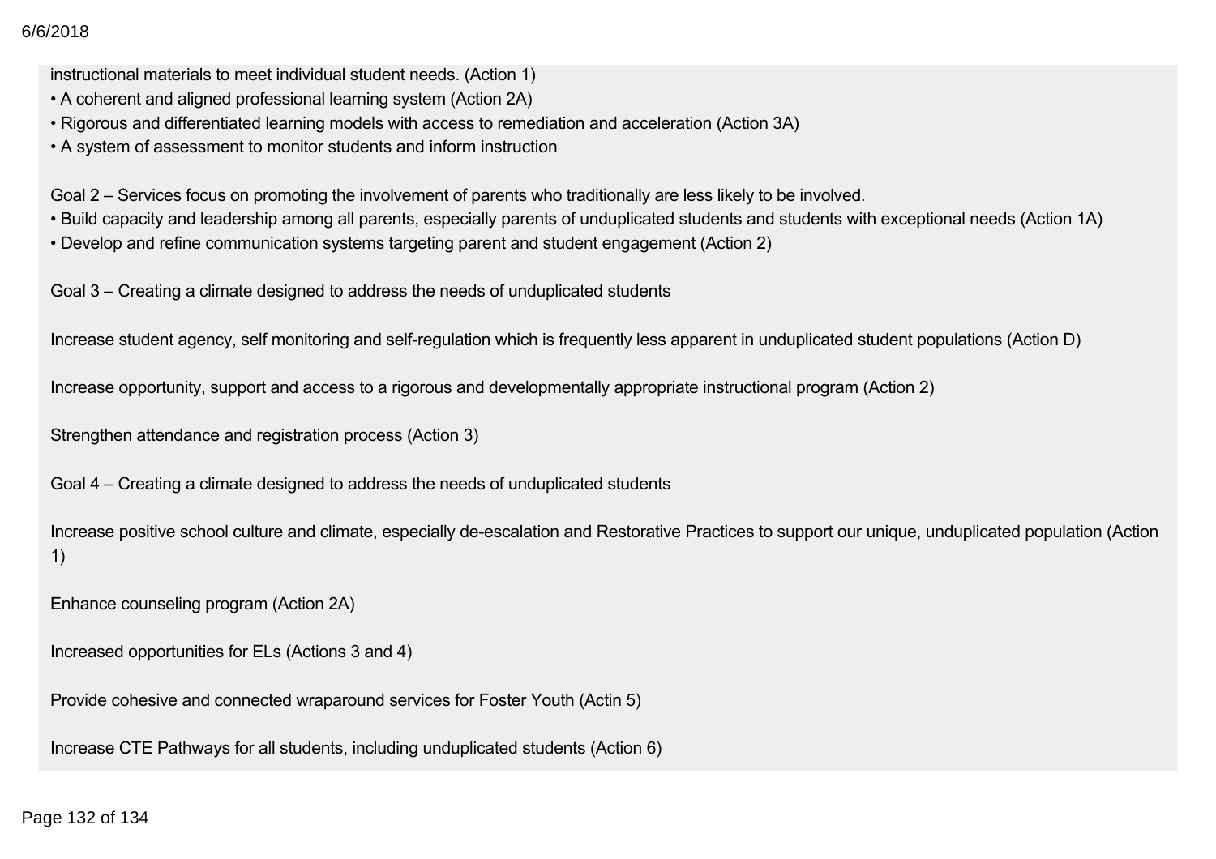instructional materials to meet individual student needs. (Action 1)

- A coherent and aligned professional learning system (Action 2A)
- Rigorous and differentiated learning models with access to remediation and acceleration (Action 3A)
- A system of assessment to monitor students and inform instruction

Goal 2 – Services focus on promoting the involvement of parents who traditionally are less likely to be involved.

- Build capacity and leadership among all parents, especially parents of unduplicated students and students with exceptional needs (Action 1A)
- Develop and refine communication systems targeting parent and student engagement (Action 2)

Goal 3 – Creating a climate designed to address the needs of unduplicated students

Increase student agency, self monitoring and self-regulation which is frequently less apparent in unduplicated student populations (Action D)

Increase opportunity, support and access to a rigorous and developmentally appropriate instructional program (Action 2)

Strengthen attendance and registration process (Action 3)

Goal 4 – Creating a climate designed to address the needs of unduplicated students

Increase positive school culture and climate, especially de-escalation and Restorative Practices to support our unique, unduplicated population (Action 1)

Enhance counseling program (Action 2A)

Increased opportunities for ELs (Actions 3 and 4)

Provide cohesive and connected wraparound services for Foster Youth (Actin 5)

Increase CTE Pathways for all students, including unduplicated students (Action 6)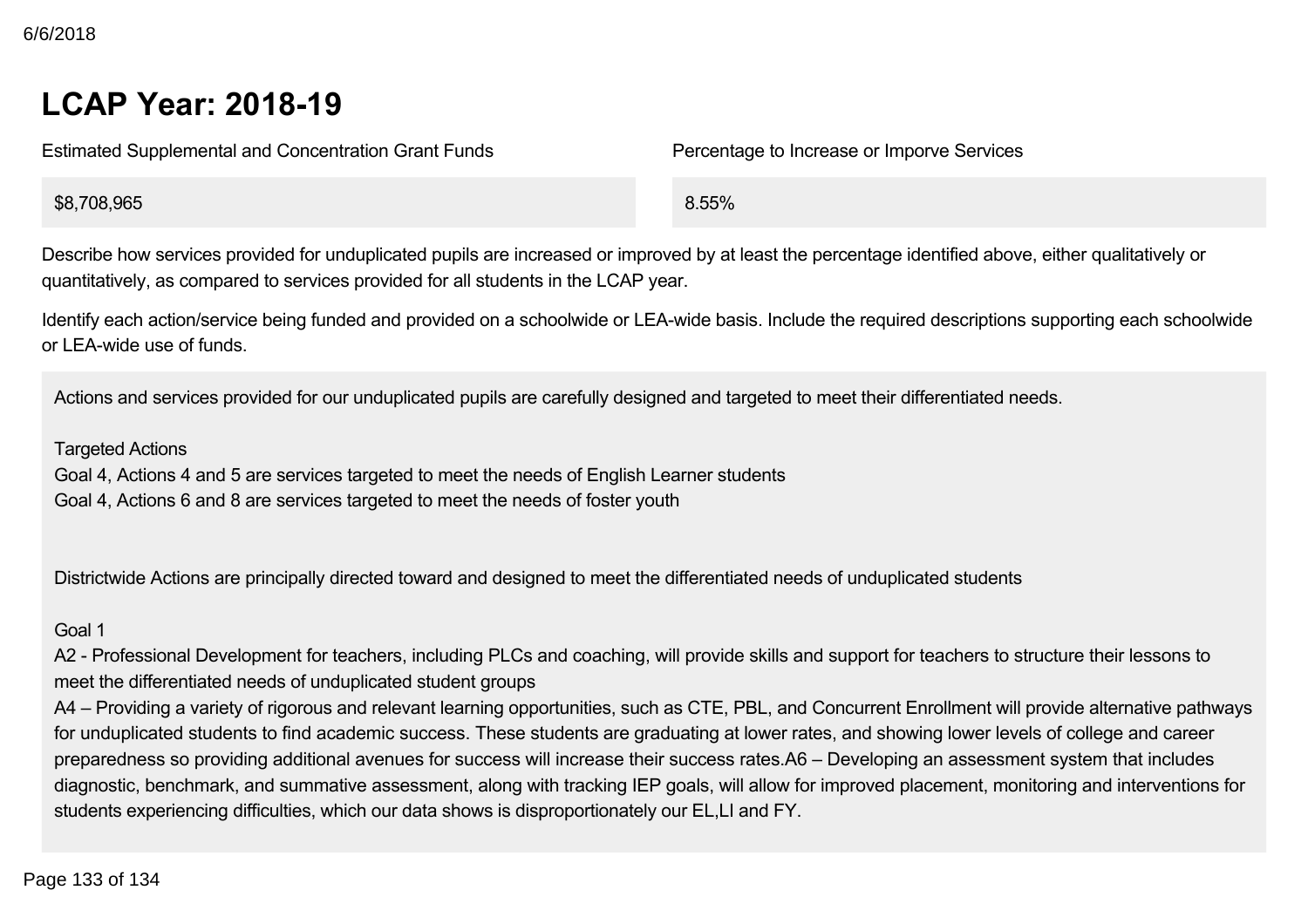## LCAP Year: 2018-19

| Estimated Supplemental and Concentration Grant Funds | Percentage to Increase or Imporve Services |
|---|---|
| $8,708,965 | 8.55% |

Describe how services provided for unduplicated pupils are increased or improved by at least the percentage identified above, either qualitatively or quantitatively, as compared to services provided for all students in the LCAP year.

Identify each action/service being funded and provided on a schoolwide or LEA-wide basis. Include the required descriptions supporting each schoolwide or LEA-wide use of funds.

Actions and services provided for our unduplicated pupils are carefully designed and targeted to meet their differentiated needs.

Targeted Actions
Goal 4, Actions 4 and 5 are services targeted to meet the needs of English Learner students
Goal 4, Actions 6 and 8 are services targeted to meet the needs of foster youth

Districtwide Actions are principally directed toward and designed to meet the differentiated needs of unduplicated students

Goal 1
A2 - Professional Development for teachers, including PLCs and coaching, will provide skills and support for teachers to structure their lessons to meet the differentiated needs of unduplicated student groups
A4 – Providing a variety of rigorous and relevant learning opportunities, such as CTE, PBL, and Concurrent Enrollment will provide alternative pathways for unduplicated students to find academic success. These students are graduating at lower rates, and showing lower levels of college and career preparedness so providing additional avenues for success will increase their success rates.A6 – Developing an assessment system that includes diagnostic, benchmark, and summative assessment, along with tracking IEP goals, will allow for improved placement, monitoring and interventions for students experiencing difficulties, which our data shows is disproportionately our EL,LI and FY.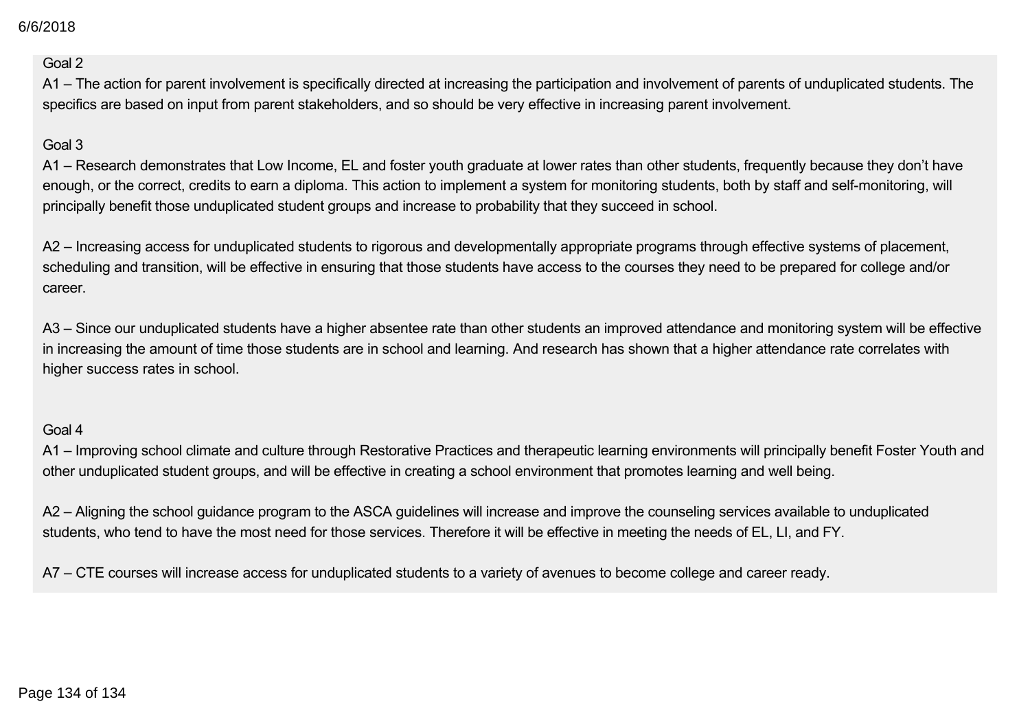Goal 2

A1 – The action for parent involvement is specifically directed at increasing the participation and involvement of parents of unduplicated students. The specifics are based on input from parent stakeholders, and so should be very effective in increasing parent involvement.

Goal 3

A1 – Research demonstrates that Low Income, EL and foster youth graduate at lower rates than other students, frequently because they don't have enough, or the correct, credits to earn a diploma. This action to implement a system for monitoring students, both by staff and self-monitoring, will principally benefit those unduplicated student groups and increase to probability that they succeed in school.

A2 – Increasing access for unduplicated students to rigorous and developmentally appropriate programs through effective systems of placement, scheduling and transition, will be effective in ensuring that those students have access to the courses they need to be prepared for college and/or career.

A3 – Since our unduplicated students have a higher absentee rate than other students an improved attendance and monitoring system will be effective in increasing the amount of time those students are in school and learning. And research has shown that a higher attendance rate correlates with higher success rates in school.

Goal 4

A1 – Improving school climate and culture through Restorative Practices and therapeutic learning environments will principally benefit Foster Youth and other unduplicated student groups, and will be effective in creating a school environment that promotes learning and well being.

A2 – Aligning the school guidance program to the ASCA guidelines will increase and improve the counseling services available to unduplicated students, who tend to have the most need for those services. Therefore it will be effective in meeting the needs of EL, LI, and FY.

A7 – CTE courses will increase access for unduplicated students to a variety of avenues to become college and career ready.